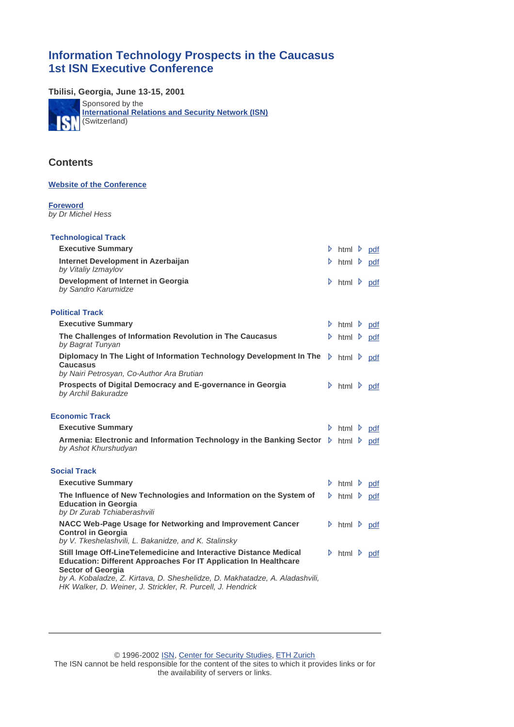# Information Technology Prospects in the Caucasus
# 1st ISN Executive Conference

**Tbilisi, Georgia, June 13-15, 2001**

Sponsored by the
**International Relations and Security Network (ISN)**
(Switzerland)

## Contents

**Website of the Conference**

**Foreword**
*by Dr Michel Hess*

### Technological Track

| | | |
|---|---|---|
| **Executive Summary** | html | pdf |
| **Internet Development in Azerbaijan**<br>*by Vitaliy Izmaylov* | html | pdf |
| **Development of Internet in Georgia**<br>*by Sandro Karumidze* | html | pdf |

### Political Track

| | | |
|---|---|---|
| **Executive Summary** | html | pdf |
| **The Challenges of Information Revolution in The Caucasus**<br>*by Bagrat Tunyan* | html | pdf |
| **Diplomacy In The Light of Information Technology Development In The Caucasus**<br>*by Nairi Petrosyan, Co-Author Ara Brutian* | html | pdf |
| **Prospects of Digital Democracy and E-governance in Georgia**<br>*by Archil Bakuradze* | html | pdf |

### Economic Track

| | | |
|---|---|---|
| **Executive Summary** | html | pdf |
| **Armenia: Electronic and Information Technology in the Banking Sector**<br>*by Ashot Khurshudyan* | html | pdf |

### Social Track

| | | |
|---|---|---|
| **Executive Summary** | html | pdf |
| **The Influence of New Technologies and Information on the System of Education in Georgia**<br>*by Dr Zurab Tchiaberashvili* | html | pdf |
| **NACC Web-Page Usage for Networking and Improvement Cancer Control in Georgia**<br>*by V. Tkeshelashvili, L. Bakanidze, and K. Stalinsky* | html | pdf |
| **Still Image Off-LineTelemedicine and Interactive Distance Medical Education: Different Approaches For IT Application In Healthcare Sector of Georgia**<br>*by A. Kobaladze, Z. Kirtava, D. Sheshelidze, D. Makhatadze, A. Aladashvili, HK Walker, D. Weiner, J. Strickler, R. Purcell, J. Hendrick* | html | pdf |

---

© 1996-2002 ISN, Center for Security Studies, ETH Zurich
The ISN cannot be held responsible for the content of the sites to which it provides links or for the availability of servers or links.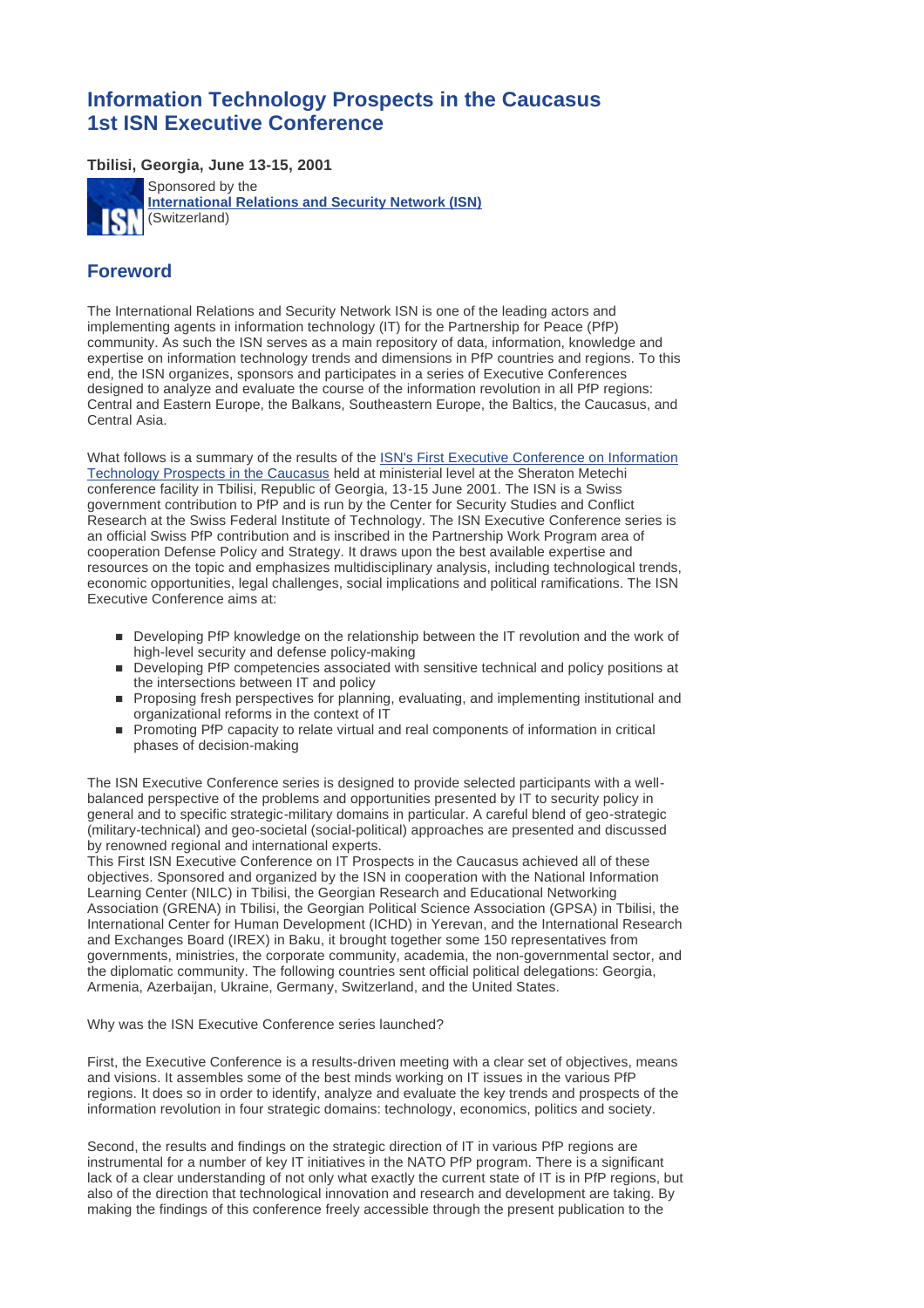# Information Technology Prospects in the Caucasus
# 1st ISN Executive Conference

**Tbilisi, Georgia, June 13-15, 2001**

Sponsored by the
**International Relations and Security Network (ISN)**
(Switzerland)

## Foreword

The International Relations and Security Network ISN is one of the leading actors and implementing agents in information technology (IT) for the Partnership for Peace (PfP) community. As such the ISN serves as a main repository of data, information, knowledge and expertise on information technology trends and dimensions in PfP countries and regions. To this end, the ISN organizes, sponsors and participates in a series of Executive Conferences designed to analyze and evaluate the course of the information revolution in all PfP regions: Central and Eastern Europe, the Balkans, Southeastern Europe, the Baltics, the Caucasus, and Central Asia.

What follows is a summary of the results of the ISN's First Executive Conference on Information Technology Prospects in the Caucasus held at ministerial level at the Sheraton Metechi conference facility in Tbilisi, Republic of Georgia, 13-15 June 2001. The ISN is a Swiss government contribution to PfP and is run by the Center for Security Studies and Conflict Research at the Swiss Federal Institute of Technology. The ISN Executive Conference series is an official Swiss PfP contribution and is inscribed in the Partnership Work Program area of cooperation Defense Policy and Strategy. It draws upon the best available expertise and resources on the topic and emphasizes multidisciplinary analysis, including technological trends, economic opportunities, legal challenges, social implications and political ramifications. The ISN Executive Conference aims at:

- Developing PfP knowledge on the relationship between the IT revolution and the work of high-level security and defense policy-making
- Developing PfP competencies associated with sensitive technical and policy positions at the intersections between IT and policy
- Proposing fresh perspectives for planning, evaluating, and implementing institutional and organizational reforms in the context of IT
- Promoting PfP capacity to relate virtual and real components of information in critical phases of decision-making

The ISN Executive Conference series is designed to provide selected participants with a well-balanced perspective of the problems and opportunities presented by IT to security policy in general and to specific strategic-military domains in particular. A careful blend of geo-strategic (military-technical) and geo-societal (social-political) approaches are presented and discussed by renowned regional and international experts.
This First ISN Executive Conference on IT Prospects in the Caucasus achieved all of these objectives. Sponsored and organized by the ISN in cooperation with the National Information Learning Center (NILC) in Tbilisi, the Georgian Research and Educational Networking Association (GRENA) in Tbilisi, the Georgian Political Science Association (GPSA) in Tbilisi, the International Center for Human Development (ICHD) in Yerevan, and the International Research and Exchanges Board (IREX) in Baku, it brought together some 150 representatives from governments, ministries, the corporate community, academia, the non-governmental sector, and the diplomatic community. The following countries sent official political delegations: Georgia, Armenia, Azerbaijan, Ukraine, Germany, Switzerland, and the United States.

Why was the ISN Executive Conference series launched?

First, the Executive Conference is a results-driven meeting with a clear set of objectives, means and visions. It assembles some of the best minds working on IT issues in the various PfP regions. It does so in order to identify, analyze and evaluate the key trends and prospects of the information revolution in four strategic domains: technology, economics, politics and society.

Second, the results and findings on the strategic direction of IT in various PfP regions are instrumental for a number of key IT initiatives in the NATO PfP program. There is a significant lack of a clear understanding of not only what exactly the current state of IT is in PfP regions, but also of the direction that technological innovation and research and development are taking. By making the findings of this conference freely accessible through the present publication to the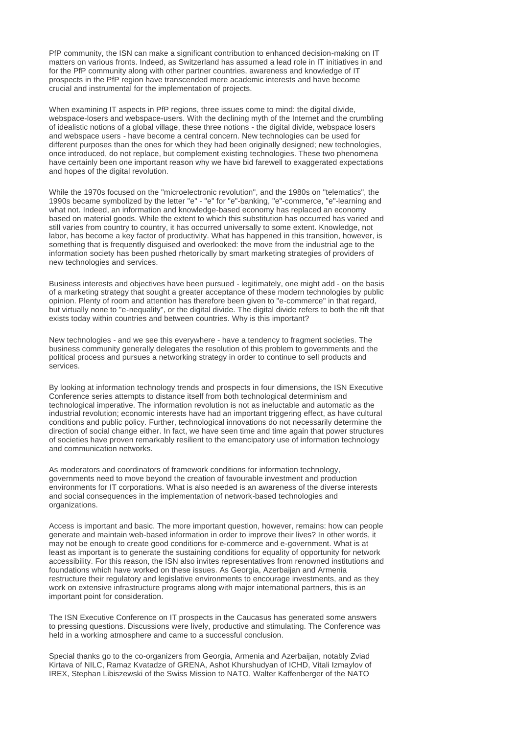PfP community, the ISN can make a significant contribution to enhanced decision-making on IT matters on various fronts. Indeed, as Switzerland has assumed a lead role in IT initiatives in and for the PfP community along with other partner countries, awareness and knowledge of IT prospects in the PfP region have transcended mere academic interests and have become crucial and instrumental for the implementation of projects.

When examining IT aspects in PfP regions, three issues come to mind: the digital divide, webspace-losers and webspace-users. With the declining myth of the Internet and the crumbling of idealistic notions of a global village, these three notions - the digital divide, webspace losers and webspace users - have become a central concern. New technologies can be used for different purposes than the ones for which they had been originally designed; new technologies, once introduced, do not replace, but complement existing technologies. These two phenomena have certainly been one important reason why we have bid farewell to exaggerated expectations and hopes of the digital revolution.

While the 1970s focused on the "microelectronic revolution", and the 1980s on "telematics", the 1990s became symbolized by the letter "e" - "e" for "e"-banking, "e"-commerce, "e"-learning and what not. Indeed, an information and knowledge-based economy has replaced an economy based on material goods. While the extent to which this substitution has occurred has varied and still varies from country to country, it has occurred universally to some extent. Knowledge, not labor, has become a key factor of productivity. What has happened in this transition, however, is something that is frequently disguised and overlooked: the move from the industrial age to the information society has been pushed rhetorically by smart marketing strategies of providers of new technologies and services.

Business interests and objectives have been pursued - legitimately, one might add - on the basis of a marketing strategy that sought a greater acceptance of these modern technologies by public opinion. Plenty of room and attention has therefore been given to "e-commerce" in that regard, but virtually none to "e-nequality", or the digital divide. The digital divide refers to both the rift that exists today within countries and between countries. Why is this important?

New technologies - and we see this everywhere - have a tendency to fragment societies. The business community generally delegates the resolution of this problem to governments and the political process and pursues a networking strategy in order to continue to sell products and services.

By looking at information technology trends and prospects in four dimensions, the ISN Executive Conference series attempts to distance itself from both technological determinism and technological imperative. The information revolution is not as ineluctable and automatic as the industrial revolution; economic interests have had an important triggering effect, as have cultural conditions and public policy. Further, technological innovations do not necessarily determine the direction of social change either. In fact, we have seen time and time again that power structures of societies have proven remarkably resilient to the emancipatory use of information technology and communication networks.

As moderators and coordinators of framework conditions for information technology, governments need to move beyond the creation of favourable investment and production environments for IT corporations. What is also needed is an awareness of the diverse interests and social consequences in the implementation of network-based technologies and organizations.

Access is important and basic. The more important question, however, remains: how can people generate and maintain web-based information in order to improve their lives? In other words, it may not be enough to create good conditions for e-commerce and e-government. What is at least as important is to generate the sustaining conditions for equality of opportunity for network accessibility. For this reason, the ISN also invites representatives from renowned institutions and foundations which have worked on these issues. As Georgia, Azerbaijan and Armenia restructure their regulatory and legislative environments to encourage investments, and as they work on extensive infrastructure programs along with major international partners, this is an important point for consideration.

The ISN Executive Conference on IT prospects in the Caucasus has generated some answers to pressing questions. Discussions were lively, productive and stimulating. The Conference was held in a working atmosphere and came to a successful conclusion.

Special thanks go to the co-organizers from Georgia, Armenia and Azerbaijan, notably Zviad Kirtava of NILC, Ramaz Kvatadze of GRENA, Ashot Khurshudyan of ICHD, Vitali Izmaylov of IREX, Stephan Libiszewski of the Swiss Mission to NATO, Walter Kaffenberger of the NATO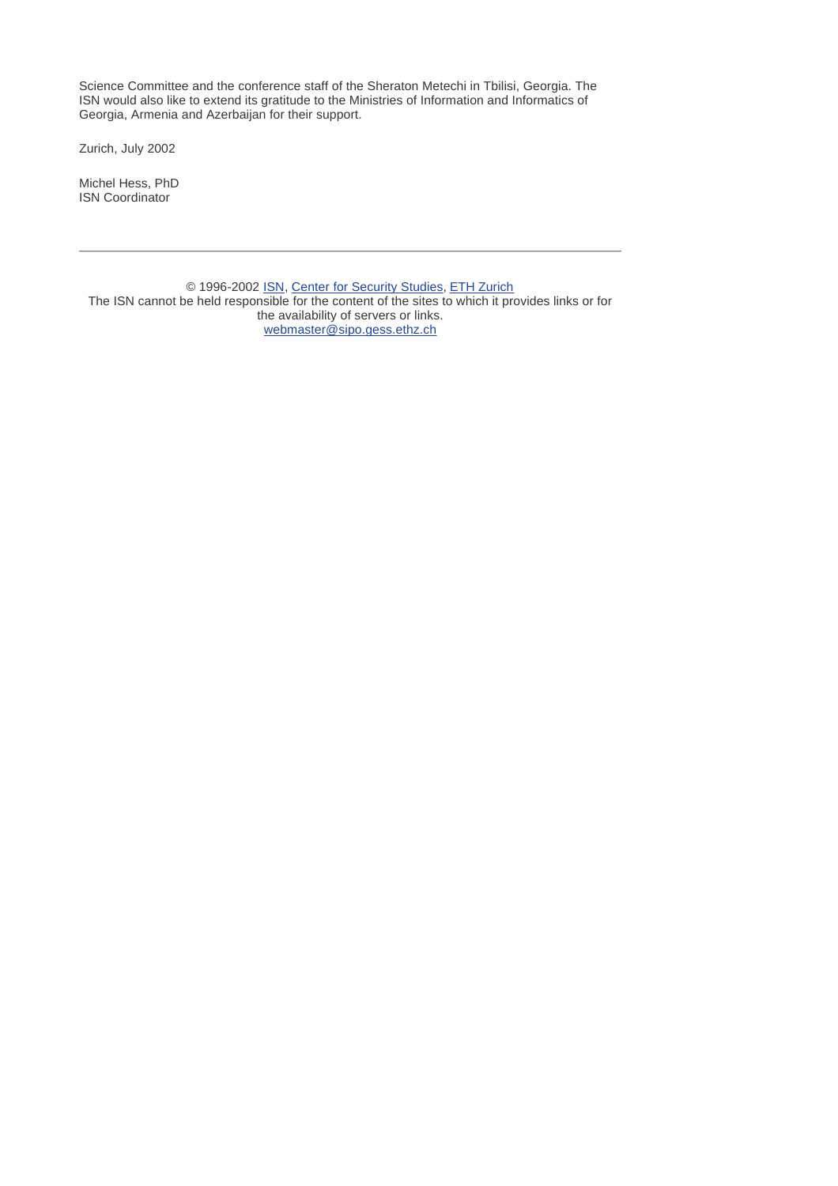Science Committee and the conference staff of the Sheraton Metechi in Tbilisi, Georgia. The ISN would also like to extend its gratitude to the Ministries of Information and Informatics of Georgia, Armenia and Azerbaijan for their support.

Zurich, July 2002

Michel Hess, PhD
ISN Coordinator

---

© 1996-2002 ISN, Center for Security Studies, ETH Zurich
The ISN cannot be held responsible for the content of the sites to which it provides links or for the availability of servers or links.
webmaster@sipo.gess.ethz.ch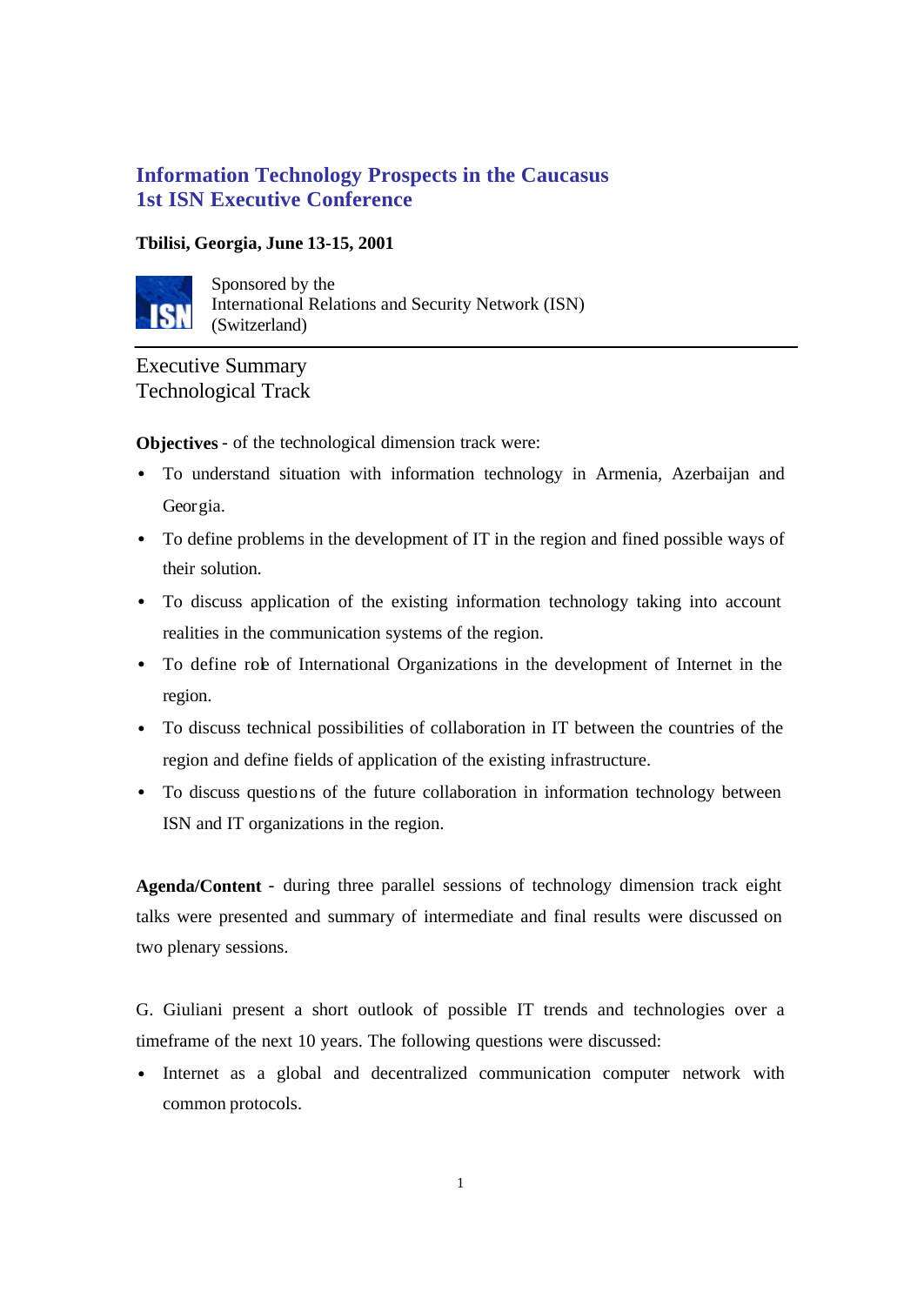# Information Technology Prospects in the Caucasus
# 1st ISN Executive Conference

**Tbilisi, Georgia, June 13-15, 2001**

Sponsored by the
International Relations and Security Network (ISN)
(Switzerland)

---

## Executive Summary
## Technological Track

**Objectives** - of the technological dimension track were:

- To understand situation with information technology in Armenia, Azerbaijan and Georgia.
- To define problems in the development of IT in the region and fined possible ways of their solution.
- To discuss application of the existing information technology taking into account realities in the communication systems of the region.
- To define role of International Organizations in the development of Internet in the region.
- To discuss technical possibilities of collaboration in IT between the countries of the region and define fields of application of the existing infrastructure.
- To discuss questions of the future collaboration in information technology between ISN and IT organizations in the region.

**Agenda/Content** - during three parallel sessions of technology dimension track eight talks were presented and summary of intermediate and final results were discussed on two plenary sessions.

G. Giuliani present a short outlook of possible IT trends and technologies over a timeframe of the next 10 years. The following questions were discussed:

- Internet as a global and decentralized communication computer network with common protocols.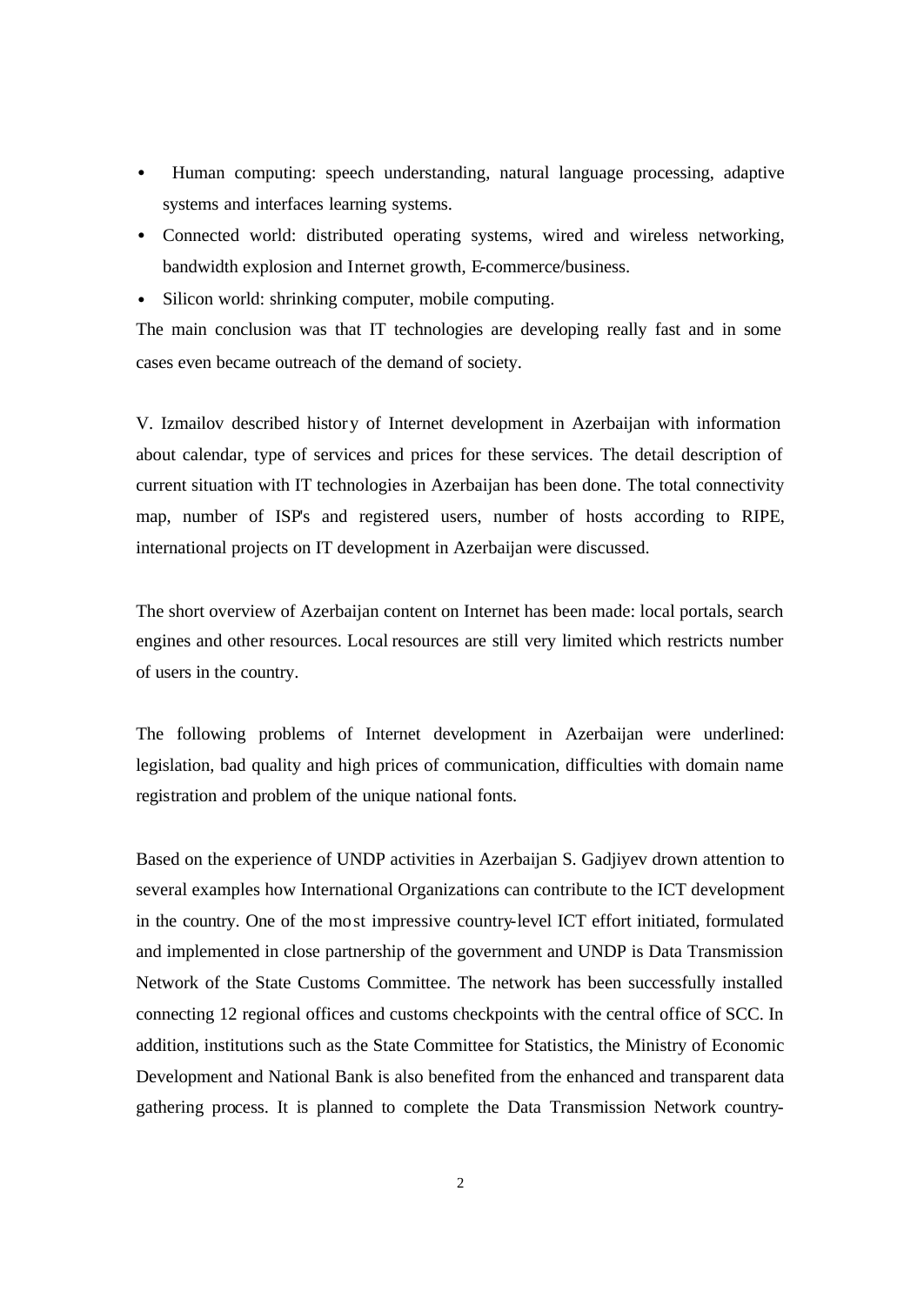- Human computing: speech understanding, natural language processing, adaptive systems and interfaces learning systems.
- Connected world: distributed operating systems, wired and wireless networking, bandwidth explosion and Internet growth, E-commerce/business.
- Silicon world: shrinking computer, mobile computing.

The main conclusion was that IT technologies are developing really fast and in some cases even became outreach of the demand of society.

V. Izmailov described history of Internet development in Azerbaijan with information about calendar, type of services and prices for these services. The detail description of current situation with IT technologies in Azerbaijan has been done. The total connectivity map, number of ISP's and registered users, number of hosts according to RIPE, international projects on IT development in Azerbaijan were discussed.

The short overview of Azerbaijan content on Internet has been made: local portals, search engines and other resources. Local resources are still very limited which restricts number of users in the country.

The following problems of Internet development in Azerbaijan were underlined: legislation, bad quality and high prices of communication, difficulties with domain name registration and problem of the unique national fonts.

Based on the experience of UNDP activities in Azerbaijan S. Gadjiyev drown attention to several examples how International Organizations can contribute to the ICT development in the country. One of the most impressive country-level ICT effort initiated, formulated and implemented in close partnership of the government and UNDP is Data Transmission Network of the State Customs Committee. The network has been successfully installed connecting 12 regional offices and customs checkpoints with the central office of SCC. In addition, institutions such as the State Committee for Statistics, the Ministry of Economic Development and National Bank is also benefited from the enhanced and transparent data gathering process. It is planned to complete the Data Transmission Network country-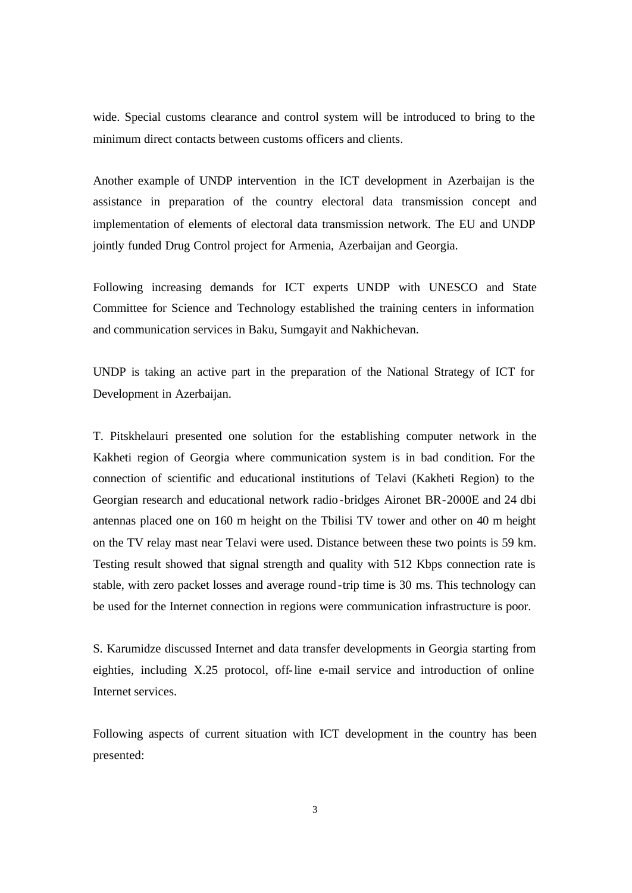wide. Special customs clearance and control system will be introduced to bring to the minimum direct contacts between customs officers and clients.

Another example of UNDP intervention in the ICT development in Azerbaijan is the assistance in preparation of the country electoral data transmission concept and implementation of elements of electoral data transmission network. The EU and UNDP jointly funded Drug Control project for Armenia, Azerbaijan and Georgia.

Following increasing demands for ICT experts UNDP with UNESCO and State Committee for Science and Technology established the training centers in information and communication services in Baku, Sumgayit and Nakhichevan.

UNDP is taking an active part in the preparation of the National Strategy of ICT for Development in Azerbaijan.

T. Pitskhelauri presented one solution for the establishing computer network in the Kakheti region of Georgia where communication system is in bad condition. For the connection of scientific and educational institutions of Telavi (Kakheti Region) to the Georgian research and educational network radio-bridges Aironet BR-2000E and 24 dbi antennas placed one on 160 m height on the Tbilisi TV tower and other on 40 m height on the TV relay mast near Telavi were used. Distance between these two points is 59 km. Testing result showed that signal strength and quality with 512 Kbps connection rate is stable, with zero packet losses and average round-trip time is 30 ms. This technology can be used for the Internet connection in regions were communication infrastructure is poor.

S. Karumidze discussed Internet and data transfer developments in Georgia starting from eighties, including X.25 protocol, off-line e-mail service and introduction of online Internet services.

Following aspects of current situation with ICT development in the country has been presented: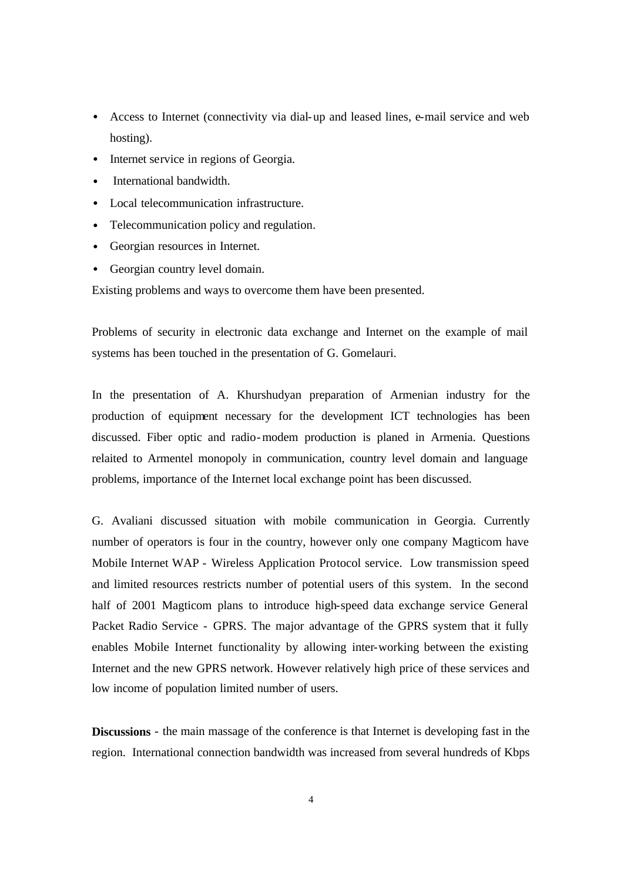- Access to Internet (connectivity via dial-up and leased lines, e-mail service and web hosting).
- Internet service in regions of Georgia.
- International bandwidth.
- Local telecommunication infrastructure.
- Telecommunication policy and regulation.
- Georgian resources in Internet.
- Georgian country level domain.

Existing problems and ways to overcome them have been presented.

Problems of security in electronic data exchange and Internet on the example of mail systems has been touched in the presentation of G. Gomelauri.

In the presentation of A. Khurshudyan preparation of Armenian industry for the production of equipment necessary for the development ICT technologies has been discussed. Fiber optic and radio-modem production is planed in Armenia. Questions relaited to Armentel monopoly in communication, country level domain and language problems, importance of the Internet local exchange point has been discussed.

G. Avaliani discussed situation with mobile communication in Georgia. Currently number of operators is four in the country, however only one company Magticom have Mobile Internet WAP - Wireless Application Protocol service. Low transmission speed and limited resources restricts number of potential users of this system. In the second half of 2001 Magticom plans to introduce high-speed data exchange service General Packet Radio Service - GPRS. The major advantage of the GPRS system that it fully enables Mobile Internet functionality by allowing inter-working between the existing Internet and the new GPRS network. However relatively high price of these services and low income of population limited number of users.

**Discussions** - the main massage of the conference is that Internet is developing fast in the region. International connection bandwidth was increased from several hundreds of Kbps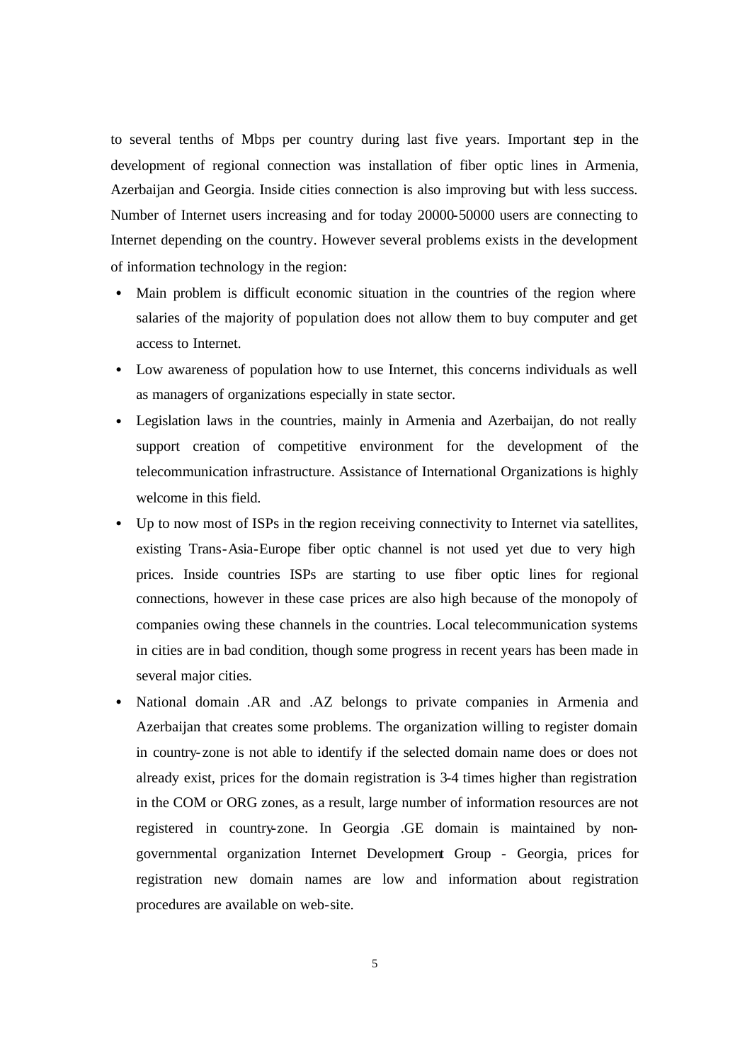to several tenths of Mbps per country during last five years. Important step in the development of regional connection was installation of fiber optic lines in Armenia, Azerbaijan and Georgia. Inside cities connection is also improving but with less success. Number of Internet users increasing and for today 20000-50000 users are connecting to Internet depending on the country. However several problems exists in the development of information technology in the region:

- Main problem is difficult economic situation in the countries of the region where salaries of the majority of population does not allow them to buy computer and get access to Internet.
- Low awareness of population how to use Internet, this concerns individuals as well as managers of organizations especially in state sector.
- Legislation laws in the countries, mainly in Armenia and Azerbaijan, do not really support creation of competitive environment for the development of the telecommunication infrastructure. Assistance of International Organizations is highly welcome in this field.
- Up to now most of ISPs in the region receiving connectivity to Internet via satellites, existing Trans-Asia-Europe fiber optic channel is not used yet due to very high prices. Inside countries ISPs are starting to use fiber optic lines for regional connections, however in these case prices are also high because of the monopoly of companies owing these channels in the countries. Local telecommunication systems in cities are in bad condition, though some progress in recent years has been made in several major cities.
- National domain .AR and .AZ belongs to private companies in Armenia and Azerbaijan that creates some problems. The organization willing to register domain in country-zone is not able to identify if the selected domain name does or does not already exist, prices for the domain registration is 3-4 times higher than registration in the COM or ORG zones, as a result, large number of information resources are not registered in country-zone. In Georgia .GE domain is maintained by non-governmental organization Internet Development Group - Georgia, prices for registration new domain names are low and information about registration procedures are available on web-site.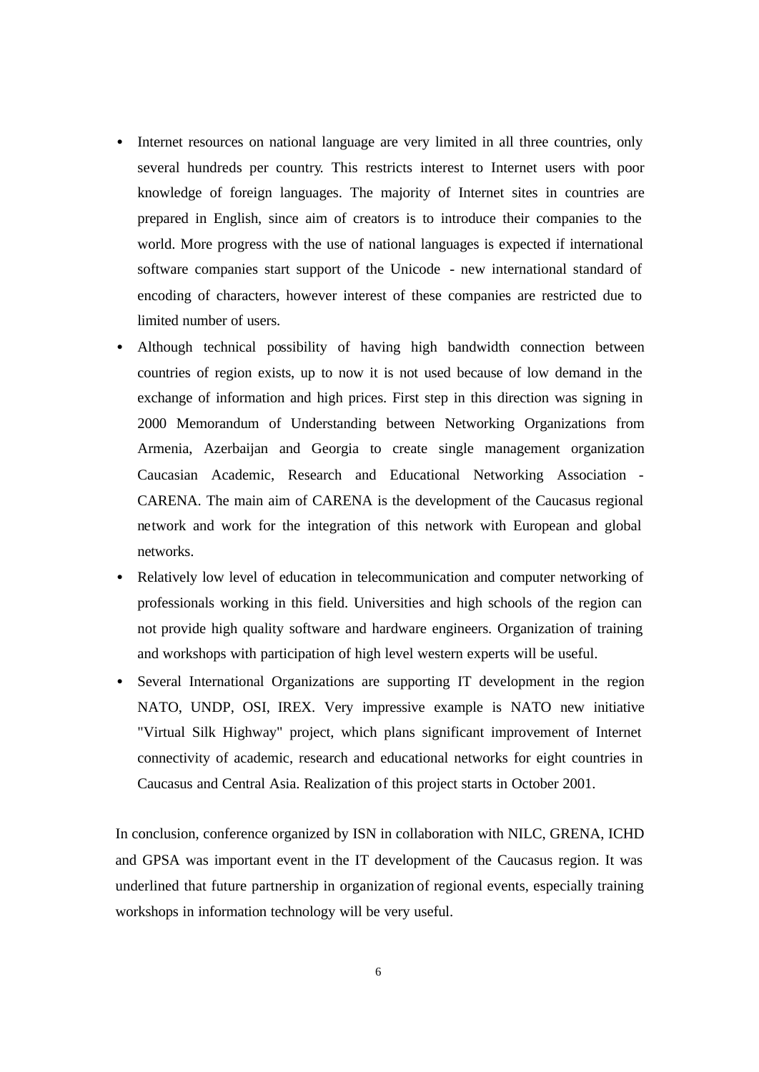- Internet resources on national language are very limited in all three countries, only several hundreds per country. This restricts interest to Internet users with poor knowledge of foreign languages. The majority of Internet sites in countries are prepared in English, since aim of creators is to introduce their companies to the world. More progress with the use of national languages is expected if international software companies start support of the Unicode - new international standard of encoding of characters, however interest of these companies are restricted due to limited number of users.
- Although technical possibility of having high bandwidth connection between countries of region exists, up to now it is not used because of low demand in the exchange of information and high prices. First step in this direction was signing in 2000 Memorandum of Understanding between Networking Organizations from Armenia, Azerbaijan and Georgia to create single management organization Caucasian Academic, Research and Educational Networking Association - CARENA. The main aim of CARENA is the development of the Caucasus regional network and work for the integration of this network with European and global networks.
- Relatively low level of education in telecommunication and computer networking of professionals working in this field. Universities and high schools of the region can not provide high quality software and hardware engineers. Organization of training and workshops with participation of high level western experts will be useful.
- Several International Organizations are supporting IT development in the region NATO, UNDP, OSI, IREX. Very impressive example is NATO new initiative "Virtual Silk Highway" project, which plans significant improvement of Internet connectivity of academic, research and educational networks for eight countries in Caucasus and Central Asia. Realization of this project starts in October 2001.

In conclusion, conference organized by ISN in collaboration with NILC, GRENA, ICHD and GPSA was important event in the IT development of the Caucasus region. It was underlined that future partnership in organization of regional events, especially training workshops in information technology will be very useful.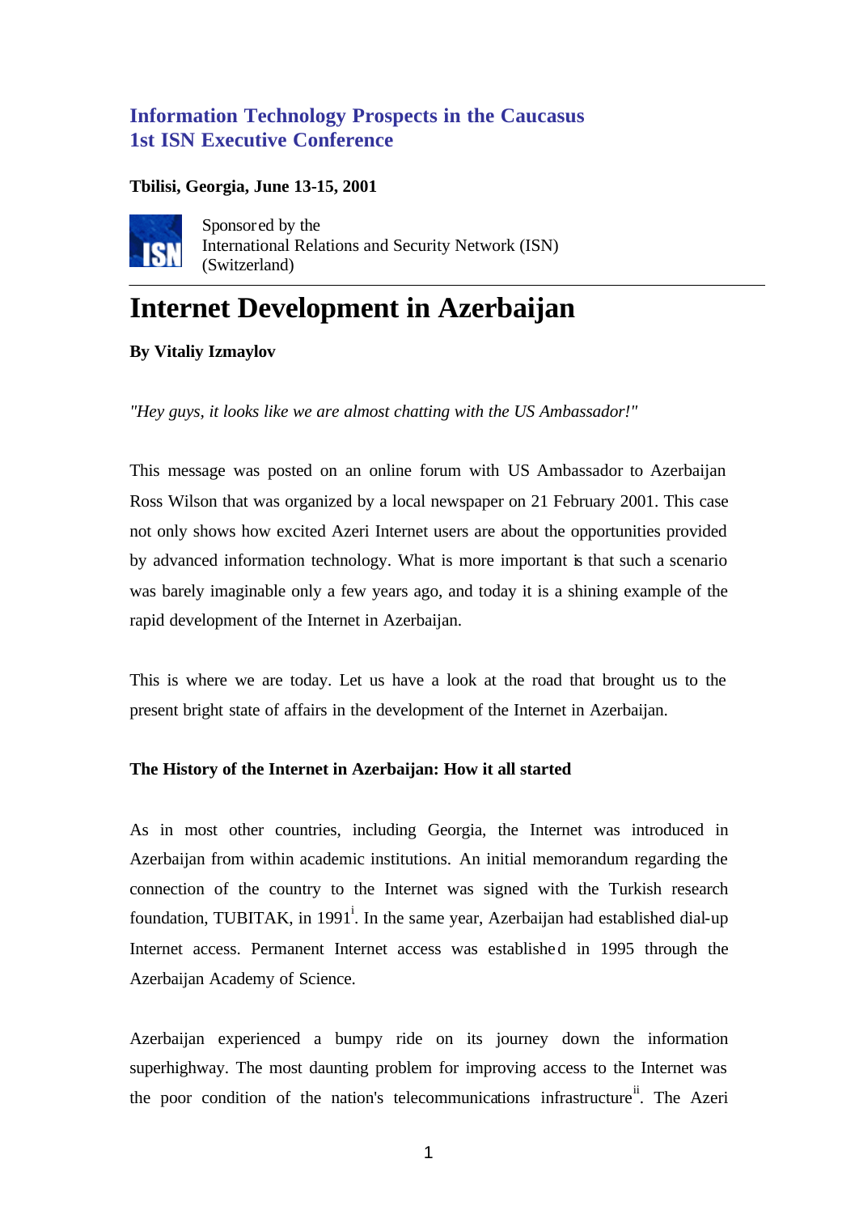**Information Technology Prospects in the Caucasus**
**1st ISN Executive Conference**

**Tbilisi, Georgia, June 13-15, 2001**

Sponsored by the
International Relations and Security Network (ISN)
(Switzerland)

# Internet Development in Azerbaijan

**By Vitaliy Izmaylov**

*"Hey guys, it looks like we are almost chatting with the US Ambassador!"*

This message was posted on an online forum with US Ambassador to Azerbaijan Ross Wilson that was organized by a local newspaper on 21 February 2001. This case not only shows how excited Azeri Internet users are about the opportunities provided by advanced information technology. What is more important is that such a scenario was barely imaginable only a few years ago, and today it is a shining example of the rapid development of the Internet in Azerbaijan.

This is where we are today. Let us have a look at the road that brought us to the present bright state of affairs in the development of the Internet in Azerbaijan.

**The History of the Internet in Azerbaijan: How it all started**

As in most other countries, including Georgia, the Internet was introduced in Azerbaijan from within academic institutions. An initial memorandum regarding the connection of the country to the Internet was signed with the Turkish research foundation, TUBITAK, in 1991[i]. In the same year, Azerbaijan had established dial-up Internet access. Permanent Internet access was established in 1995 through the Azerbaijan Academy of Science.

Azerbaijan experienced a bumpy ride on its journey down the information superhighway. The most daunting problem for improving access to the Internet was the poor condition of the nation's telecommunications infrastructure[ii]. The Azeri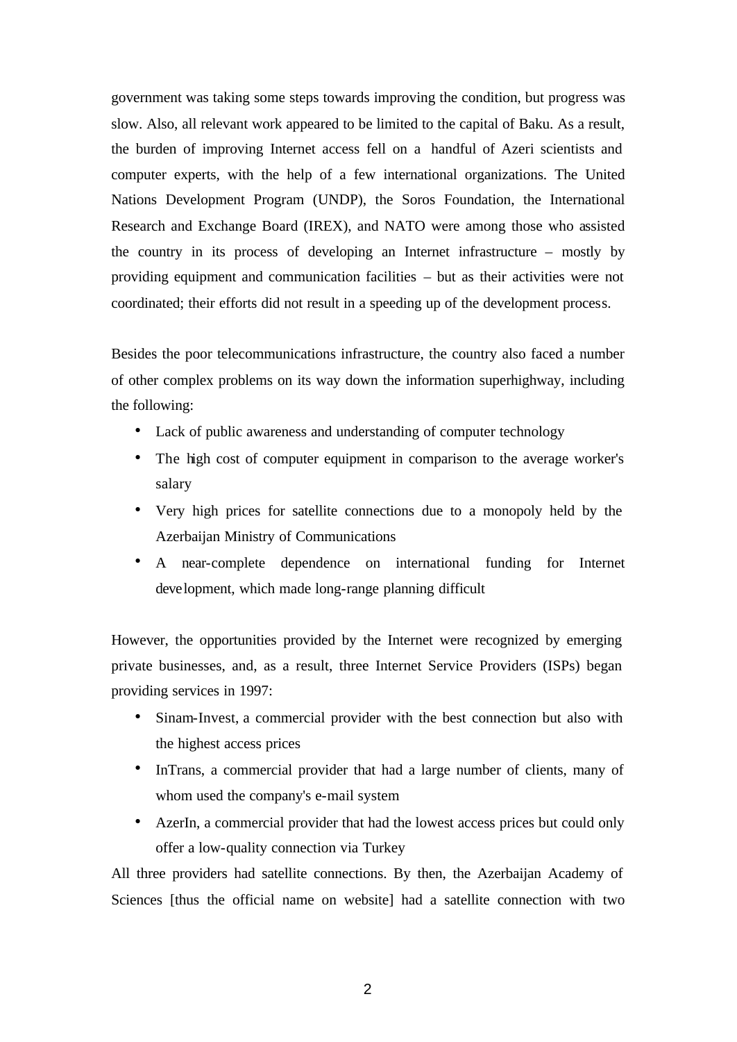government was taking some steps towards improving the condition, but progress was slow. Also, all relevant work appeared to be limited to the capital of Baku. As a result, the burden of improving Internet access fell on a handful of Azeri scientists and computer experts, with the help of a few international organizations. The United Nations Development Program (UNDP), the Soros Foundation, the International Research and Exchange Board (IREX), and NATO were among those who assisted the country in its process of developing an Internet infrastructure – mostly by providing equipment and communication facilities – but as their activities were not coordinated; their efforts did not result in a speeding up of the development process.

Besides the poor telecommunications infrastructure, the country also faced a number of other complex problems on its way down the information superhighway, including the following:

- Lack of public awareness and understanding of computer technology
- The high cost of computer equipment in comparison to the average worker's salary
- Very high prices for satellite connections due to a monopoly held by the Azerbaijan Ministry of Communications
- A near-complete dependence on international funding for Internet development, which made long-range planning difficult

However, the opportunities provided by the Internet were recognized by emerging private businesses, and, as a result, three Internet Service Providers (ISPs) began providing services in 1997:

- Sinam-Invest, a commercial provider with the best connection but also with the highest access prices
- InTrans, a commercial provider that had a large number of clients, many of whom used the company's e-mail system
- AzerIn, a commercial provider that had the lowest access prices but could only offer a low-quality connection via Turkey

All three providers had satellite connections. By then, the Azerbaijan Academy of Sciences [thus the official name on website] had a satellite connection with two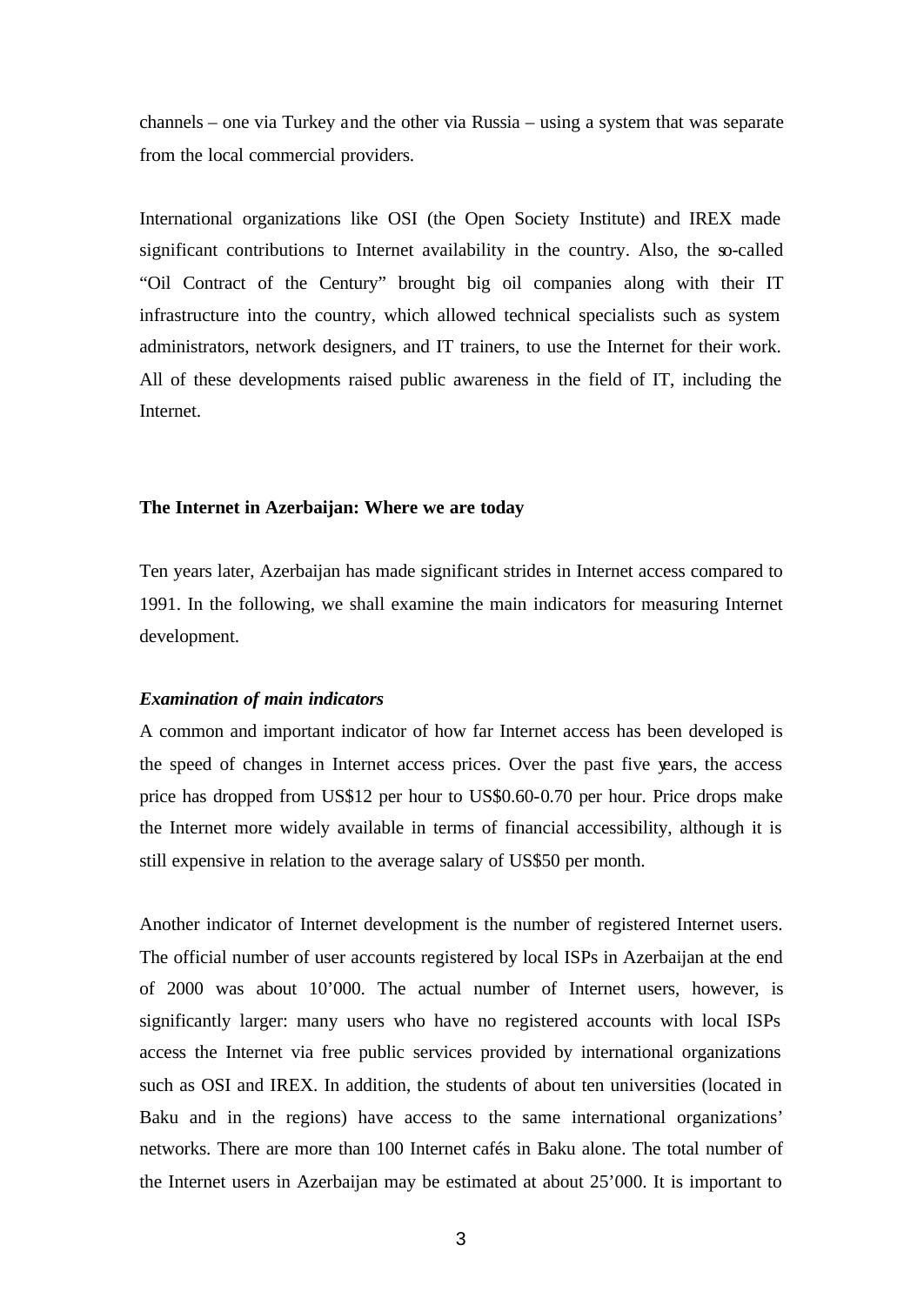channels – one via Turkey and the other via Russia – using a system that was separate from the local commercial providers.

International organizations like OSI (the Open Society Institute) and IREX made significant contributions to Internet availability in the country. Also, the so-called "Oil Contract of the Century" brought big oil companies along with their IT infrastructure into the country, which allowed technical specialists such as system administrators, network designers, and IT trainers, to use the Internet for their work. All of these developments raised public awareness in the field of IT, including the Internet.

### The Internet in Azerbaijan: Where we are today

Ten years later, Azerbaijan has made significant strides in Internet access compared to 1991. In the following, we shall examine the main indicators for measuring Internet development.

#### *Examination of main indicators*

A common and important indicator of how far Internet access has been developed is the speed of changes in Internet access prices. Over the past five years, the access price has dropped from US$12 per hour to US$0.60-0.70 per hour. Price drops make the Internet more widely available in terms of financial accessibility, although it is still expensive in relation to the average salary of US$50 per month.

Another indicator of Internet development is the number of registered Internet users. The official number of user accounts registered by local ISPs in Azerbaijan at the end of 2000 was about 10'000. The actual number of Internet users, however, is significantly larger: many users who have no registered accounts with local ISPs access the Internet via free public services provided by international organizations such as OSI and IREX. In addition, the students of about ten universities (located in Baku and in the regions) have access to the same international organizations' networks. There are more than 100 Internet cafés in Baku alone. The total number of the Internet users in Azerbaijan may be estimated at about 25'000. It is important to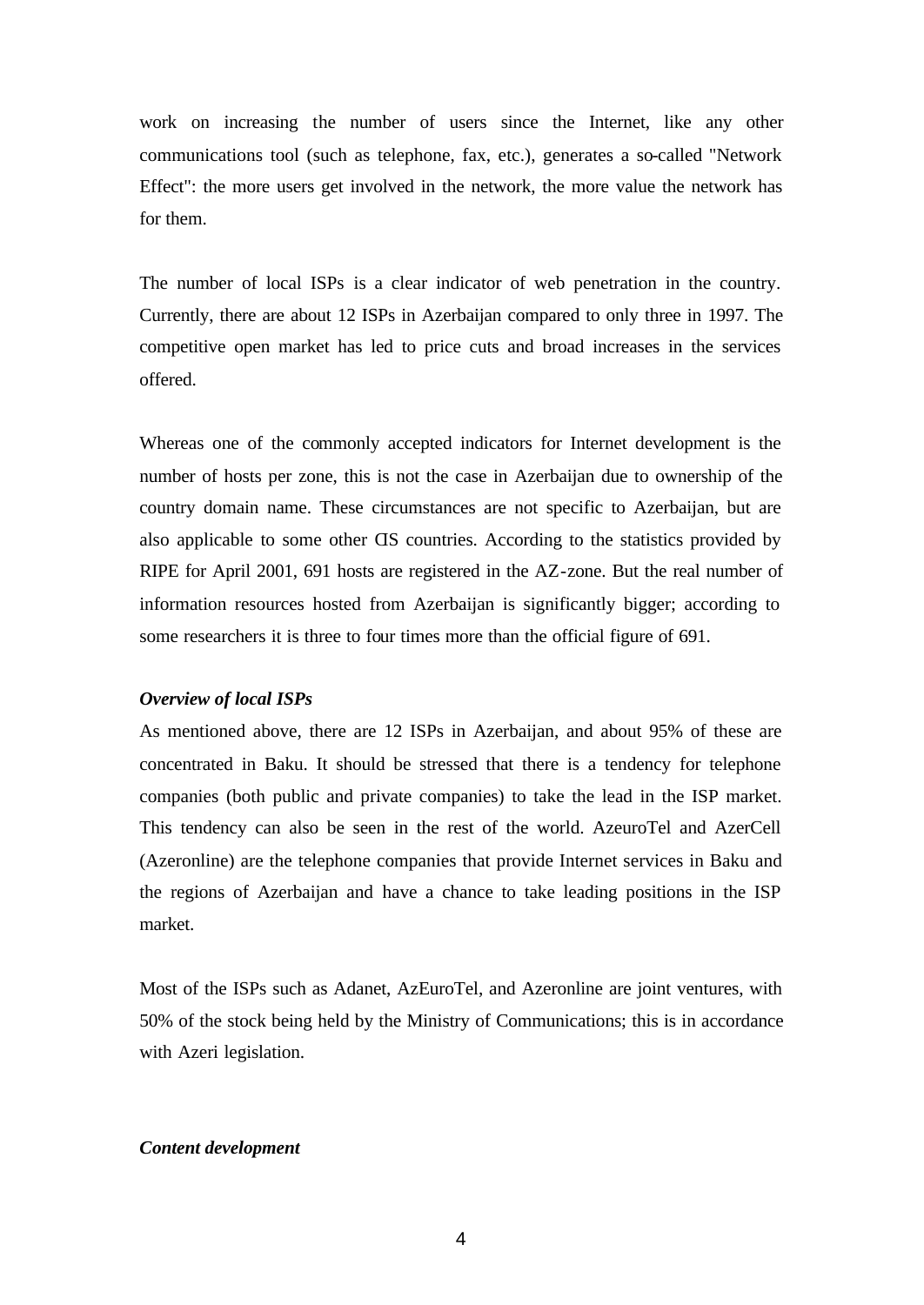work on increasing the number of users since the Internet, like any other communications tool (such as telephone, fax, etc.), generates a so-called "Network Effect": the more users get involved in the network, the more value the network has for them.

The number of local ISPs is a clear indicator of web penetration in the country. Currently, there are about 12 ISPs in Azerbaijan compared to only three in 1997. The competitive open market has led to price cuts and broad increases in the services offered.

Whereas one of the commonly accepted indicators for Internet development is the number of hosts per zone, this is not the case in Azerbaijan due to ownership of the country domain name. These circumstances are not specific to Azerbaijan, but are also applicable to some other CIS countries. According to the statistics provided by RIPE for April 2001, 691 hosts are registered in the AZ-zone. But the real number of information resources hosted from Azerbaijan is significantly bigger; according to some researchers it is three to four times more than the official figure of 691.

***Overview of local ISPs***

As mentioned above, there are 12 ISPs in Azerbaijan, and about 95% of these are concentrated in Baku. It should be stressed that there is a tendency for telephone companies (both public and private companies) to take the lead in the ISP market. This tendency can also be seen in the rest of the world. AzeuroTel and AzerCell (Azeronline) are the telephone companies that provide Internet services in Baku and the regions of Azerbaijan and have a chance to take leading positions in the ISP market.

Most of the ISPs such as Adanet, AzEuroTel, and Azeronline are joint ventures, with 50% of the stock being held by the Ministry of Communications; this is in accordance with Azeri legislation.

***Content development***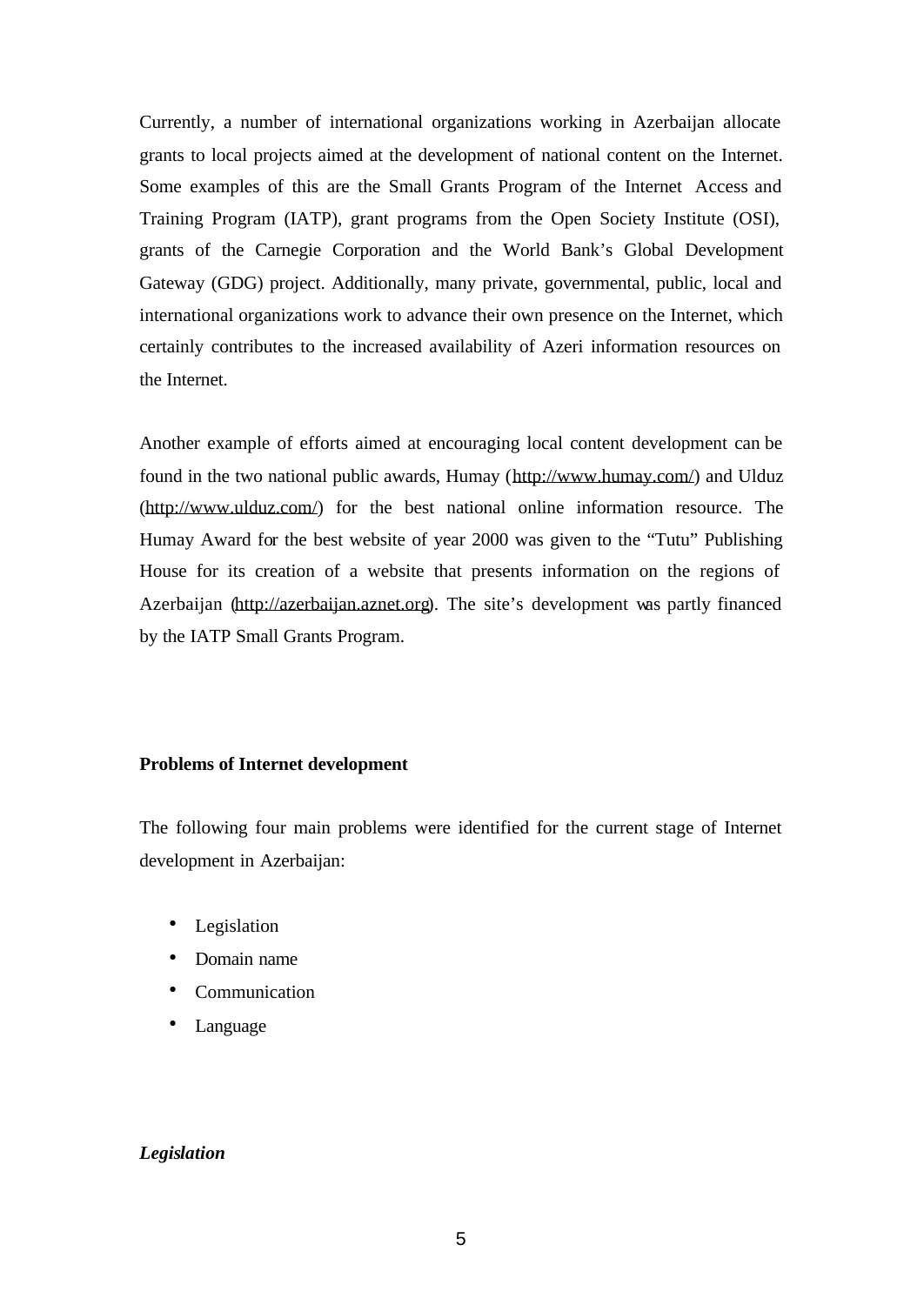Currently, a number of international organizations working in Azerbaijan allocate grants to local projects aimed at the development of national content on the Internet. Some examples of this are the Small Grants Program of the Internet Access and Training Program (IATP), grant programs from the Open Society Institute (OSI), grants of the Carnegie Corporation and the World Bank's Global Development Gateway (GDG) project. Additionally, many private, governmental, public, local and international organizations work to advance their own presence on the Internet, which certainly contributes to the increased availability of Azeri information resources on the Internet.

Another example of efforts aimed at encouraging local content development can be found in the two national public awards, Humay (http://www.humay.com/) and Ulduz (http://www.ulduz.com/) for the best national online information resource. The Humay Award for the best website of year 2000 was given to the "Tutu" Publishing House for its creation of a website that presents information on the regions of Azerbaijan (http://azerbaijan.aznet.org). The site's development was partly financed by the IATP Small Grants Program.

**Problems of Internet development**

The following four main problems were identified for the current stage of Internet development in Azerbaijan:

- Legislation
- Domain name
- Communication
- Language

***Legislation***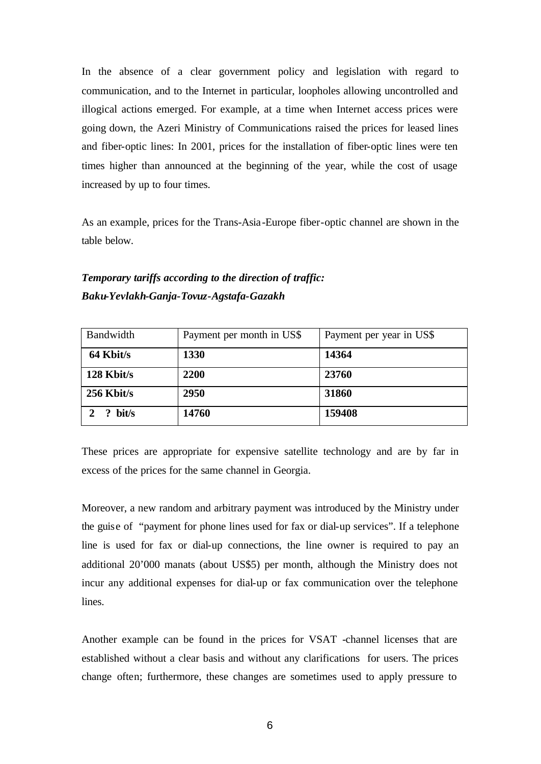In the absence of a clear government policy and legislation with regard to communication, and to the Internet in particular, loopholes allowing uncontrolled and illogical actions emerged. For example, at a time when Internet access prices were going down, the Azeri Ministry of Communications raised the prices for leased lines and fiber-optic lines: In 2001, prices for the installation of fiber-optic lines were ten times higher than announced at the beginning of the year, while the cost of usage increased by up to four times.

As an example, prices for the Trans-Asia-Europe fiber-optic channel are shown in the table below.

***Temporary tariffs according to the direction of traffic: Baku-Yevlakh-Ganja-Tovuz-Agstafa-Gazakh***

| Bandwidth | Payment per month in US$ | Payment per year in US$ |
|---|---|---|
| **64 Kbit/s** | **1330** | **14364** |
| **128 Kbit/s** | **2200** | **23760** |
| **256 Kbit/s** | **2950** | **31860** |
| **2 ? bit/s** | **14760** | **159408** |

These prices are appropriate for expensive satellite technology and are by far in excess of the prices for the same channel in Georgia.

Moreover, a new random and arbitrary payment was introduced by the Ministry under the guise of "payment for phone lines used for fax or dial-up services". If a telephone line is used for fax or dial-up connections, the line owner is required to pay an additional 20'000 manats (about US$5) per month, although the Ministry does not incur any additional expenses for dial-up or fax communication over the telephone lines.

Another example can be found in the prices for VSAT -channel licenses that are established without a clear basis and without any clarifications for users. The prices change often; furthermore, these changes are sometimes used to apply pressure to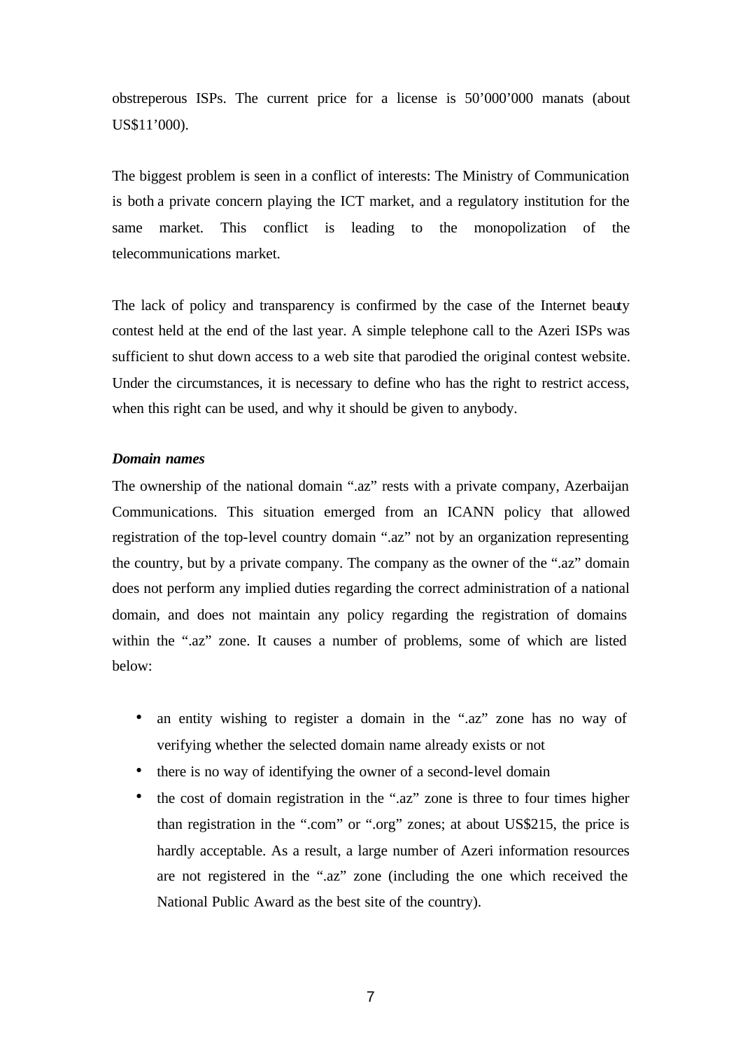obstreperous ISPs. The current price for a license is 50’000’000 manats (about US$11’000).

The biggest problem is seen in a conflict of interests: The Ministry of Communication is both a private concern playing the ICT market, and a regulatory institution for the same market. This conflict is leading to the monopolization of the telecommunications market.

The lack of policy and transparency is confirmed by the case of the Internet beauty contest held at the end of the last year. A simple telephone call to the Azeri ISPs was sufficient to shut down access to a web site that parodied the original contest website. Under the circumstances, it is necessary to define who has the right to restrict access, when this right can be used, and why it should be given to anybody.

***Domain names***

The ownership of the national domain “.az” rests with a private company, Azerbaijan Communications. This situation emerged from an ICANN policy that allowed registration of the top-level country domain “.az” not by an organization representing the country, but by a private company. The company as the owner of the “.az” domain does not perform any implied duties regarding the correct administration of a national domain, and does not maintain any policy regarding the registration of domains within the “.az” zone. It causes a number of problems, some of which are listed below:

- an entity wishing to register a domain in the “.az” zone has no way of verifying whether the selected domain name already exists or not
- there is no way of identifying the owner of a second-level domain
- the cost of domain registration in the “.az” zone is three to four times higher than registration in the “.com” or “.org” zones; at about US$215, the price is hardly acceptable. As a result, a large number of Azeri information resources are not registered in the “.az” zone (including the one which received the National Public Award as the best site of the country).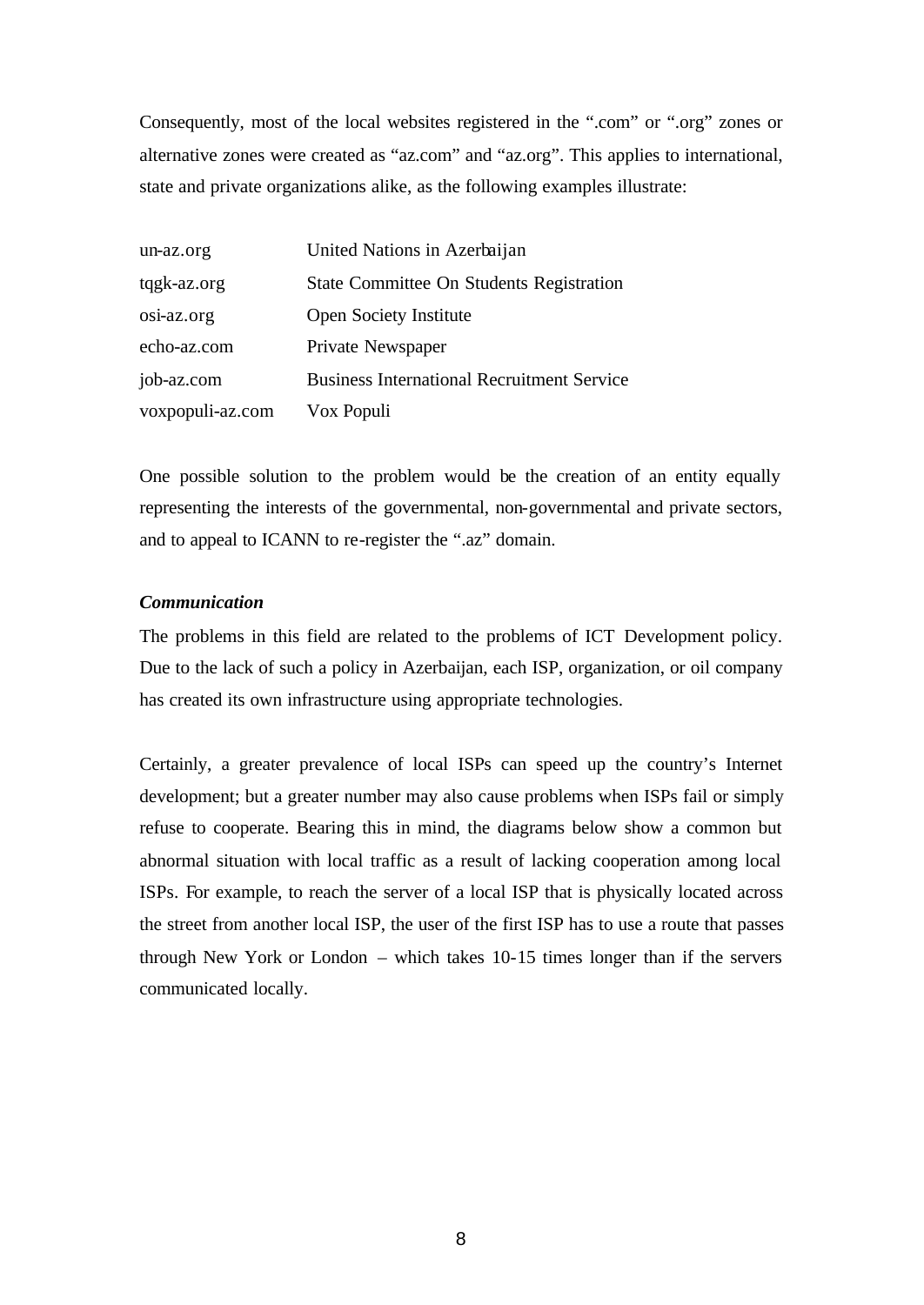Consequently, most of the local websites registered in the ".com" or ".org" zones or alternative zones were created as "az.com" and "az.org". This applies to international, state and private organizations alike, as the following examples illustrate:

| | |
|---|---|
| un-az.org | United Nations in Azerbaijan |
| tqgk-az.org | State Committee On Students Registration |
| osi-az.org | Open Society Institute |
| echo-az.com | Private Newspaper |
| job-az.com | Business International Recruitment Service |
| voxpopuli-az.com | Vox Populi |

One possible solution to the problem would be the creation of an entity equally representing the interests of the governmental, non-governmental and private sectors, and to appeal to ICANN to re-register the ".az" domain.

***Communication***

The problems in this field are related to the problems of ICT Development policy. Due to the lack of such a policy in Azerbaijan, each ISP, organization, or oil company has created its own infrastructure using appropriate technologies.

Certainly, a greater prevalence of local ISPs can speed up the country's Internet development; but a greater number may also cause problems when ISPs fail or simply refuse to cooperate. Bearing this in mind, the diagrams below show a common but abnormal situation with local traffic as a result of lacking cooperation among local ISPs. For example, to reach the server of a local ISP that is physically located across the street from another local ISP, the user of the first ISP has to use a route that passes through New York or London – which takes 10-15 times longer than if the servers communicated locally.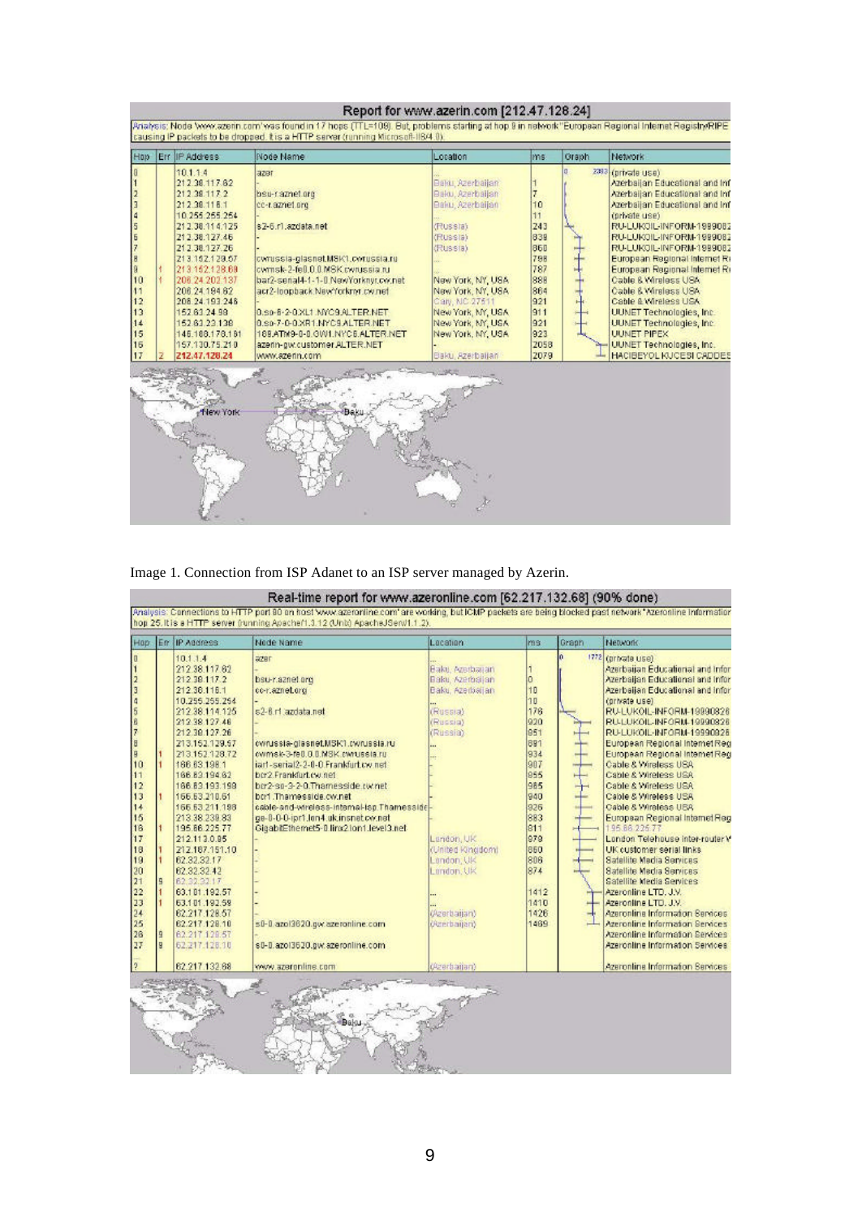Image 1. Connection from ISP Adanet to an ISP server managed by Azerin.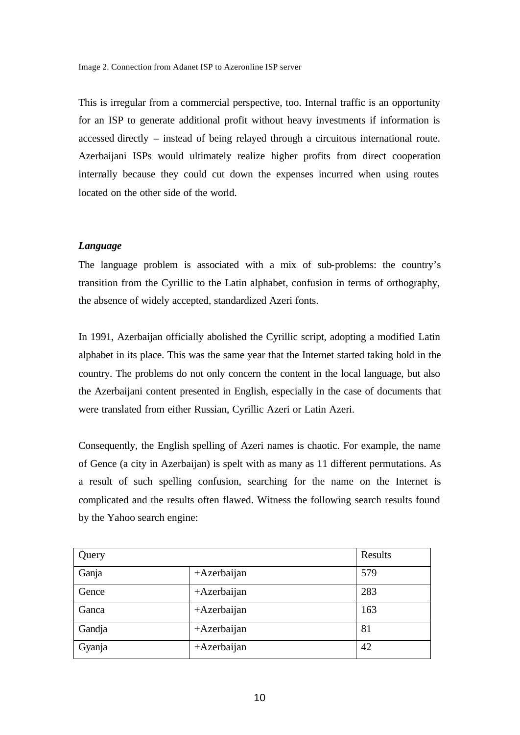Image 2. Connection from Adanet ISP to Azeronline ISP server

This is irregular from a commercial perspective, too. Internal traffic is an opportunity for an ISP to generate additional profit without heavy investments if information is accessed directly – instead of being relayed through a circuitous international route. Azerbaijani ISPs would ultimately realize higher profits from direct cooperation internally because they could cut down the expenses incurred when using routes located on the other side of the world.

***Language***

The language problem is associated with a mix of sub-problems: the country's transition from the Cyrillic to the Latin alphabet, confusion in terms of orthography, the absence of widely accepted, standardized Azeri fonts.

In 1991, Azerbaijan officially abolished the Cyrillic script, adopting a modified Latin alphabet in its place. This was the same year that the Internet started taking hold in the country. The problems do not only concern the content in the local language, but also the Azerbaijani content presented in English, especially in the case of documents that were translated from either Russian, Cyrillic Azeri or Latin Azeri.

Consequently, the English spelling of Azeri names is chaotic. For example, the name of Gence (a city in Azerbaijan) is spelt with as many as 11 different permutations. As a result of such spelling confusion, searching for the name on the Internet is complicated and the results often flawed. Witness the following search results found by the Yahoo search engine:

| Query | | Results |
|---|---|---|
| Ganja | +Azerbaijan | 579 |
| Gence | +Azerbaijan | 283 |
| Ganca | +Azerbaijan | 163 |
| Gandja | +Azerbaijan | 81 |
| Gyanja | +Azerbaijan | 42 |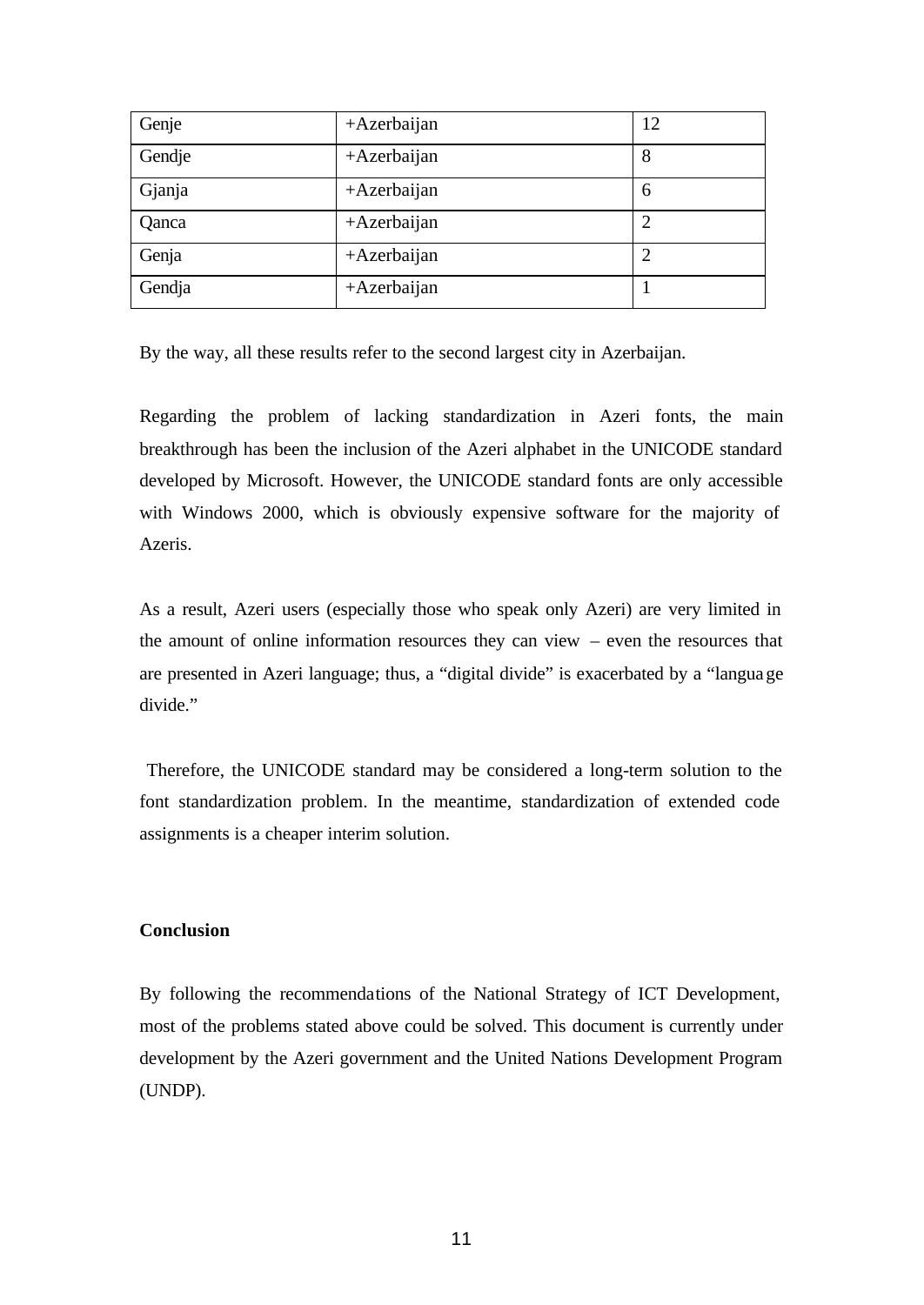| Genje | +Azerbaijan | 12 |
|---|---|---|
| Gendje | +Azerbaijan | 8 |
| Gjanja | +Azerbaijan | 6 |
| Qanca | +Azerbaijan | 2 |
| Genja | +Azerbaijan | 2 |
| Gendja | +Azerbaijan | 1 |

By the way, all these results refer to the second largest city in Azerbaijan.

Regarding the problem of lacking standardization in Azeri fonts, the main breakthrough has been the inclusion of the Azeri alphabet in the UNICODE standard developed by Microsoft. However, the UNICODE standard fonts are only accessible with Windows 2000, which is obviously expensive software for the majority of Azeris.

As a result, Azeri users (especially those who speak only Azeri) are very limited in the amount of online information resources they can view – even the resources that are presented in Azeri language; thus, a "digital divide" is exacerbated by a "language divide."

Therefore, the UNICODE standard may be considered a long-term solution to the font standardization problem. In the meantime, standardization of extended code assignments is a cheaper interim solution.

**Conclusion**

By following the recommendations of the National Strategy of ICT Development, most of the problems stated above could be solved. This document is currently under development by the Azeri government and the United Nations Development Program (UNDP).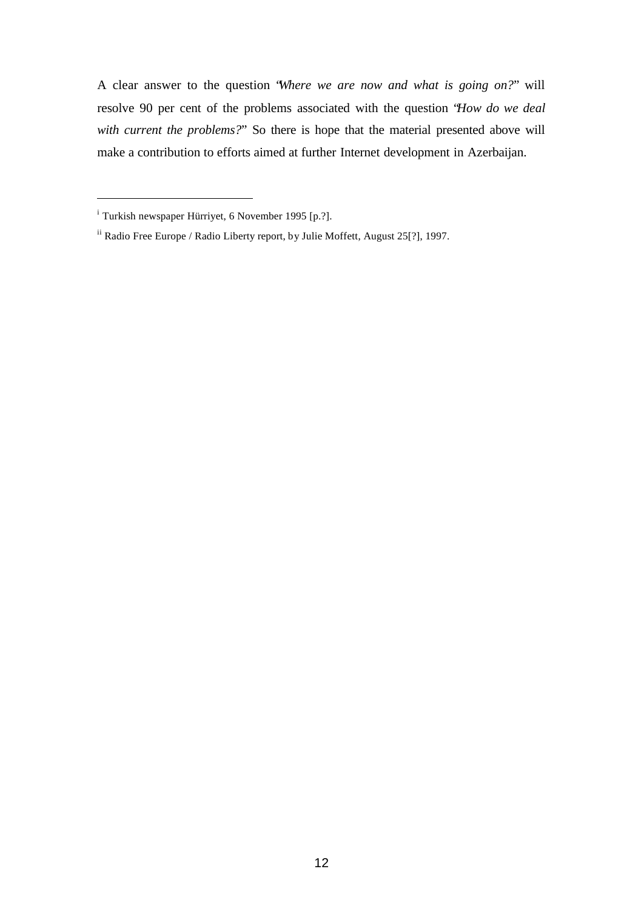A clear answer to the question "*Where we are now and what is going on?*" will resolve 90 per cent of the problems associated with the question "*How do we deal with current the problems?*" So there is hope that the material presented above will make a contribution to efforts aimed at further Internet development in Azerbaijan.

---

[i] Turkish newspaper Hürriyet, 6 November 1995 [p.?].

[ii] Radio Free Europe / Radio Liberty report, by Julie Moffett, August 25[?], 1997.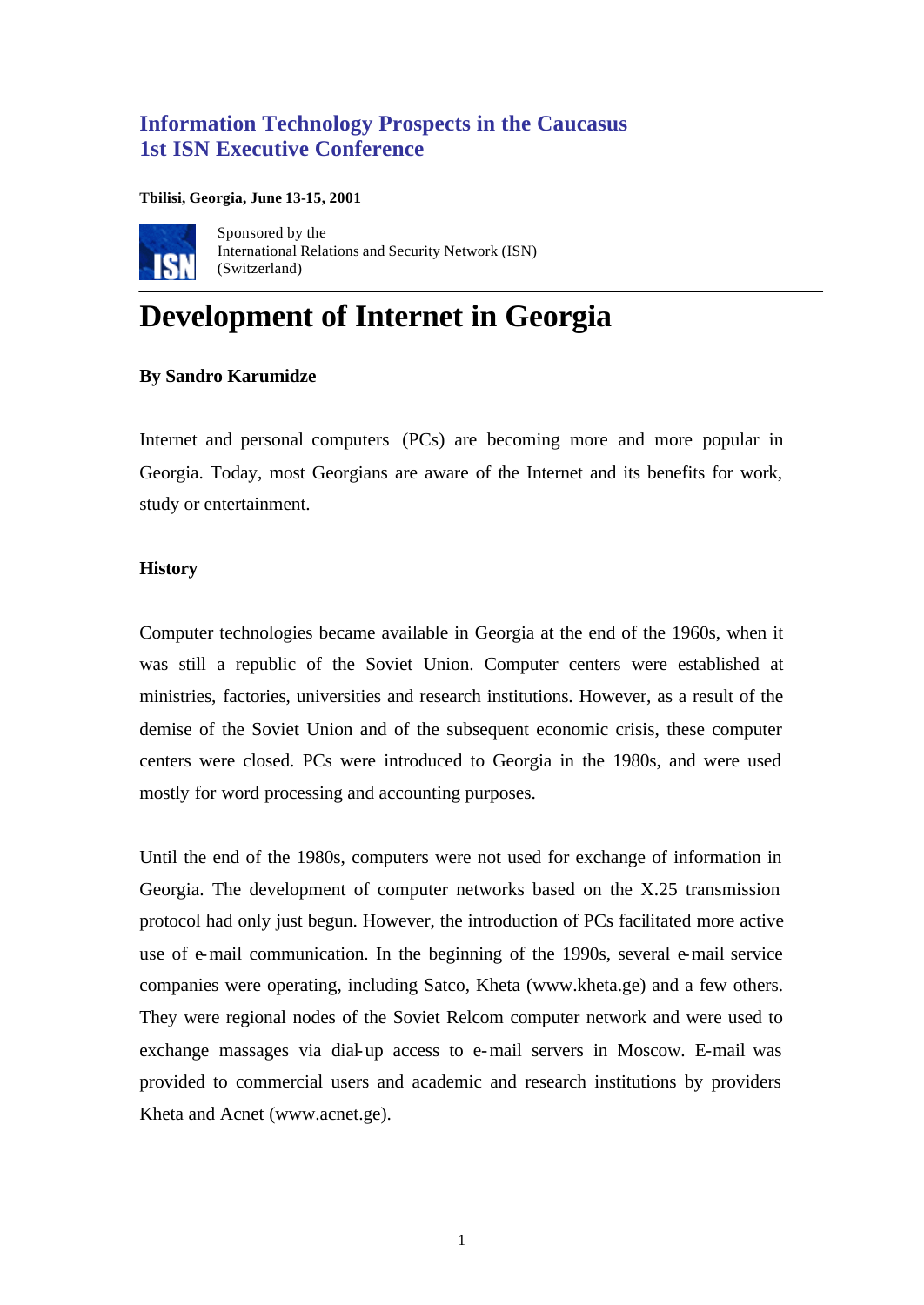## Information Technology Prospects in the Caucasus
## 1st ISN Executive Conference

**Tbilisi, Georgia, June 13-15, 2001**

Sponsored by the
International Relations and Security Network (ISN)
(Switzerland)

# Development of Internet in Georgia

**By Sandro Karumidze**

Internet and personal computers (PCs) are becoming more and more popular in Georgia. Today, most Georgians are aware of the Internet and its benefits for work, study or entertainment.

### History

Computer technologies became available in Georgia at the end of the 1960s, when it was still a republic of the Soviet Union. Computer centers were established at ministries, factories, universities and research institutions. However, as a result of the demise of the Soviet Union and of the subsequent economic crisis, these computer centers were closed. PCs were introduced to Georgia in the 1980s, and were used mostly for word processing and accounting purposes.

Until the end of the 1980s, computers were not used for exchange of information in Georgia. The development of computer networks based on the X.25 transmission protocol had only just begun. However, the introduction of PCs facilitated more active use of e-mail communication. In the beginning of the 1990s, several e-mail service companies were operating, including Satco, Kheta (www.kheta.ge) and a few others. They were regional nodes of the Soviet Relcom computer network and were used to exchange massages via dial-up access to e-mail servers in Moscow. E-mail was provided to commercial users and academic and research institutions by providers Kheta and Acnet (www.acnet.ge).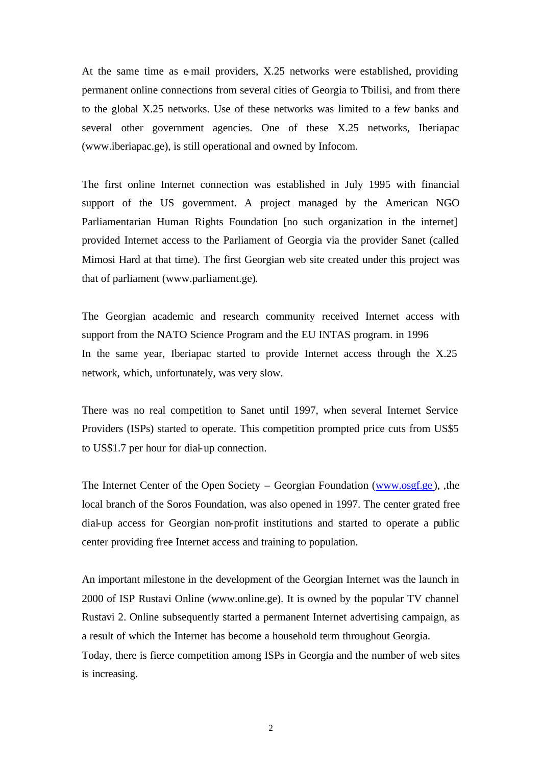At the same time as e-mail providers, X.25 networks were established, providing permanent online connections from several cities of Georgia to Tbilisi, and from there to the global X.25 networks. Use of these networks was limited to a few banks and several other government agencies. One of these X.25 networks, Iberiapac (www.iberiapac.ge), is still operational and owned by Infocom.

The first online Internet connection was established in July 1995 with financial support of the US government. A project managed by the American NGO Parliamentarian Human Rights Foundation [no such organization in the internet] provided Internet access to the Parliament of Georgia via the provider Sanet (called Mimosi Hard at that time). The first Georgian web site created under this project was that of parliament (www.parliament.ge).

The Georgian academic and research community received Internet access with support from the NATO Science Program and the EU INTAS program. in 1996
In the same year, Iberiapac started to provide Internet access through the X.25 network, which, unfortunately, was very slow.

There was no real competition to Sanet until 1997, when several Internet Service Providers (ISPs) started to operate. This competition prompted price cuts from US$5 to US$1.7 per hour for dial-up connection.

The Internet Center of the Open Society – Georgian Foundation (www.osgf.ge ), ,the local branch of the Soros Foundation, was also opened in 1997. The center grated free dial-up access for Georgian non-profit institutions and started to operate a public center providing free Internet access and training to population.

An important milestone in the development of the Georgian Internet was the launch in 2000 of ISP Rustavi Online (www.online.ge). It is owned by the popular TV channel Rustavi 2. Online subsequently started a permanent Internet advertising campaign, as a result of which the Internet has become a household term throughout Georgia.
Today, there is fierce competition among ISPs in Georgia and the number of web sites is increasing.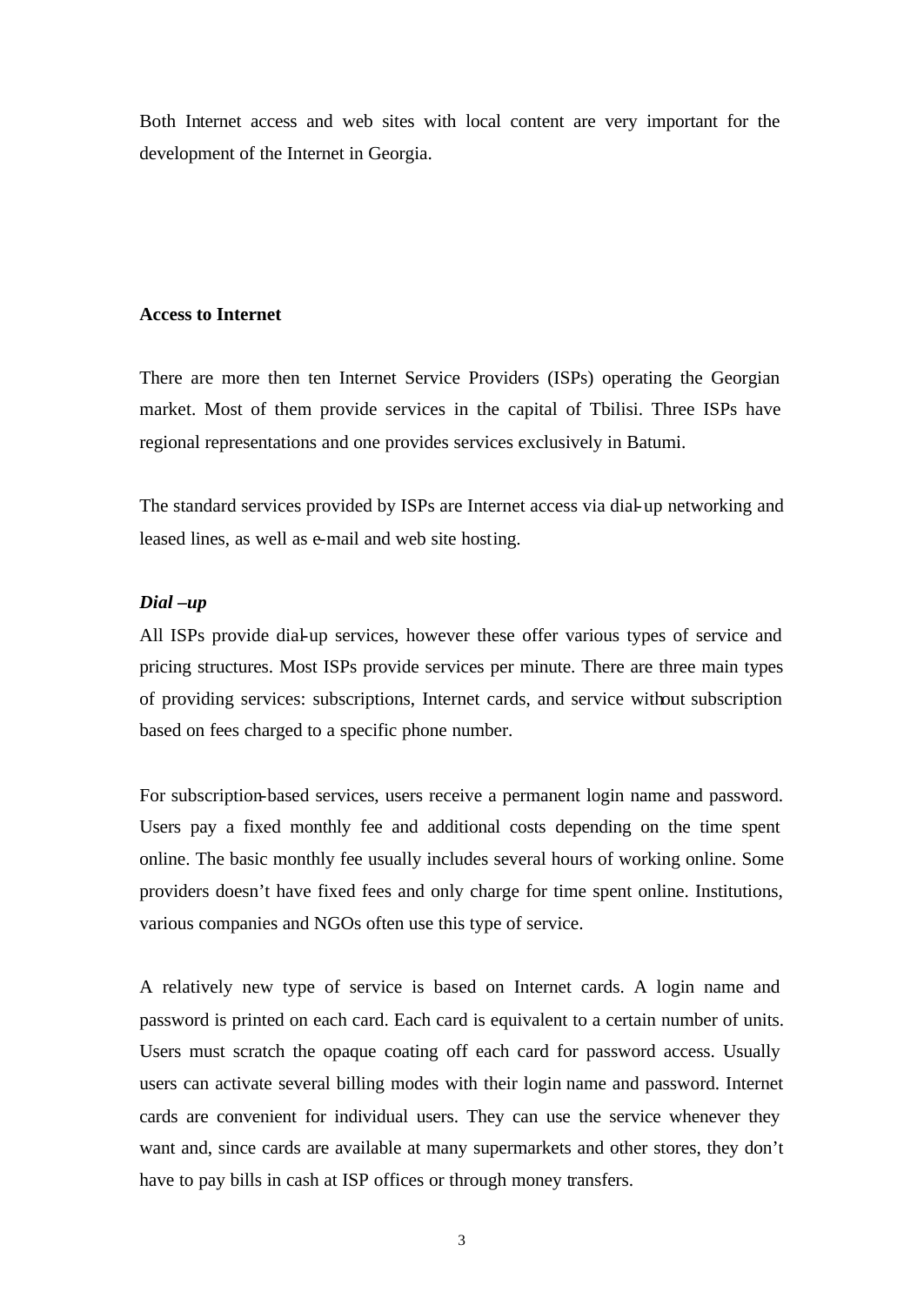Both Internet access and web sites with local content are very important for the development of the Internet in Georgia.

**Access to Internet**

There are more then ten Internet Service Providers (ISPs) operating the Georgian market. Most of them provide services in the capital of Tbilisi. Three ISPs have regional representations and one provides services exclusively in Batumi.

The standard services provided by ISPs are Internet access via dial-up networking and leased lines, as well as e-mail and web site hosting.

***Dial –up***

All ISPs provide dial-up services, however these offer various types of service and pricing structures. Most ISPs provide services per minute. There are three main types of providing services: subscriptions, Internet cards, and service without subscription based on fees charged to a specific phone number.

For subscription-based services, users receive a permanent login name and password. Users pay a fixed monthly fee and additional costs depending on the time spent online. The basic monthly fee usually includes several hours of working online. Some providers doesn't have fixed fees and only charge for time spent online. Institutions, various companies and NGOs often use this type of service.

A relatively new type of service is based on Internet cards. A login name and password is printed on each card. Each card is equivalent to a certain number of units. Users must scratch the opaque coating off each card for password access. Usually users can activate several billing modes with their login name and password. Internet cards are convenient for individual users. They can use the service whenever they want and, since cards are available at many supermarkets and other stores, they don't have to pay bills in cash at ISP offices or through money transfers.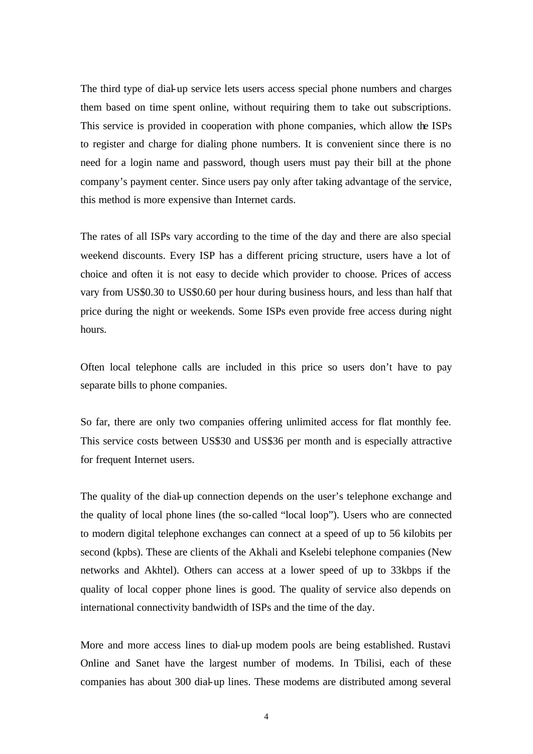The third type of dial-up service lets users access special phone numbers and charges them based on time spent online, without requiring them to take out subscriptions. This service is provided in cooperation with phone companies, which allow the ISPs to register and charge for dialing phone numbers. It is convenient since there is no need for a login name and password, though users must pay their bill at the phone company's payment center. Since users pay only after taking advantage of the service, this method is more expensive than Internet cards.

The rates of all ISPs vary according to the time of the day and there are also special weekend discounts. Every ISP has a different pricing structure, users have a lot of choice and often it is not easy to decide which provider to choose. Prices of access vary from US$0.30 to US$0.60 per hour during business hours, and less than half that price during the night or weekends. Some ISPs even provide free access during night hours.

Often local telephone calls are included in this price so users don't have to pay separate bills to phone companies.

So far, there are only two companies offering unlimited access for flat monthly fee. This service costs between US$30 and US$36 per month and is especially attractive for frequent Internet users.

The quality of the dial-up connection depends on the user's telephone exchange and the quality of local phone lines (the so-called "local loop"). Users who are connected to modern digital telephone exchanges can connect at a speed of up to 56 kilobits per second (kpbs). These are clients of the Akhali and Kselebi telephone companies (New networks and Akhtel). Others can access at a lower speed of up to 33kbps if the quality of local copper phone lines is good. The quality of service also depends on international connectivity bandwidth of ISPs and the time of the day.

More and more access lines to dial-up modem pools are being established. Rustavi Online and Sanet have the largest number of modems. In Tbilisi, each of these companies has about 300 dial-up lines. These modems are distributed among several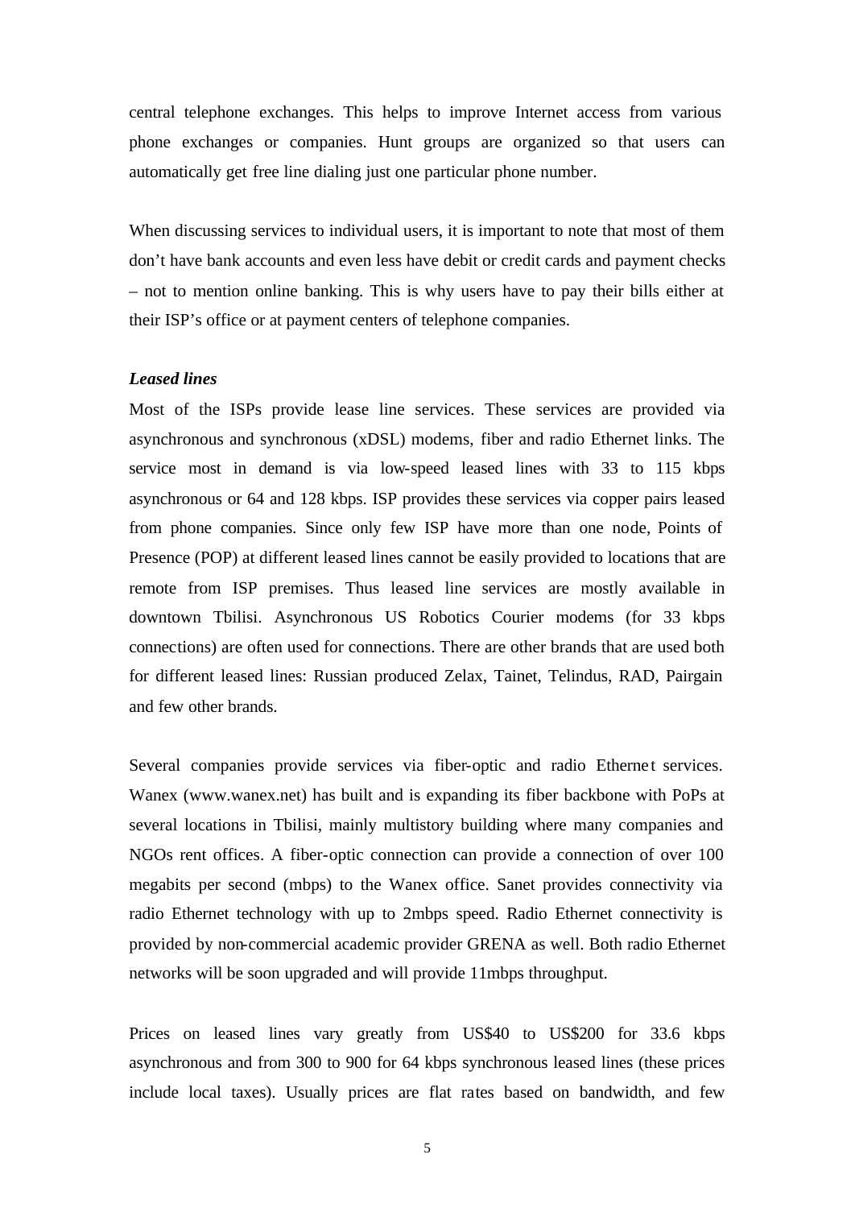central telephone exchanges. This helps to improve Internet access from various phone exchanges or companies. Hunt groups are organized so that users can automatically get free line dialing just one particular phone number.

When discussing services to individual users, it is important to note that most of them don't have bank accounts and even less have debit or credit cards and payment checks – not to mention online banking. This is why users have to pay their bills either at their ISP's office or at payment centers of telephone companies.

***Leased lines***

Most of the ISPs provide lease line services. These services are provided via asynchronous and synchronous (xDSL) modems, fiber and radio Ethernet links. The service most in demand is via low-speed leased lines with 33 to 115 kbps asynchronous or 64 and 128 kbps. ISP provides these services via copper pairs leased from phone companies. Since only few ISP have more than one node, Points of Presence (POP) at different leased lines cannot be easily provided to locations that are remote from ISP premises. Thus leased line services are mostly available in downtown Tbilisi. Asynchronous US Robotics Courier modems (for 33 kbps connections) are often used for connections. There are other brands that are used both for different leased lines: Russian produced Zelax, Tainet, Telindus, RAD, Pairgain and few other brands.

Several companies provide services via fiber-optic and radio Ethernet services. Wanex (www.wanex.net) has built and is expanding its fiber backbone with PoPs at several locations in Tbilisi, mainly multistory building where many companies and NGOs rent offices. A fiber-optic connection can provide a connection of over 100 megabits per second (mbps) to the Wanex office. Sanet provides connectivity via radio Ethernet technology with up to 2mbps speed. Radio Ethernet connectivity is provided by non-commercial academic provider GRENA as well. Both radio Ethernet networks will be soon upgraded and will provide 11mbps throughput.

Prices on leased lines vary greatly from US$40 to US$200 for 33.6 kbps asynchronous and from 300 to 900 for 64 kbps synchronous leased lines (these prices include local taxes). Usually prices are flat rates based on bandwidth, and few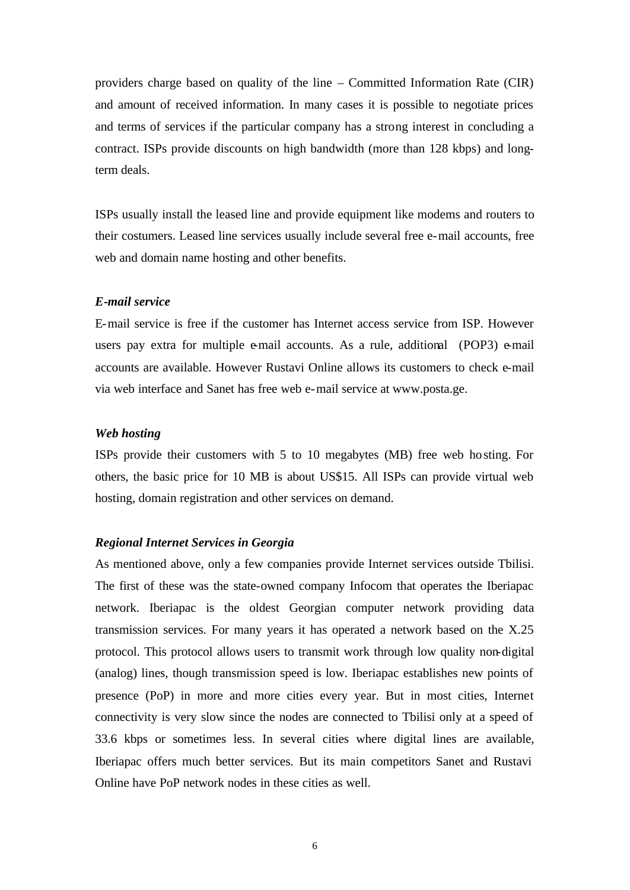providers charge based on quality of the line – Committed Information Rate (CIR) and amount of received information. In many cases it is possible to negotiate prices and terms of services if the particular company has a strong interest in concluding a contract. ISPs provide discounts on high bandwidth (more than 128 kbps) and long-term deals.

ISPs usually install the leased line and provide equipment like modems and routers to their costumers. Leased line services usually include several free e-mail accounts, free web and domain name hosting and other benefits.

***E-mail service***

E-mail service is free if the customer has Internet access service from ISP. However users pay extra for multiple e-mail accounts. As a rule, additional (POP3) e-mail accounts are available. However Rustavi Online allows its customers to check e-mail via web interface and Sanet has free web e-mail service at www.posta.ge.

***Web hosting***

ISPs provide their customers with 5 to 10 megabytes (MB) free web hosting. For others, the basic price for 10 MB is about US$15. All ISPs can provide virtual web hosting, domain registration and other services on demand.

***Regional Internet Services in Georgia***

As mentioned above, only a few companies provide Internet services outside Tbilisi. The first of these was the state-owned company Infocom that operates the Iberiapac network. Iberiapac is the oldest Georgian computer network providing data transmission services. For many years it has operated a network based on the X.25 protocol. This protocol allows users to transmit work through low quality non-digital (analog) lines, though transmission speed is low. Iberiapac establishes new points of presence (PoP) in more and more cities every year. But in most cities, Internet connectivity is very slow since the nodes are connected to Tbilisi only at a speed of 33.6 kbps or sometimes less. In several cities where digital lines are available, Iberiapac offers much better services. But its main competitors Sanet and Rustavi Online have PoP network nodes in these cities as well.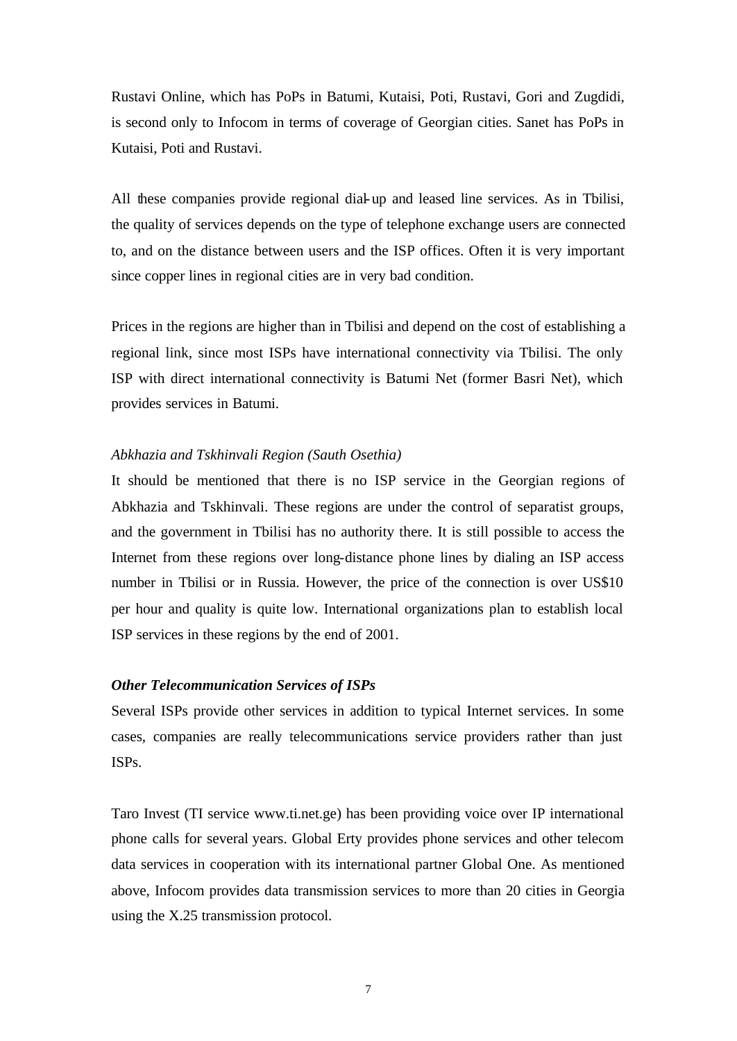Rustavi Online, which has PoPs in Batumi, Kutaisi, Poti, Rustavi, Gori and Zugdidi, is second only to Infocom in terms of coverage of Georgian cities. Sanet has PoPs in Kutaisi, Poti and Rustavi.

All these companies provide regional dial-up and leased line services. As in Tbilisi, the quality of services depends on the type of telephone exchange users are connected to, and on the distance between users and the ISP offices. Often it is very important since copper lines in regional cities are in very bad condition.

Prices in the regions are higher than in Tbilisi and depend on the cost of establishing a regional link, since most ISPs have international connectivity via Tbilisi. The only ISP with direct international connectivity is Batumi Net (former Basri Net), which provides services in Batumi.

*Abkhazia and Tskhinvali Region (Sauth Osethia)*

It should be mentioned that there is no ISP service in the Georgian regions of Abkhazia and Tskhinvali. These regions are under the control of separatist groups, and the government in Tbilisi has no authority there. It is still possible to access the Internet from these regions over long-distance phone lines by dialing an ISP access number in Tbilisi or in Russia. However, the price of the connection is over US$10 per hour and quality is quite low. International organizations plan to establish local ISP services in these regions by the end of 2001.

***Other Telecommunication Services of ISPs***

Several ISPs provide other services in addition to typical Internet services. In some cases, companies are really telecommunications service providers rather than just ISPs.

Taro Invest (TI service www.ti.net.ge) has been providing voice over IP international phone calls for several years. Global Erty provides phone services and other telecom data services in cooperation with its international partner Global One. As mentioned above, Infocom provides data transmission services to more than 20 cities in Georgia using the X.25 transmission protocol.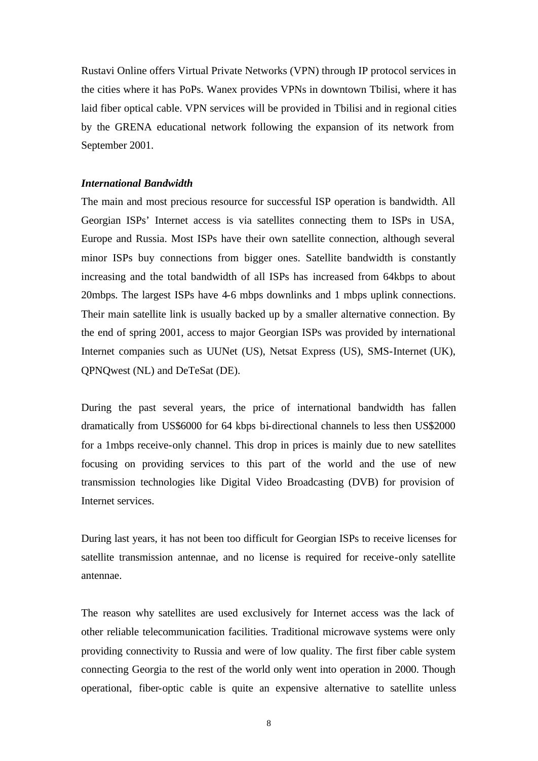Rustavi Online offers Virtual Private Networks (VPN) through IP protocol services in the cities where it has PoPs. Wanex provides VPNs in downtown Tbilisi, where it has laid fiber optical cable. VPN services will be provided in Tbilisi and in regional cities by the GRENA educational network following the expansion of its network from September 2001.

***International Bandwidth***

The main and most precious resource for successful ISP operation is bandwidth. All Georgian ISPs' Internet access is via satellites connecting them to ISPs in USA, Europe and Russia. Most ISPs have their own satellite connection, although several minor ISPs buy connections from bigger ones. Satellite bandwidth is constantly increasing and the total bandwidth of all ISPs has increased from 64kbps to about 20mbps. The largest ISPs have 4-6 mbps downlinks and 1 mbps uplink connections. Their main satellite link is usually backed up by a smaller alternative connection. By the end of spring 2001, access to major Georgian ISPs was provided by international Internet companies such as UUNet (US), Netsat Express (US), SMS-Internet (UK), QPNQwest (NL) and DeTeSat (DE).

During the past several years, the price of international bandwidth has fallen dramatically from US$6000 for 64 kbps bi-directional channels to less then US$2000 for a 1mbps receive-only channel. This drop in prices is mainly due to new satellites focusing on providing services to this part of the world and the use of new transmission technologies like Digital Video Broadcasting (DVB) for provision of Internet services.

During last years, it has not been too difficult for Georgian ISPs to receive licenses for satellite transmission antennae, and no license is required for receive-only satellite antennae.

The reason why satellites are used exclusively for Internet access was the lack of other reliable telecommunication facilities. Traditional microwave systems were only providing connectivity to Russia and were of low quality. The first fiber cable system connecting Georgia to the rest of the world only went into operation in 2000. Though operational, fiber-optic cable is quite an expensive alternative to satellite unless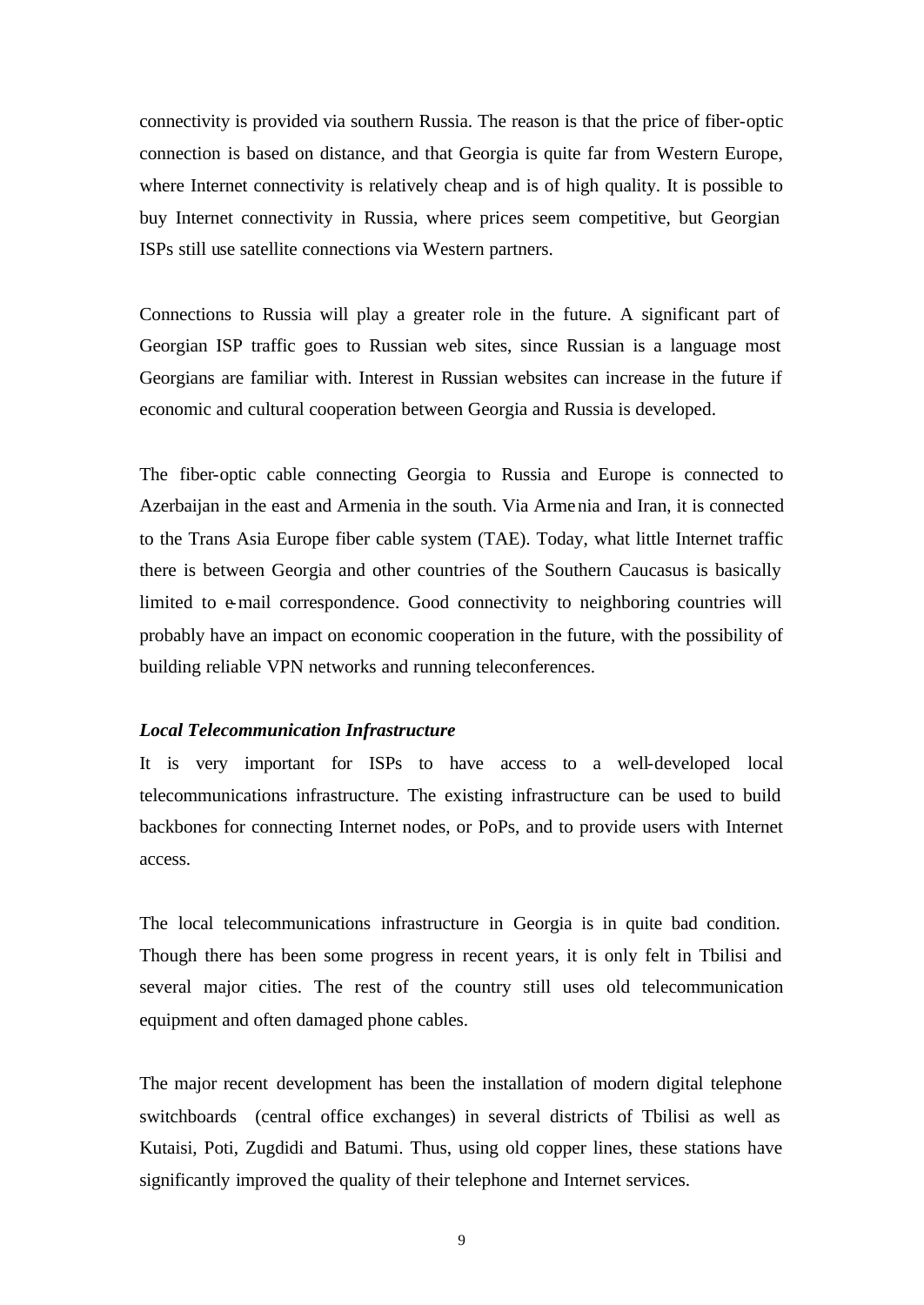connectivity is provided via southern Russia. The reason is that the price of fiber-optic connection is based on distance, and that Georgia is quite far from Western Europe, where Internet connectivity is relatively cheap and is of high quality. It is possible to buy Internet connectivity in Russia, where prices seem competitive, but Georgian ISPs still use satellite connections via Western partners.

Connections to Russia will play a greater role in the future. A significant part of Georgian ISP traffic goes to Russian web sites, since Russian is a language most Georgians are familiar with. Interest in Russian websites can increase in the future if economic and cultural cooperation between Georgia and Russia is developed.

The fiber-optic cable connecting Georgia to Russia and Europe is connected to Azerbaijan in the east and Armenia in the south. Via Armenia and Iran, it is connected to the Trans Asia Europe fiber cable system (TAE). Today, what little Internet traffic there is between Georgia and other countries of the Southern Caucasus is basically limited to e-mail correspondence. Good connectivity to neighboring countries will probably have an impact on economic cooperation in the future, with the possibility of building reliable VPN networks and running teleconferences.

***Local Telecommunication Infrastructure***

It is very important for ISPs to have access to a well-developed local telecommunications infrastructure. The existing infrastructure can be used to build backbones for connecting Internet nodes, or PoPs, and to provide users with Internet access.

The local telecommunications infrastructure in Georgia is in quite bad condition. Though there has been some progress in recent years, it is only felt in Tbilisi and several major cities. The rest of the country still uses old telecommunication equipment and often damaged phone cables.

The major recent development has been the installation of modern digital telephone switchboards (central office exchanges) in several districts of Tbilisi as well as Kutaisi, Poti, Zugdidi and Batumi. Thus, using old copper lines, these stations have significantly improved the quality of their telephone and Internet services.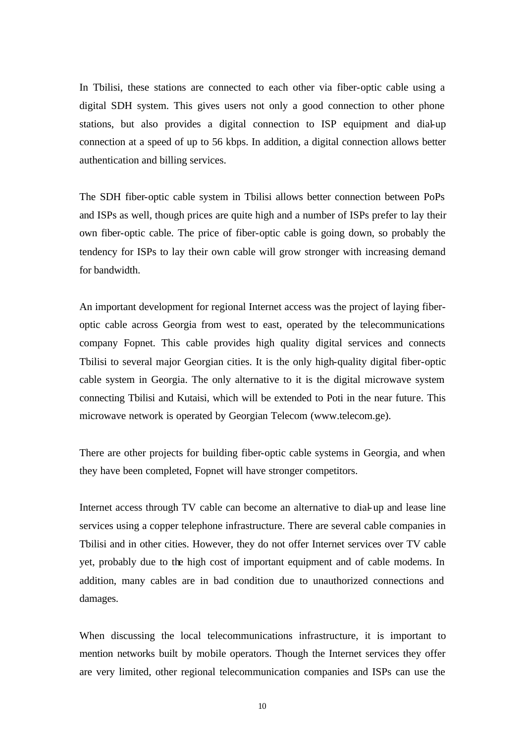In Tbilisi, these stations are connected to each other via fiber-optic cable using a digital SDH system. This gives users not only a good connection to other phone stations, but also provides a digital connection to ISP equipment and dial-up connection at a speed of up to 56 kbps. In addition, a digital connection allows better authentication and billing services.

The SDH fiber-optic cable system in Tbilisi allows better connection between PoPs and ISPs as well, though prices are quite high and a number of ISPs prefer to lay their own fiber-optic cable. The price of fiber-optic cable is going down, so probably the tendency for ISPs to lay their own cable will grow stronger with increasing demand for bandwidth.

An important development for regional Internet access was the project of laying fiber-optic cable across Georgia from west to east, operated by the telecommunications company Fopnet. This cable provides high quality digital services and connects Tbilisi to several major Georgian cities. It is the only high-quality digital fiber-optic cable system in Georgia. The only alternative to it is the digital microwave system connecting Tbilisi and Kutaisi, which will be extended to Poti in the near future. This microwave network is operated by Georgian Telecom (www.telecom.ge).

There are other projects for building fiber-optic cable systems in Georgia, and when they have been completed, Fopnet will have stronger competitors.

Internet access through TV cable can become an alternative to dial-up and lease line services using a copper telephone infrastructure. There are several cable companies in Tbilisi and in other cities. However, they do not offer Internet services over TV cable yet, probably due to the high cost of important equipment and of cable modems. In addition, many cables are in bad condition due to unauthorized connections and damages.

When discussing the local telecommunications infrastructure, it is important to mention networks built by mobile operators. Though the Internet services they offer are very limited, other regional telecommunication companies and ISPs can use the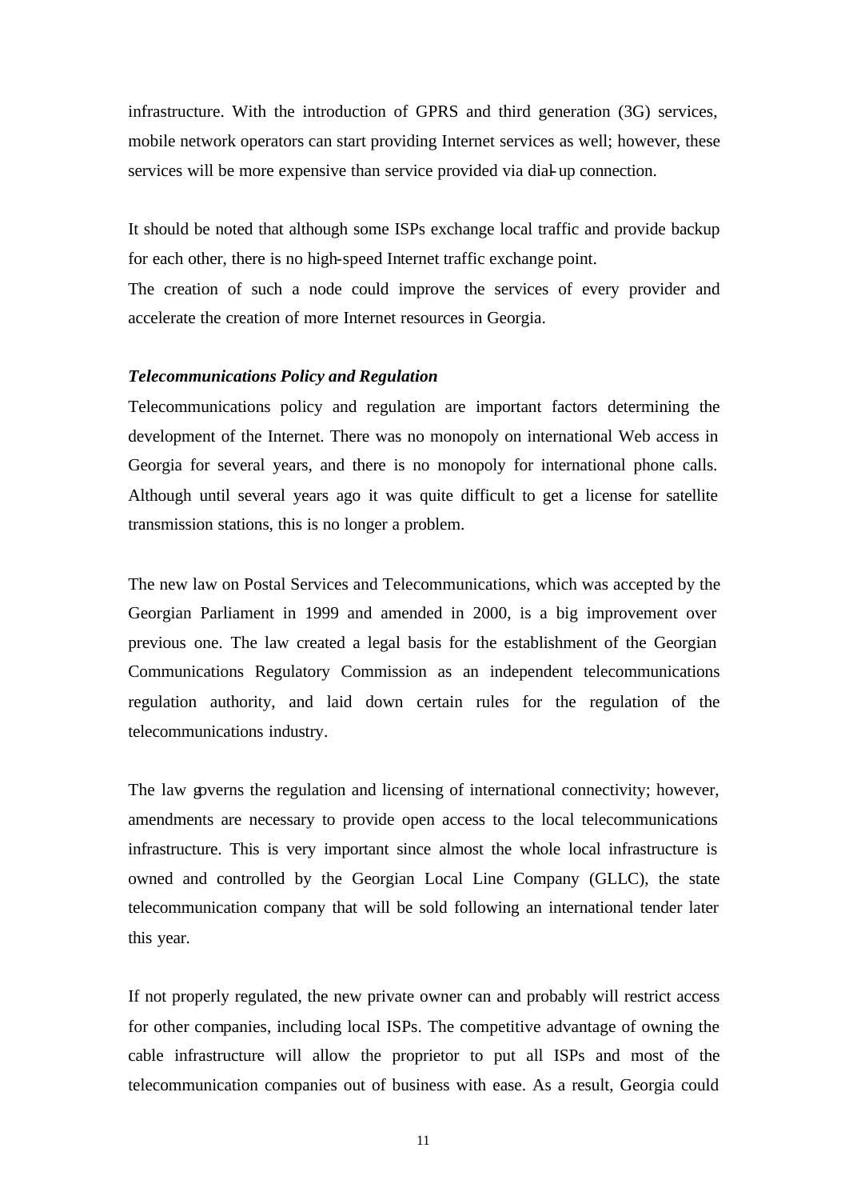infrastructure. With the introduction of GPRS and third generation (3G) services, mobile network operators can start providing Internet services as well; however, these services will be more expensive than service provided via dial-up connection.

It should be noted that although some ISPs exchange local traffic and provide backup for each other, there is no high-speed Internet traffic exchange point.
The creation of such a node could improve the services of every provider and accelerate the creation of more Internet resources in Georgia.

***Telecommunications Policy and Regulation***

Telecommunications policy and regulation are important factors determining the development of the Internet. There was no monopoly on international Web access in Georgia for several years, and there is no monopoly for international phone calls. Although until several years ago it was quite difficult to get a license for satellite transmission stations, this is no longer a problem.

The new law on Postal Services and Telecommunications, which was accepted by the Georgian Parliament in 1999 and amended in 2000, is a big improvement over previous one. The law created a legal basis for the establishment of the Georgian Communications Regulatory Commission as an independent telecommunications regulation authority, and laid down certain rules for the regulation of the telecommunications industry.

The law governs the regulation and licensing of international connectivity; however, amendments are necessary to provide open access to the local telecommunications infrastructure. This is very important since almost the whole local infrastructure is owned and controlled by the Georgian Local Line Company (GLLC), the state telecommunication company that will be sold following an international tender later this year.

If not properly regulated, the new private owner can and probably will restrict access for other companies, including local ISPs. The competitive advantage of owning the cable infrastructure will allow the proprietor to put all ISPs and most of the telecommunication companies out of business with ease. As a result, Georgia could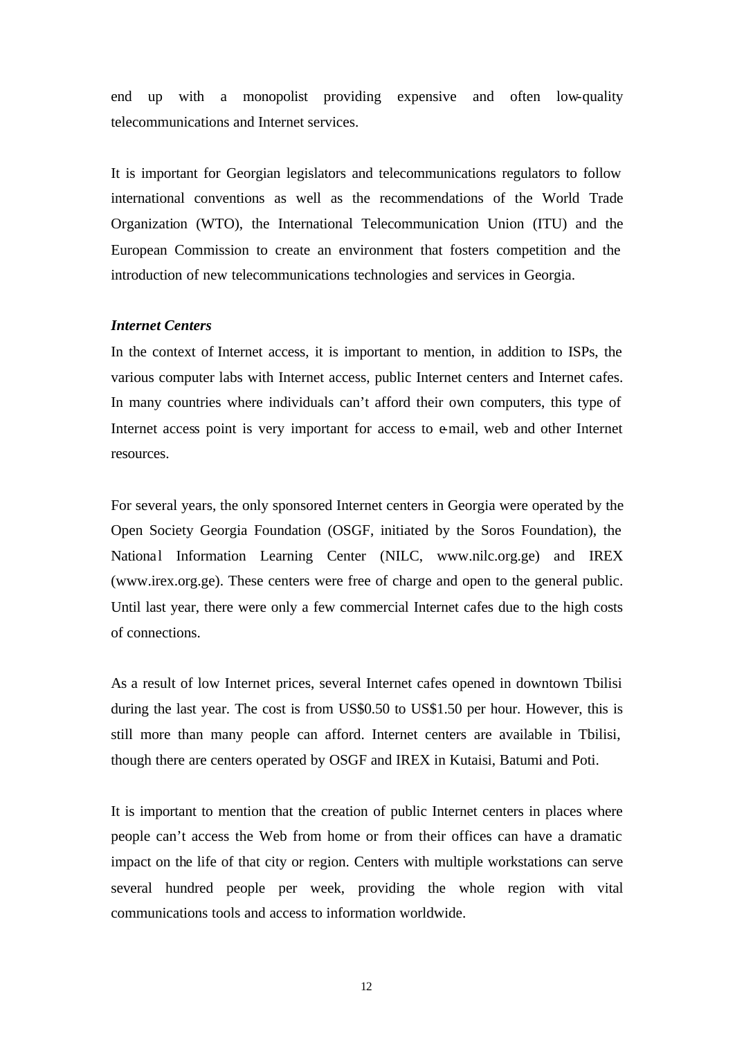end up with a monopolist providing expensive and often low-quality telecommunications and Internet services.

It is important for Georgian legislators and telecommunications regulators to follow international conventions as well as the recommendations of the World Trade Organization (WTO), the International Telecommunication Union (ITU) and the European Commission to create an environment that fosters competition and the introduction of new telecommunications technologies and services in Georgia.

***Internet Centers***

In the context of Internet access, it is important to mention, in addition to ISPs, the various computer labs with Internet access, public Internet centers and Internet cafes. In many countries where individuals can't afford their own computers, this type of Internet access point is very important for access to e-mail, web and other Internet resources.

For several years, the only sponsored Internet centers in Georgia were operated by the Open Society Georgia Foundation (OSGF, initiated by the Soros Foundation), the National Information Learning Center (NILC, www.nilc.org.ge) and IREX (www.irex.org.ge). These centers were free of charge and open to the general public. Until last year, there were only a few commercial Internet cafes due to the high costs of connections.

As a result of low Internet prices, several Internet cafes opened in downtown Tbilisi during the last year. The cost is from US$0.50 to US$1.50 per hour. However, this is still more than many people can afford. Internet centers are available in Tbilisi, though there are centers operated by OSGF and IREX in Kutaisi, Batumi and Poti.

It is important to mention that the creation of public Internet centers in places where people can't access the Web from home or from their offices can have a dramatic impact on the life of that city or region. Centers with multiple workstations can serve several hundred people per week, providing the whole region with vital communications tools and access to information worldwide.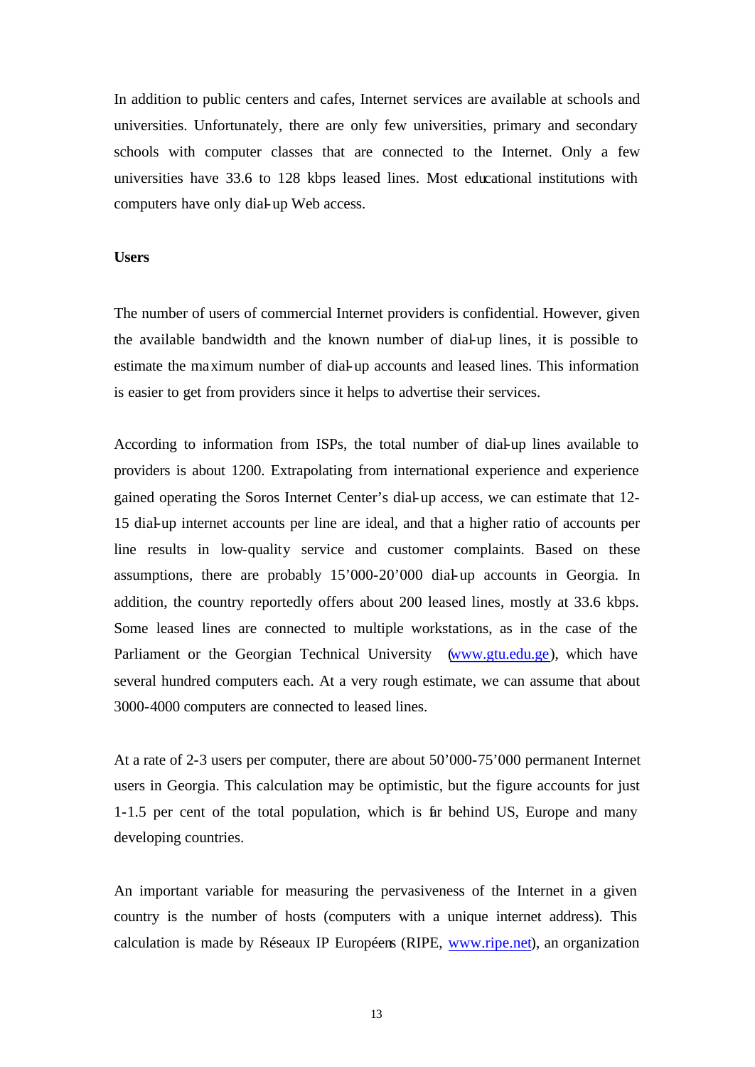In addition to public centers and cafes, Internet services are available at schools and universities. Unfortunately, there are only few universities, primary and secondary schools with computer classes that are connected to the Internet. Only a few universities have 33.6 to 128 kbps leased lines. Most educational institutions with computers have only dial-up Web access.

**Users**

The number of users of commercial Internet providers is confidential. However, given the available bandwidth and the known number of dial-up lines, it is possible to estimate the maximum number of dial-up accounts and leased lines. This information is easier to get from providers since it helps to advertise their services.

According to information from ISPs, the total number of dial-up lines available to providers is about 1200. Extrapolating from international experience and experience gained operating the Soros Internet Center's dial-up access, we can estimate that 12-15 dial-up internet accounts per line are ideal, and that a higher ratio of accounts per line results in low-quality service and customer complaints. Based on these assumptions, there are probably 15'000-20'000 dial-up accounts in Georgia. In addition, the country reportedly offers about 200 leased lines, mostly at 33.6 kbps. Some leased lines are connected to multiple workstations, as in the case of the Parliament or the Georgian Technical University (www.gtu.edu.ge), which have several hundred computers each. At a very rough estimate, we can assume that about 3000-4000 computers are connected to leased lines.

At a rate of 2-3 users per computer, there are about 50'000-75'000 permanent Internet users in Georgia. This calculation may be optimistic, but the figure accounts for just 1-1.5 per cent of the total population, which is far behind US, Europe and many developing countries.

An important variable for measuring the pervasiveness of the Internet in a given country is the number of hosts (computers with a unique internet address). This calculation is made by Réseaux IP Européens (RIPE, www.ripe.net), an organization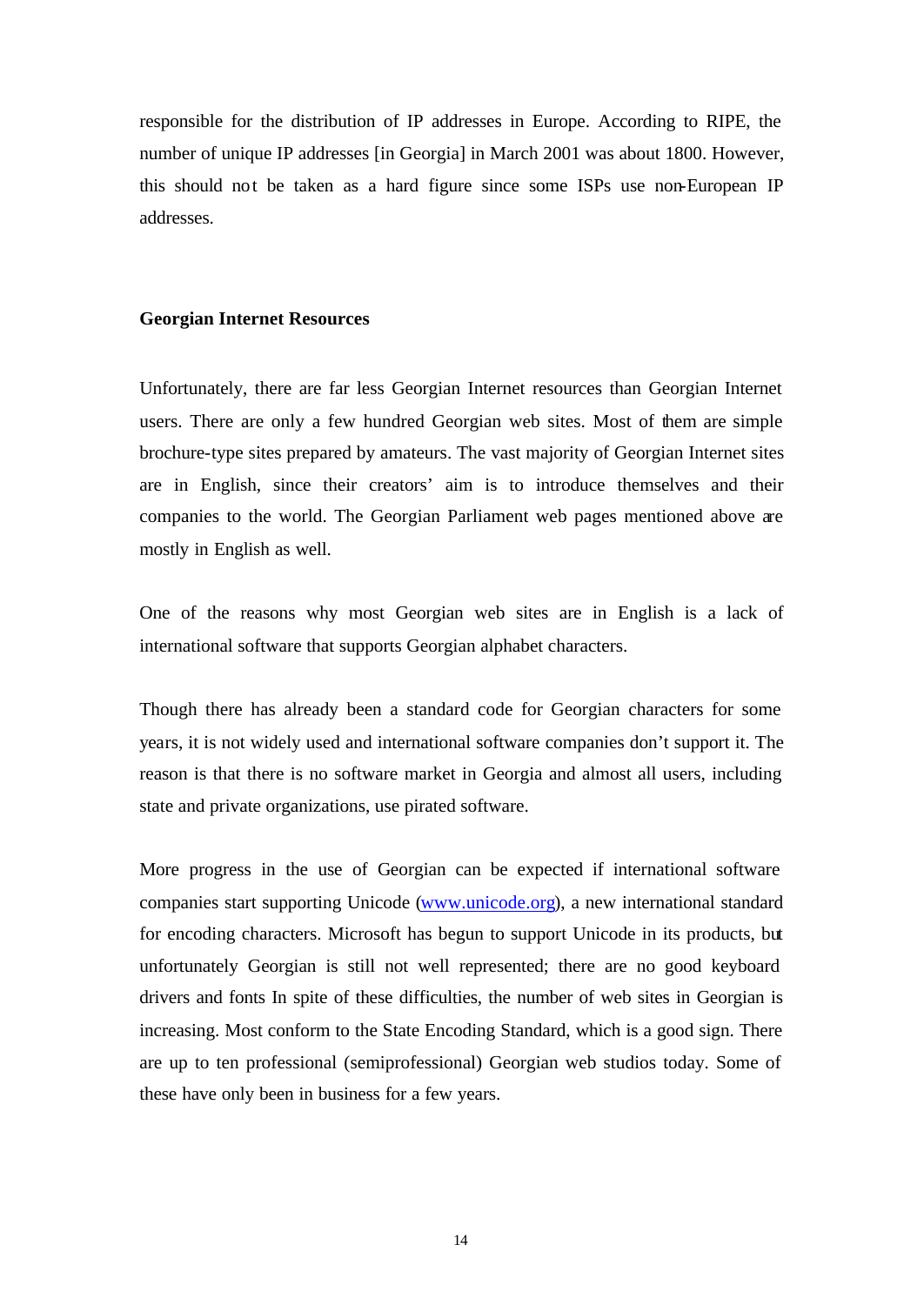responsible for the distribution of IP addresses in Europe. According to RIPE, the number of unique IP addresses [in Georgia] in March 2001 was about 1800. However, this should not be taken as a hard figure since some ISPs use non-European IP addresses.

**Georgian Internet Resources**

Unfortunately, there are far less Georgian Internet resources than Georgian Internet users. There are only a few hundred Georgian web sites. Most of them are simple brochure-type sites prepared by amateurs. The vast majority of Georgian Internet sites are in English, since their creators' aim is to introduce themselves and their companies to the world. The Georgian Parliament web pages mentioned above are mostly in English as well.

One of the reasons why most Georgian web sites are in English is a lack of international software that supports Georgian alphabet characters.

Though there has already been a standard code for Georgian characters for some years, it is not widely used and international software companies don't support it. The reason is that there is no software market in Georgia and almost all users, including state and private organizations, use pirated software.

More progress in the use of Georgian can be expected if international software companies start supporting Unicode (www.unicode.org), a new international standard for encoding characters. Microsoft has begun to support Unicode in its products, but unfortunately Georgian is still not well represented; there are no good keyboard drivers and fonts In spite of these difficulties, the number of web sites in Georgian is increasing. Most conform to the State Encoding Standard, which is a good sign. There are up to ten professional (semiprofessional) Georgian web studios today. Some of these have only been in business for a few years.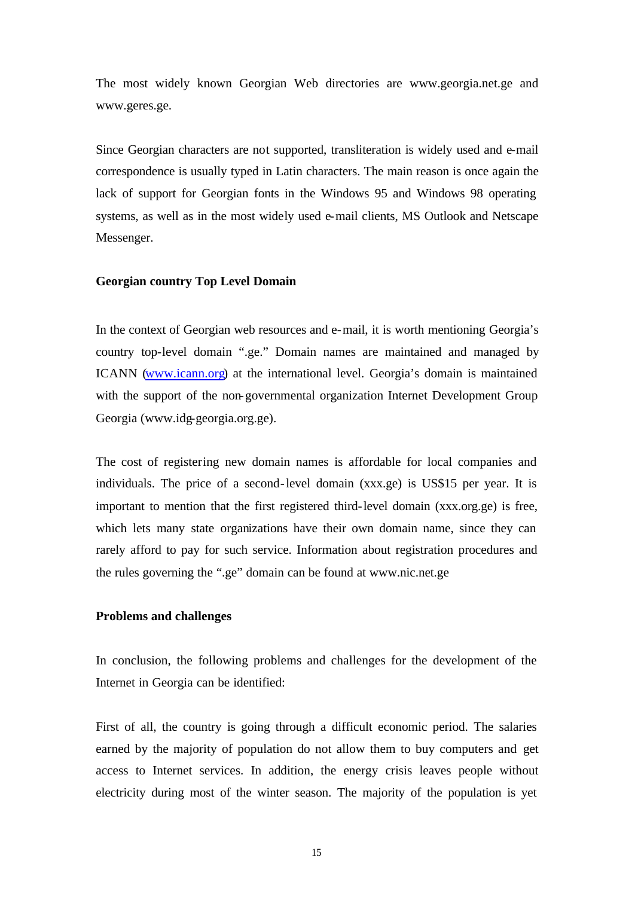The most widely known Georgian Web directories are www.georgia.net.ge and www.geres.ge.

Since Georgian characters are not supported, transliteration is widely used and e-mail correspondence is usually typed in Latin characters. The main reason is once again the lack of support for Georgian fonts in the Windows 95 and Windows 98 operating systems, as well as in the most widely used e-mail clients, MS Outlook and Netscape Messenger.

**Georgian country Top Level Domain**

In the context of Georgian web resources and e-mail, it is worth mentioning Georgia's country top-level domain ".ge." Domain names are maintained and managed by ICANN (www.icann.org) at the international level. Georgia's domain is maintained with the support of the non-governmental organization Internet Development Group Georgia (www.idg-georgia.org.ge).

The cost of registering new domain names is affordable for local companies and individuals. The price of a second-level domain (xxx.ge) is US$15 per year. It is important to mention that the first registered third-level domain (xxx.org.ge) is free, which lets many state organizations have their own domain name, since they can rarely afford to pay for such service. Information about registration procedures and the rules governing the ".ge" domain can be found at www.nic.net.ge

**Problems and challenges**

In conclusion, the following problems and challenges for the development of the Internet in Georgia can be identified:

First of all, the country is going through a difficult economic period. The salaries earned by the majority of population do not allow them to buy computers and get access to Internet services. In addition, the energy crisis leaves people without electricity during most of the winter season. The majority of the population is yet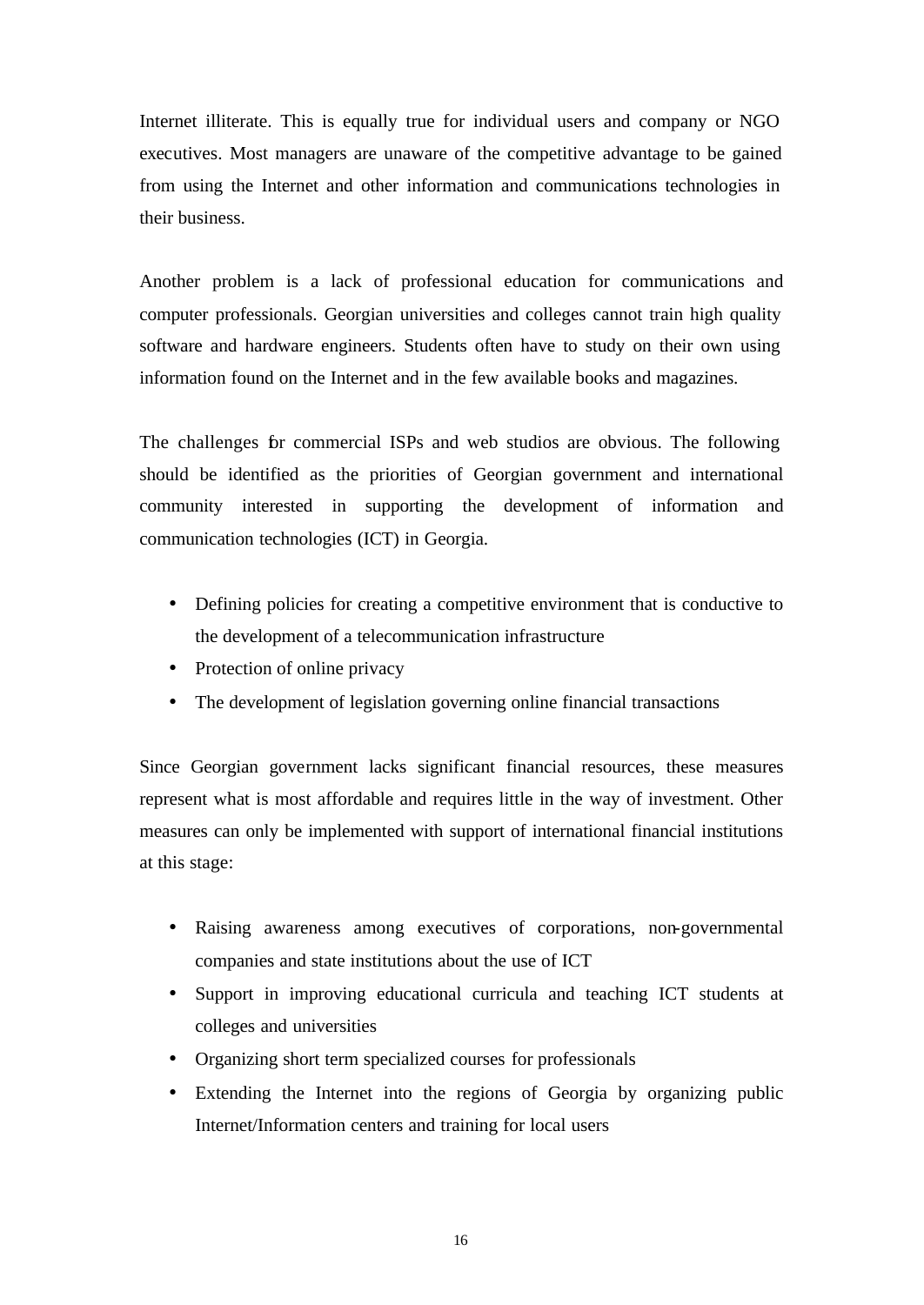Internet illiterate. This is equally true for individual users and company or NGO executives. Most managers are unaware of the competitive advantage to be gained from using the Internet and other information and communications technologies in their business.

Another problem is a lack of professional education for communications and computer professionals. Georgian universities and colleges cannot train high quality software and hardware engineers. Students often have to study on their own using information found on the Internet and in the few available books and magazines.

The challenges for commercial ISPs and web studios are obvious. The following should be identified as the priorities of Georgian government and international community interested in supporting the development of information and communication technologies (ICT) in Georgia.

- Defining policies for creating a competitive environment that is conductive to the development of a telecommunication infrastructure
- Protection of online privacy
- The development of legislation governing online financial transactions

Since Georgian government lacks significant financial resources, these measures represent what is most affordable and requires little in the way of investment. Other measures can only be implemented with support of international financial institutions at this stage:

- Raising awareness among executives of corporations, non-governmental companies and state institutions about the use of ICT
- Support in improving educational curricula and teaching ICT students at colleges and universities
- Organizing short term specialized courses for professionals
- Extending the Internet into the regions of Georgia by organizing public Internet/Information centers and training for local users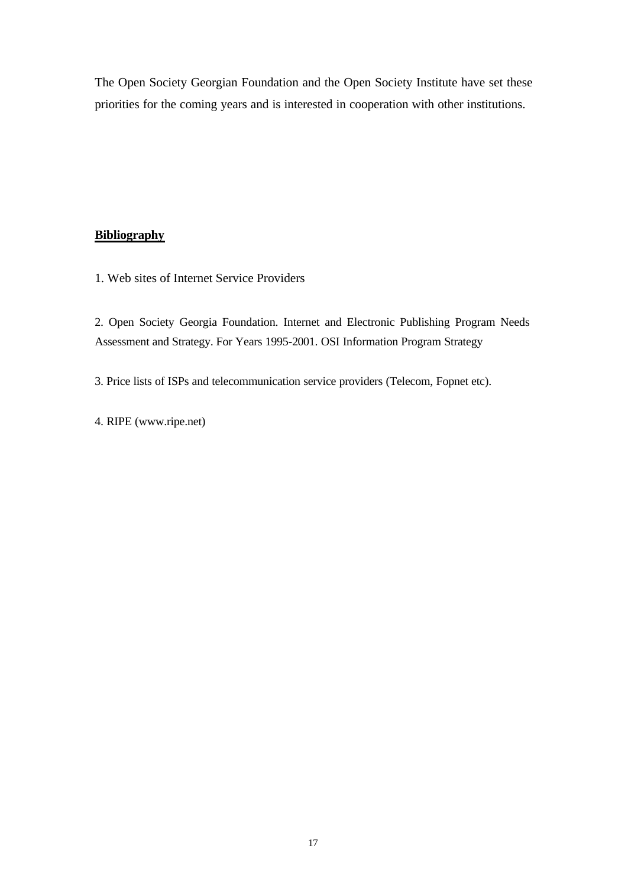The Open Society Georgian Foundation and the Open Society Institute have set these priorities for the coming years and is interested in cooperation with other institutions.

## **Bibliography**

1. Web sites of Internet Service Providers

2. Open Society Georgia Foundation. Internet and Electronic Publishing Program Needs Assessment and Strategy. For Years 1995-2001. OSI Information Program Strategy

3. Price lists of ISPs and telecommunication service providers (Telecom, Fopnet etc).

4. RIPE (www.ripe.net)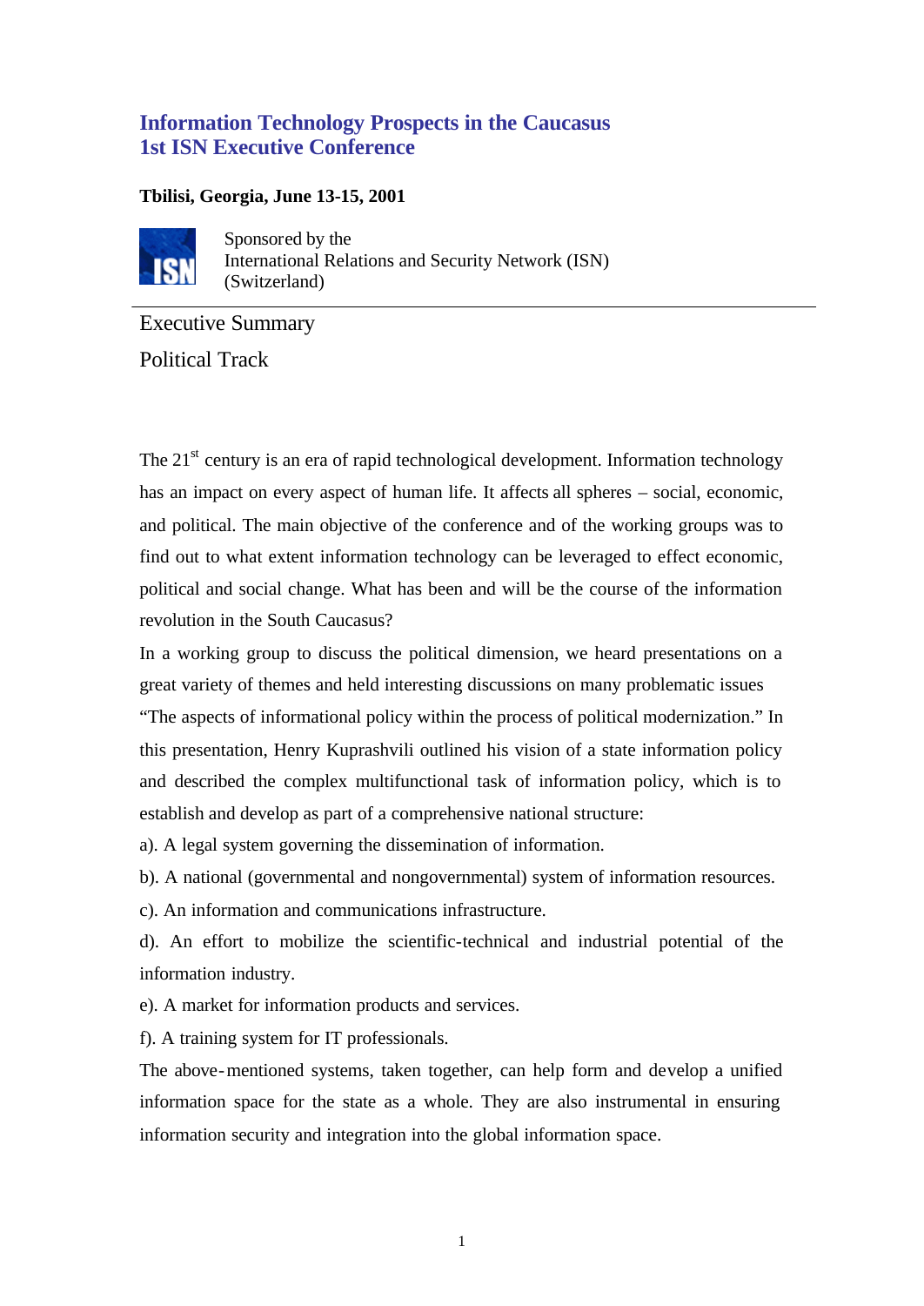# Information Technology Prospects in the Caucasus
# 1st ISN Executive Conference

**Tbilisi, Georgia, June 13-15, 2001**

Sponsored by the
International Relations and Security Network (ISN)
(Switzerland)

---

## Executive Summary

## Political Track

The 21st century is an era of rapid technological development. Information technology has an impact on every aspect of human life. It affects all spheres – social, economic, and political. The main objective of the conference and of the working groups was to find out to what extent information technology can be leveraged to effect economic, political and social change. What has been and will be the course of the information revolution in the South Caucasus?

In a working group to discuss the political dimension, we heard presentations on a great variety of themes and held interesting discussions on many problematic issues

"The aspects of informational policy within the process of political modernization." In this presentation, Henry Kuprashvili outlined his vision of a state information policy and described the complex multifunctional task of information policy, which is to establish and develop as part of a comprehensive national structure:

a). A legal system governing the dissemination of information.

b). A national (governmental and nongovernmental) system of information resources.

c). An information and communications infrastructure.

d). An effort to mobilize the scientific-technical and industrial potential of the information industry.

e). A market for information products and services.

f). A training system for IT professionals.

The above-mentioned systems, taken together, can help form and develop a unified information space for the state as a whole. They are also instrumental in ensuring information security and integration into the global information space.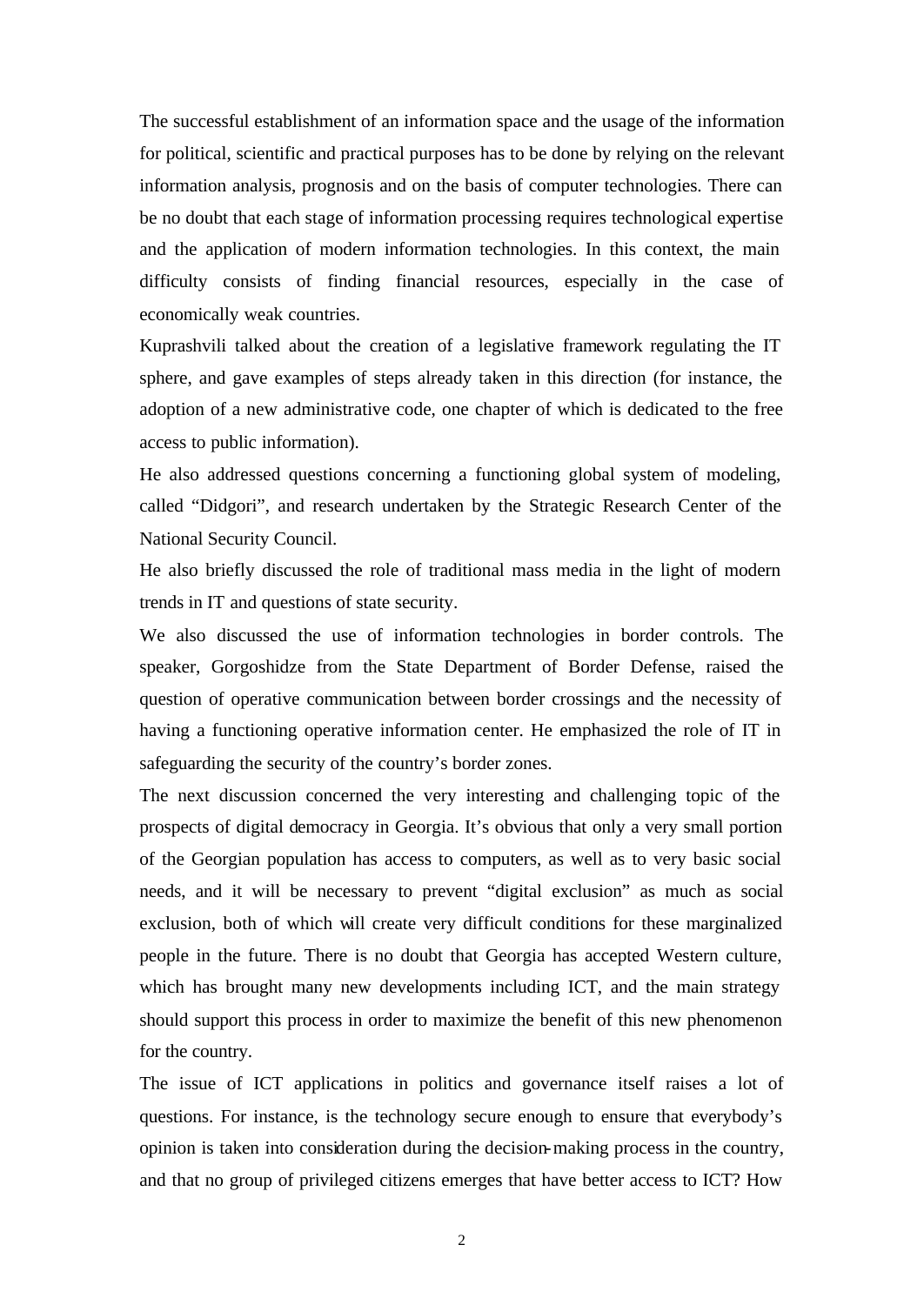The successful establishment of an information space and the usage of the information for political, scientific and practical purposes has to be done by relying on the relevant information analysis, prognosis and on the basis of computer technologies. There can be no doubt that each stage of information processing requires technological expertise and the application of modern information technologies. In this context, the main difficulty consists of finding financial resources, especially in the case of economically weak countries.

Kuprashvili talked about the creation of a legislative framework regulating the IT sphere, and gave examples of steps already taken in this direction (for instance, the adoption of a new administrative code, one chapter of which is dedicated to the free access to public information).

He also addressed questions concerning a functioning global system of modeling, called "Didgori", and research undertaken by the Strategic Research Center of the National Security Council.

He also briefly discussed the role of traditional mass media in the light of modern trends in IT and questions of state security.

We also discussed the use of information technologies in border controls. The speaker, Gorgoshidze from the State Department of Border Defense, raised the question of operative communication between border crossings and the necessity of having a functioning operative information center. He emphasized the role of IT in safeguarding the security of the country's border zones.

The next discussion concerned the very interesting and challenging topic of the prospects of digital democracy in Georgia. It's obvious that only a very small portion of the Georgian population has access to computers, as well as to very basic social needs, and it will be necessary to prevent "digital exclusion" as much as social exclusion, both of which will create very difficult conditions for these marginalized people in the future. There is no doubt that Georgia has accepted Western culture, which has brought many new developments including ICT, and the main strategy should support this process in order to maximize the benefit of this new phenomenon for the country.

The issue of ICT applications in politics and governance itself raises a lot of questions. For instance, is the technology secure enough to ensure that everybody's opinion is taken into consideration during the decision-making process in the country, and that no group of privileged citizens emerges that have better access to ICT? How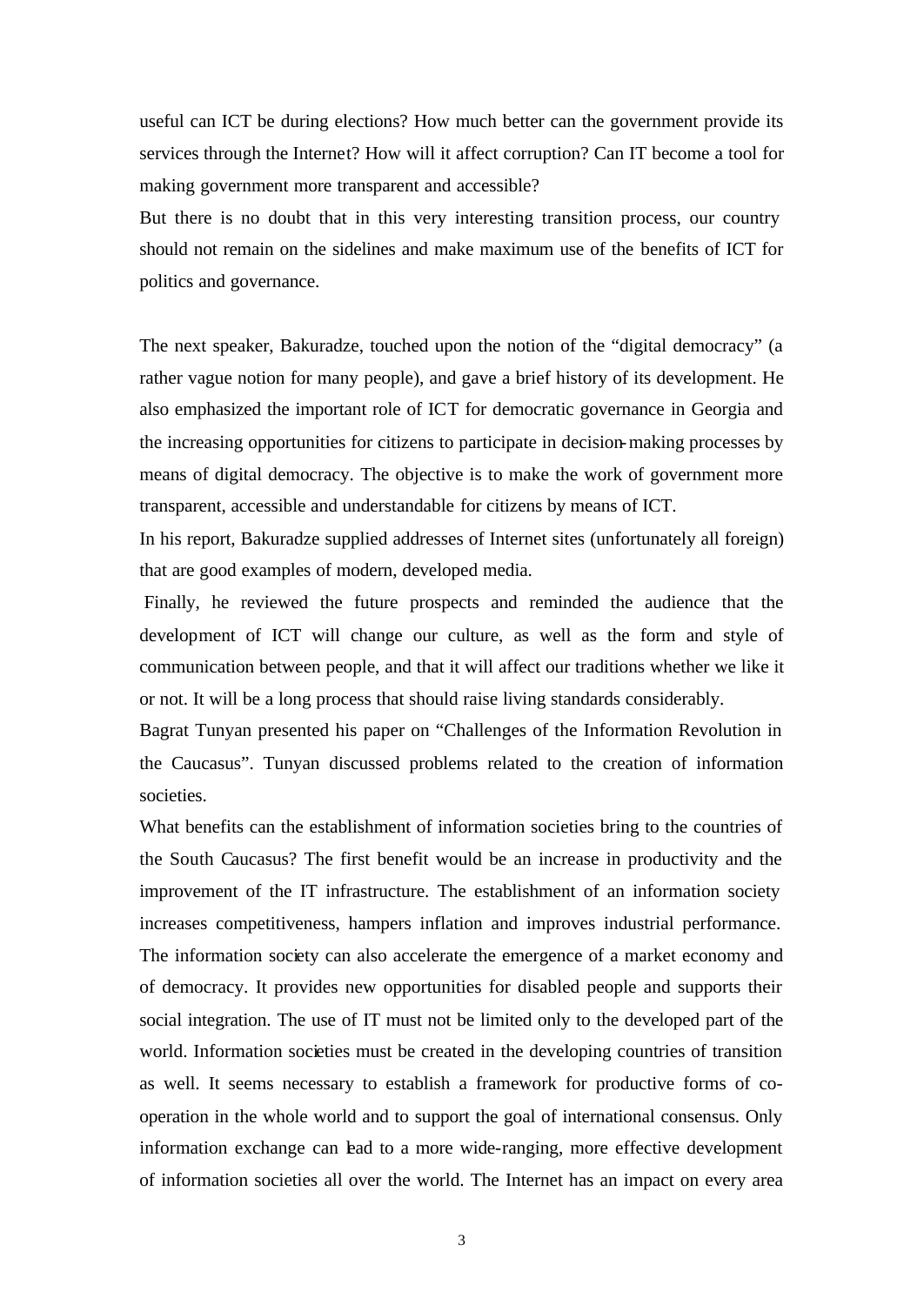useful can ICT be during elections? How much better can the government provide its services through the Internet? How will it affect corruption? Can IT become a tool for making government more transparent and accessible?
But there is no doubt that in this very interesting transition process, our country should not remain on the sidelines and make maximum use of the benefits of ICT for politics and governance.

The next speaker, Bakuradze, touched upon the notion of the "digital democracy" (a rather vague notion for many people), and gave a brief history of its development. He also emphasized the important role of ICT for democratic governance in Georgia and the increasing opportunities for citizens to participate in decision-making processes by means of digital democracy. The objective is to make the work of government more transparent, accessible and understandable for citizens by means of ICT.
In his report, Bakuradze supplied addresses of Internet sites (unfortunately all foreign) that are good examples of modern, developed media.
Finally, he reviewed the future prospects and reminded the audience that the development of ICT will change our culture, as well as the form and style of communication between people, and that it will affect our traditions whether we like it or not. It will be a long process that should raise living standards considerably.
Bagrat Tunyan presented his paper on "Challenges of the Information Revolution in the Caucasus". Tunyan discussed problems related to the creation of information societies.
What benefits can the establishment of information societies bring to the countries of the South Caucasus? The first benefit would be an increase in productivity and the improvement of the IT infrastructure. The establishment of an information society increases competitiveness, hampers inflation and improves industrial performance. The information society can also accelerate the emergence of a market economy and of democracy. It provides new opportunities for disabled people and supports their social integration. The use of IT must not be limited only to the developed part of the world. Information societies must be created in the developing countries of transition as well. It seems necessary to establish a framework for productive forms of co-operation in the whole world and to support the goal of international consensus. Only information exchange can lead to a more wide-ranging, more effective development of information societies all over the world. The Internet has an impact on every area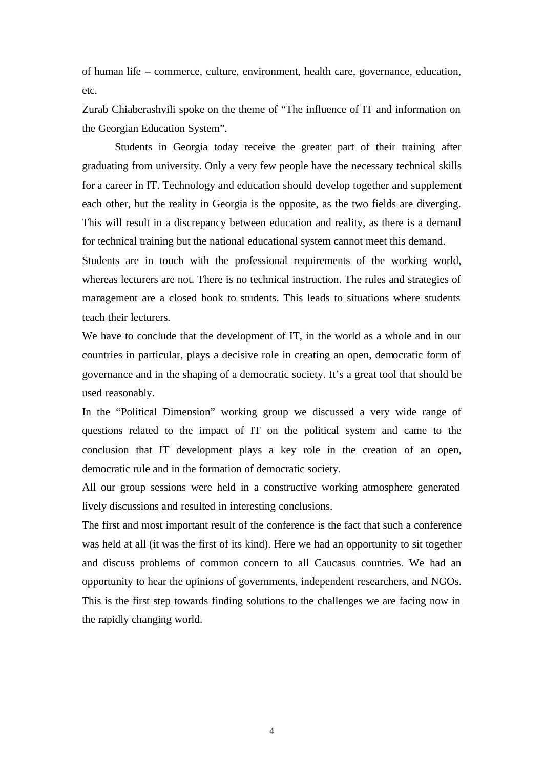of human life – commerce, culture, environment, health care, governance, education, etc.

Zurab Chiaberashvili spoke on the theme of "The influence of IT and information on the Georgian Education System".

Students in Georgia today receive the greater part of their training after graduating from university. Only a very few people have the necessary technical skills for a career in IT. Technology and education should develop together and supplement each other, but the reality in Georgia is the opposite, as the two fields are diverging. This will result in a discrepancy between education and reality, as there is a demand for technical training but the national educational system cannot meet this demand.

Students are in touch with the professional requirements of the working world, whereas lecturers are not. There is no technical instruction. The rules and strategies of management are a closed book to students. This leads to situations where students teach their lecturers.

We have to conclude that the development of IT, in the world as a whole and in our countries in particular, plays a decisive role in creating an open, democratic form of governance and in the shaping of a democratic society. It's a great tool that should be used reasonably.

In the "Political Dimension" working group we discussed a very wide range of questions related to the impact of IT on the political system and came to the conclusion that IT development plays a key role in the creation of an open, democratic rule and in the formation of democratic society.

All our group sessions were held in a constructive working atmosphere generated lively discussions and resulted in interesting conclusions.

The first and most important result of the conference is the fact that such a conference was held at all (it was the first of its kind). Here we had an opportunity to sit together and discuss problems of common concern to all Caucasus countries. We had an opportunity to hear the opinions of governments, independent researchers, and NGOs. This is the first step towards finding solutions to the challenges we are facing now in the rapidly changing world.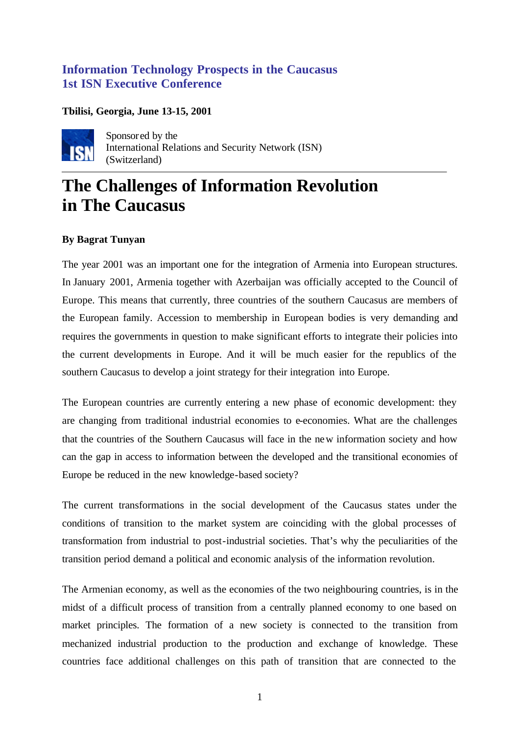**Information Technology Prospects in the Caucasus**
**1st ISN Executive Conference**

**Tbilisi, Georgia, June 13-15, 2001**

Sponsored by the
International Relations and Security Network (ISN)
(Switzerland)

---

# The Challenges of Information Revolution in The Caucasus

**By Bagrat Tunyan**

The year 2001 was an important one for the integration of Armenia into European structures. In January 2001, Armenia together with Azerbaijan was officially accepted to the Council of Europe. This means that currently, three countries of the southern Caucasus are members of the European family. Accession to membership in European bodies is very demanding and requires the governments in question to make significant efforts to integrate their policies into the current developments in Europe. And it will be much easier for the republics of the southern Caucasus to develop a joint strategy for their integration into Europe.

The European countries are currently entering a new phase of economic development: they are changing from traditional industrial economies to e-economies. What are the challenges that the countries of the Southern Caucasus will face in the new information society and how can the gap in access to information between the developed and the transitional economies of Europe be reduced in the new knowledge-based society?

The current transformations in the social development of the Caucasus states under the conditions of transition to the market system are coinciding with the global processes of transformation from industrial to post-industrial societies. That's why the peculiarities of the transition period demand a political and economic analysis of the information revolution.

The Armenian economy, as well as the economies of the two neighbouring countries, is in the midst of a difficult process of transition from a centrally planned economy to one based on market principles. The formation of a new society is connected to the transition from mechanized industrial production to the production and exchange of knowledge. These countries face additional challenges on this path of transition that are connected to the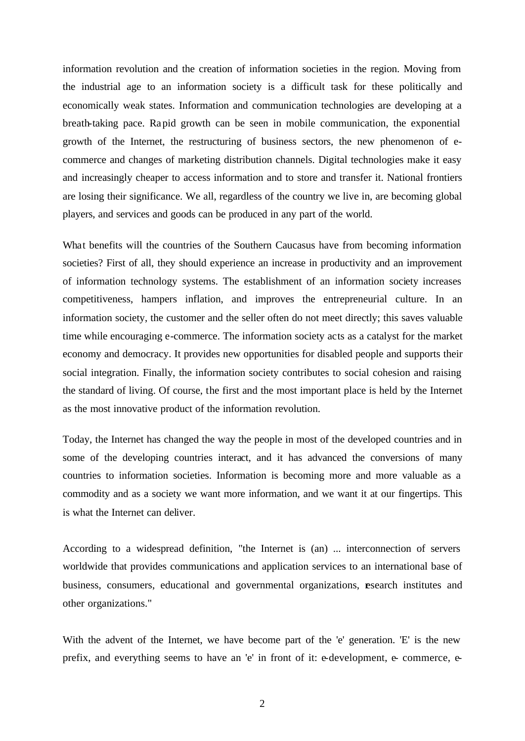information revolution and the creation of information societies in the region. Moving from the industrial age to an information society is a difficult task for these politically and economically weak states. Information and communication technologies are developing at a breath-taking pace. Rapid growth can be seen in mobile communication, the exponential growth of the Internet, the restructuring of business sectors, the new phenomenon of e-commerce and changes of marketing distribution channels. Digital technologies make it easy and increasingly cheaper to access information and to store and transfer it. National frontiers are losing their significance. We all, regardless of the country we live in, are becoming global players, and services and goods can be produced in any part of the world.

What benefits will the countries of the Southern Caucasus have from becoming information societies? First of all, they should experience an increase in productivity and an improvement of information technology systems. The establishment of an information society increases competitiveness, hampers inflation, and improves the entrepreneurial culture. In an information society, the customer and the seller often do not meet directly; this saves valuable time while encouraging e-commerce. The information society acts as a catalyst for the market economy and democracy. It provides new opportunities for disabled people and supports their social integration. Finally, the information society contributes to social cohesion and raising the standard of living. Of course, the first and the most important place is held by the Internet as the most innovative product of the information revolution.

Today, the Internet has changed the way the people in most of the developed countries and in some of the developing countries interact, and it has advanced the conversions of many countries to information societies. Information is becoming more and more valuable as a commodity and as a society we want more information, and we want it at our fingertips. This is what the Internet can deliver.

According to a widespread definition, "the Internet is (an) ... interconnection of servers worldwide that provides communications and application services to an international base of business, consumers, educational and governmental organizations, research institutes and other organizations."

With the advent of the Internet, we have become part of the 'e' generation. 'E' is the new prefix, and everything seems to have an 'e' in front of it: e-development, e- commerce, e-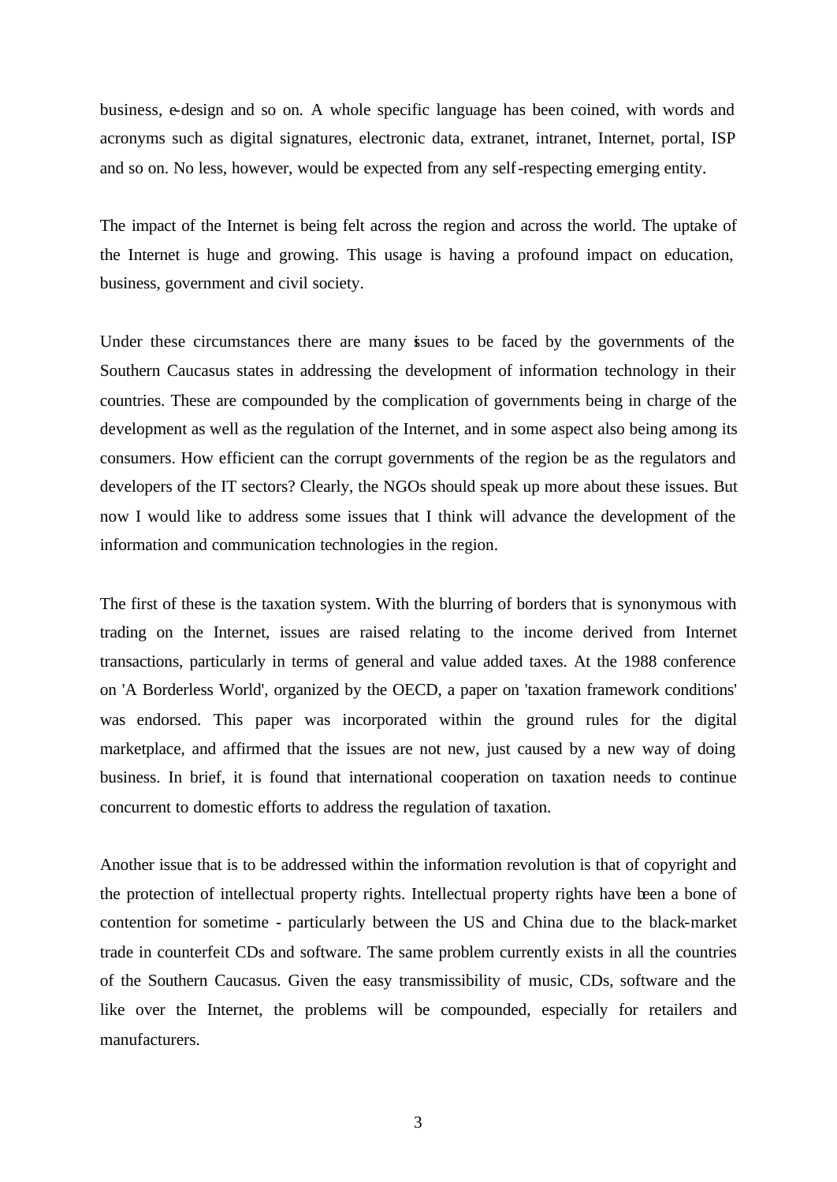business, e-design and so on. A whole specific language has been coined, with words and acronyms such as digital signatures, electronic data, extranet, intranet, Internet, portal, ISP and so on. No less, however, would be expected from any self-respecting emerging entity.

The impact of the Internet is being felt across the region and across the world. The uptake of the Internet is huge and growing. This usage is having a profound impact on education, business, government and civil society.

Under these circumstances there are many issues to be faced by the governments of the Southern Caucasus states in addressing the development of information technology in their countries. These are compounded by the complication of governments being in charge of the development as well as the regulation of the Internet, and in some aspect also being among its consumers. How efficient can the corrupt governments of the region be as the regulators and developers of the IT sectors? Clearly, the NGOs should speak up more about these issues. But now I would like to address some issues that I think will advance the development of the information and communication technologies in the region.

The first of these is the taxation system. With the blurring of borders that is synonymous with trading on the Internet, issues are raised relating to the income derived from Internet transactions, particularly in terms of general and value added taxes. At the 1988 conference on 'A Borderless World', organized by the OECD, a paper on 'taxation framework conditions' was endorsed. This paper was incorporated within the ground rules for the digital marketplace, and affirmed that the issues are not new, just caused by a new way of doing business. In brief, it is found that international cooperation on taxation needs to continue concurrent to domestic efforts to address the regulation of taxation.

Another issue that is to be addressed within the information revolution is that of copyright and the protection of intellectual property rights. Intellectual property rights have been a bone of contention for sometime - particularly between the US and China due to the black-market trade in counterfeit CDs and software. The same problem currently exists in all the countries of the Southern Caucasus. Given the easy transmissibility of music, CDs, software and the like over the Internet, the problems will be compounded, especially for retailers and manufacturers.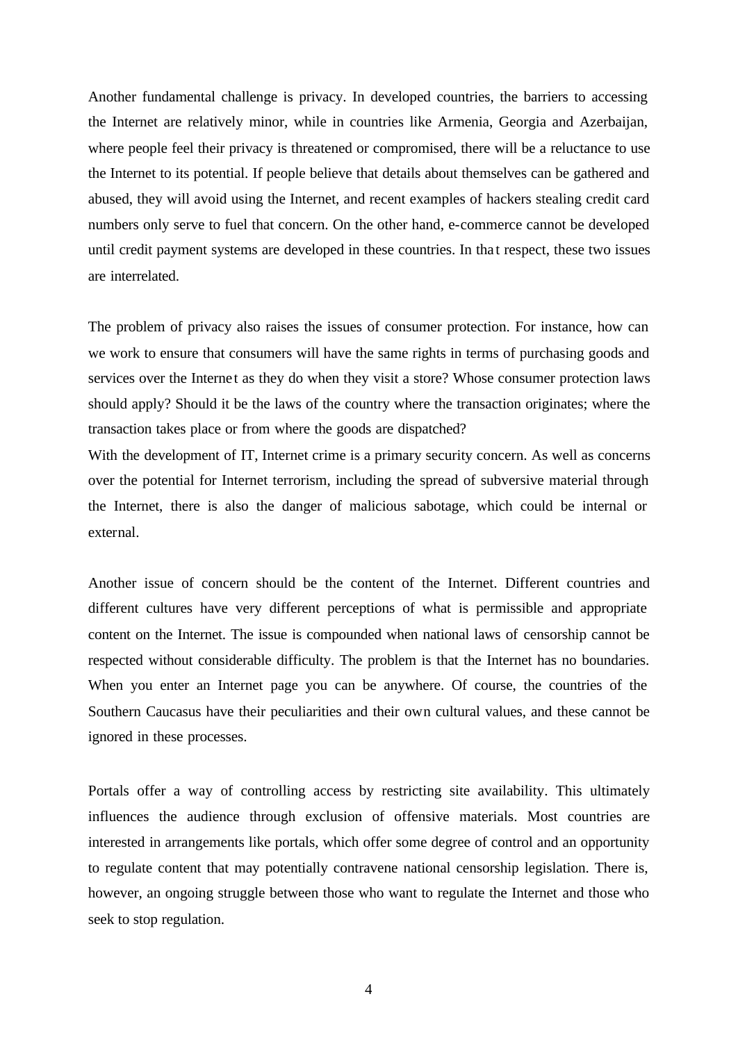Another fundamental challenge is privacy. In developed countries, the barriers to accessing the Internet are relatively minor, while in countries like Armenia, Georgia and Azerbaijan, where people feel their privacy is threatened or compromised, there will be a reluctance to use the Internet to its potential. If people believe that details about themselves can be gathered and abused, they will avoid using the Internet, and recent examples of hackers stealing credit card numbers only serve to fuel that concern. On the other hand, e-commerce cannot be developed until credit payment systems are developed in these countries. In that respect, these two issues are interrelated.

The problem of privacy also raises the issues of consumer protection. For instance, how can we work to ensure that consumers will have the same rights in terms of purchasing goods and services over the Internet as they do when they visit a store? Whose consumer protection laws should apply? Should it be the laws of the country where the transaction originates; where the transaction takes place or from where the goods are dispatched?

With the development of IT, Internet crime is a primary security concern. As well as concerns over the potential for Internet terrorism, including the spread of subversive material through the Internet, there is also the danger of malicious sabotage, which could be internal or external.

Another issue of concern should be the content of the Internet. Different countries and different cultures have very different perceptions of what is permissible and appropriate content on the Internet. The issue is compounded when national laws of censorship cannot be respected without considerable difficulty. The problem is that the Internet has no boundaries. When you enter an Internet page you can be anywhere. Of course, the countries of the Southern Caucasus have their peculiarities and their own cultural values, and these cannot be ignored in these processes.

Portals offer a way of controlling access by restricting site availability. This ultimately influences the audience through exclusion of offensive materials. Most countries are interested in arrangements like portals, which offer some degree of control and an opportunity to regulate content that may potentially contravene national censorship legislation. There is, however, an ongoing struggle between those who want to regulate the Internet and those who seek to stop regulation.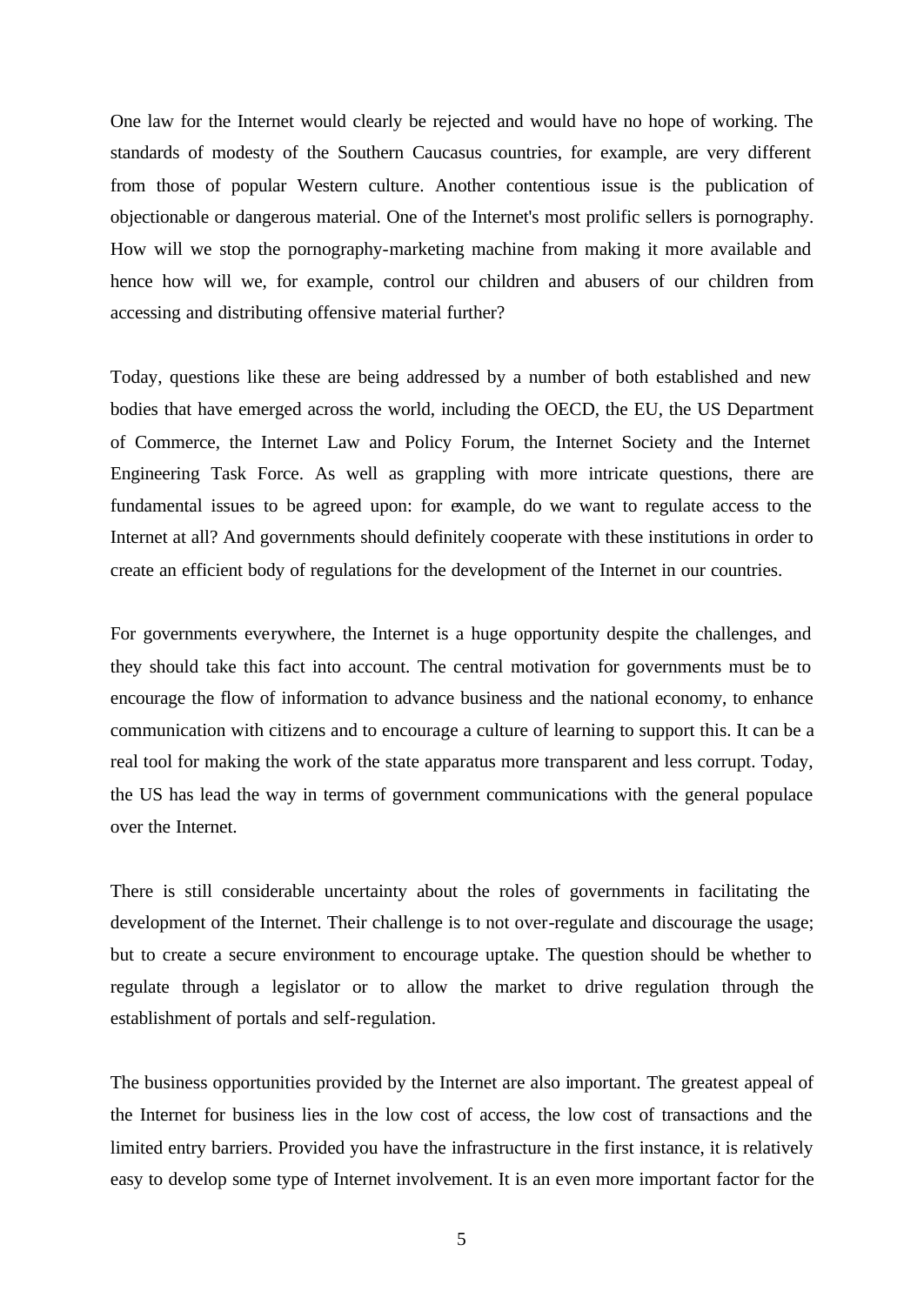One law for the Internet would clearly be rejected and would have no hope of working. The standards of modesty of the Southern Caucasus countries, for example, are very different from those of popular Western culture. Another contentious issue is the publication of objectionable or dangerous material. One of the Internet's most prolific sellers is pornography. How will we stop the pornography-marketing machine from making it more available and hence how will we, for example, control our children and abusers of our children from accessing and distributing offensive material further?

Today, questions like these are being addressed by a number of both established and new bodies that have emerged across the world, including the OECD, the EU, the US Department of Commerce, the Internet Law and Policy Forum, the Internet Society and the Internet Engineering Task Force. As well as grappling with more intricate questions, there are fundamental issues to be agreed upon: for example, do we want to regulate access to the Internet at all? And governments should definitely cooperate with these institutions in order to create an efficient body of regulations for the development of the Internet in our countries.

For governments everywhere, the Internet is a huge opportunity despite the challenges, and they should take this fact into account. The central motivation for governments must be to encourage the flow of information to advance business and the national economy, to enhance communication with citizens and to encourage a culture of learning to support this. It can be a real tool for making the work of the state apparatus more transparent and less corrupt. Today, the US has lead the way in terms of government communications with the general populace over the Internet.

There is still considerable uncertainty about the roles of governments in facilitating the development of the Internet. Their challenge is to not over-regulate and discourage the usage; but to create a secure environment to encourage uptake. The question should be whether to regulate through a legislator or to allow the market to drive regulation through the establishment of portals and self-regulation.

The business opportunities provided by the Internet are also important. The greatest appeal of the Internet for business lies in the low cost of access, the low cost of transactions and the limited entry barriers. Provided you have the infrastructure in the first instance, it is relatively easy to develop some type of Internet involvement. It is an even more important factor for the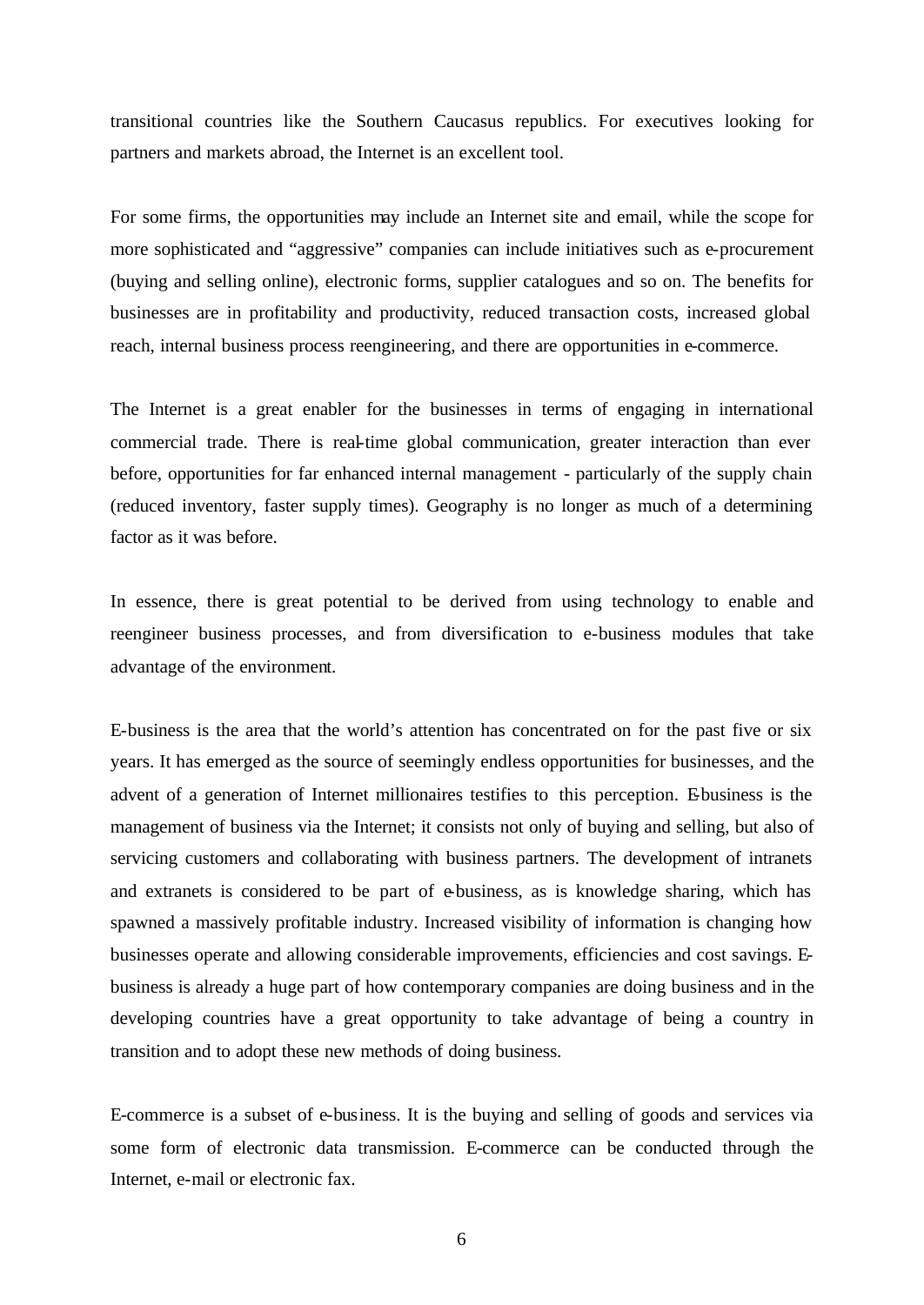transitional countries like the Southern Caucasus republics. For executives looking for partners and markets abroad, the Internet is an excellent tool.

For some firms, the opportunities may include an Internet site and email, while the scope for more sophisticated and "aggressive" companies can include initiatives such as e-procurement (buying and selling online), electronic forms, supplier catalogues and so on. The benefits for businesses are in profitability and productivity, reduced transaction costs, increased global reach, internal business process reengineering, and there are opportunities in e-commerce.

The Internet is a great enabler for the businesses in terms of engaging in international commercial trade. There is real-time global communication, greater interaction than ever before, opportunities for far enhanced internal management - particularly of the supply chain (reduced inventory, faster supply times). Geography is no longer as much of a determining factor as it was before.

In essence, there is great potential to be derived from using technology to enable and reengineer business processes, and from diversification to e-business modules that take advantage of the environment.

E-business is the area that the world's attention has concentrated on for the past five or six years. It has emerged as the source of seemingly endless opportunities for businesses, and the advent of a generation of Internet millionaires testifies to this perception. E-business is the management of business via the Internet; it consists not only of buying and selling, but also of servicing customers and collaborating with business partners. The development of intranets and extranets is considered to be part of e-business, as is knowledge sharing, which has spawned a massively profitable industry. Increased visibility of information is changing how businesses operate and allowing considerable improvements, efficiencies and cost savings. E-business is already a huge part of how contemporary companies are doing business and in the developing countries have a great opportunity to take advantage of being a country in transition and to adopt these new methods of doing business.

E-commerce is a subset of e-business. It is the buying and selling of goods and services via some form of electronic data transmission. E-commerce can be conducted through the Internet, e-mail or electronic fax.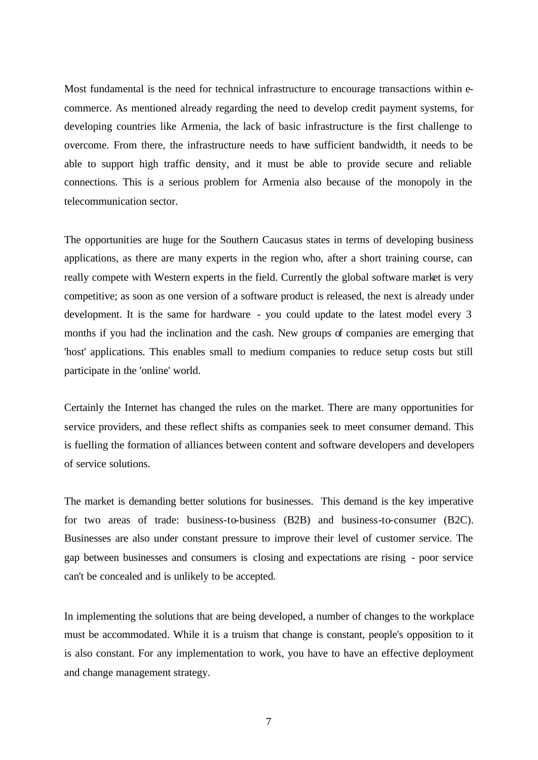Most fundamental is the need for technical infrastructure to encourage transactions within e-commerce. As mentioned already regarding the need to develop credit payment systems, for developing countries like Armenia, the lack of basic infrastructure is the first challenge to overcome. From there, the infrastructure needs to have sufficient bandwidth, it needs to be able to support high traffic density, and it must be able to provide secure and reliable connections. This is a serious problem for Armenia also because of the monopoly in the telecommunication sector.

The opportunities are huge for the Southern Caucasus states in terms of developing business applications, as there are many experts in the region who, after a short training course, can really compete with Western experts in the field. Currently the global software market is very competitive; as soon as one version of a software product is released, the next is already under development. It is the same for hardware - you could update to the latest model every 3 months if you had the inclination and the cash. New groups of companies are emerging that 'host' applications. This enables small to medium companies to reduce setup costs but still participate in the 'online' world.

Certainly the Internet has changed the rules on the market. There are many opportunities for service providers, and these reflect shifts as companies seek to meet consumer demand. This is fuelling the formation of alliances between content and software developers and developers of service solutions.

The market is demanding better solutions for businesses. This demand is the key imperative for two areas of trade: business-to-business (B2B) and business-to-consumer (B2C). Businesses are also under constant pressure to improve their level of customer service. The gap between businesses and consumers is closing and expectations are rising - poor service can't be concealed and is unlikely to be accepted.

In implementing the solutions that are being developed, a number of changes to the workplace must be accommodated. While it is a truism that change is constant, people's opposition to it is also constant. For any implementation to work, you have to have an effective deployment and change management strategy.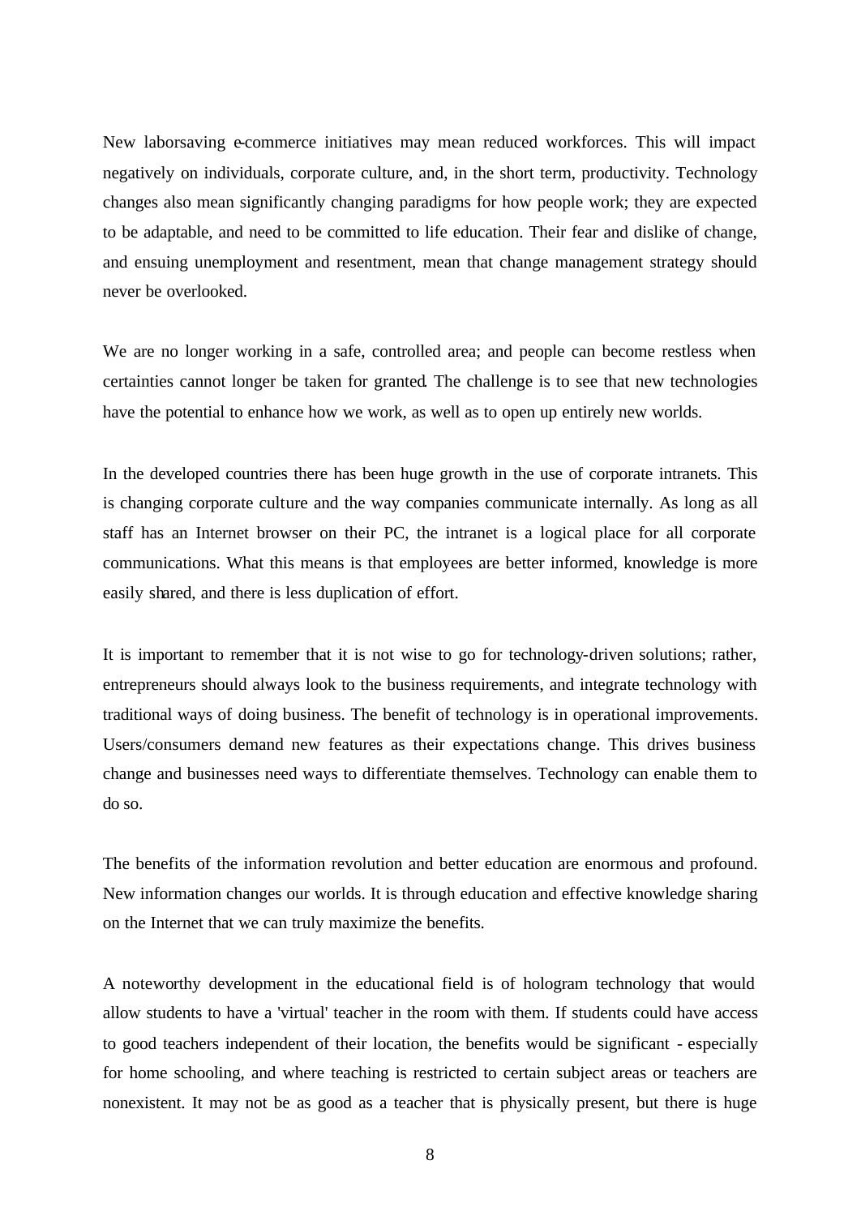New laborsaving e-commerce initiatives may mean reduced workforces. This will impact negatively on individuals, corporate culture, and, in the short term, productivity. Technology changes also mean significantly changing paradigms for how people work; they are expected to be adaptable, and need to be committed to life education. Their fear and dislike of change, and ensuing unemployment and resentment, mean that change management strategy should never be overlooked.

We are no longer working in a safe, controlled area; and people can become restless when certainties cannot longer be taken for granted. The challenge is to see that new technologies have the potential to enhance how we work, as well as to open up entirely new worlds.

In the developed countries there has been huge growth in the use of corporate intranets. This is changing corporate culture and the way companies communicate internally. As long as all staff has an Internet browser on their PC, the intranet is a logical place for all corporate communications. What this means is that employees are better informed, knowledge is more easily shared, and there is less duplication of effort.

It is important to remember that it is not wise to go for technology-driven solutions; rather, entrepreneurs should always look to the business requirements, and integrate technology with traditional ways of doing business. The benefit of technology is in operational improvements. Users/consumers demand new features as their expectations change. This drives business change and businesses need ways to differentiate themselves. Technology can enable them to do so.

The benefits of the information revolution and better education are enormous and profound. New information changes our worlds. It is through education and effective knowledge sharing on the Internet that we can truly maximize the benefits.

A noteworthy development in the educational field is of hologram technology that would allow students to have a 'virtual' teacher in the room with them. If students could have access to good teachers independent of their location, the benefits would be significant - especially for home schooling, and where teaching is restricted to certain subject areas or teachers are nonexistent. It may not be as good as a teacher that is physically present, but there is huge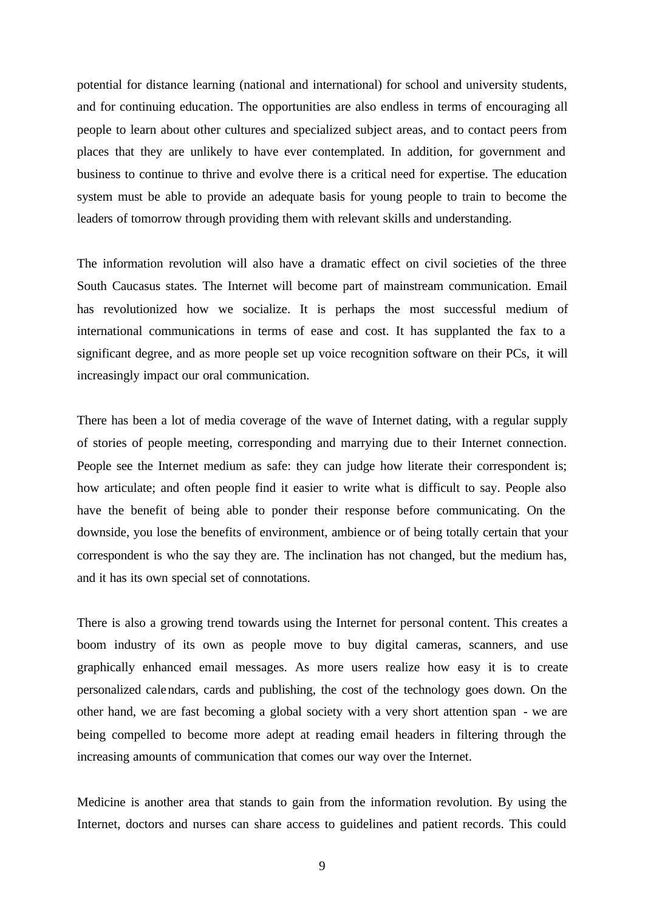potential for distance learning (national and international) for school and university students, and for continuing education. The opportunities are also endless in terms of encouraging all people to learn about other cultures and specialized subject areas, and to contact peers from places that they are unlikely to have ever contemplated. In addition, for government and business to continue to thrive and evolve there is a critical need for expertise. The education system must be able to provide an adequate basis for young people to train to become the leaders of tomorrow through providing them with relevant skills and understanding.

The information revolution will also have a dramatic effect on civil societies of the three South Caucasus states. The Internet will become part of mainstream communication. Email has revolutionized how we socialize. It is perhaps the most successful medium of international communications in terms of ease and cost. It has supplanted the fax to a significant degree, and as more people set up voice recognition software on their PCs, it will increasingly impact our oral communication.

There has been a lot of media coverage of the wave of Internet dating, with a regular supply of stories of people meeting, corresponding and marrying due to their Internet connection. People see the Internet medium as safe: they can judge how literate their correspondent is; how articulate; and often people find it easier to write what is difficult to say. People also have the benefit of being able to ponder their response before communicating. On the downside, you lose the benefits of environment, ambience or of being totally certain that your correspondent is who the say they are. The inclination has not changed, but the medium has, and it has its own special set of connotations.

There is also a growing trend towards using the Internet for personal content. This creates a boom industry of its own as people move to buy digital cameras, scanners, and use graphically enhanced email messages. As more users realize how easy it is to create personalized calendars, cards and publishing, the cost of the technology goes down. On the other hand, we are fast becoming a global society with a very short attention span - we are being compelled to become more adept at reading email headers in filtering through the increasing amounts of communication that comes our way over the Internet.

Medicine is another area that stands to gain from the information revolution. By using the Internet, doctors and nurses can share access to guidelines and patient records. This could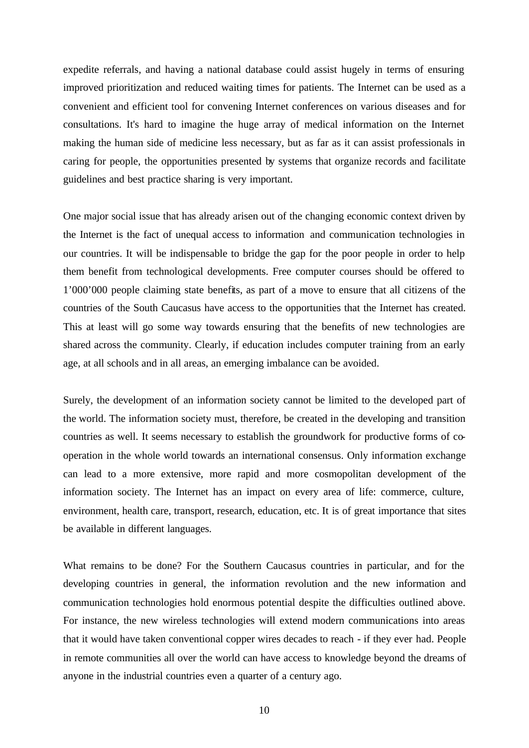expedite referrals, and having a national database could assist hugely in terms of ensuring improved prioritization and reduced waiting times for patients. The Internet can be used as a convenient and efficient tool for convening Internet conferences on various diseases and for consultations. It's hard to imagine the huge array of medical information on the Internet making the human side of medicine less necessary, but as far as it can assist professionals in caring for people, the opportunities presented by systems that organize records and facilitate guidelines and best practice sharing is very important.

One major social issue that has already arisen out of the changing economic context driven by the Internet is the fact of unequal access to information and communication technologies in our countries. It will be indispensable to bridge the gap for the poor people in order to help them benefit from technological developments. Free computer courses should be offered to 1'000'000 people claiming state benefits, as part of a move to ensure that all citizens of the countries of the South Caucasus have access to the opportunities that the Internet has created. This at least will go some way towards ensuring that the benefits of new technologies are shared across the community. Clearly, if education includes computer training from an early age, at all schools and in all areas, an emerging imbalance can be avoided.

Surely, the development of an information society cannot be limited to the developed part of the world. The information society must, therefore, be created in the developing and transition countries as well. It seems necessary to establish the groundwork for productive forms of co-operation in the whole world towards an international consensus. Only information exchange can lead to a more extensive, more rapid and more cosmopolitan development of the information society. The Internet has an impact on every area of life: commerce, culture, environment, health care, transport, research, education, etc. It is of great importance that sites be available in different languages.

What remains to be done? For the Southern Caucasus countries in particular, and for the developing countries in general, the information revolution and the new information and communication technologies hold enormous potential despite the difficulties outlined above. For instance, the new wireless technologies will extend modern communications into areas that it would have taken conventional copper wires decades to reach - if they ever had. People in remote communities all over the world can have access to knowledge beyond the dreams of anyone in the industrial countries even a quarter of a century ago.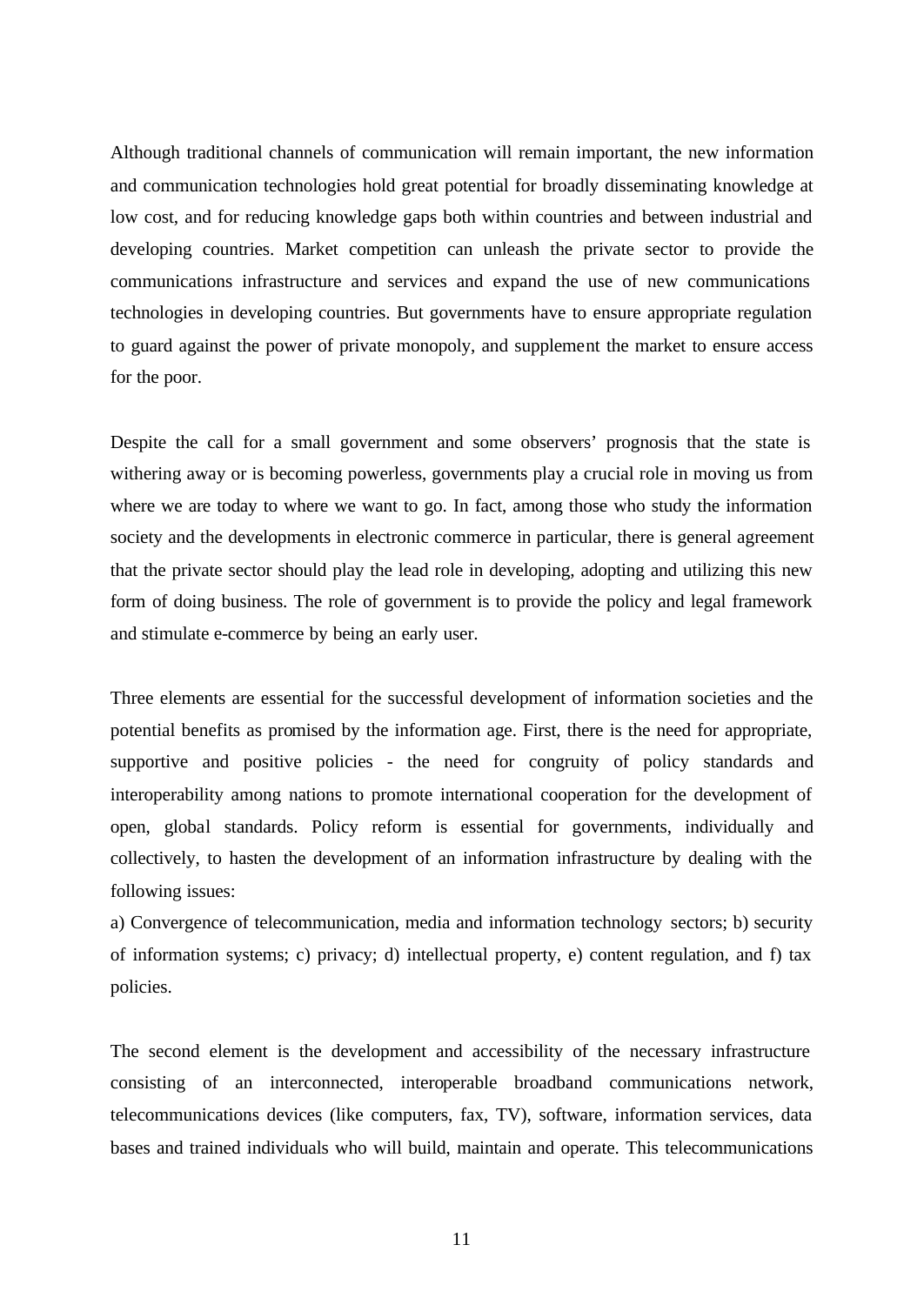Although traditional channels of communication will remain important, the new information and communication technologies hold great potential for broadly disseminating knowledge at low cost, and for reducing knowledge gaps both within countries and between industrial and developing countries. Market competition can unleash the private sector to provide the communications infrastructure and services and expand the use of new communications technologies in developing countries. But governments have to ensure appropriate regulation to guard against the power of private monopoly, and supplement the market to ensure access for the poor.

Despite the call for a small government and some observers' prognosis that the state is withering away or is becoming powerless, governments play a crucial role in moving us from where we are today to where we want to go. In fact, among those who study the information society and the developments in electronic commerce in particular, there is general agreement that the private sector should play the lead role in developing, adopting and utilizing this new form of doing business. The role of government is to provide the policy and legal framework and stimulate e-commerce by being an early user.

Three elements are essential for the successful development of information societies and the potential benefits as promised by the information age. First, there is the need for appropriate, supportive and positive policies - the need for congruity of policy standards and interoperability among nations to promote international cooperation for the development of open, global standards. Policy reform is essential for governments, individually and collectively, to hasten the development of an information infrastructure by dealing with the following issues:
a) Convergence of telecommunication, media and information technology sectors; b) security of information systems; c) privacy; d) intellectual property, e) content regulation, and f) tax policies.

The second element is the development and accessibility of the necessary infrastructure consisting of an interconnected, interoperable broadband communications network, telecommunications devices (like computers, fax, TV), software, information services, data bases and trained individuals who will build, maintain and operate. This telecommunications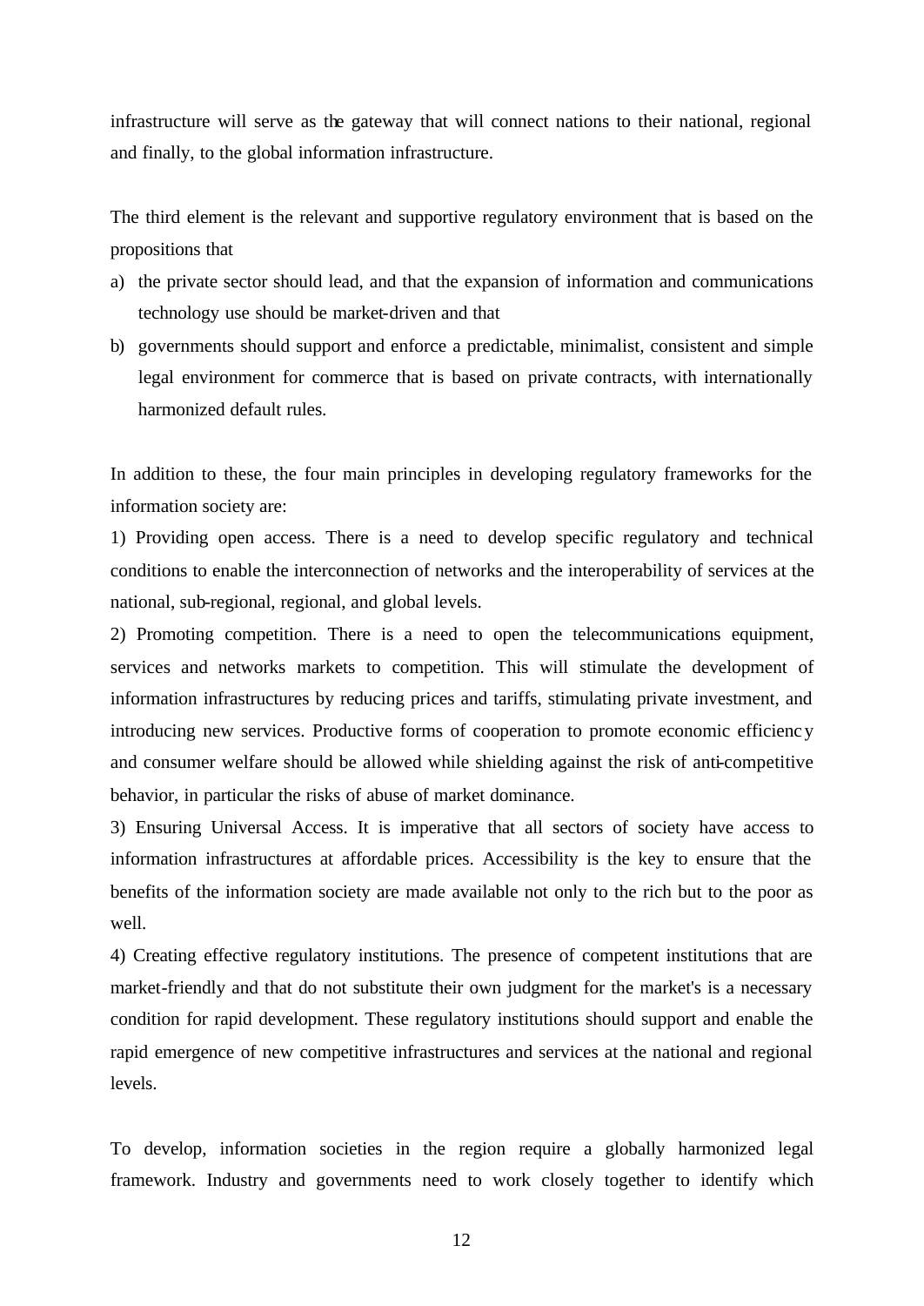infrastructure will serve as the gateway that will connect nations to their national, regional and finally, to the global information infrastructure.

The third element is the relevant and supportive regulatory environment that is based on the propositions that

a) the private sector should lead, and that the expansion of information and communications technology use should be market-driven and that
b) governments should support and enforce a predictable, minimalist, consistent and simple legal environment for commerce that is based on private contracts, with internationally harmonized default rules.

In addition to these, the four main principles in developing regulatory frameworks for the information society are:

1) Providing open access. There is a need to develop specific regulatory and technical conditions to enable the interconnection of networks and the interoperability of services at the national, sub-regional, regional, and global levels.

2) Promoting competition. There is a need to open the telecommunications equipment, services and networks markets to competition. This will stimulate the development of information infrastructures by reducing prices and tariffs, stimulating private investment, and introducing new services. Productive forms of cooperation to promote economic efficiency and consumer welfare should be allowed while shielding against the risk of anti-competitive behavior, in particular the risks of abuse of market dominance.

3) Ensuring Universal Access. It is imperative that all sectors of society have access to information infrastructures at affordable prices. Accessibility is the key to ensure that the benefits of the information society are made available not only to the rich but to the poor as well.

4) Creating effective regulatory institutions. The presence of competent institutions that are market-friendly and that do not substitute their own judgment for the market's is a necessary condition for rapid development. These regulatory institutions should support and enable the rapid emergence of new competitive infrastructures and services at the national and regional levels.

To develop, information societies in the region require a globally harmonized legal framework. Industry and governments need to work closely together to identify which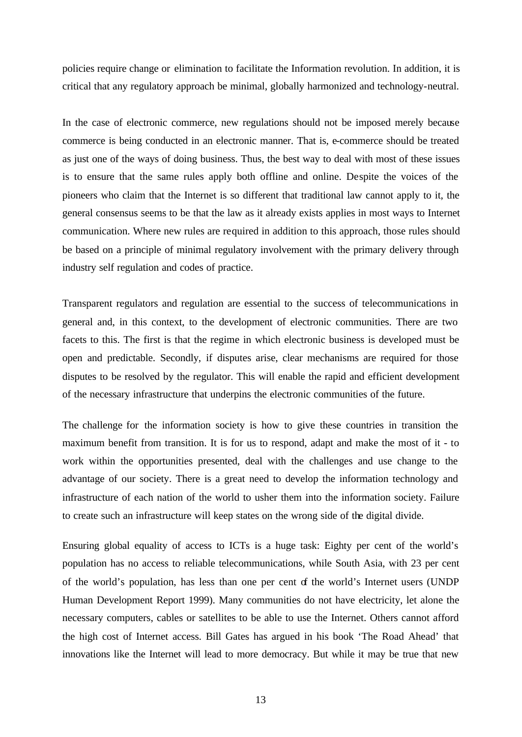policies require change or elimination to facilitate the Information revolution. In addition, it is critical that any regulatory approach be minimal, globally harmonized and technology-neutral.

In the case of electronic commerce, new regulations should not be imposed merely because commerce is being conducted in an electronic manner. That is, e-commerce should be treated as just one of the ways of doing business. Thus, the best way to deal with most of these issues is to ensure that the same rules apply both offline and online. Despite the voices of the pioneers who claim that the Internet is so different that traditional law cannot apply to it, the general consensus seems to be that the law as it already exists applies in most ways to Internet communication. Where new rules are required in addition to this approach, those rules should be based on a principle of minimal regulatory involvement with the primary delivery through industry self regulation and codes of practice.

Transparent regulators and regulation are essential to the success of telecommunications in general and, in this context, to the development of electronic communities. There are two facets to this. The first is that the regime in which electronic business is developed must be open and predictable. Secondly, if disputes arise, clear mechanisms are required for those disputes to be resolved by the regulator. This will enable the rapid and efficient development of the necessary infrastructure that underpins the electronic communities of the future.

The challenge for the information society is how to give these countries in transition the maximum benefit from transition. It is for us to respond, adapt and make the most of it - to work within the opportunities presented, deal with the challenges and use change to the advantage of our society. There is a great need to develop the information technology and infrastructure of each nation of the world to usher them into the information society. Failure to create such an infrastructure will keep states on the wrong side of the digital divide.

Ensuring global equality of access to ICTs is a huge task: Eighty per cent of the world's population has no access to reliable telecommunications, while South Asia, with 23 per cent of the world's population, has less than one per cent of the world's Internet users (UNDP Human Development Report 1999). Many communities do not have electricity, let alone the necessary computers, cables or satellites to be able to use the Internet. Others cannot afford the high cost of Internet access. Bill Gates has argued in his book 'The Road Ahead' that innovations like the Internet will lead to more democracy. But while it may be true that new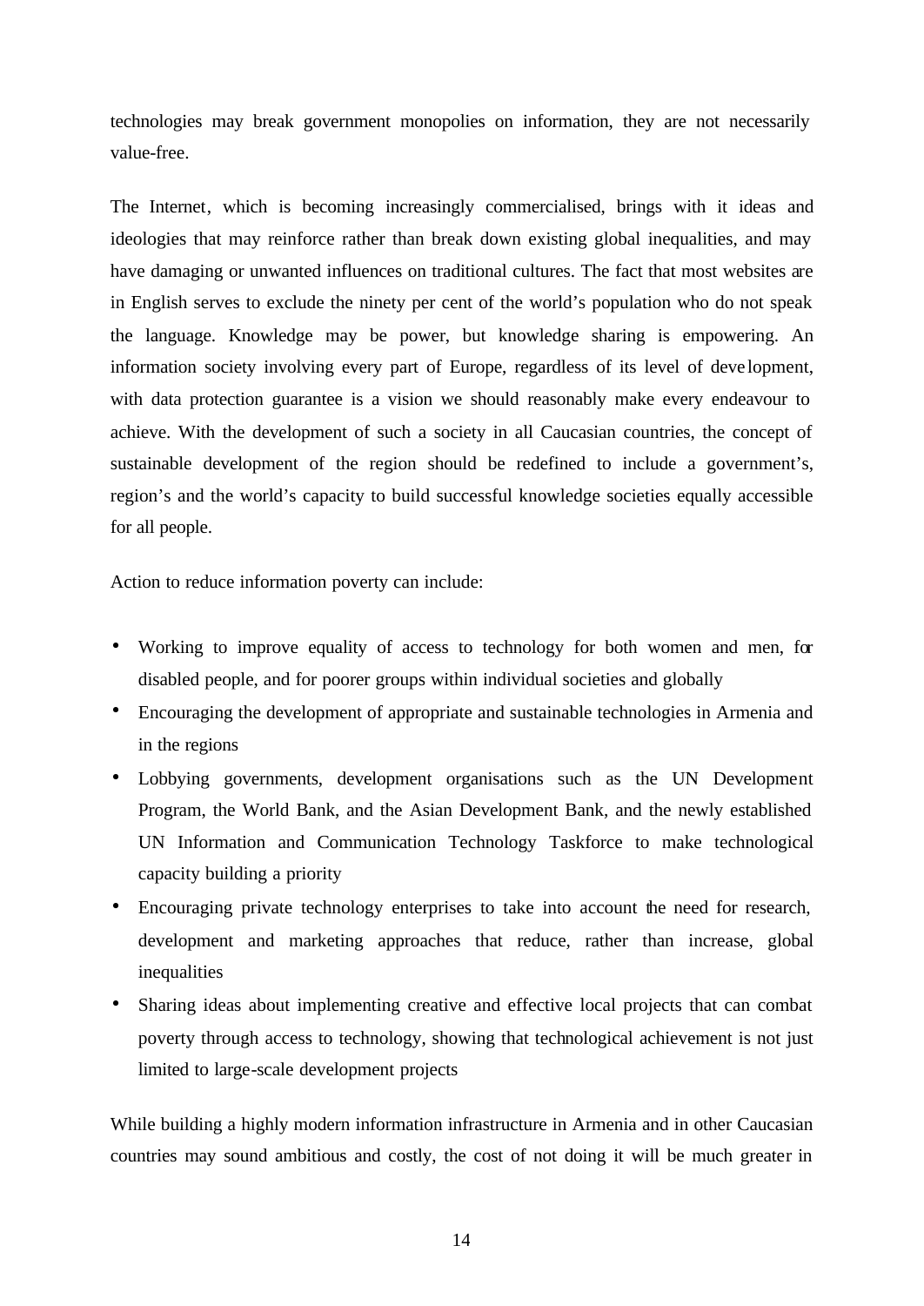technologies may break government monopolies on information, they are not necessarily value-free.

The Internet, which is becoming increasingly commercialised, brings with it ideas and ideologies that may reinforce rather than break down existing global inequalities, and may have damaging or unwanted influences on traditional cultures. The fact that most websites are in English serves to exclude the ninety per cent of the world's population who do not speak the language. Knowledge may be power, but knowledge sharing is empowering. An information society involving every part of Europe, regardless of its level of development, with data protection guarantee is a vision we should reasonably make every endeavour to achieve. With the development of such a society in all Caucasian countries, the concept of sustainable development of the region should be redefined to include a government's, region's and the world's capacity to build successful knowledge societies equally accessible for all people.

Action to reduce information poverty can include:

- Working to improve equality of access to technology for both women and men, for disabled people, and for poorer groups within individual societies and globally
- Encouraging the development of appropriate and sustainable technologies in Armenia and in the regions
- Lobbying governments, development organisations such as the UN Development Program, the World Bank, and the Asian Development Bank, and the newly established UN Information and Communication Technology Taskforce to make technological capacity building a priority
- Encouraging private technology enterprises to take into account the need for research, development and marketing approaches that reduce, rather than increase, global inequalities
- Sharing ideas about implementing creative and effective local projects that can combat poverty through access to technology, showing that technological achievement is not just limited to large-scale development projects

While building a highly modern information infrastructure in Armenia and in other Caucasian countries may sound ambitious and costly, the cost of not doing it will be much greater in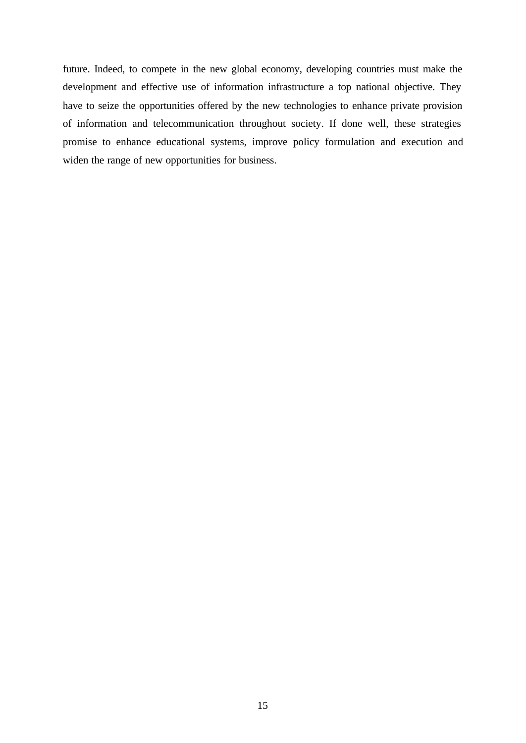future. Indeed, to compete in the new global economy, developing countries must make the development and effective use of information infrastructure a top national objective. They have to seize the opportunities offered by the new technologies to enhance private provision of information and telecommunication throughout society. If done well, these strategies promise to enhance educational systems, improve policy formulation and execution and widen the range of new opportunities for business.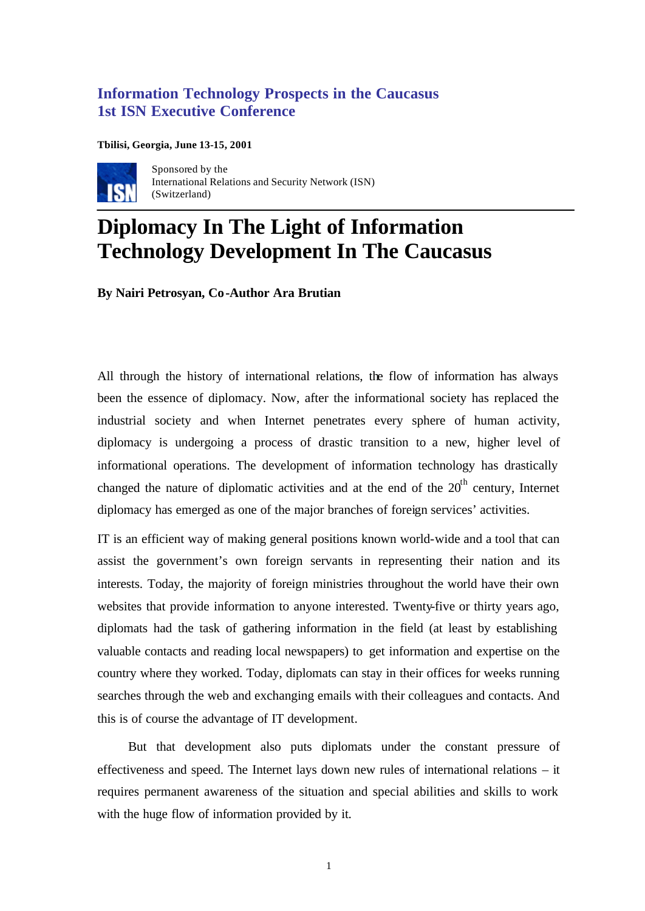## Information Technology Prospects in the Caucasus
## 1st ISN Executive Conference

**Tbilisi, Georgia, June 13-15, 2001**

Sponsored by the
International Relations and Security Network (ISN)
(Switzerland)

# Diplomacy In The Light of Information Technology Development In The Caucasus

**By Nairi Petrosyan, Co-Author Ara Brutian**

All through the history of international relations, the flow of information has always been the essence of diplomacy. Now, after the informational society has replaced the industrial society and when Internet penetrates every sphere of human activity, diplomacy is undergoing a process of drastic transition to a new, higher level of informational operations. The development of information technology has drastically changed the nature of diplomatic activities and at the end of the 20th century, Internet diplomacy has emerged as one of the major branches of foreign services' activities.

IT is an efficient way of making general positions known world-wide and a tool that can assist the government's own foreign servants in representing their nation and its interests. Today, the majority of foreign ministries throughout the world have their own websites that provide information to anyone interested. Twenty-five or thirty years ago, diplomats had the task of gathering information in the field (at least by establishing valuable contacts and reading local newspapers) to get information and expertise on the country where they worked. Today, diplomats can stay in their offices for weeks running searches through the web and exchanging emails with their colleagues and contacts. And this is of course the advantage of IT development.

But that development also puts diplomats under the constant pressure of effectiveness and speed. The Internet lays down new rules of international relations – it requires permanent awareness of the situation and special abilities and skills to work with the huge flow of information provided by it.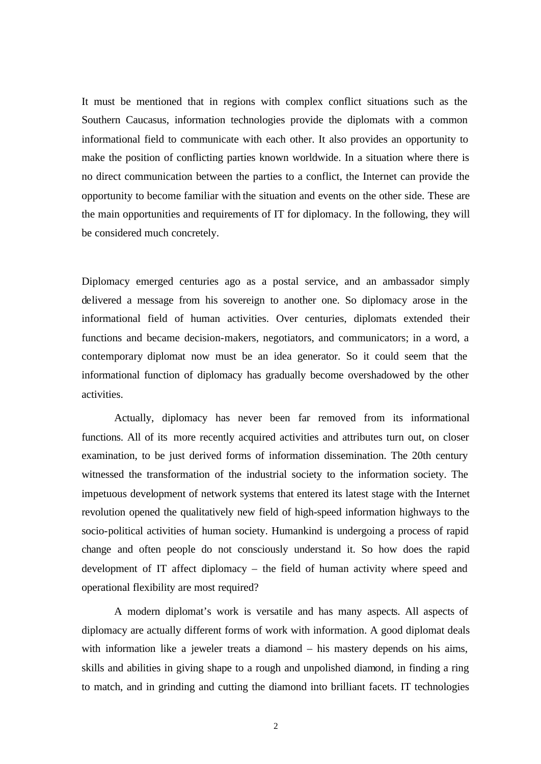It must be mentioned that in regions with complex conflict situations such as the Southern Caucasus, information technologies provide the diplomats with a common informational field to communicate with each other. It also provides an opportunity to make the position of conflicting parties known worldwide. In a situation where there is no direct communication between the parties to a conflict, the Internet can provide the opportunity to become familiar with the situation and events on the other side. These are the main opportunities and requirements of IT for diplomacy. In the following, they will be considered much concretely.

Diplomacy emerged centuries ago as a postal service, and an ambassador simply delivered a message from his sovereign to another one. So diplomacy arose in the informational field of human activities. Over centuries, diplomats extended their functions and became decision-makers, negotiators, and communicators; in a word, a contemporary diplomat now must be an idea generator. So it could seem that the informational function of diplomacy has gradually become overshadowed by the other activities.

Actually, diplomacy has never been far removed from its informational functions. All of its more recently acquired activities and attributes turn out, on closer examination, to be just derived forms of information dissemination. The 20th century witnessed the transformation of the industrial society to the information society. The impetuous development of network systems that entered its latest stage with the Internet revolution opened the qualitatively new field of high-speed information highways to the socio-political activities of human society. Humankind is undergoing a process of rapid change and often people do not consciously understand it. So how does the rapid development of IT affect diplomacy – the field of human activity where speed and operational flexibility are most required?

A modern diplomat's work is versatile and has many aspects. All aspects of diplomacy are actually different forms of work with information. A good diplomat deals with information like a jeweler treats a diamond – his mastery depends on his aims, skills and abilities in giving shape to a rough and unpolished diamond, in finding a ring to match, and in grinding and cutting the diamond into brilliant facets. IT technologies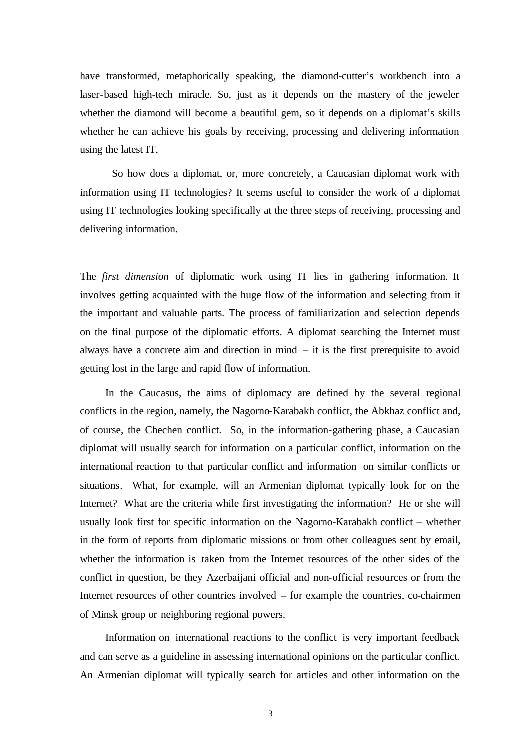have transformed, metaphorically speaking, the diamond-cutter's workbench into a laser-based high-tech miracle. So, just as it depends on the mastery of the jeweler whether the diamond will become a beautiful gem, so it depends on a diplomat's skills whether he can achieve his goals by receiving, processing and delivering information using the latest IT.

So how does a diplomat, or, more concretely, a Caucasian diplomat work with information using IT technologies? It seems useful to consider the work of a diplomat using IT technologies looking specifically at the three steps of receiving, processing and delivering information.

The *first dimension* of diplomatic work using IT lies in gathering information. It involves getting acquainted with the huge flow of the information and selecting from it the important and valuable parts. The process of familiarization and selection depends on the final purpose of the diplomatic efforts. A diplomat searching the Internet must always have a concrete aim and direction in mind – it is the first prerequisite to avoid getting lost in the large and rapid flow of information.

In the Caucasus, the aims of diplomacy are defined by the several regional conflicts in the region, namely, the Nagorno-Karabakh conflict, the Abkhaz conflict and, of course, the Chechen conflict. So, in the information-gathering phase, a Caucasian diplomat will usually search for information on a particular conflict, information on the international reaction to that particular conflict and information on similar conflicts or situations. What, for example, will an Armenian diplomat typically look for on the Internet? What are the criteria while first investigating the information? He or she will usually look first for specific information on the Nagorno-Karabakh conflict – whether in the form of reports from diplomatic missions or from other colleagues sent by email, whether the information is taken from the Internet resources of the other sides of the conflict in question, be they Azerbaijani official and non-official resources or from the Internet resources of other countries involved – for example the countries, co-chairmen of Minsk group or neighboring regional powers.

Information on international reactions to the conflict is very important feedback and can serve as a guideline in assessing international opinions on the particular conflict. An Armenian diplomat will typically search for articles and other information on the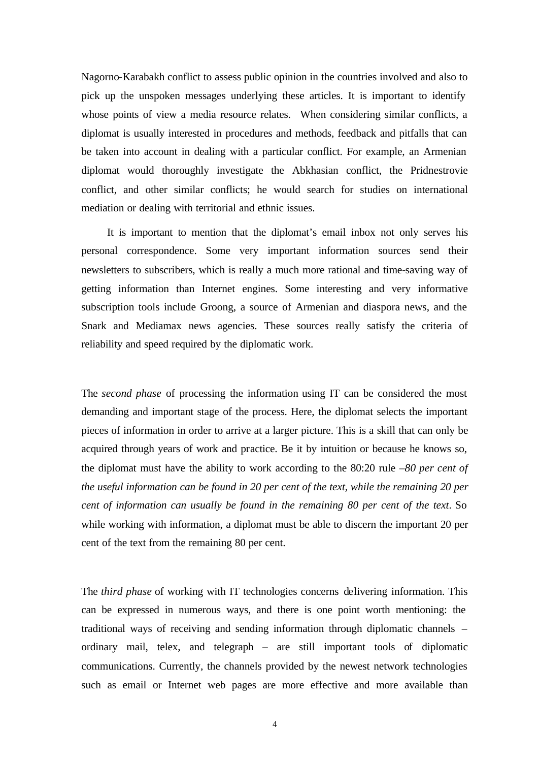Nagorno-Karabakh conflict to assess public opinion in the countries involved and also to pick up the unspoken messages underlying these articles. It is important to identify whose points of view a media resource relates. When considering similar conflicts, a diplomat is usually interested in procedures and methods, feedback and pitfalls that can be taken into account in dealing with a particular conflict. For example, an Armenian diplomat would thoroughly investigate the Abkhasian conflict, the Pridnestrovie conflict, and other similar conflicts; he would search for studies on international mediation or dealing with territorial and ethnic issues.

It is important to mention that the diplomat's email inbox not only serves his personal correspondence. Some very important information sources send their newsletters to subscribers, which is really a much more rational and time-saving way of getting information than Internet engines. Some interesting and very informative subscription tools include Groong, a source of Armenian and diaspora news, and the Snark and Mediamax news agencies. These sources really satisfy the criteria of reliability and speed required by the diplomatic work.

The *second phase* of processing the information using IT can be considered the most demanding and important stage of the process. Here, the diplomat selects the important pieces of information in order to arrive at a larger picture. This is a skill that can only be acquired through years of work and practice. Be it by intuition or because he knows so, the diplomat must have the ability to work according to the 80:20 rule –*80 per cent of the useful information can be found in 20 per cent of the text, while the remaining 20 per cent of information can usually be found in the remaining 80 per cent of the text*. So while working with information, a diplomat must be able to discern the important 20 per cent of the text from the remaining 80 per cent.

The *third phase* of working with IT technologies concerns delivering information. This can be expressed in numerous ways, and there is one point worth mentioning: the traditional ways of receiving and sending information through diplomatic channels – ordinary mail, telex, and telegraph – are still important tools of diplomatic communications. Currently, the channels provided by the newest network technologies such as email or Internet web pages are more effective and more available than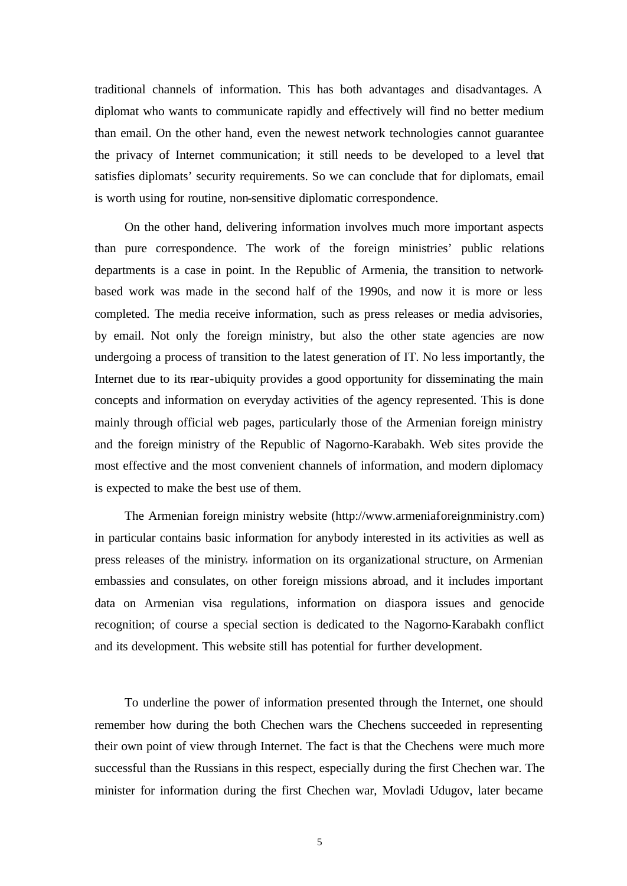traditional channels of information. This has both advantages and disadvantages. A diplomat who wants to communicate rapidly and effectively will find no better medium than email. On the other hand, even the newest network technologies cannot guarantee the privacy of Internet communication; it still needs to be developed to a level that satisfies diplomats' security requirements. So we can conclude that for diplomats, email is worth using for routine, non-sensitive diplomatic correspondence.

On the other hand, delivering information involves much more important aspects than pure correspondence. The work of the foreign ministries' public relations departments is a case in point. In the Republic of Armenia, the transition to network-based work was made in the second half of the 1990s, and now it is more or less completed. The media receive information, such as press releases or media advisories, by email. Not only the foreign ministry, but also the other state agencies are now undergoing a process of transition to the latest generation of IT. No less importantly, the Internet due to its near-ubiquity provides a good opportunity for disseminating the main concepts and information on everyday activities of the agency represented. This is done mainly through official web pages, particularly those of the Armenian foreign ministry and the foreign ministry of the Republic of Nagorno-Karabakh. Web sites provide the most effective and the most convenient channels of information, and modern diplomacy is expected to make the best use of them.

The Armenian foreign ministry website (http://www.armeniaforeignministry.com) in particular contains basic information for anybody interested in its activities as well as press releases of the ministry, information on its organizational structure, on Armenian embassies and consulates, on other foreign missions abroad, and it includes important data on Armenian visa regulations, information on diaspora issues and genocide recognition; of course a special section is dedicated to the Nagorno-Karabakh conflict and its development. This website still has potential for further development.

To underline the power of information presented through the Internet, one should remember how during the both Chechen wars the Chechens succeeded in representing their own point of view through Internet. The fact is that the Chechens were much more successful than the Russians in this respect, especially during the first Chechen war. The minister for information during the first Chechen war, Movladi Udugov, later became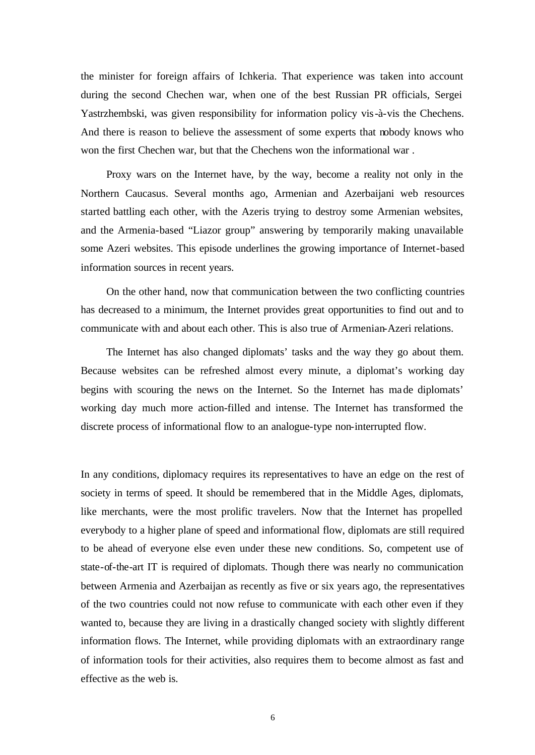the minister for foreign affairs of Ichkeria. That experience was taken into account during the second Chechen war, when one of the best Russian PR officials, Sergei Yastrzhembski, was given responsibility for information policy vis-à-vis the Chechens. And there is reason to believe the assessment of some experts that nobody knows who won the first Chechen war, but that the Chechens won the informational war .

Proxy wars on the Internet have, by the way, become a reality not only in the Northern Caucasus. Several months ago, Armenian and Azerbaijani web resources started battling each other, with the Azeris trying to destroy some Armenian websites, and the Armenia-based "Liazor group" answering by temporarily making unavailable some Azeri websites. This episode underlines the growing importance of Internet-based information sources in recent years.

On the other hand, now that communication between the two conflicting countries has decreased to a minimum, the Internet provides great opportunities to find out and to communicate with and about each other. This is also true of Armenian-Azeri relations.

The Internet has also changed diplomats' tasks and the way they go about them. Because websites can be refreshed almost every minute, a diplomat's working day begins with scouring the news on the Internet. So the Internet has made diplomats' working day much more action-filled and intense. The Internet has transformed the discrete process of informational flow to an analogue-type non-interrupted flow.

In any conditions, diplomacy requires its representatives to have an edge on the rest of society in terms of speed. It should be remembered that in the Middle Ages, diplomats, like merchants, were the most prolific travelers. Now that the Internet has propelled everybody to a higher plane of speed and informational flow, diplomats are still required to be ahead of everyone else even under these new conditions. So, competent use of state-of-the-art IT is required of diplomats. Though there was nearly no communication between Armenia and Azerbaijan as recently as five or six years ago, the representatives of the two countries could not now refuse to communicate with each other even if they wanted to, because they are living in a drastically changed society with slightly different information flows. The Internet, while providing diplomats with an extraordinary range of information tools for their activities, also requires them to become almost as fast and effective as the web is.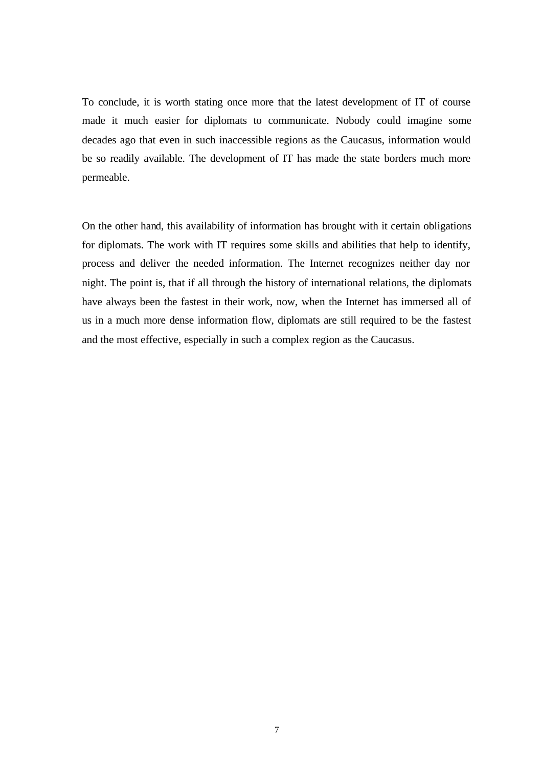To conclude, it is worth stating once more that the latest development of IT of course made it much easier for diplomats to communicate. Nobody could imagine some decades ago that even in such inaccessible regions as the Caucasus, information would be so readily available. The development of IT has made the state borders much more permeable.

On the other hand, this availability of information has brought with it certain obligations for diplomats. The work with IT requires some skills and abilities that help to identify, process and deliver the needed information. The Internet recognizes neither day nor night. The point is, that if all through the history of international relations, the diplomats have always been the fastest in their work, now, when the Internet has immersed all of us in a much more dense information flow, diplomats are still required to be the fastest and the most effective, especially in such a complex region as the Caucasus.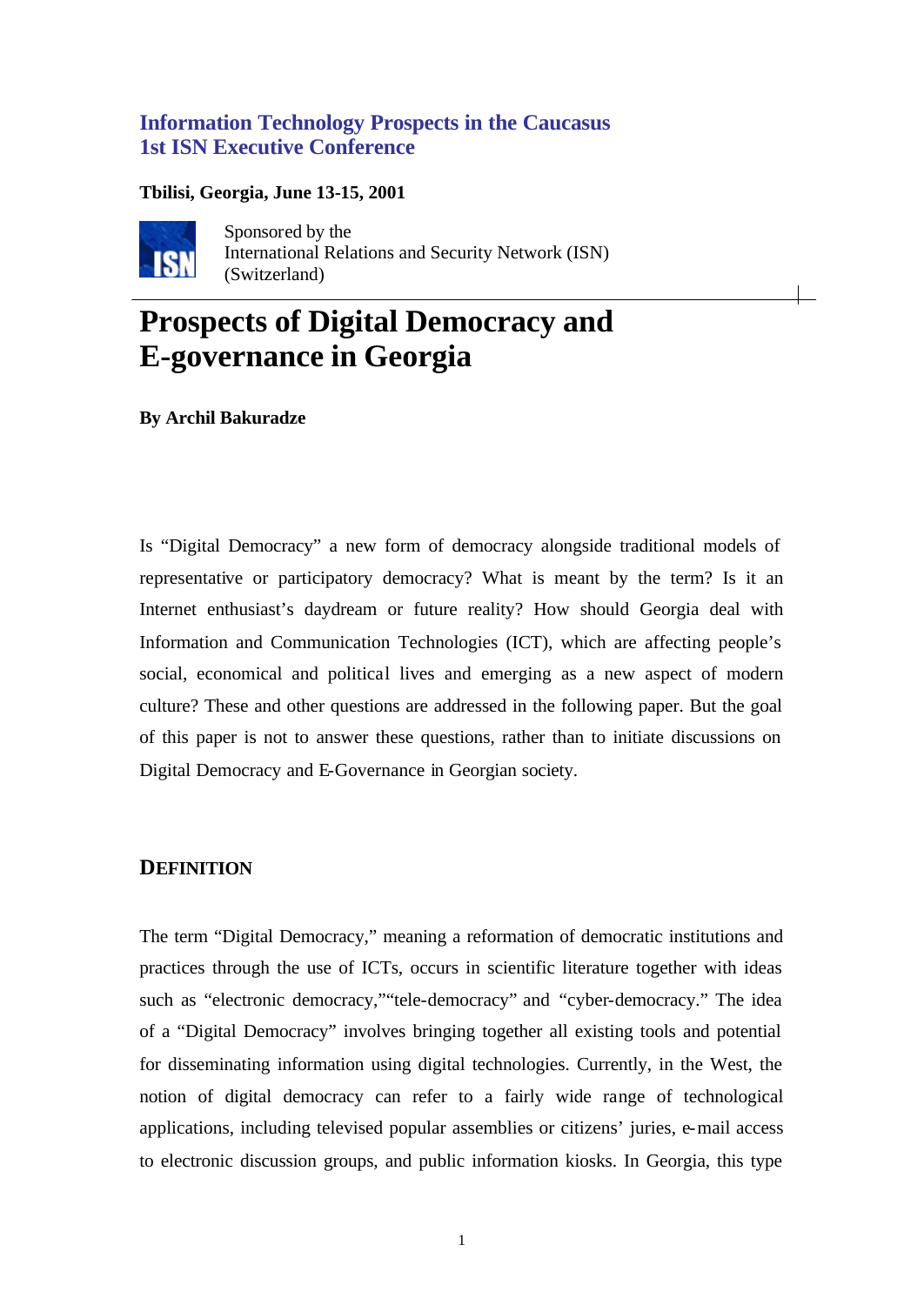**Information Technology Prospects in the Caucasus**
**1st ISN Executive Conference**

**Tbilisi, Georgia, June 13-15, 2001**

Sponsored by the
International Relations and Security Network (ISN)
(Switzerland)

# Prospects of Digital Democracy and E-governance in Georgia

**By Archil Bakuradze**

Is "Digital Democracy" a new form of democracy alongside traditional models of representative or participatory democracy? What is meant by the term? Is it an Internet enthusiast's daydream or future reality? How should Georgia deal with Information and Communication Technologies (ICT), which are affecting people's social, economical and political lives and emerging as a new aspect of modern culture? These and other questions are addressed in the following paper. But the goal of this paper is not to answer these questions, rather than to initiate discussions on Digital Democracy and E-Governance in Georgian society.

## DEFINITION

The term "Digital Democracy," meaning a reformation of democratic institutions and practices through the use of ICTs, occurs in scientific literature together with ideas such as "electronic democracy,""tele-democracy" and "cyber-democracy." The idea of a "Digital Democracy" involves bringing together all existing tools and potential for disseminating information using digital technologies. Currently, in the West, the notion of digital democracy can refer to a fairly wide range of technological applications, including televised popular assemblies or citizens' juries, e-mail access to electronic discussion groups, and public information kiosks. In Georgia, this type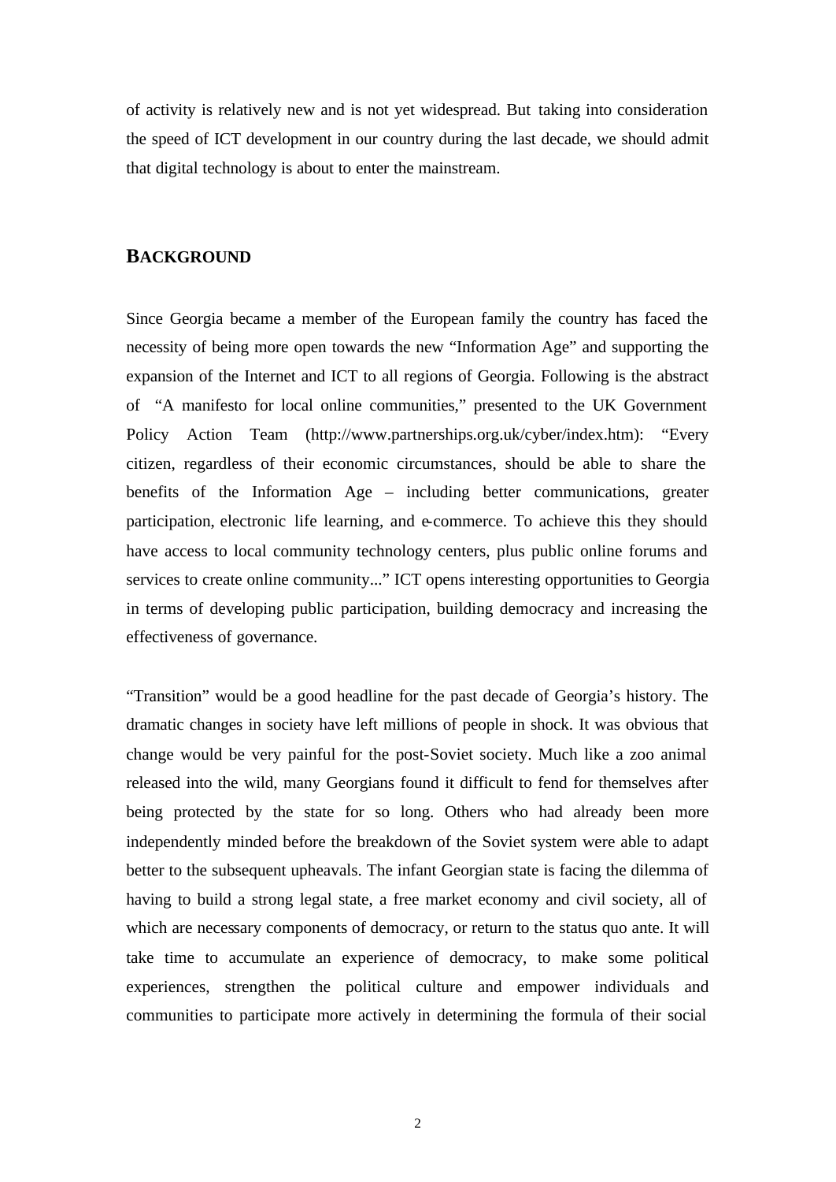of activity is relatively new and is not yet widespread. But taking into consideration the speed of ICT development in our country during the last decade, we should admit that digital technology is about to enter the mainstream.

## BACKGROUND

Since Georgia became a member of the European family the country has faced the necessity of being more open towards the new "Information Age" and supporting the expansion of the Internet and ICT to all regions of Georgia. Following is the abstract of "A manifesto for local online communities," presented to the UK Government Policy Action Team (http://www.partnerships.org.uk/cyber/index.htm): "Every citizen, regardless of their economic circumstances, should be able to share the benefits of the Information Age – including better communications, greater participation, electronic life learning, and e-commerce. To achieve this they should have access to local community technology centers, plus public online forums and services to create online community..." ICT opens interesting opportunities to Georgia in terms of developing public participation, building democracy and increasing the effectiveness of governance.

"Transition" would be a good headline for the past decade of Georgia's history. The dramatic changes in society have left millions of people in shock. It was obvious that change would be very painful for the post-Soviet society. Much like a zoo animal released into the wild, many Georgians found it difficult to fend for themselves after being protected by the state for so long. Others who had already been more independently minded before the breakdown of the Soviet system were able to adapt better to the subsequent upheavals. The infant Georgian state is facing the dilemma of having to build a strong legal state, a free market economy and civil society, all of which are necessary components of democracy, or return to the status quo ante. It will take time to accumulate an experience of democracy, to make some political experiences, strengthen the political culture and empower individuals and communities to participate more actively in determining the formula of their social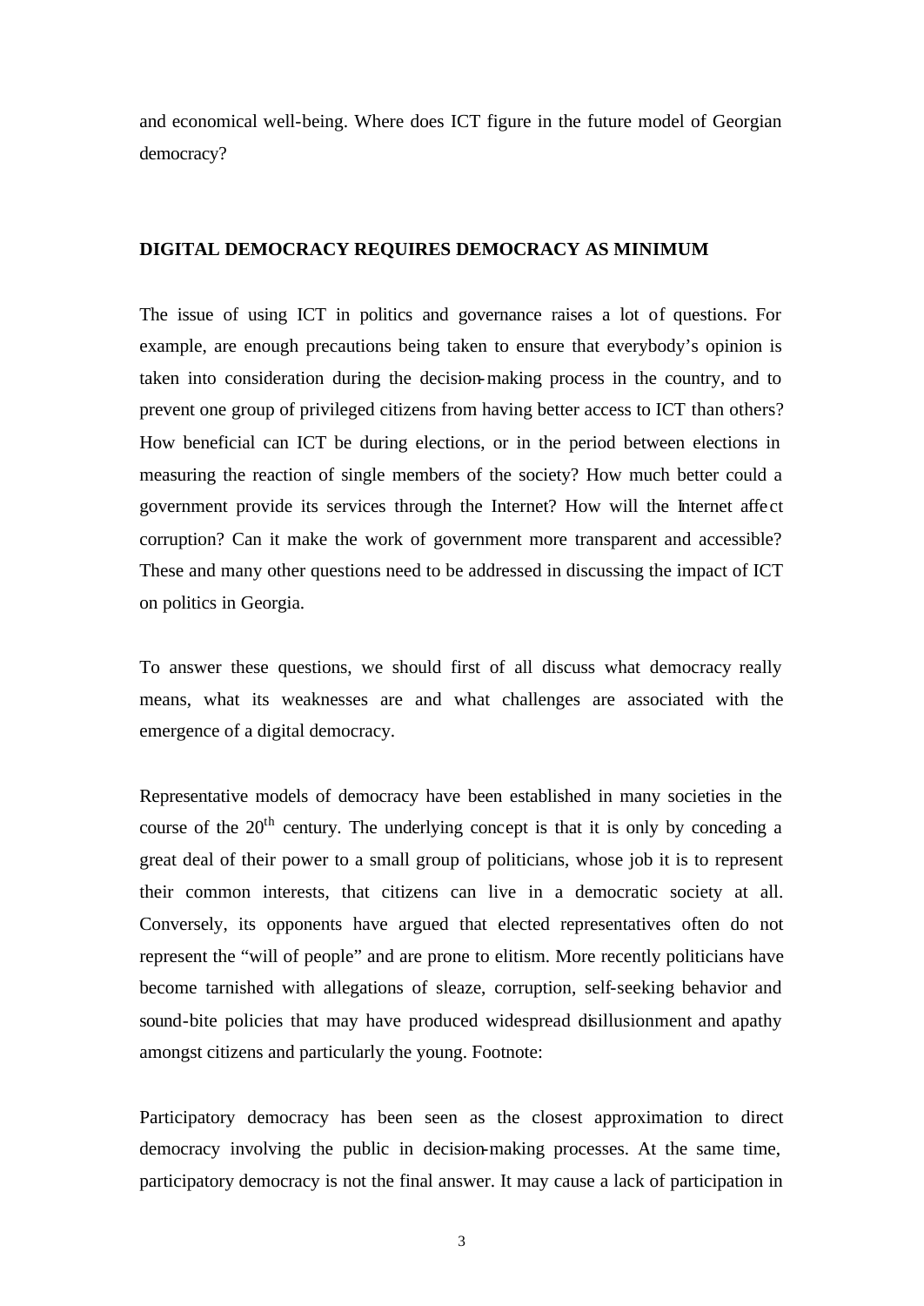and economical well-being. Where does ICT figure in the future model of Georgian democracy?

## DIGITAL DEMOCRACY REQUIRES DEMOCRACY AS MINIMUM

The issue of using ICT in politics and governance raises a lot of questions. For example, are enough precautions being taken to ensure that everybody's opinion is taken into consideration during the decision-making process in the country, and to prevent one group of privileged citizens from having better access to ICT than others? How beneficial can ICT be during elections, or in the period between elections in measuring the reaction of single members of the society? How much better could a government provide its services through the Internet? How will the Internet affect corruption? Can it make the work of government more transparent and accessible? These and many other questions need to be addressed in discussing the impact of ICT on politics in Georgia.

To answer these questions, we should first of all discuss what democracy really means, what its weaknesses are and what challenges are associated with the emergence of a digital democracy.

Representative models of democracy have been established in many societies in the course of the 20th century. The underlying concept is that it is only by conceding a great deal of their power to a small group of politicians, whose job it is to represent their common interests, that citizens can live in a democratic society at all. Conversely, its opponents have argued that elected representatives often do not represent the "will of people" and are prone to elitism. More recently politicians have become tarnished with allegations of sleaze, corruption, self-seeking behavior and sound-bite policies that may have produced widespread disillusionment and apathy amongst citizens and particularly the young. Footnote:

Participatory democracy has been seen as the closest approximation to direct democracy involving the public in decision-making processes. At the same time, participatory democracy is not the final answer. It may cause a lack of participation in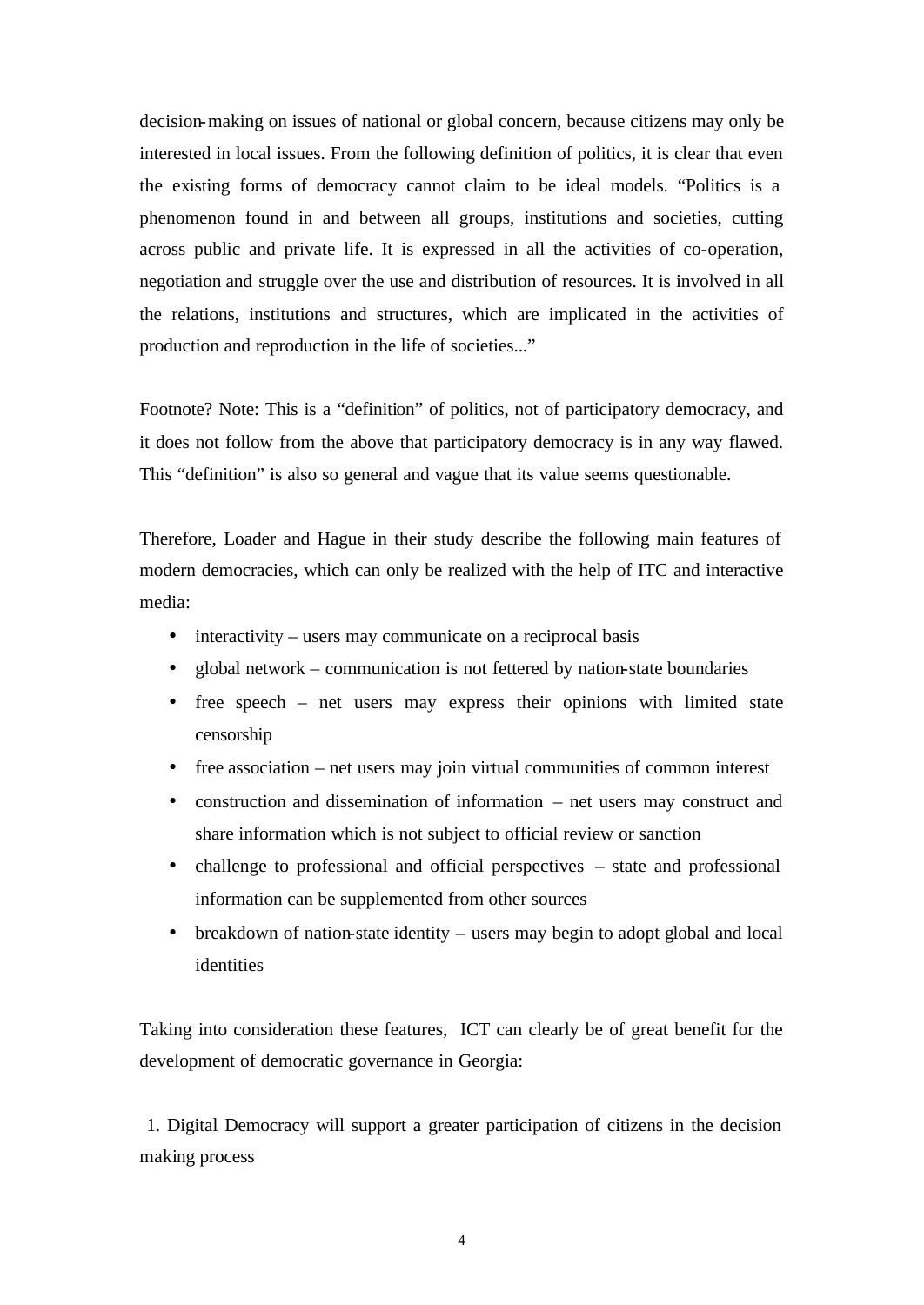decision-making on issues of national or global concern, because citizens may only be interested in local issues. From the following definition of politics, it is clear that even the existing forms of democracy cannot claim to be ideal models. "Politics is a phenomenon found in and between all groups, institutions and societies, cutting across public and private life. It is expressed in all the activities of co-operation, negotiation and struggle over the use and distribution of resources. It is involved in all the relations, institutions and structures, which are implicated in the activities of production and reproduction in the life of societies..."

Footnote? Note: This is a "definition" of politics, not of participatory democracy, and it does not follow from the above that participatory democracy is in any way flawed. This "definition" is also so general and vague that its value seems questionable.

Therefore, Loader and Hague in their study describe the following main features of modern democracies, which can only be realized with the help of ITC and interactive media:

- interactivity – users may communicate on a reciprocal basis
- global network – communication is not fettered by nation-state boundaries
- free speech – net users may express their opinions with limited state censorship
- free association – net users may join virtual communities of common interest
- construction and dissemination of information – net users may construct and share information which is not subject to official review or sanction
- challenge to professional and official perspectives – state and professional information can be supplemented from other sources
- breakdown of nation-state identity – users may begin to adopt global and local identities

Taking into consideration these features, ICT can clearly be of great benefit for the development of democratic governance in Georgia:

1. Digital Democracy will support a greater participation of citizens in the decision making process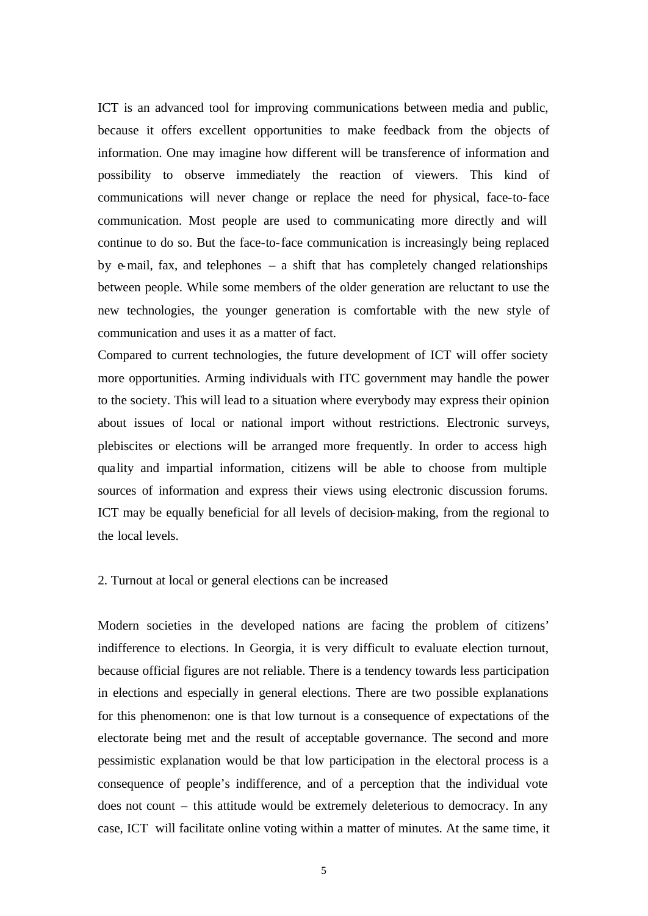ICT is an advanced tool for improving communications between media and public, because it offers excellent opportunities to make feedback from the objects of information. One may imagine how different will be transference of information and possibility to observe immediately the reaction of viewers. This kind of communications will never change or replace the need for physical, face-to-face communication. Most people are used to communicating more directly and will continue to do so. But the face-to-face communication is increasingly being replaced by e-mail, fax, and telephones – a shift that has completely changed relationships between people. While some members of the older generation are reluctant to use the new technologies, the younger generation is comfortable with the new style of communication and uses it as a matter of fact.

Compared to current technologies, the future development of ICT will offer society more opportunities. Arming individuals with ITC government may handle the power to the society. This will lead to a situation where everybody may express their opinion about issues of local or national import without restrictions. Electronic surveys, plebiscites or elections will be arranged more frequently. In order to access high quality and impartial information, citizens will be able to choose from multiple sources of information and express their views using electronic discussion forums. ICT may be equally beneficial for all levels of decision-making, from the regional to the local levels.

2. Turnout at local or general elections can be increased

Modern societies in the developed nations are facing the problem of citizens' indifference to elections. In Georgia, it is very difficult to evaluate election turnout, because official figures are not reliable. There is a tendency towards less participation in elections and especially in general elections. There are two possible explanations for this phenomenon: one is that low turnout is a consequence of expectations of the electorate being met and the result of acceptable governance. The second and more pessimistic explanation would be that low participation in the electoral process is a consequence of people's indifference, and of a perception that the individual vote does not count – this attitude would be extremely deleterious to democracy. In any case, ICT will facilitate online voting within a matter of minutes. At the same time, it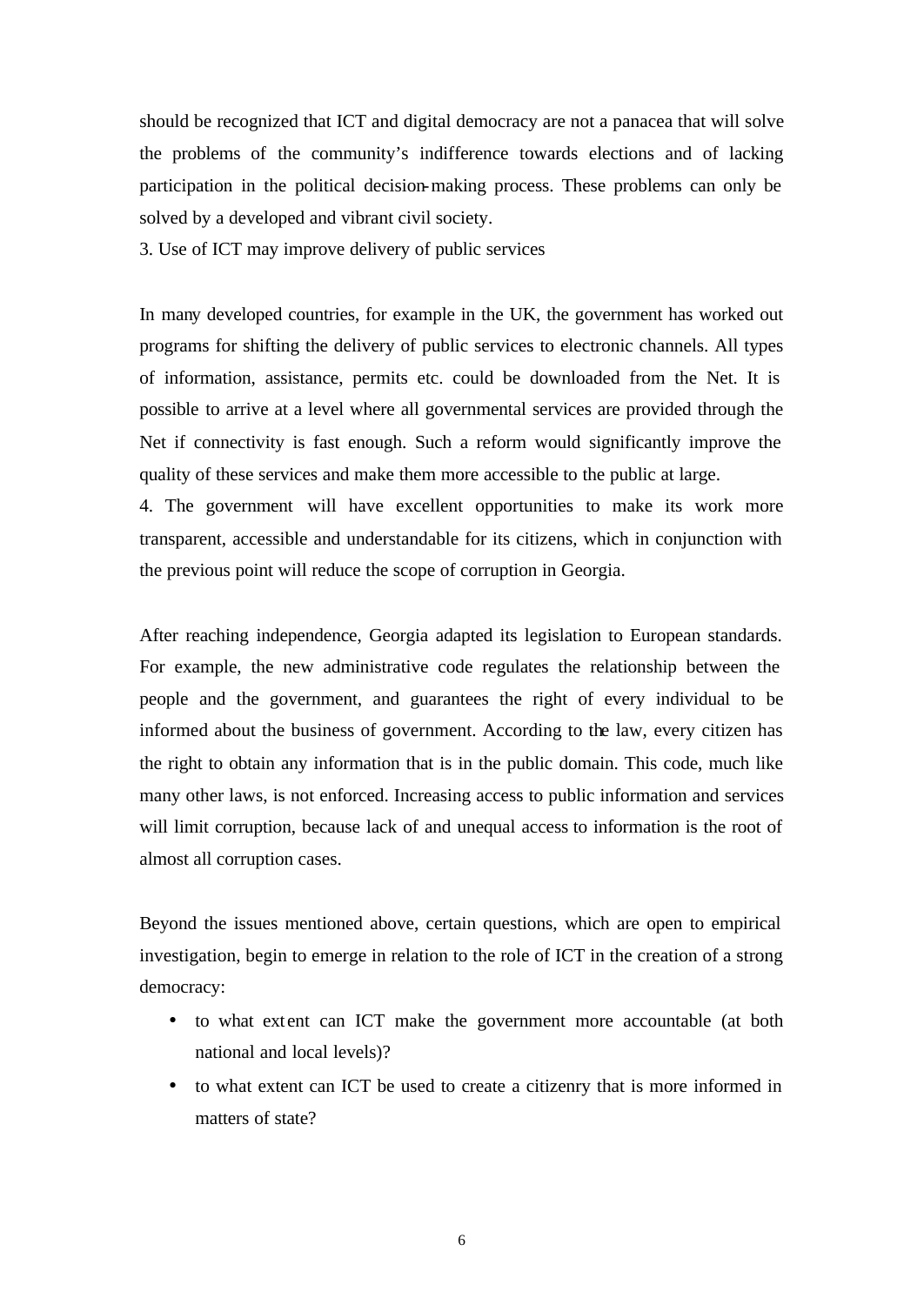should be recognized that ICT and digital democracy are not a panacea that will solve the problems of the community's indifference towards elections and of lacking participation in the political decision-making process. These problems can only be solved by a developed and vibrant civil society.

3. Use of ICT may improve delivery of public services

In many developed countries, for example in the UK, the government has worked out programs for shifting the delivery of public services to electronic channels. All types of information, assistance, permits etc. could be downloaded from the Net. It is possible to arrive at a level where all governmental services are provided through the Net if connectivity is fast enough. Such a reform would significantly improve the quality of these services and make them more accessible to the public at large.

4. The government will have excellent opportunities to make its work more transparent, accessible and understandable for its citizens, which in conjunction with the previous point will reduce the scope of corruption in Georgia.

After reaching independence, Georgia adapted its legislation to European standards. For example, the new administrative code regulates the relationship between the people and the government, and guarantees the right of every individual to be informed about the business of government. According to the law, every citizen has the right to obtain any information that is in the public domain. This code, much like many other laws, is not enforced. Increasing access to public information and services will limit corruption, because lack of and unequal access to information is the root of almost all corruption cases.

Beyond the issues mentioned above, certain questions, which are open to empirical investigation, begin to emerge in relation to the role of ICT in the creation of a strong democracy:

- to what extent can ICT make the government more accountable (at both national and local levels)?
- to what extent can ICT be used to create a citizenry that is more informed in matters of state?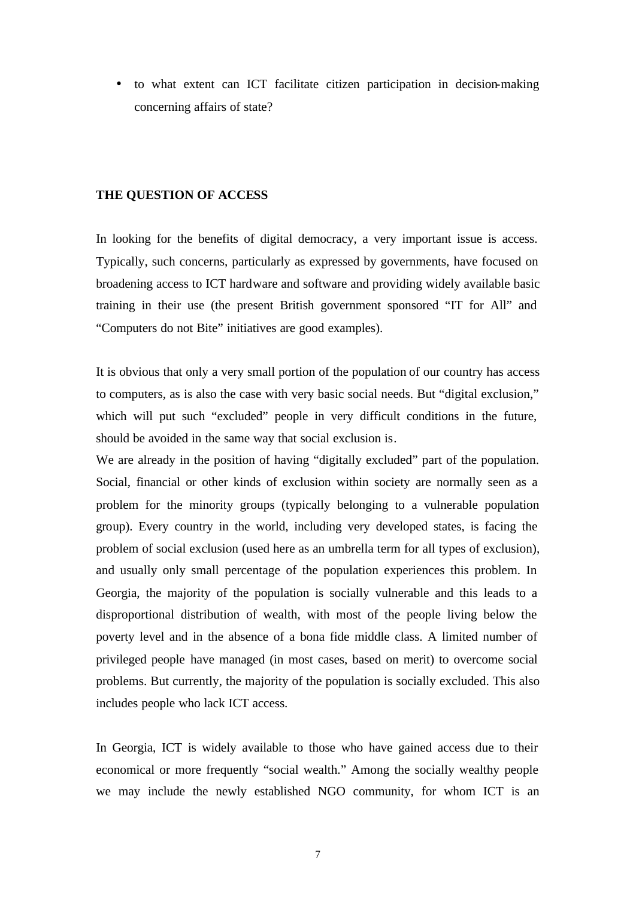- to what extent can ICT facilitate citizen participation in decision-making concerning affairs of state?

## THE QUESTION OF ACCESS

In looking for the benefits of digital democracy, a very important issue is access. Typically, such concerns, particularly as expressed by governments, have focused on broadening access to ICT hardware and software and providing widely available basic training in their use (the present British government sponsored "IT for All" and "Computers do not Bite" initiatives are good examples).

It is obvious that only a very small portion of the population of our country has access to computers, as is also the case with very basic social needs. But "digital exclusion," which will put such "excluded" people in very difficult conditions in the future, should be avoided in the same way that social exclusion is.

We are already in the position of having "digitally excluded" part of the population. Social, financial or other kinds of exclusion within society are normally seen as a problem for the minority groups (typically belonging to a vulnerable population group). Every country in the world, including very developed states, is facing the problem of social exclusion (used here as an umbrella term for all types of exclusion), and usually only small percentage of the population experiences this problem. In Georgia, the majority of the population is socially vulnerable and this leads to a disproportional distribution of wealth, with most of the people living below the poverty level and in the absence of a bona fide middle class. A limited number of privileged people have managed (in most cases, based on merit) to overcome social problems. But currently, the majority of the population is socially excluded. This also includes people who lack ICT access.

In Georgia, ICT is widely available to those who have gained access due to their economical or more frequently "social wealth." Among the socially wealthy people we may include the newly established NGO community, for whom ICT is an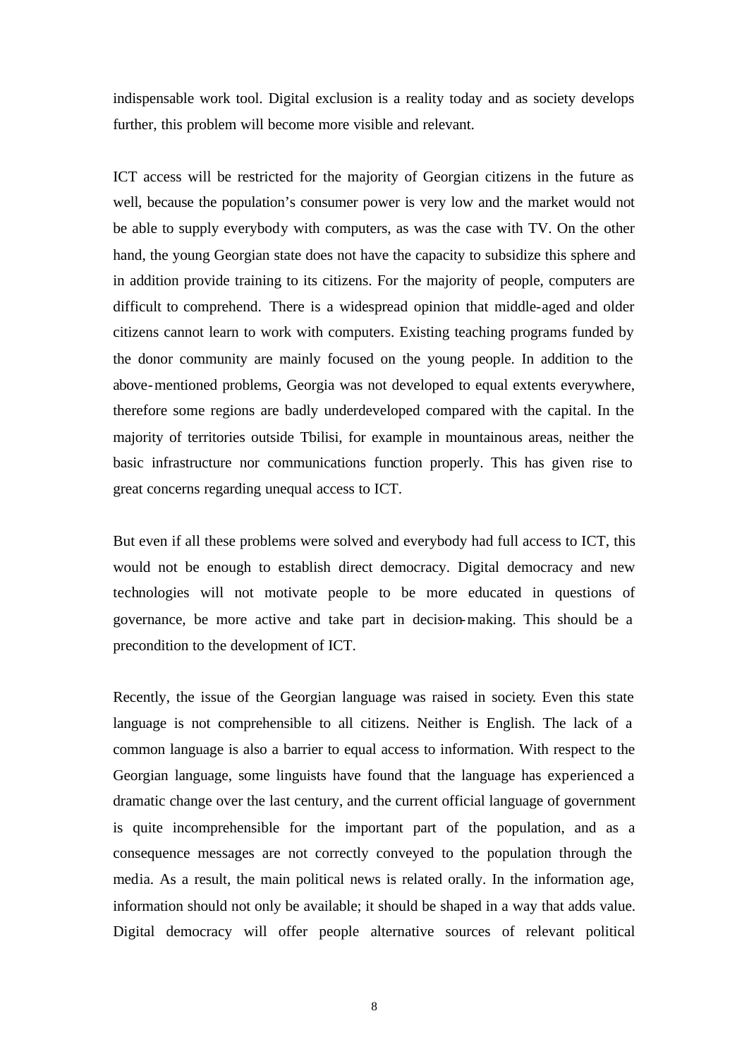indispensable work tool. Digital exclusion is a reality today and as society develops further, this problem will become more visible and relevant.

ICT access will be restricted for the majority of Georgian citizens in the future as well, because the population's consumer power is very low and the market would not be able to supply everybody with computers, as was the case with TV. On the other hand, the young Georgian state does not have the capacity to subsidize this sphere and in addition provide training to its citizens. For the majority of people, computers are difficult to comprehend. There is a widespread opinion that middle-aged and older citizens cannot learn to work with computers. Existing teaching programs funded by the donor community are mainly focused on the young people. In addition to the above-mentioned problems, Georgia was not developed to equal extents everywhere, therefore some regions are badly underdeveloped compared with the capital. In the majority of territories outside Tbilisi, for example in mountainous areas, neither the basic infrastructure nor communications function properly. This has given rise to great concerns regarding unequal access to ICT.

But even if all these problems were solved and everybody had full access to ICT, this would not be enough to establish direct democracy. Digital democracy and new technologies will not motivate people to be more educated in questions of governance, be more active and take part in decision-making. This should be a precondition to the development of ICT.

Recently, the issue of the Georgian language was raised in society. Even this state language is not comprehensible to all citizens. Neither is English. The lack of a common language is also a barrier to equal access to information. With respect to the Georgian language, some linguists have found that the language has experienced a dramatic change over the last century, and the current official language of government is quite incomprehensible for the important part of the population, and as a consequence messages are not correctly conveyed to the population through the media. As a result, the main political news is related orally. In the information age, information should not only be available; it should be shaped in a way that adds value. Digital democracy will offer people alternative sources of relevant political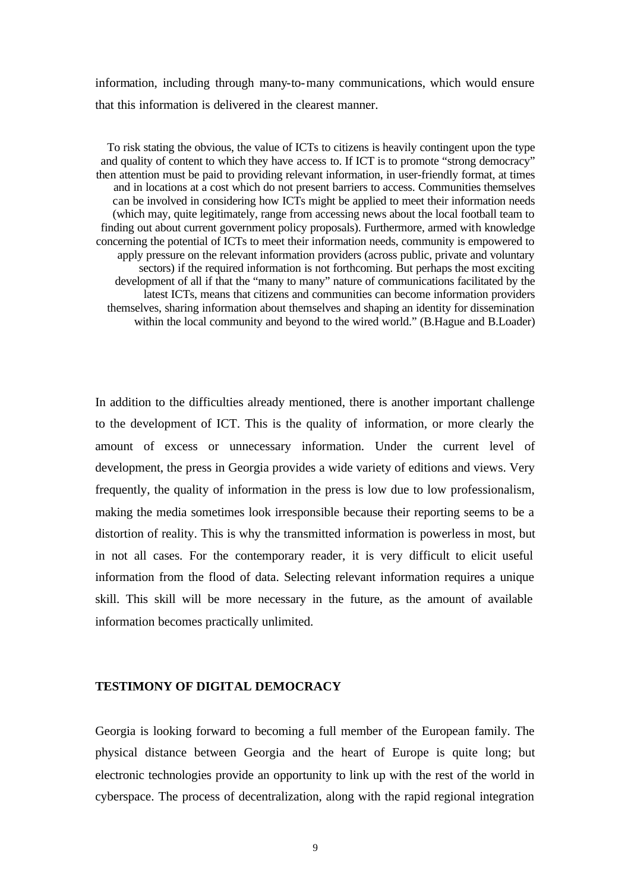information, including through many-to-many communications, which would ensure that this information is delivered in the clearest manner.

> To risk stating the obvious, the value of ICTs to citizens is heavily contingent upon the type and quality of content to which they have access to. If ICT is to promote "strong democracy" then attention must be paid to providing relevant information, in user-friendly format, at times and in locations at a cost which do not present barriers to access. Communities themselves can be involved in considering how ICTs might be applied to meet their information needs (which may, quite legitimately, range from accessing news about the local football team to finding out about current government policy proposals). Furthermore, armed with knowledge concerning the potential of ICTs to meet their information needs, community is empowered to apply pressure on the relevant information providers (across public, private and voluntary sectors) if the required information is not forthcoming. But perhaps the most exciting development of all if that the "many to many" nature of communications facilitated by the latest ICTs, means that citizens and communities can become information providers themselves, sharing information about themselves and shaping an identity for dissemination within the local community and beyond to the wired world." (B.Hague and B.Loader)

In addition to the difficulties already mentioned, there is another important challenge to the development of ICT. This is the quality of information, or more clearly the amount of excess or unnecessary information. Under the current level of development, the press in Georgia provides a wide variety of editions and views. Very frequently, the quality of information in the press is low due to low professionalism, making the media sometimes look irresponsible because their reporting seems to be a distortion of reality. This is why the transmitted information is powerless in most, but in not all cases. For the contemporary reader, it is very difficult to elicit useful information from the flood of data. Selecting relevant information requires a unique skill. This skill will be more necessary in the future, as the amount of available information becomes practically unlimited.

## TESTIMONY OF DIGITAL DEMOCRACY

Georgia is looking forward to becoming a full member of the European family. The physical distance between Georgia and the heart of Europe is quite long; but electronic technologies provide an opportunity to link up with the rest of the world in cyberspace. The process of decentralization, along with the rapid regional integration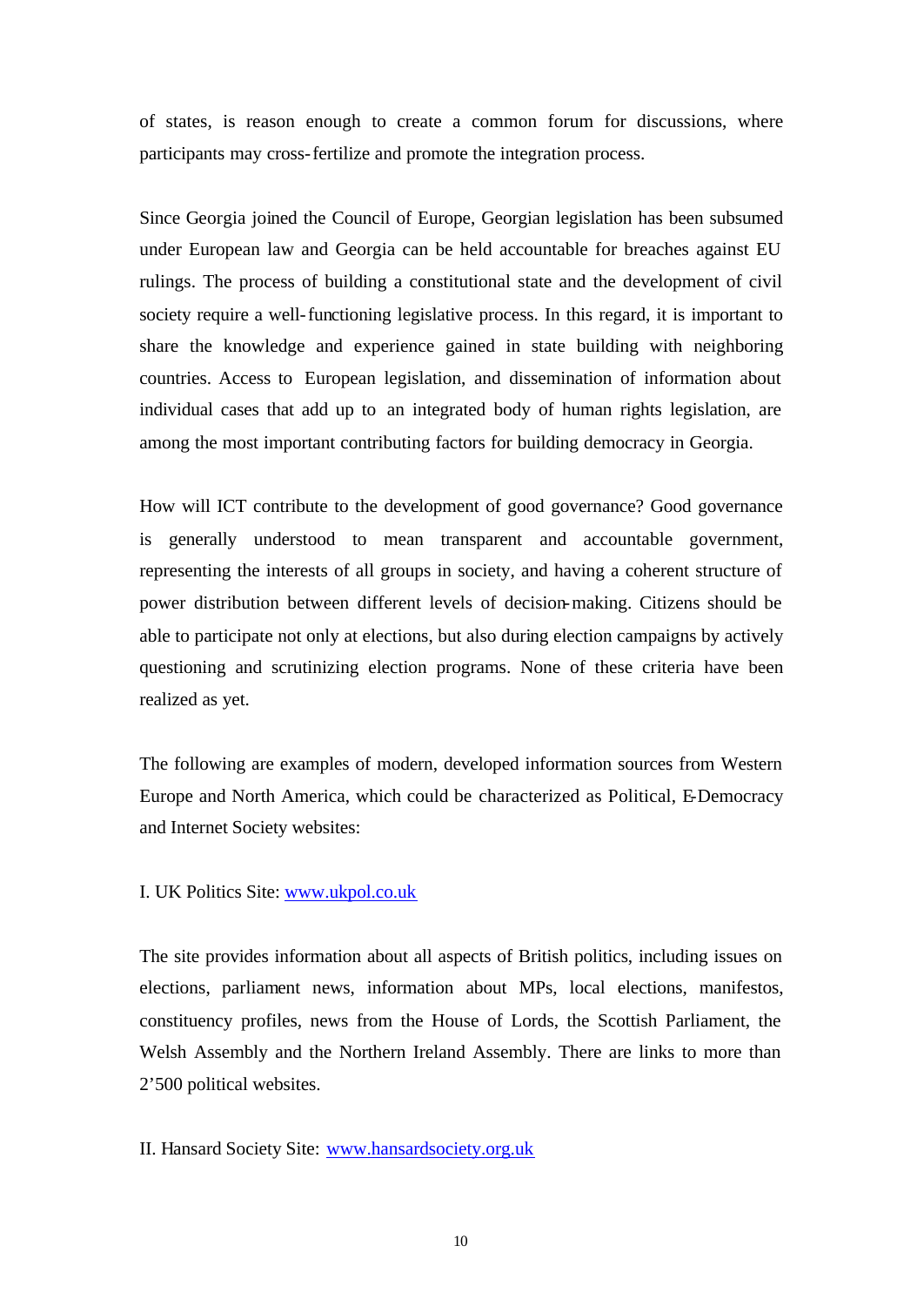of states, is reason enough to create a common forum for discussions, where participants may cross-fertilize and promote the integration process.

Since Georgia joined the Council of Europe, Georgian legislation has been subsumed under European law and Georgia can be held accountable for breaches against EU rulings. The process of building a constitutional state and the development of civil society require a well-functioning legislative process. In this regard, it is important to share the knowledge and experience gained in state building with neighboring countries. Access to European legislation, and dissemination of information about individual cases that add up to an integrated body of human rights legislation, are among the most important contributing factors for building democracy in Georgia.

How will ICT contribute to the development of good governance? Good governance is generally understood to mean transparent and accountable government, representing the interests of all groups in society, and having a coherent structure of power distribution between different levels of decision-making. Citizens should be able to participate not only at elections, but also during election campaigns by actively questioning and scrutinizing election programs. None of these criteria have been realized as yet.

The following are examples of modern, developed information sources from Western Europe and North America, which could be characterized as Political, E-Democracy and Internet Society websites:

I. UK Politics Site: [www.ukpol.co.uk](http://www.ukpol.co.uk)

The site provides information about all aspects of British politics, including issues on elections, parliament news, information about MPs, local elections, manifestos, constituency profiles, news from the House of Lords, the Scottish Parliament, the Welsh Assembly and the Northern Ireland Assembly. There are links to more than 2'500 political websites.

II. Hansard Society Site: [www.hansardsociety.org.uk](http://www.hansardsociety.org.uk)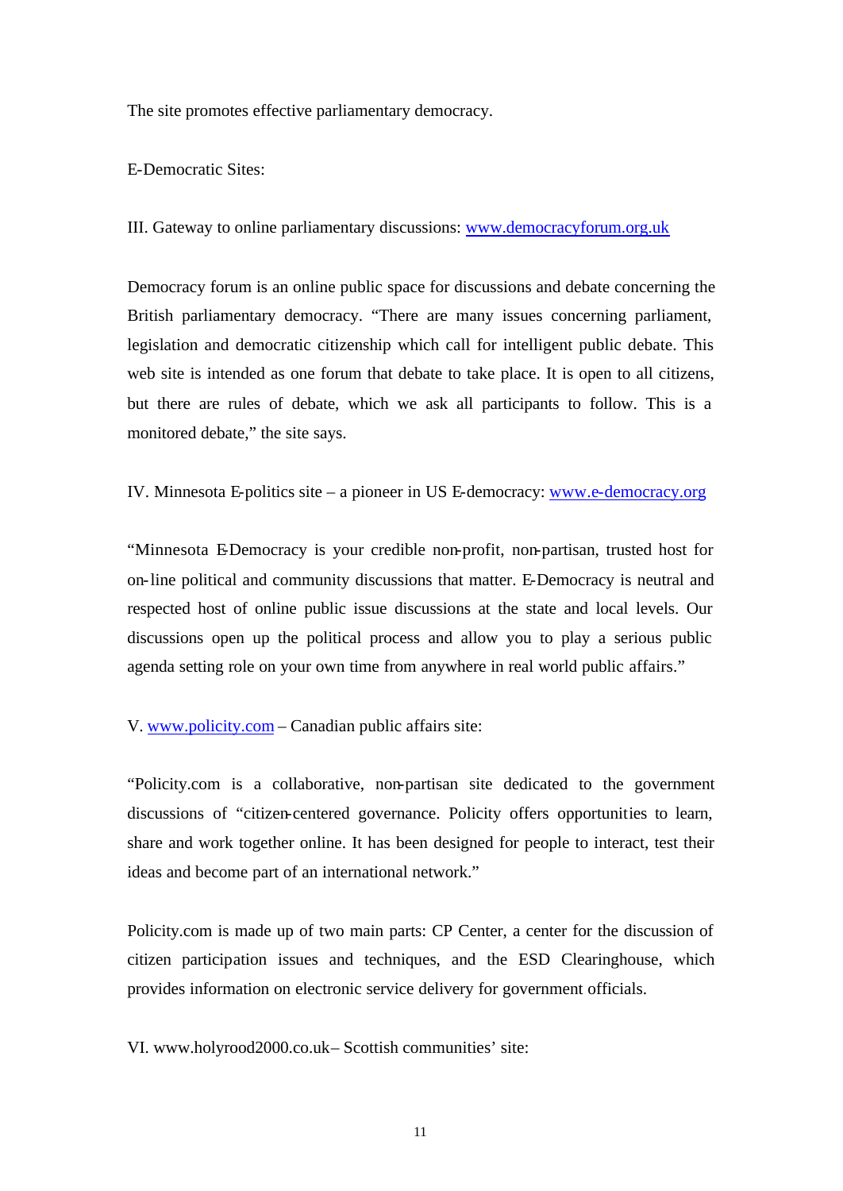The site promotes effective parliamentary democracy.

E-Democratic Sites:

III. Gateway to online parliamentary discussions: www.democracyforum.org.uk

Democracy forum is an online public space for discussions and debate concerning the British parliamentary democracy. "There are many issues concerning parliament, legislation and democratic citizenship which call for intelligent public debate. This web site is intended as one forum that debate to take place. It is open to all citizens, but there are rules of debate, which we ask all participants to follow. This is a monitored debate," the site says.

IV. Minnesota E-politics site – a pioneer in US E-democracy: www.e-democracy.org

"Minnesota E-Democracy is your credible non-profit, non-partisan, trusted host for on-line political and community discussions that matter. E-Democracy is neutral and respected host of online public issue discussions at the state and local levels. Our discussions open up the political process and allow you to play a serious public agenda setting role on your own time from anywhere in real world public affairs."

V. www.policity.com – Canadian public affairs site:

"Policity.com is a collaborative, non-partisan site dedicated to the government discussions of "citizen-centered governance. Policity offers opportunities to learn, share and work together online. It has been designed for people to interact, test their ideas and become part of an international network."

Policity.com is made up of two main parts: CP Center, a center for the discussion of citizen participation issues and techniques, and the ESD Clearinghouse, which provides information on electronic service delivery for government officials.

VI. www.holyrood2000.co.uk – Scottish communities' site: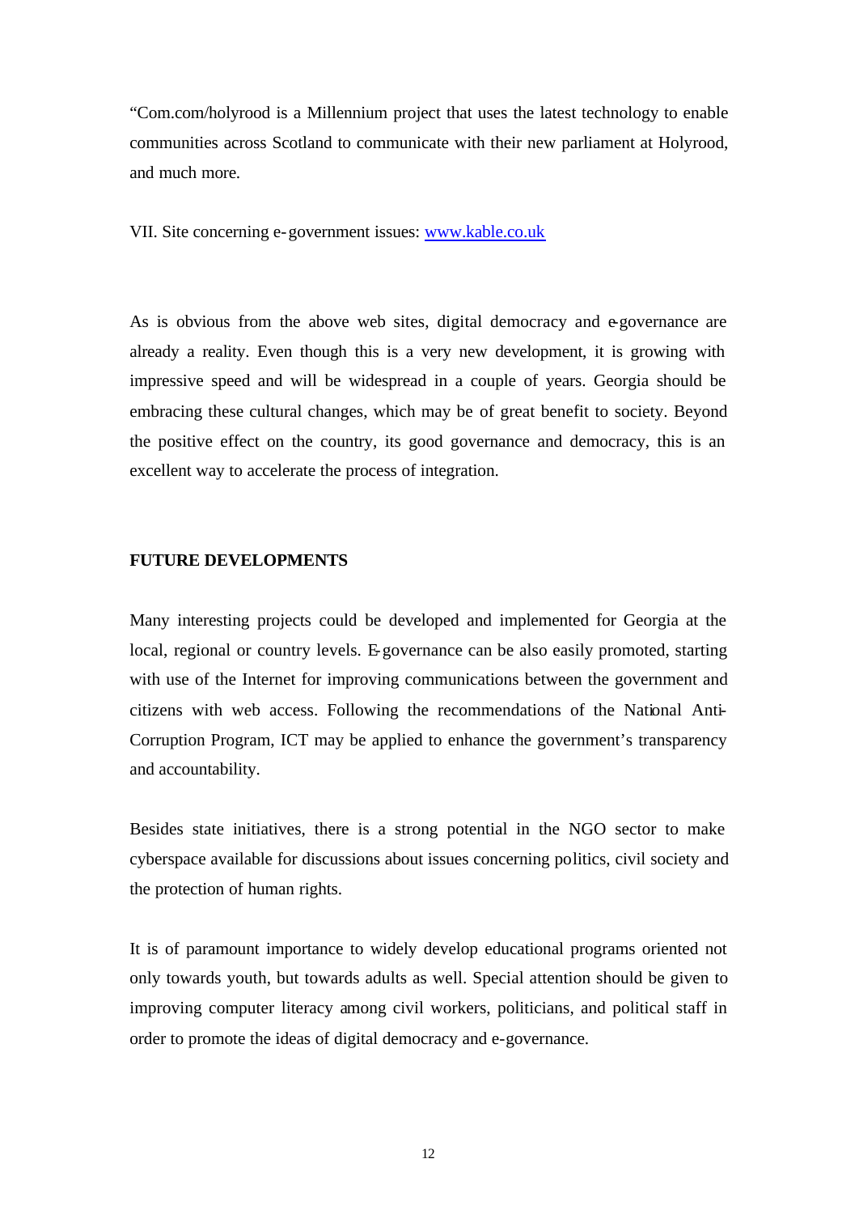"Com.com/holyrood is a Millennium project that uses the latest technology to enable communities across Scotland to communicate with their new parliament at Holyrood, and much more.

VII. Site concerning e-government issues: [www.kable.co.uk](http://www.kable.co.uk)

As is obvious from the above web sites, digital democracy and e-governance are already a reality. Even though this is a very new development, it is growing with impressive speed and will be widespread in a couple of years. Georgia should be embracing these cultural changes, which may be of great benefit to society. Beyond the positive effect on the country, its good governance and democracy, this is an excellent way to accelerate the process of integration.

**FUTURE DEVELOPMENTS**

Many interesting projects could be developed and implemented for Georgia at the local, regional or country levels. E-governance can be also easily promoted, starting with use of the Internet for improving communications between the government and citizens with web access. Following the recommendations of the National Anti-Corruption Program, ICT may be applied to enhance the government's transparency and accountability.

Besides state initiatives, there is a strong potential in the NGO sector to make cyberspace available for discussions about issues concerning politics, civil society and the protection of human rights.

It is of paramount importance to widely develop educational programs oriented not only towards youth, but towards adults as well. Special attention should be given to improving computer literacy among civil workers, politicians, and political staff in order to promote the ideas of digital democracy and e-governance.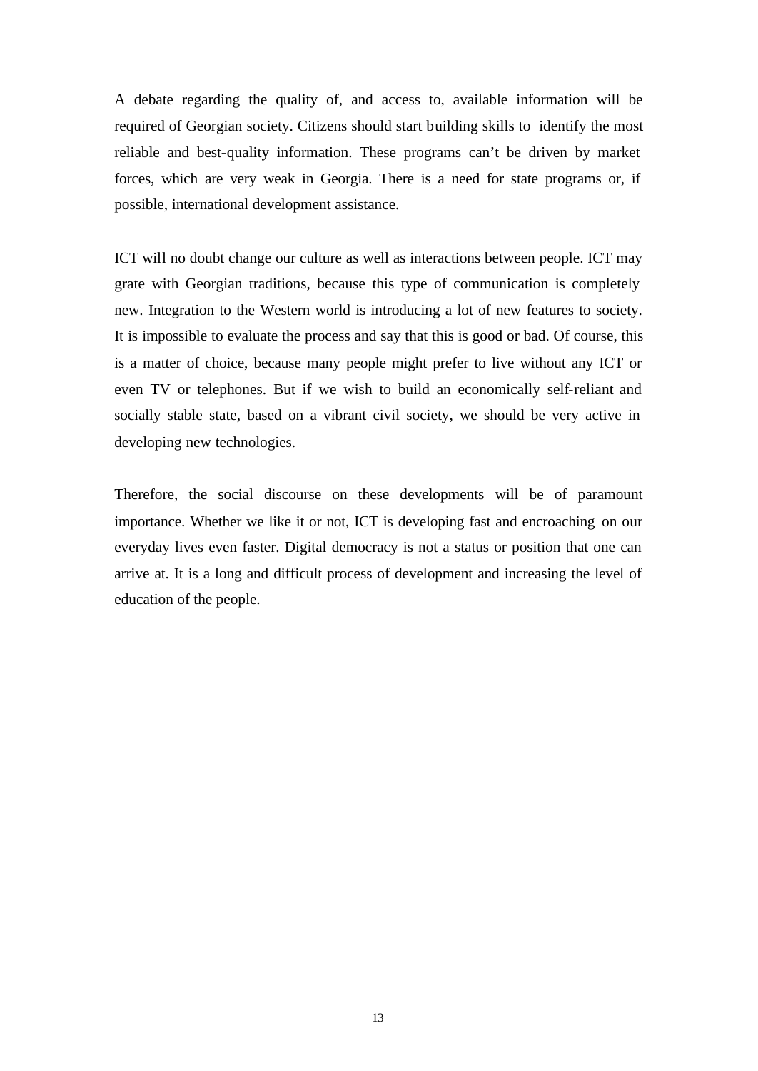A debate regarding the quality of, and access to, available information will be required of Georgian society. Citizens should start building skills to identify the most reliable and best-quality information. These programs can't be driven by market forces, which are very weak in Georgia. There is a need for state programs or, if possible, international development assistance.

ICT will no doubt change our culture as well as interactions between people. ICT may grate with Georgian traditions, because this type of communication is completely new. Integration to the Western world is introducing a lot of new features to society. It is impossible to evaluate the process and say that this is good or bad. Of course, this is a matter of choice, because many people might prefer to live without any ICT or even TV or telephones. But if we wish to build an economically self-reliant and socially stable state, based on a vibrant civil society, we should be very active in developing new technologies.

Therefore, the social discourse on these developments will be of paramount importance. Whether we like it or not, ICT is developing fast and encroaching on our everyday lives even faster. Digital democracy is not a status or position that one can arrive at. It is a long and difficult process of development and increasing the level of education of the people.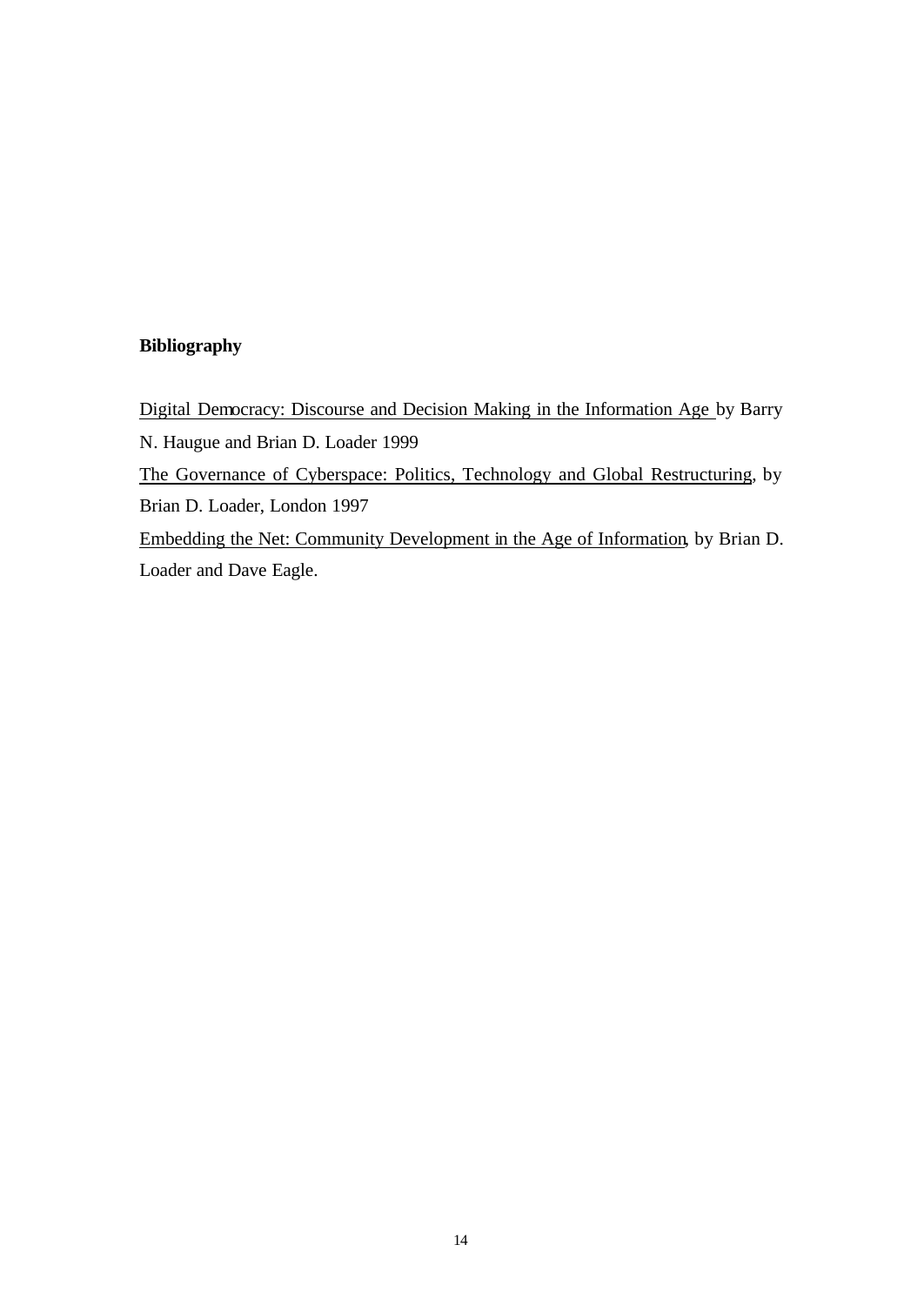**Bibliography**

Digital Democracy: Discourse and Decision Making in the Information Age by Barry N. Haugue and Brian D. Loader 1999

The Governance of Cyberspace: Politics, Technology and Global Restructuring, by Brian D. Loader, London 1997

Embedding the Net: Community Development in the Age of Information, by Brian D. Loader and Dave Eagle.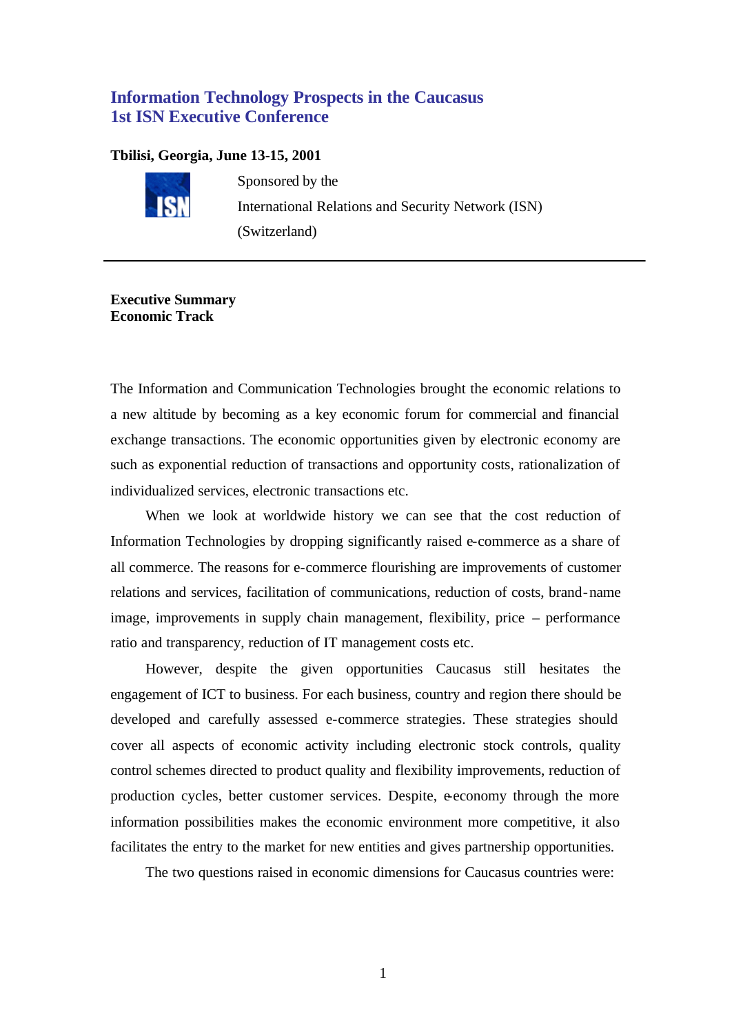# Information Technology Prospects in the Caucasus
# 1st ISN Executive Conference

**Tbilisi, Georgia, June 13-15, 2001**

Sponsored by the
International Relations and Security Network (ISN)
(Switzerland)

---

**Executive Summary**
**Economic Track**

The Information and Communication Technologies brought the economic relations to a new altitude by becoming as a key economic forum for commercial and financial exchange transactions. The economic opportunities given by electronic economy are such as exponential reduction of transactions and opportunity costs, rationalization of individualized services, electronic transactions etc.

When we look at worldwide history we can see that the cost reduction of Information Technologies by dropping significantly raised e-commerce as a share of all commerce. The reasons for e-commerce flourishing are improvements of customer relations and services, facilitation of communications, reduction of costs, brand-name image, improvements in supply chain management, flexibility, price – performance ratio and transparency, reduction of IT management costs etc.

However, despite the given opportunities Caucasus still hesitates the engagement of ICT to business. For each business, country and region there should be developed and carefully assessed e-commerce strategies. These strategies should cover all aspects of economic activity including electronic stock controls, quality control schemes directed to product quality and flexibility improvements, reduction of production cycles, better customer services. Despite, e-economy through the more information possibilities makes the economic environment more competitive, it also facilitates the entry to the market for new entities and gives partnership opportunities.

The two questions raised in economic dimensions for Caucasus countries were: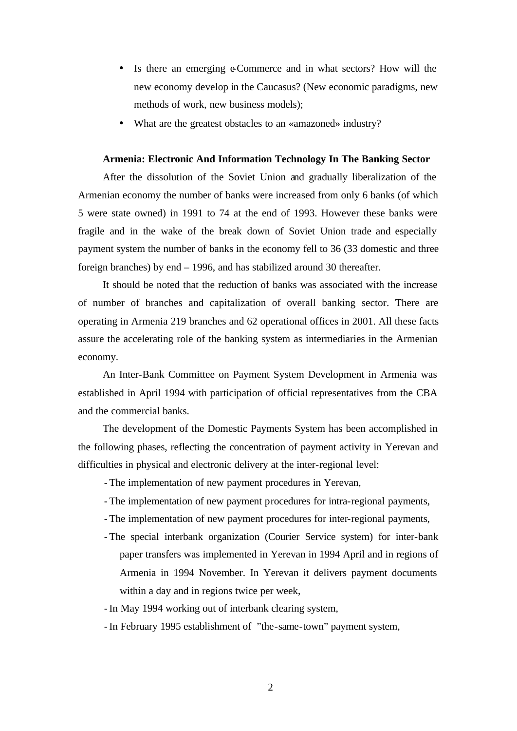- Is there an emerging e-Commerce and in what sectors? How will the new economy develop in the Caucasus? (New economic paradigms, new methods of work, new business models);
- What are the greatest obstacles to an «amazoned» industry?

**Armenia: Electronic And Information Technology In The Banking Sector**

After the dissolution of the Soviet Union and gradually liberalization of the Armenian economy the number of banks were increased from only 6 banks (of which 5 were state owned) in 1991 to 74 at the end of 1993. However these banks were fragile and in the wake of the break down of Soviet Union trade and especially payment system the number of banks in the economy fell to 36 (33 domestic and three foreign branches) by end – 1996, and has stabilized around 30 thereafter.

It should be noted that the reduction of banks was associated with the increase of number of branches and capitalization of overall banking sector. There are operating in Armenia 219 branches and 62 operational offices in 2001. All these facts assure the accelerating role of the banking system as intermediaries in the Armenian economy.

An Inter-Bank Committee on Payment System Development in Armenia was established in April 1994 with participation of official representatives from the CBA and the commercial banks.

The development of the Domestic Payments System has been accomplished in the following phases, reflecting the concentration of payment activity in Yerevan and difficulties in physical and electronic delivery at the inter-regional level:

- The implementation of new payment procedures in Yerevan,
- The implementation of new payment procedures for intra-regional payments,
- The implementation of new payment procedures for inter-regional payments,
- The special interbank organization (Courier Service system) for inter-bank paper transfers was implemented in Yerevan in 1994 April and in regions of Armenia in 1994 November. In Yerevan it delivers payment documents within a day and in regions twice per week,
- In May 1994 working out of interbank clearing system,
- In February 1995 establishment of "the-same-town" payment system,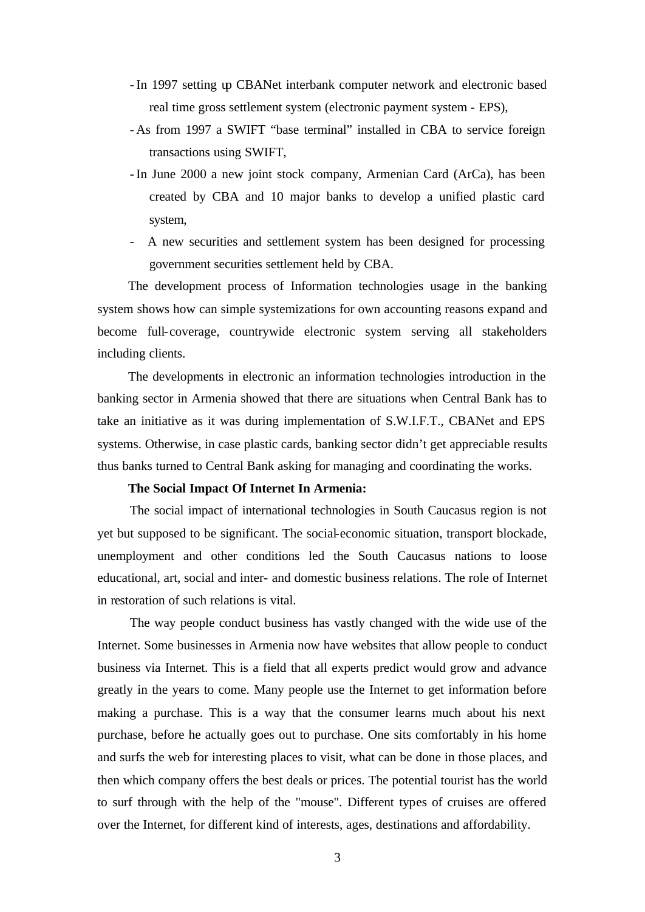- In 1997 setting up CBANet interbank computer network and electronic based real time gross settlement system (electronic payment system - EPS),
- As from 1997 a SWIFT "base terminal" installed in CBA to service foreign transactions using SWIFT,
- In June 2000 a new joint stock company, Armenian Card (ArCa), has been created by CBA and 10 major banks to develop a unified plastic card system,
- A new securities and settlement system has been designed for processing government securities settlement held by CBA.

The development process of Information technologies usage in the banking system shows how can simple systemizations for own accounting reasons expand and become full-coverage, countrywide electronic system serving all stakeholders including clients.

The developments in electronic an information technologies introduction in the banking sector in Armenia showed that there are situations when Central Bank has to take an initiative as it was during implementation of S.W.I.F.T., CBANet and EPS systems. Otherwise, in case plastic cards, banking sector didn't get appreciable results thus banks turned to Central Bank asking for managing and coordinating the works.

**The Social Impact Of Internet In Armenia:**

The social impact of international technologies in South Caucasus region is not yet but supposed to be significant. The social-economic situation, transport blockade, unemployment and other conditions led the South Caucasus nations to loose educational, art, social and inter- and domestic business relations. The role of Internet in restoration of such relations is vital.

The way people conduct business has vastly changed with the wide use of the Internet. Some businesses in Armenia now have websites that allow people to conduct business via Internet. This is a field that all experts predict would grow and advance greatly in the years to come. Many people use the Internet to get information before making a purchase. This is a way that the consumer learns much about his next purchase, before he actually goes out to purchase. One sits comfortably in his home and surfs the web for interesting places to visit, what can be done in those places, and then which company offers the best deals or prices. The potential tourist has the world to surf through with the help of the "mouse". Different types of cruises are offered over the Internet, for different kind of interests, ages, destinations and affordability.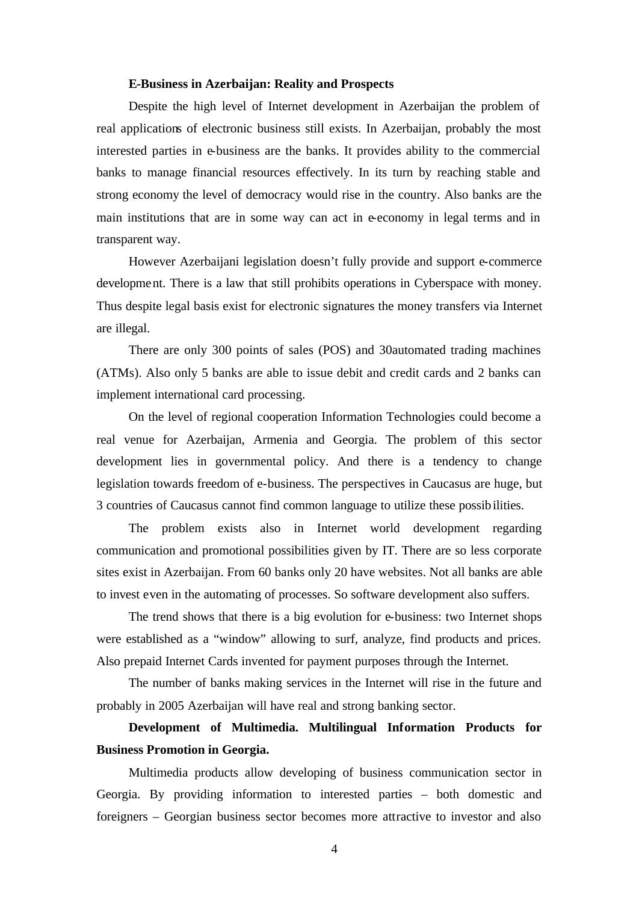**E-Business in Azerbaijan: Reality and Prospects**

Despite the high level of Internet development in Azerbaijan the problem of real applications of electronic business still exists. In Azerbaijan, probably the most interested parties in e-business are the banks. It provides ability to the commercial banks to manage financial resources effectively. In its turn by reaching stable and strong economy the level of democracy would rise in the country. Also banks are the main institutions that are in some way can act in e-economy in legal terms and in transparent way.

However Azerbaijani legislation doesn't fully provide and support e-commerce development. There is a law that still prohibits operations in Cyberspace with money. Thus despite legal basis exist for electronic signatures the money transfers via Internet are illegal.

There are only 300 points of sales (POS) and 30automated trading machines (ATMs). Also only 5 banks are able to issue debit and credit cards and 2 banks can implement international card processing.

On the level of regional cooperation Information Technologies could become a real venue for Azerbaijan, Armenia and Georgia. The problem of this sector development lies in governmental policy. And there is a tendency to change legislation towards freedom of e-business. The perspectives in Caucasus are huge, but 3 countries of Caucasus cannot find common language to utilize these possibilities.

The problem exists also in Internet world development regarding communication and promotional possibilities given by IT. There are so less corporate sites exist in Azerbaijan. From 60 banks only 20 have websites. Not all banks are able to invest even in the automating of processes. So software development also suffers.

The trend shows that there is a big evolution for e-business: two Internet shops were established as a "window" allowing to surf, analyze, find products and prices. Also prepaid Internet Cards invented for payment purposes through the Internet.

The number of banks making services in the Internet will rise in the future and probably in 2005 Azerbaijan will have real and strong banking sector.

**Development of Multimedia. Multilingual Information Products for Business Promotion in Georgia.**

Multimedia products allow developing of business communication sector in Georgia. By providing information to interested parties – both domestic and foreigners – Georgian business sector becomes more attractive to investor and also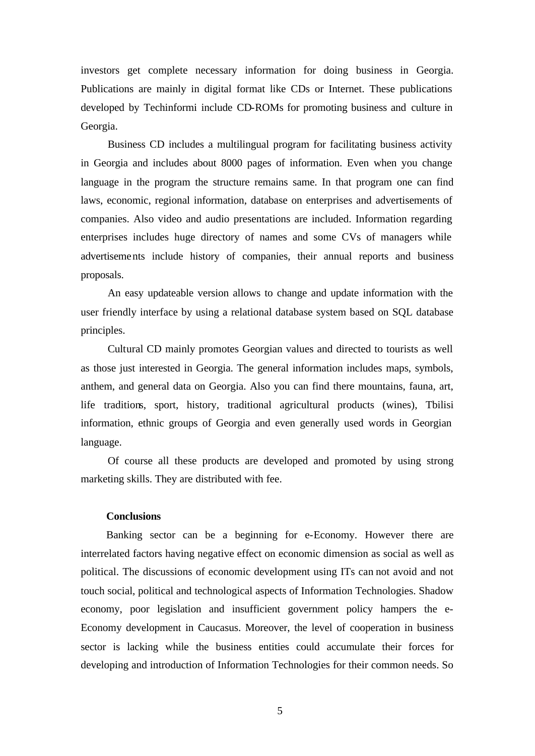investors get complete necessary information for doing business in Georgia. Publications are mainly in digital format like CDs or Internet. These publications developed by Techinformi include CD-ROMs for promoting business and culture in Georgia.

Business CD includes a multilingual program for facilitating business activity in Georgia and includes about 8000 pages of information. Even when you change language in the program the structure remains same. In that program one can find laws, economic, regional information, database on enterprises and advertisements of companies. Also video and audio presentations are included. Information regarding enterprises includes huge directory of names and some CVs of managers while advertisements include history of companies, their annual reports and business proposals.

An easy updateable version allows to change and update information with the user friendly interface by using a relational database system based on SQL database principles.

Cultural CD mainly promotes Georgian values and directed to tourists as well as those just interested in Georgia. The general information includes maps, symbols, anthem, and general data on Georgia. Also you can find there mountains, fauna, art, life traditions, sport, history, traditional agricultural products (wines), Tbilisi information, ethnic groups of Georgia and even generally used words in Georgian language.

Of course all these products are developed and promoted by using strong marketing skills. They are distributed with fee.

**Conclusions**

Banking sector can be a beginning for e-Economy. However there are interrelated factors having negative effect on economic dimension as social as well as political. The discussions of economic development using ITs can not avoid and not touch social, political and technological aspects of Information Technologies. Shadow economy, poor legislation and insufficient government policy hampers the e-Economy development in Caucasus. Moreover, the level of cooperation in business sector is lacking while the business entities could accumulate their forces for developing and introduction of Information Technologies for their common needs. So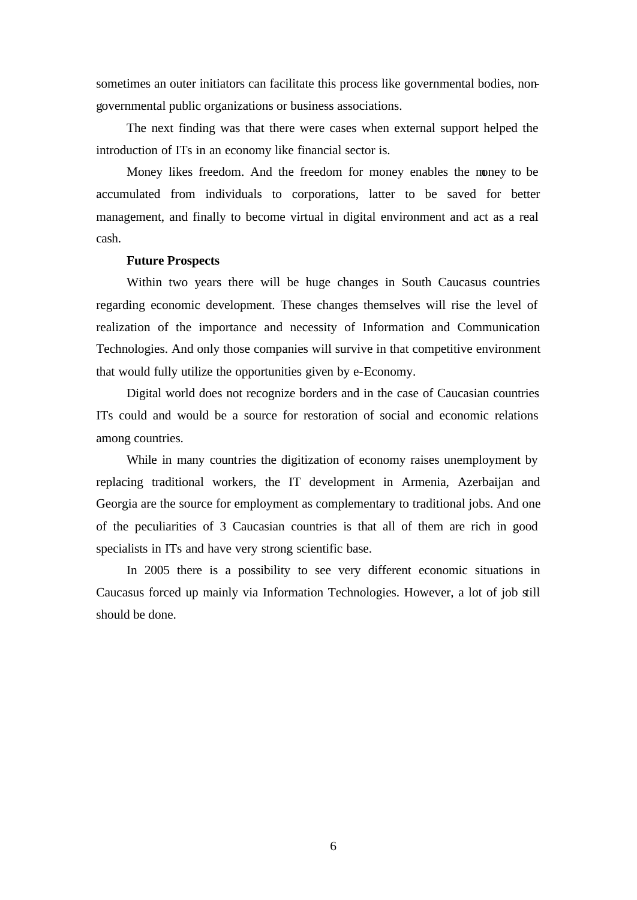sometimes an outer initiators can facilitate this process like governmental bodies, non-governmental public organizations or business associations.

The next finding was that there were cases when external support helped the introduction of ITs in an economy like financial sector is.

Money likes freedom. And the freedom for money enables the money to be accumulated from individuals to corporations, latter to be saved for better management, and finally to become virtual in digital environment and act as a real cash.

**Future Prospects**

Within two years there will be huge changes in South Caucasus countries regarding economic development. These changes themselves will rise the level of realization of the importance and necessity of Information and Communication Technologies. And only those companies will survive in that competitive environment that would fully utilize the opportunities given by e-Economy.

Digital world does not recognize borders and in the case of Caucasian countries ITs could and would be a source for restoration of social and economic relations among countries.

While in many countries the digitization of economy raises unemployment by replacing traditional workers, the IT development in Armenia, Azerbaijan and Georgia are the source for employment as complementary to traditional jobs. And one of the peculiarities of 3 Caucasian countries is that all of them are rich in good specialists in ITs and have very strong scientific base.

In 2005 there is a possibility to see very different economic situations in Caucasus forced up mainly via Information Technologies. However, a lot of job still should be done.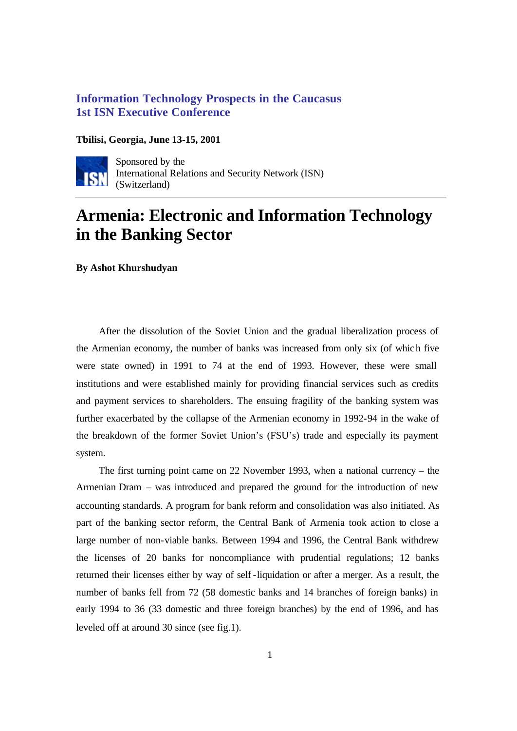**Information Technology Prospects in the Caucasus**
**1st ISN Executive Conference**

**Tbilisi, Georgia, June 13-15, 2001**

Sponsored by the
International Relations and Security Network (ISN)
(Switzerland)

# Armenia: Electronic and Information Technology in the Banking Sector

**By Ashot Khurshudyan**

After the dissolution of the Soviet Union and the gradual liberalization process of the Armenian economy, the number of banks was increased from only six (of which five were state owned) in 1991 to 74 at the end of 1993. However, these were small institutions and were established mainly for providing financial services such as credits and payment services to shareholders. The ensuing fragility of the banking system was further exacerbated by the collapse of the Armenian economy in 1992-94 in the wake of the breakdown of the former Soviet Union's (FSU's) trade and especially its payment system.

The first turning point came on 22 November 1993, when a national currency – the Armenian Dram – was introduced and prepared the ground for the introduction of new accounting standards. A program for bank reform and consolidation was also initiated. As part of the banking sector reform, the Central Bank of Armenia took action to close a large number of non-viable banks. Between 1994 and 1996, the Central Bank withdrew the licenses of 20 banks for noncompliance with prudential regulations; 12 banks returned their licenses either by way of self-liquidation or after a merger. As a result, the number of banks fell from 72 (58 domestic banks and 14 branches of foreign banks) in early 1994 to 36 (33 domestic and three foreign branches) by the end of 1996, and has leveled off at around 30 since (see fig.1).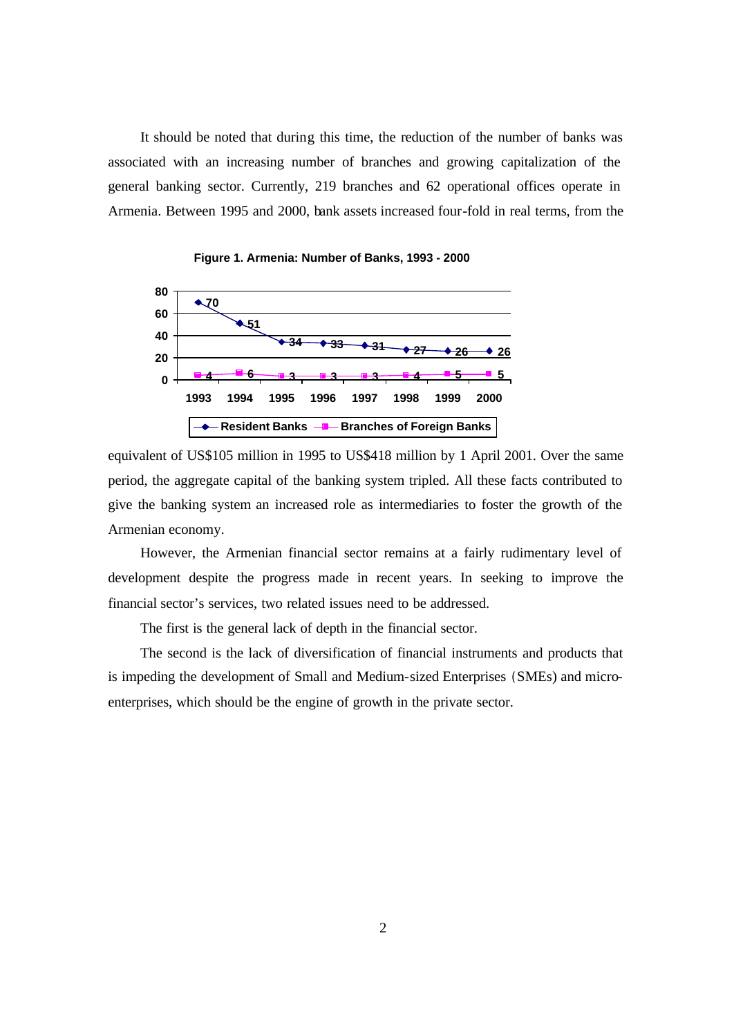It should be noted that during this time, the reduction of the number of banks was associated with an increasing number of branches and growing capitalization of the general banking sector. Currently, 219 branches and 62 operational offices operate in Armenia. Between 1995 and 2000, bank assets increased four-fold in real terms, from the

**Figure 1. Armenia: Number of Banks, 1993 - 2000**

| | 1993 | 1994 | 1995 | 1996 | 1997 | 1998 | 1999 | 2000 |
|---|---|---|---|---|---|---|---|---|
| Resident Banks | 70 | 51 | 34 | 33 | 31 | 27 | 26 | 26 |
| Branches of Foreign Banks | 4 | 6 | 3 | 3 | 3 | 4 | 5 | 5 |

equivalent of US$105 million in 1995 to US$418 million by 1 April 2001. Over the same period, the aggregate capital of the banking system tripled. All these facts contributed to give the banking system an increased role as intermediaries to foster the growth of the Armenian economy.

However, the Armenian financial sector remains at a fairly rudimentary level of development despite the progress made in recent years. In seeking to improve the financial sector's services, two related issues need to be addressed.

The first is the general lack of depth in the financial sector.

The second is the lack of diversification of financial instruments and products that is impeding the development of Small and Medium-sized Enterprises (SMEs) and micro-enterprises, which should be the engine of growth in the private sector.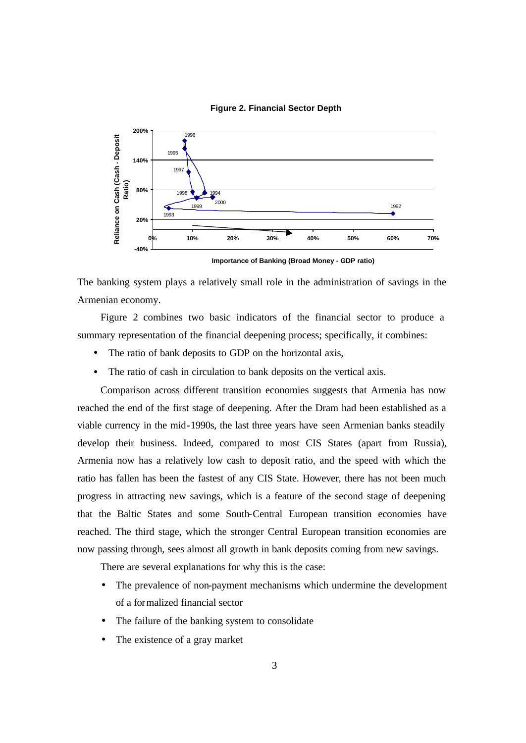**Figure 2. Financial Sector Depth**

The banking system plays a relatively small role in the administration of savings in the Armenian economy.

Figure 2 combines two basic indicators of the financial sector to produce a summary representation of the financial deepening process; specifically, it combines:

- The ratio of bank deposits to GDP on the horizontal axis,
- The ratio of cash in circulation to bank deposits on the vertical axis.

Comparison across different transition economies suggests that Armenia has now reached the end of the first stage of deepening. After the Dram had been established as a viable currency in the mid-1990s, the last three years have seen Armenian banks steadily develop their business. Indeed, compared to most CIS States (apart from Russia), Armenia now has a relatively low cash to deposit ratio, and the speed with which the ratio has fallen has been the fastest of any CIS State. However, there has not been much progress in attracting new savings, which is a feature of the second stage of deepening that the Baltic States and some South-Central European transition economies have reached. The third stage, which the stronger Central European transition economies are now passing through, sees almost all growth in bank deposits coming from new savings.

There are several explanations for why this is the case:

- The prevalence of non-payment mechanisms which undermine the development of a formalized financial sector
- The failure of the banking system to consolidate
- The existence of a gray market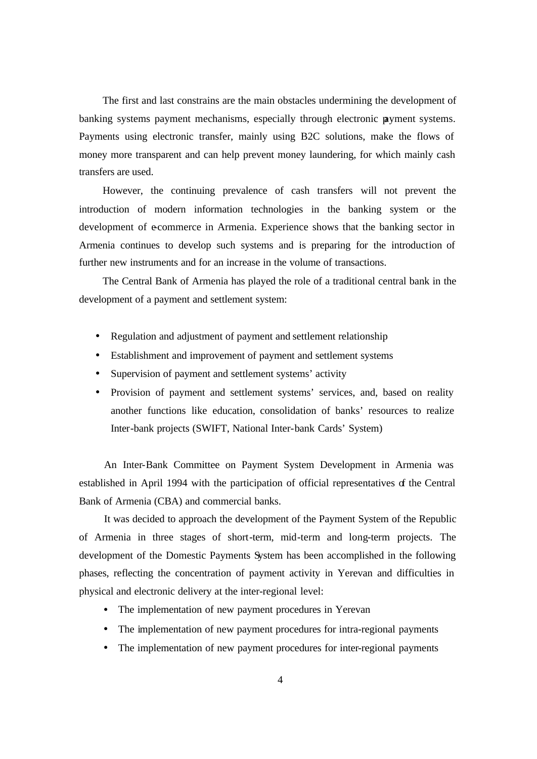The first and last constrains are the main obstacles undermining the development of banking systems payment mechanisms, especially through electronic payment systems. Payments using electronic transfer, mainly using B2C solutions, make the flows of money more transparent and can help prevent money laundering, for which mainly cash transfers are used.

However, the continuing prevalence of cash transfers will not prevent the introduction of modern information technologies in the banking system or the development of e-commerce in Armenia. Experience shows that the banking sector in Armenia continues to develop such systems and is preparing for the introduction of further new instruments and for an increase in the volume of transactions.

The Central Bank of Armenia has played the role of a traditional central bank in the development of a payment and settlement system:

- Regulation and adjustment of payment and settlement relationship
- Establishment and improvement of payment and settlement systems
- Supervision of payment and settlement systems' activity
- Provision of payment and settlement systems' services, and, based on reality another functions like education, consolidation of banks' resources to realize Inter-bank projects (SWIFT, National Inter-bank Cards' System)

An Inter-Bank Committee on Payment System Development in Armenia was established in April 1994 with the participation of official representatives of the Central Bank of Armenia (CBA) and commercial banks.

It was decided to approach the development of the Payment System of the Republic of Armenia in three stages of short-term, mid-term and long-term projects. The development of the Domestic Payments System has been accomplished in the following phases, reflecting the concentration of payment activity in Yerevan and difficulties in physical and electronic delivery at the inter-regional level:

- The implementation of new payment procedures in Yerevan
- The implementation of new payment procedures for intra-regional payments
- The implementation of new payment procedures for inter-regional payments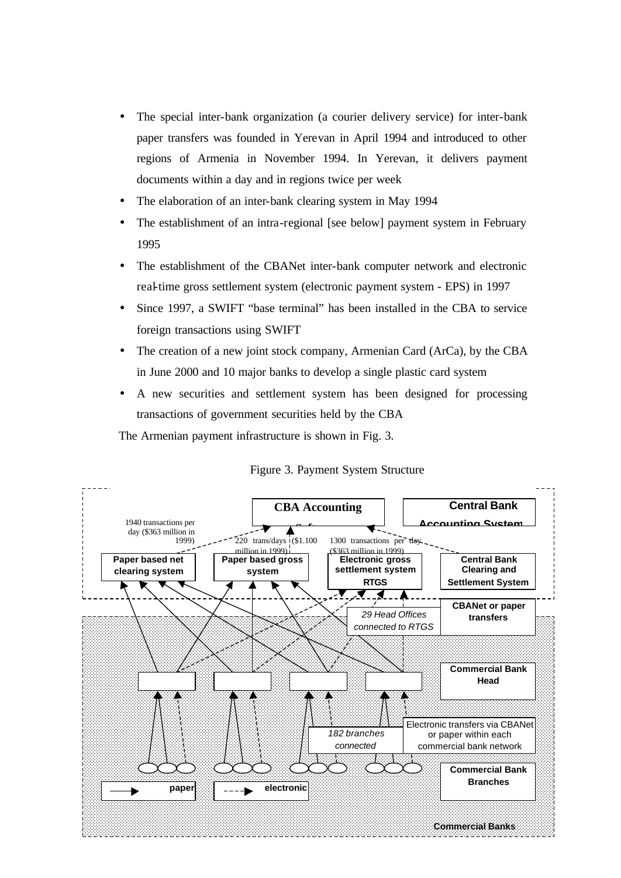- The special inter-bank organization (a courier delivery service) for inter-bank paper transfers was founded in Yerevan in April 1994 and introduced to other regions of Armenia in November 1994. In Yerevan, it delivers payment documents within a day and in regions twice per week
- The elaboration of an inter-bank clearing system in May 1994
- The establishment of an intra-regional [see below] payment system in February 1995
- The establishment of the CBANet inter-bank computer network and electronic real-time gross settlement system (electronic payment system - EPS) in 1997
- Since 1997, a SWIFT "base terminal" has been installed in the CBA to service foreign transactions using SWIFT
- The creation of a new joint stock company, Armenian Card (ArCa), by the CBA in June 2000 and 10 major banks to develop a single plastic card system
- A new securities and settlement system has been designed for processing transactions of government securities held by the CBA

The Armenian payment infrastructure is shown in Fig. 3.

Figure 3. Payment System Structure

CBA Accounting Software | Central Bank Accounting System

1940 transactions per day ($363 million in 1999) | 220 trans/days ($1.100 million in 1999) | 1300 transactions per day ($363 million in 1999)

Paper based net clearing system | Paper based gross system | Electronic gross settlement system RTGS | Central Bank Clearing and Settlement System

*29 Head Offices connected to RTGS* | CBANet or paper transfers

Commercial Bank Head

*182 branches connected* | Electronic transfers via CBANet or paper within each commercial bank network

Commercial Bank Branches

paper | electronic

Commercial Banks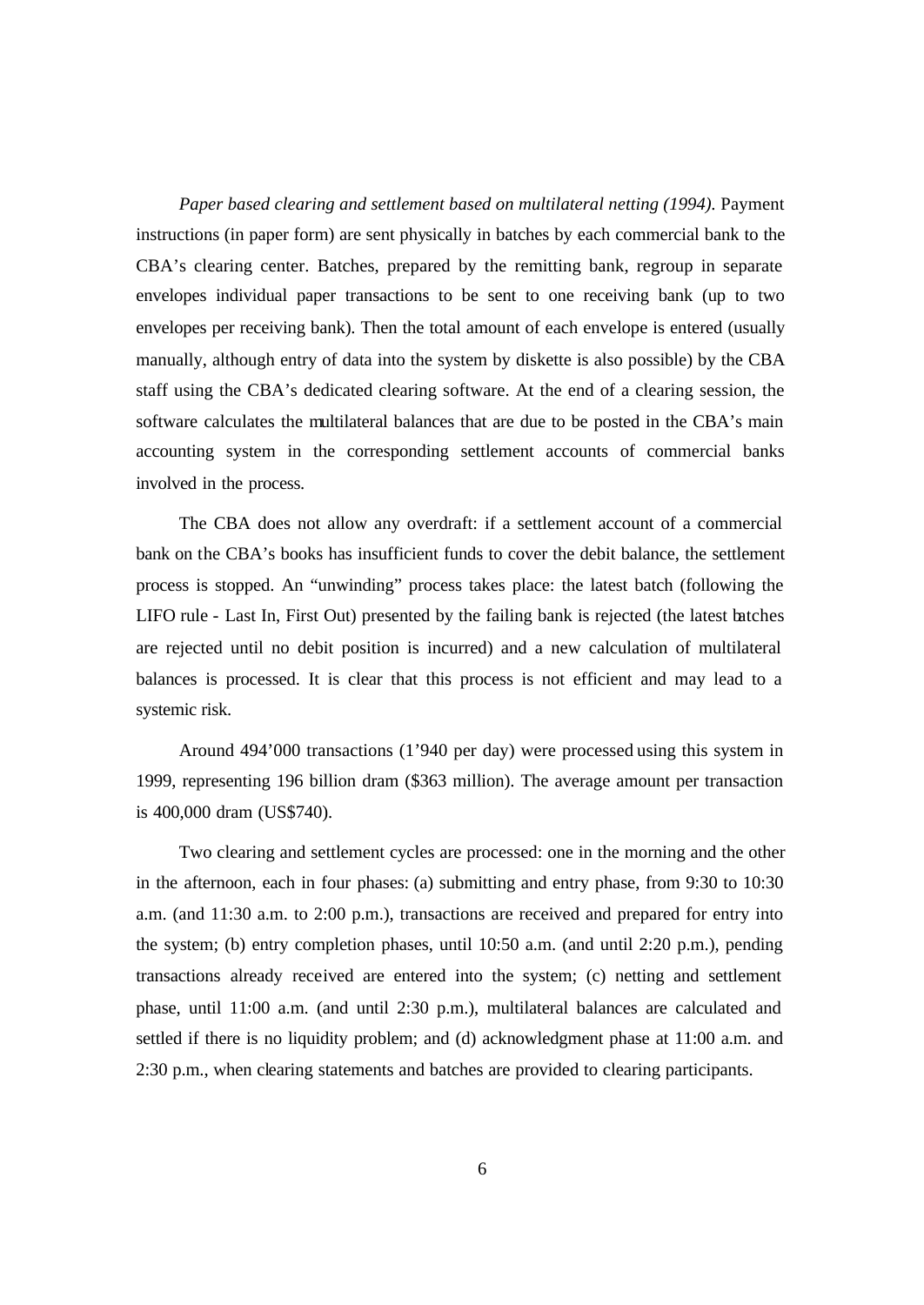*Paper based clearing and settlement based on multilateral netting (1994).* Payment instructions (in paper form) are sent physically in batches by each commercial bank to the CBA's clearing center. Batches, prepared by the remitting bank, regroup in separate envelopes individual paper transactions to be sent to one receiving bank (up to two envelopes per receiving bank). Then the total amount of each envelope is entered (usually manually, although entry of data into the system by diskette is also possible) by the CBA staff using the CBA's dedicated clearing software. At the end of a clearing session, the software calculates the multilateral balances that are due to be posted in the CBA's main accounting system in the corresponding settlement accounts of commercial banks involved in the process.

The CBA does not allow any overdraft: if a settlement account of a commercial bank on the CBA's books has insufficient funds to cover the debit balance, the settlement process is stopped. An "unwinding" process takes place: the latest batch (following the LIFO rule - Last In, First Out) presented by the failing bank is rejected (the latest batches are rejected until no debit position is incurred) and a new calculation of multilateral balances is processed. It is clear that this process is not efficient and may lead to a systemic risk.

Around 494'000 transactions (1'940 per day) were processed using this system in 1999, representing 196 billion dram ($363 million). The average amount per transaction is 400,000 dram (US$740).

Two clearing and settlement cycles are processed: one in the morning and the other in the afternoon, each in four phases: (a) submitting and entry phase, from 9:30 to 10:30 a.m. (and 11:30 a.m. to 2:00 p.m.), transactions are received and prepared for entry into the system; (b) entry completion phases, until 10:50 a.m. (and until 2:20 p.m.), pending transactions already received are entered into the system; (c) netting and settlement phase, until 11:00 a.m. (and until 2:30 p.m.), multilateral balances are calculated and settled if there is no liquidity problem; and (d) acknowledgment phase at 11:00 a.m. and 2:30 p.m., when clearing statements and batches are provided to clearing participants.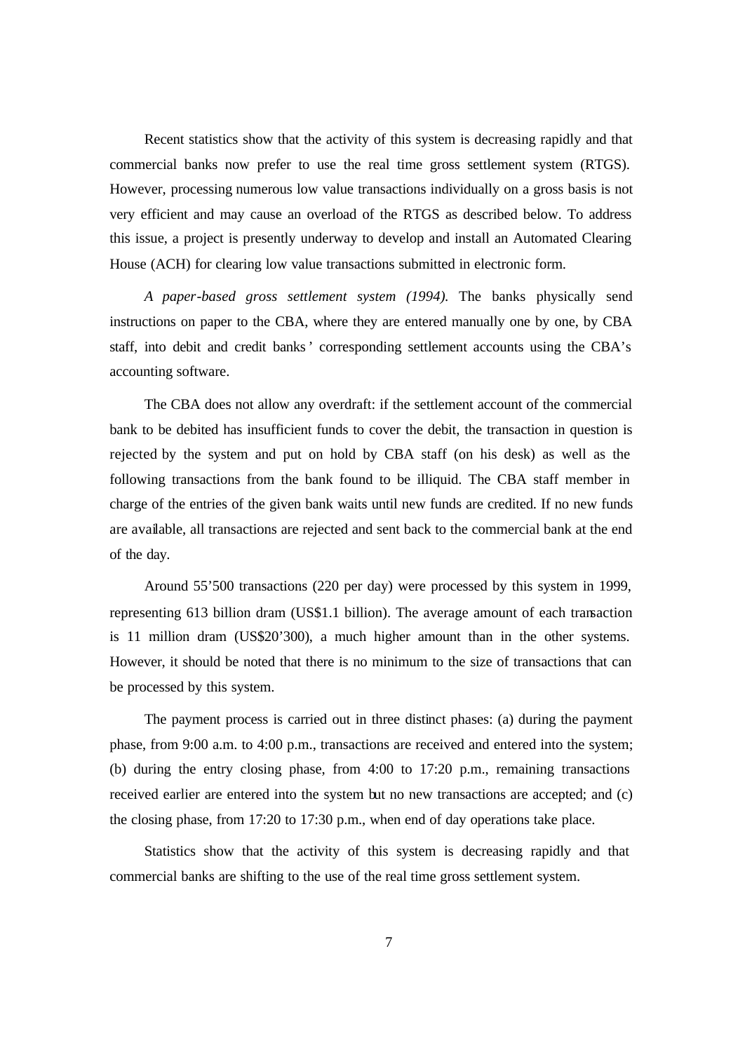Recent statistics show that the activity of this system is decreasing rapidly and that commercial banks now prefer to use the real time gross settlement system (RTGS). However, processing numerous low value transactions individually on a gross basis is not very efficient and may cause an overload of the RTGS as described below. To address this issue, a project is presently underway to develop and install an Automated Clearing House (ACH) for clearing low value transactions submitted in electronic form.

*A paper-based gross settlement system (1994).* The banks physically send instructions on paper to the CBA, where they are entered manually one by one, by CBA staff, into debit and credit banks' corresponding settlement accounts using the CBA's accounting software.

The CBA does not allow any overdraft: if the settlement account of the commercial bank to be debited has insufficient funds to cover the debit, the transaction in question is rejected by the system and put on hold by CBA staff (on his desk) as well as the following transactions from the bank found to be illiquid. The CBA staff member in charge of the entries of the given bank waits until new funds are credited. If no new funds are available, all transactions are rejected and sent back to the commercial bank at the end of the day.

Around 55'500 transactions (220 per day) were processed by this system in 1999, representing 613 billion dram (US$1.1 billion). The average amount of each transaction is 11 million dram (US$20'300), a much higher amount than in the other systems. However, it should be noted that there is no minimum to the size of transactions that can be processed by this system.

The payment process is carried out in three distinct phases: (a) during the payment phase, from 9:00 a.m. to 4:00 p.m., transactions are received and entered into the system; (b) during the entry closing phase, from 4:00 to 17:20 p.m., remaining transactions received earlier are entered into the system but no new transactions are accepted; and (c) the closing phase, from 17:20 to 17:30 p.m., when end of day operations take place.

Statistics show that the activity of this system is decreasing rapidly and that commercial banks are shifting to the use of the real time gross settlement system.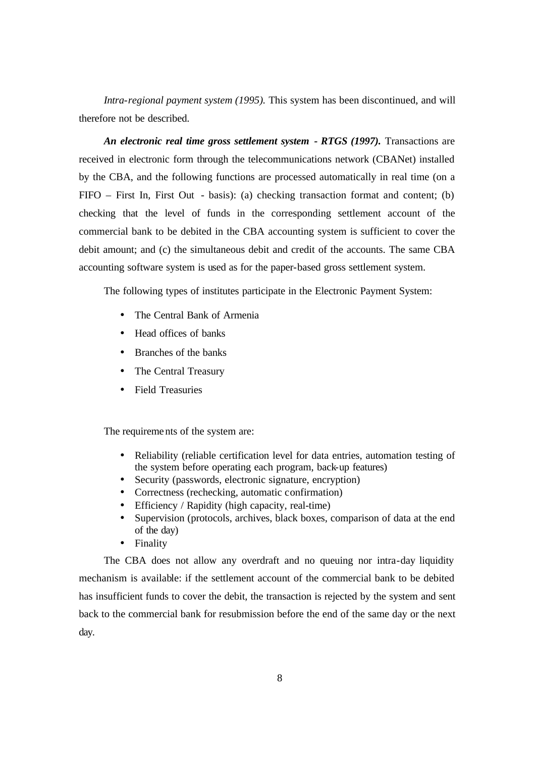*Intra-regional payment system (1995).* This system has been discontinued, and will therefore not be described.

***An electronic real time gross settlement system - RTGS (1997).*** Transactions are received in electronic form through the telecommunications network (CBANet) installed by the CBA, and the following functions are processed automatically in real time (on a FIFO – First In, First Out - basis): (a) checking transaction format and content; (b) checking that the level of funds in the corresponding settlement account of the commercial bank to be debited in the CBA accounting system is sufficient to cover the debit amount; and (c) the simultaneous debit and credit of the accounts. The same CBA accounting software system is used as for the paper-based gross settlement system.

The following types of institutes participate in the Electronic Payment System:

- The Central Bank of Armenia
- Head offices of banks
- Branches of the banks
- The Central Treasury
- Field Treasuries

The requirements of the system are:

- Reliability (reliable certification level for data entries, automation testing of the system before operating each program, back-up features)
- Security (passwords, electronic signature, encryption)
- Correctness (rechecking, automatic confirmation)
- Efficiency / Rapidity (high capacity, real-time)
- Supervision (protocols, archives, black boxes, comparison of data at the end of the day)
- Finality

The CBA does not allow any overdraft and no queuing nor intra-day liquidity mechanism is available: if the settlement account of the commercial bank to be debited has insufficient funds to cover the debit, the transaction is rejected by the system and sent back to the commercial bank for resubmission before the end of the same day or the next day.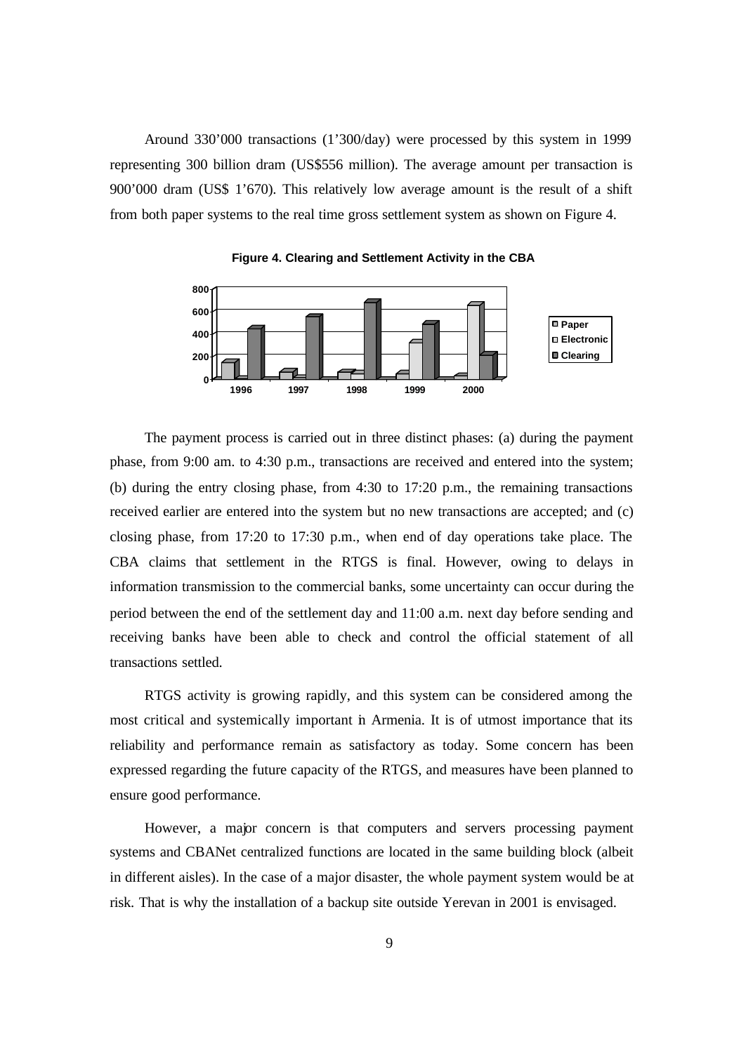Around 330’000 transactions (1’300/day) were processed by this system in 1999 representing 300 billion dram (US$556 million). The average amount per transaction is 900’000 dram (US$ 1’670). This relatively low average amount is the result of a shift from both paper systems to the real time gross settlement system as shown on Figure 4.

**Figure 4. Clearing and Settlement Activity in the CBA**

The payment process is carried out in three distinct phases: (a) during the payment phase, from 9:00 am. to 4:30 p.m., transactions are received and entered into the system; (b) during the entry closing phase, from 4:30 to 17:20 p.m., the remaining transactions received earlier are entered into the system but no new transactions are accepted; and (c) closing phase, from 17:20 to 17:30 p.m., when end of day operations take place. The CBA claims that settlement in the RTGS is final. However, owing to delays in information transmission to the commercial banks, some uncertainty can occur during the period between the end of the settlement day and 11:00 a.m. next day before sending and receiving banks have been able to check and control the official statement of all transactions settled.

RTGS activity is growing rapidly, and this system can be considered among the most critical and systemically important in Armenia. It is of utmost importance that its reliability and performance remain as satisfactory as today. Some concern has been expressed regarding the future capacity of the RTGS, and measures have been planned to ensure good performance.

However, a major concern is that computers and servers processing payment systems and CBANet centralized functions are located in the same building block (albeit in different aisles). In the case of a major disaster, the whole payment system would be at risk. That is why the installation of a backup site outside Yerevan in 2001 is envisaged.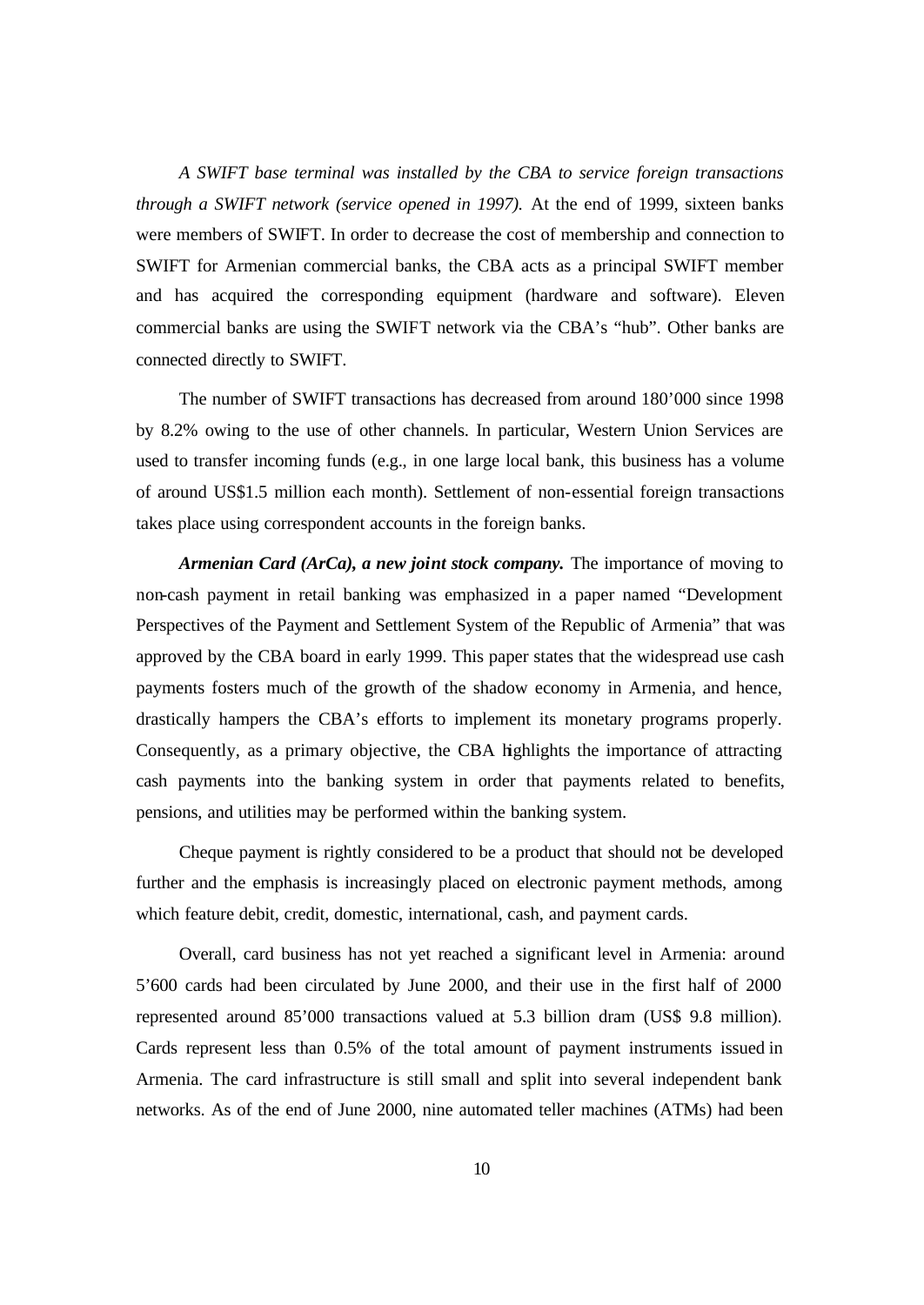*A SWIFT base terminal was installed by the CBA to service foreign transactions through a SWIFT network (service opened in 1997).* At the end of 1999, sixteen banks were members of SWIFT. In order to decrease the cost of membership and connection to SWIFT for Armenian commercial banks, the CBA acts as a principal SWIFT member and has acquired the corresponding equipment (hardware and software). Eleven commercial banks are using the SWIFT network via the CBA's "hub". Other banks are connected directly to SWIFT.

The number of SWIFT transactions has decreased from around 180'000 since 1998 by 8.2% owing to the use of other channels. In particular, Western Union Services are used to transfer incoming funds (e.g., in one large local bank, this business has a volume of around US$1.5 million each month). Settlement of non-essential foreign transactions takes place using correspondent accounts in the foreign banks.

***Armenian Card (ArCa), a new joint stock company.*** The importance of moving to non-cash payment in retail banking was emphasized in a paper named "Development Perspectives of the Payment and Settlement System of the Republic of Armenia" that was approved by the CBA board in early 1999. This paper states that the widespread use cash payments fosters much of the growth of the shadow economy in Armenia, and hence, drastically hampers the CBA's efforts to implement its monetary programs properly. Consequently, as a primary objective, the CBA highlights the importance of attracting cash payments into the banking system in order that payments related to benefits, pensions, and utilities may be performed within the banking system.

Cheque payment is rightly considered to be a product that should not be developed further and the emphasis is increasingly placed on electronic payment methods, among which feature debit, credit, domestic, international, cash, and payment cards.

Overall, card business has not yet reached a significant level in Armenia: around 5'600 cards had been circulated by June 2000, and their use in the first half of 2000 represented around 85'000 transactions valued at 5.3 billion dram (US$ 9.8 million). Cards represent less than 0.5% of the total amount of payment instruments issued in Armenia. The card infrastructure is still small and split into several independent bank networks. As of the end of June 2000, nine automated teller machines (ATMs) had been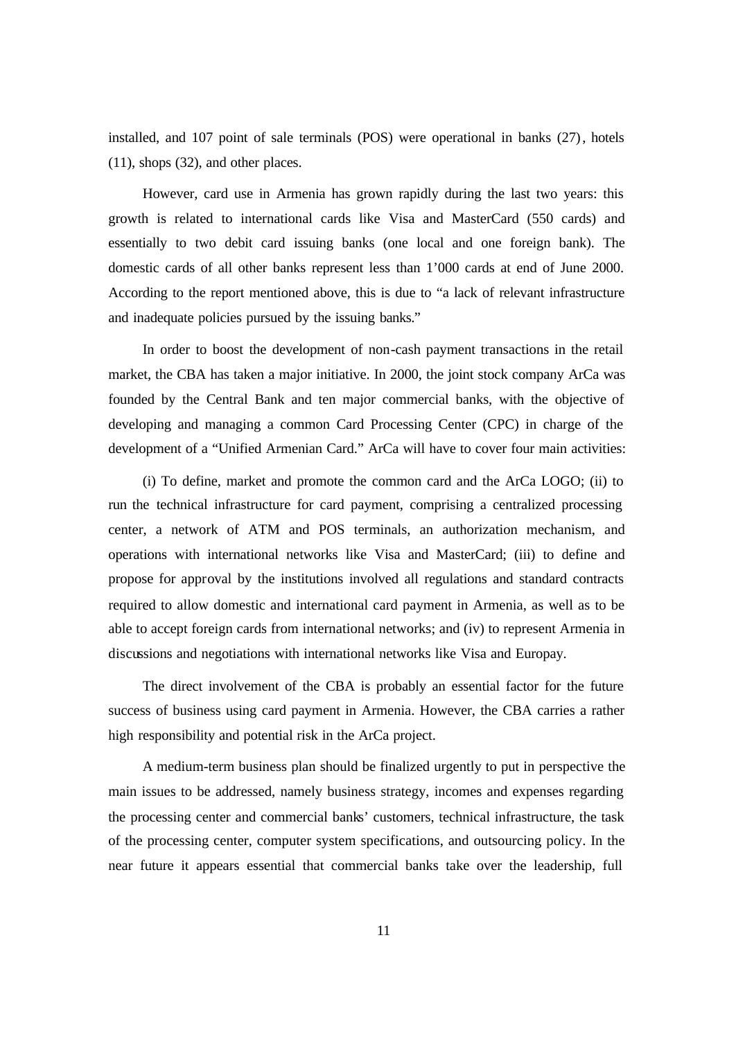installed, and 107 point of sale terminals (POS) were operational in banks (27), hotels (11), shops (32), and other places.

However, card use in Armenia has grown rapidly during the last two years: this growth is related to international cards like Visa and MasterCard (550 cards) and essentially to two debit card issuing banks (one local and one foreign bank). The domestic cards of all other banks represent less than 1'000 cards at end of June 2000. According to the report mentioned above, this is due to "a lack of relevant infrastructure and inadequate policies pursued by the issuing banks."

In order to boost the development of non-cash payment transactions in the retail market, the CBA has taken a major initiative. In 2000, the joint stock company ArCa was founded by the Central Bank and ten major commercial banks, with the objective of developing and managing a common Card Processing Center (CPC) in charge of the development of a "Unified Armenian Card." ArCa will have to cover four main activities:

(i) To define, market and promote the common card and the ArCa LOGO; (ii) to run the technical infrastructure for card payment, comprising a centralized processing center, a network of ATM and POS terminals, an authorization mechanism, and operations with international networks like Visa and MasterCard; (iii) to define and propose for approval by the institutions involved all regulations and standard contracts required to allow domestic and international card payment in Armenia, as well as to be able to accept foreign cards from international networks; and (iv) to represent Armenia in discussions and negotiations with international networks like Visa and Europay.

The direct involvement of the CBA is probably an essential factor for the future success of business using card payment in Armenia. However, the CBA carries a rather high responsibility and potential risk in the ArCa project.

A medium-term business plan should be finalized urgently to put in perspective the main issues to be addressed, namely business strategy, incomes and expenses regarding the processing center and commercial banks' customers, technical infrastructure, the task of the processing center, computer system specifications, and outsourcing policy. In the near future it appears essential that commercial banks take over the leadership, full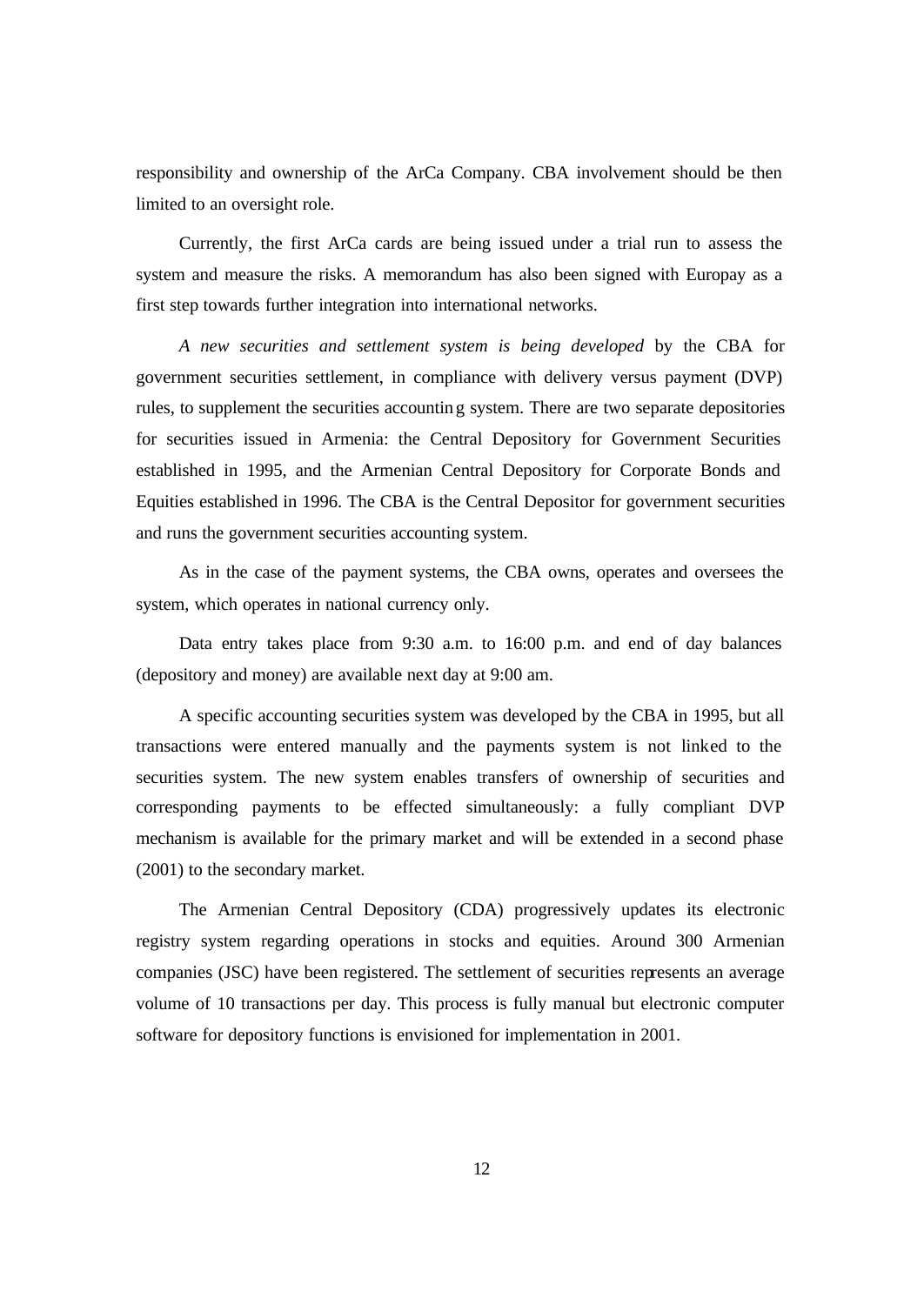responsibility and ownership of the ArCa Company. CBA involvement should be then limited to an oversight role.

Currently, the first ArCa cards are being issued under a trial run to assess the system and measure the risks. A memorandum has also been signed with Europay as a first step towards further integration into international networks.

*A new securities and settlement system is being developed* by the CBA for government securities settlement, in compliance with delivery versus payment (DVP) rules, to supplement the securities accounting system. There are two separate depositories for securities issued in Armenia: the Central Depository for Government Securities established in 1995, and the Armenian Central Depository for Corporate Bonds and Equities established in 1996. The CBA is the Central Depositor for government securities and runs the government securities accounting system.

As in the case of the payment systems, the CBA owns, operates and oversees the system, which operates in national currency only.

Data entry takes place from 9:30 a.m. to 16:00 p.m. and end of day balances (depository and money) are available next day at 9:00 am.

A specific accounting securities system was developed by the CBA in 1995, but all transactions were entered manually and the payments system is not linked to the securities system. The new system enables transfers of ownership of securities and corresponding payments to be effected simultaneously: a fully compliant DVP mechanism is available for the primary market and will be extended in a second phase (2001) to the secondary market.

The Armenian Central Depository (CDA) progressively updates its electronic registry system regarding operations in stocks and equities. Around 300 Armenian companies (JSC) have been registered. The settlement of securities represents an average volume of 10 transactions per day. This process is fully manual but electronic computer software for depository functions is envisioned for implementation in 2001.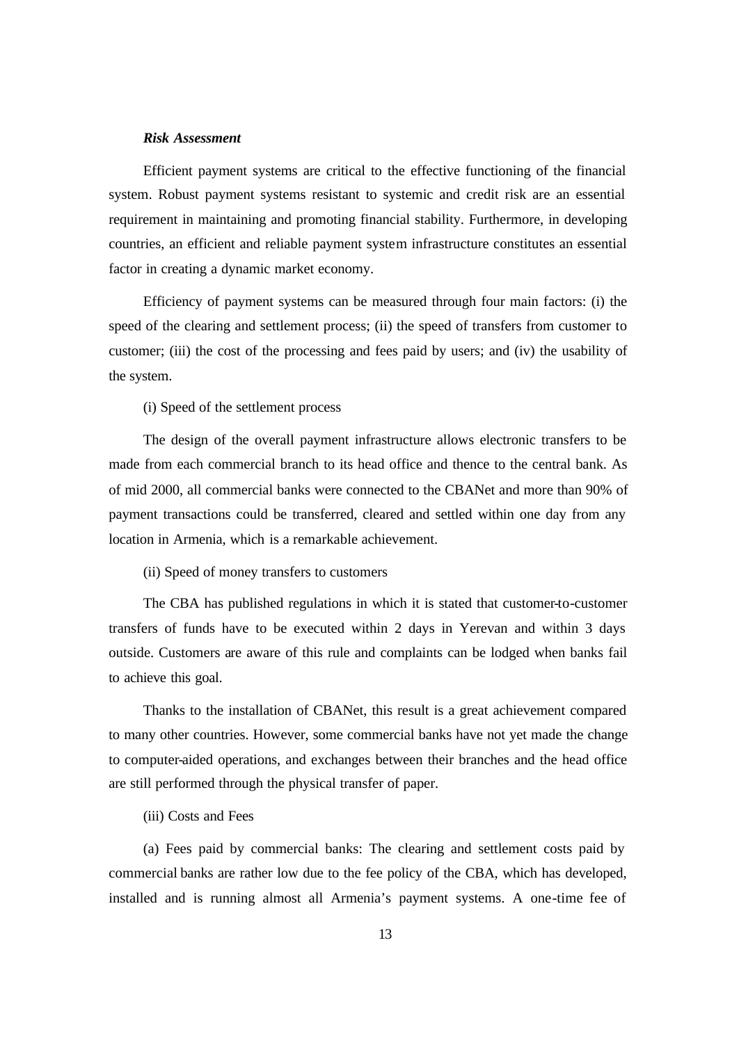***Risk Assessment***

Efficient payment systems are critical to the effective functioning of the financial system. Robust payment systems resistant to systemic and credit risk are an essential requirement in maintaining and promoting financial stability. Furthermore, in developing countries, an efficient and reliable payment system infrastructure constitutes an essential factor in creating a dynamic market economy.

Efficiency of payment systems can be measured through four main factors: (i) the speed of the clearing and settlement process; (ii) the speed of transfers from customer to customer; (iii) the cost of the processing and fees paid by users; and (iv) the usability of the system.

(i) Speed of the settlement process

The design of the overall payment infrastructure allows electronic transfers to be made from each commercial branch to its head office and thence to the central bank. As of mid 2000, all commercial banks were connected to the CBANet and more than 90% of payment transactions could be transferred, cleared and settled within one day from any location in Armenia, which is a remarkable achievement.

(ii) Speed of money transfers to customers

The CBA has published regulations in which it is stated that customer-to-customer transfers of funds have to be executed within 2 days in Yerevan and within 3 days outside. Customers are aware of this rule and complaints can be lodged when banks fail to achieve this goal.

Thanks to the installation of CBANet, this result is a great achievement compared to many other countries. However, some commercial banks have not yet made the change to computer-aided operations, and exchanges between their branches and the head office are still performed through the physical transfer of paper.

(iii) Costs and Fees

(a) Fees paid by commercial banks: The clearing and settlement costs paid by commercial banks are rather low due to the fee policy of the CBA, which has developed, installed and is running almost all Armenia's payment systems. A one-time fee of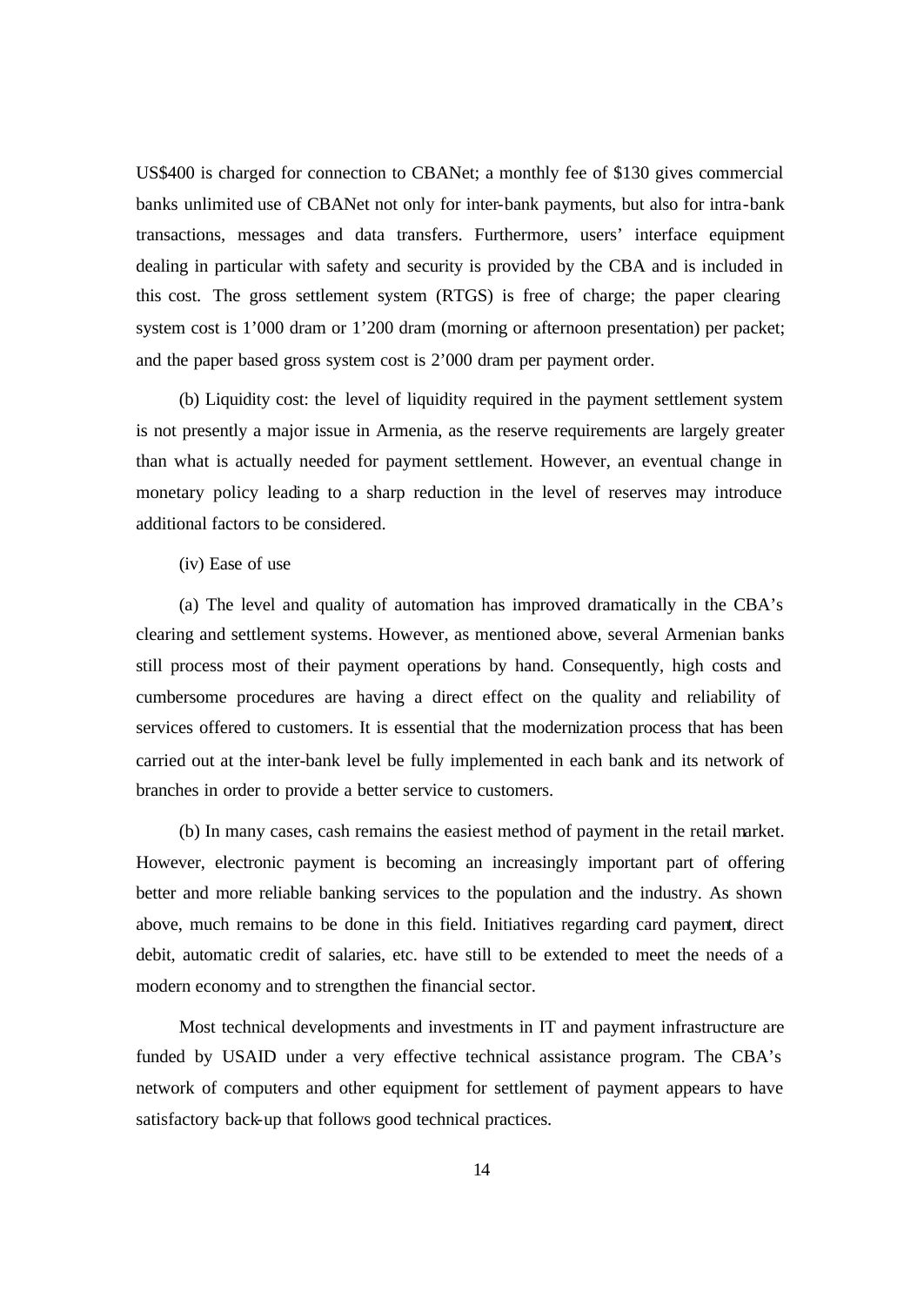US$400 is charged for connection to CBANet; a monthly fee of $130 gives commercial banks unlimited use of CBANet not only for inter-bank payments, but also for intra-bank transactions, messages and data transfers. Furthermore, users' interface equipment dealing in particular with safety and security is provided by the CBA and is included in this cost. The gross settlement system (RTGS) is free of charge; the paper clearing system cost is 1'000 dram or 1'200 dram (morning or afternoon presentation) per packet; and the paper based gross system cost is 2'000 dram per payment order.

(b) Liquidity cost: the level of liquidity required in the payment settlement system is not presently a major issue in Armenia, as the reserve requirements are largely greater than what is actually needed for payment settlement. However, an eventual change in monetary policy leading to a sharp reduction in the level of reserves may introduce additional factors to be considered.

(iv) Ease of use

(a) The level and quality of automation has improved dramatically in the CBA's clearing and settlement systems. However, as mentioned above, several Armenian banks still process most of their payment operations by hand. Consequently, high costs and cumbersome procedures are having a direct effect on the quality and reliability of services offered to customers. It is essential that the modernization process that has been carried out at the inter-bank level be fully implemented in each bank and its network of branches in order to provide a better service to customers.

(b) In many cases, cash remains the easiest method of payment in the retail market. However, electronic payment is becoming an increasingly important part of offering better and more reliable banking services to the population and the industry. As shown above, much remains to be done in this field. Initiatives regarding card payment, direct debit, automatic credit of salaries, etc. have still to be extended to meet the needs of a modern economy and to strengthen the financial sector.

Most technical developments and investments in IT and payment infrastructure are funded by USAID under a very effective technical assistance program. The CBA's network of computers and other equipment for settlement of payment appears to have satisfactory back-up that follows good technical practices.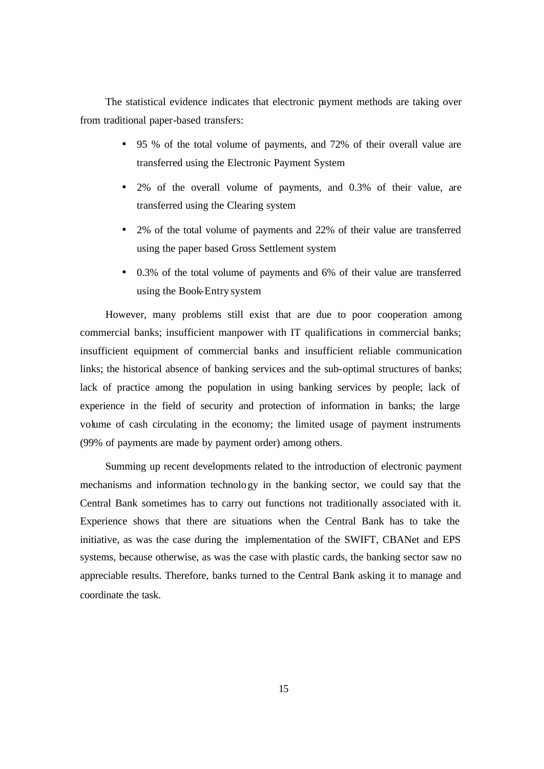The statistical evidence indicates that electronic payment methods are taking over from traditional paper-based transfers:

- 95 % of the total volume of payments, and 72% of their overall value are transferred using the Electronic Payment System
- 2% of the overall volume of payments, and 0.3% of their value, are transferred using the Clearing system
- 2% of the total volume of payments and 22% of their value are transferred using the paper based Gross Settlement system
- 0.3% of the total volume of payments and 6% of their value are transferred using the Book-Entry system

However, many problems still exist that are due to poor cooperation among commercial banks; insufficient manpower with IT qualifications in commercial banks; insufficient equipment of commercial banks and insufficient reliable communication links; the historical absence of banking services and the sub-optimal structures of banks; lack of practice among the population in using banking services by people; lack of experience in the field of security and protection of information in banks; the large volume of cash circulating in the economy; the limited usage of payment instruments (99% of payments are made by payment order) among others.

Summing up recent developments related to the introduction of electronic payment mechanisms and information technology in the banking sector, we could say that the Central Bank sometimes has to carry out functions not traditionally associated with it. Experience shows that there are situations when the Central Bank has to take the initiative, as was the case during the implementation of the SWIFT, CBANet and EPS systems, because otherwise, as was the case with plastic cards, the banking sector saw no appreciable results. Therefore, banks turned to the Central Bank asking it to manage and coordinate the task.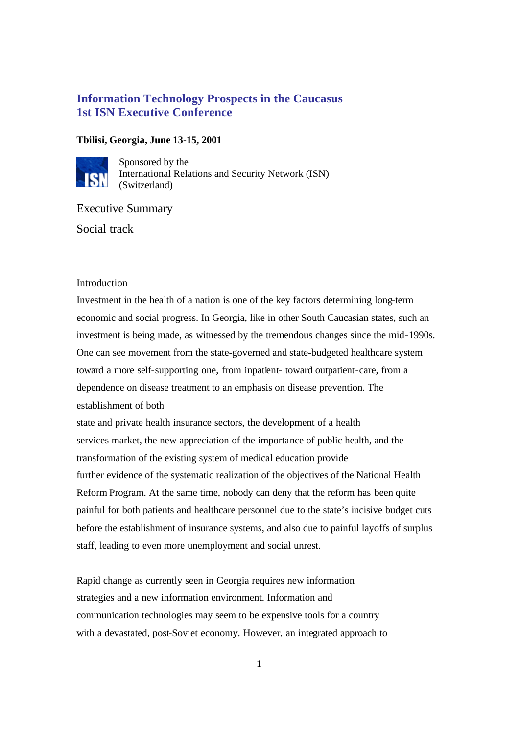# Information Technology Prospects in the Caucasus
# 1st ISN Executive Conference

**Tbilisi, Georgia, June 13-15, 2001**

Sponsored by the
International Relations and Security Network (ISN)
(Switzerland)

---

Executive Summary

Social track

Introduction

Investment in the health of a nation is one of the key factors determining long-term economic and social progress. In Georgia, like in other South Caucasian states, such an investment is being made, as witnessed by the tremendous changes since the mid-1990s. One can see movement from the state-governed and state-budgeted healthcare system toward a more self-supporting one, from inpatient- toward outpatient-care, from a dependence on disease treatment to an emphasis on disease prevention. The establishment of both state and private health insurance sectors, the development of a health services market, the new appreciation of the importance of public health, and the transformation of the existing system of medical education provide further evidence of the systematic realization of the objectives of the National Health Reform Program. At the same time, nobody can deny that the reform has been quite painful for both patients and healthcare personnel due to the state's incisive budget cuts before the establishment of insurance systems, and also due to painful layoffs of surplus staff, leading to even more unemployment and social unrest.

Rapid change as currently seen in Georgia requires new information strategies and a new information environment. Information and communication technologies may seem to be expensive tools for a country with a devastated, post-Soviet economy. However, an integrated approach to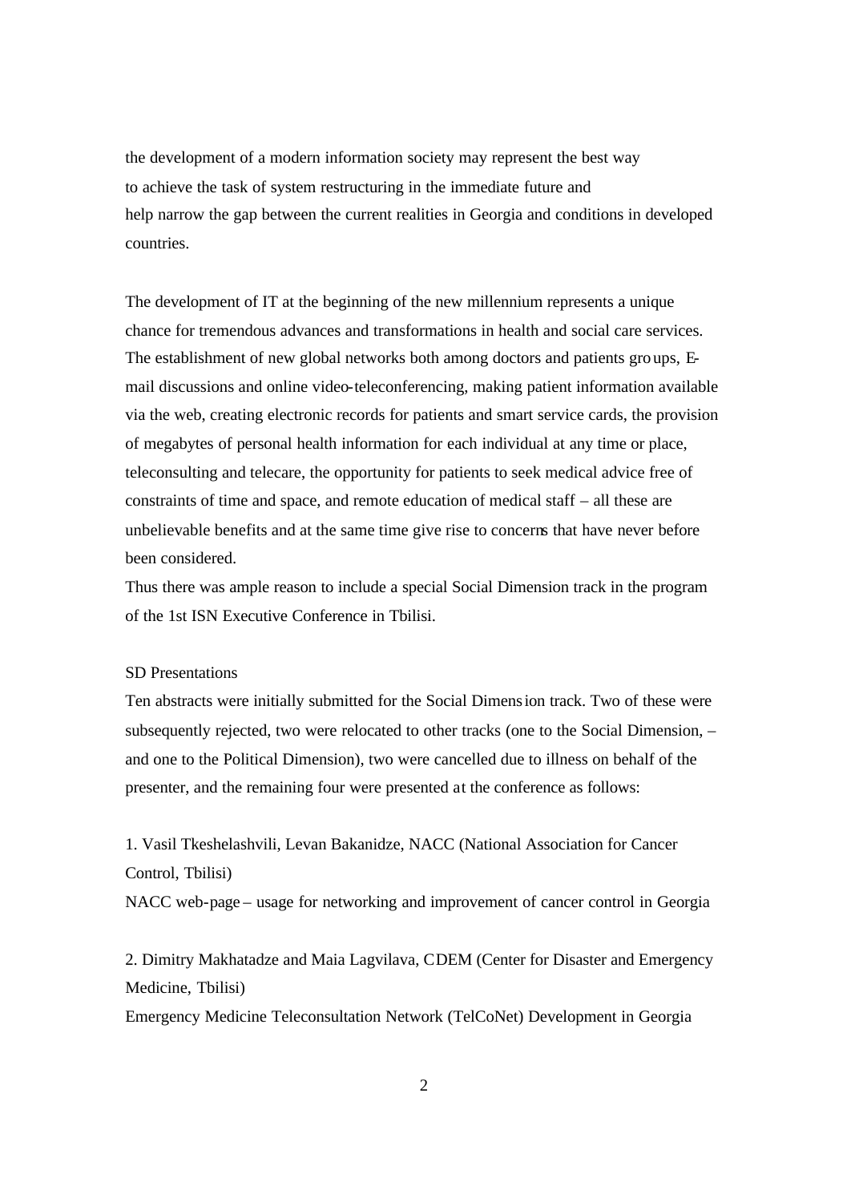the development of a modern information society may represent the best way to achieve the task of system restructuring in the immediate future and help narrow the gap between the current realities in Georgia and conditions in developed countries.

The development of IT at the beginning of the new millennium represents a unique chance for tremendous advances and transformations in health and social care services. The establishment of new global networks both among doctors and patients groups, E-mail discussions and online video-teleconferencing, making patient information available via the web, creating electronic records for patients and smart service cards, the provision of megabytes of personal health information for each individual at any time or place, teleconsulting and telecare, the opportunity for patients to seek medical advice free of constraints of time and space, and remote education of medical staff – all these are unbelievable benefits and at the same time give rise to concerns that have never before been considered.

Thus there was ample reason to include a special Social Dimension track in the program of the 1st ISN Executive Conference in Tbilisi.

SD Presentations

Ten abstracts were initially submitted for the Social Dimension track. Two of these were subsequently rejected, two were relocated to other tracks (one to the Social Dimension, – and one to the Political Dimension), two were cancelled due to illness on behalf of the presenter, and the remaining four were presented at the conference as follows:

1. Vasil Tkeshelashvili, Levan Bakanidze, NACC (National Association for Cancer Control, Tbilisi)
NACC web-page – usage for networking and improvement of cancer control in Georgia

2. Dimitry Makhatadze and Maia Lagvilava, CDEM (Center for Disaster and Emergency Medicine, Tbilisi)
Emergency Medicine Teleconsultation Network (TelCoNet) Development in Georgia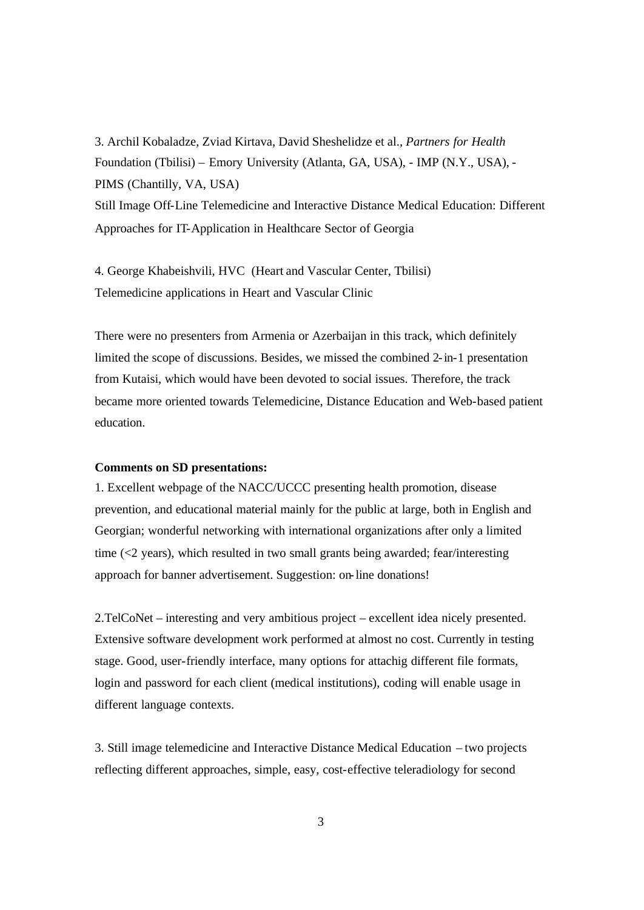3. Archil Kobaladze, Zviad Kirtava, David Sheshelidze et al., *Partners for Health* Foundation (Tbilisi) – Emory University (Atlanta, GA, USA), - IMP (N.Y., USA), - PIMS (Chantilly, VA, USA)
Still Image Off-Line Telemedicine and Interactive Distance Medical Education: Different Approaches for IT-Application in Healthcare Sector of Georgia

4. George Khabeishvili, HVC (Heart and Vascular Center, Tbilisi)
Telemedicine applications in Heart and Vascular Clinic

There were no presenters from Armenia or Azerbaijan in this track, which definitely limited the scope of discussions. Besides, we missed the combined 2-in-1 presentation from Kutaisi, which would have been devoted to social issues. Therefore, the track became more oriented towards Telemedicine, Distance Education and Web-based patient education.

**Comments on SD presentations:**

1. Excellent webpage of the NACC/UCCC presenting health promotion, disease prevention, and educational material mainly for the public at large, both in English and Georgian; wonderful networking with international organizations after only a limited time (<2 years), which resulted in two small grants being awarded; fear/interesting approach for banner advertisement. Suggestion: on-line donations!

2. TelCoNet – interesting and very ambitious project – excellent idea nicely presented. Extensive software development work performed at almost no cost. Currently in testing stage. Good, user-friendly interface, many options for attachig different file formats, login and password for each client (medical institutions), coding will enable usage in different language contexts.

3. Still image telemedicine and Interactive Distance Medical Education – two projects reflecting different approaches, simple, easy, cost-effective teleradiology for second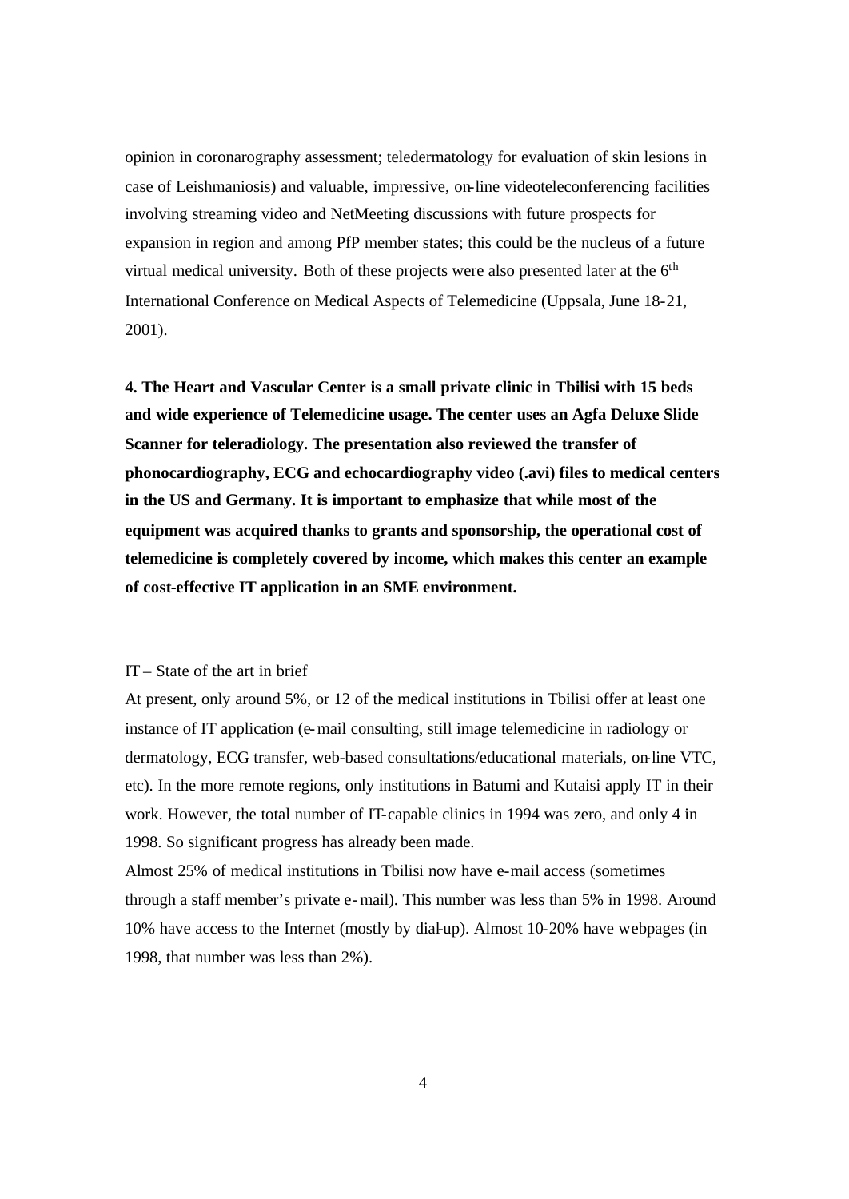opinion in coronarography assessment; teledermatology for evaluation of skin lesions in case of Leishmaniosis) and valuable, impressive, on-line videoteleconferencing facilities involving streaming video and NetMeeting discussions with future prospects for expansion in region and among PfP member states; this could be the nucleus of a future virtual medical university. Both of these projects were also presented later at the 6th International Conference on Medical Aspects of Telemedicine (Uppsala, June 18-21, 2001).

**4. The Heart and Vascular Center is a small private clinic in Tbilisi with 15 beds and wide experience of Telemedicine usage. The center uses an Agfa Deluxe Slide Scanner for teleradiology. The presentation also reviewed the transfer of phonocardiography, ECG and echocardiography video (.avi) files to medical centers in the US and Germany. It is important to emphasize that while most of the equipment was acquired thanks to grants and sponsorship, the operational cost of telemedicine is completely covered by income, which makes this center an example of cost-effective IT application in an SME environment.**

IT – State of the art in brief

At present, only around 5%, or 12 of the medical institutions in Tbilisi offer at least one instance of IT application (e-mail consulting, still image telemedicine in radiology or dermatology, ECG transfer, web-based consultations/educational materials, on-line VTC, etc). In the more remote regions, only institutions in Batumi and Kutaisi apply IT in their work. However, the total number of IT-capable clinics in 1994 was zero, and only 4 in 1998. So significant progress has already been made.

Almost 25% of medical institutions in Tbilisi now have e-mail access (sometimes through a staff member's private e-mail). This number was less than 5% in 1998. Around 10% have access to the Internet (mostly by dial-up). Almost 10-20% have webpages (in 1998, that number was less than 2%).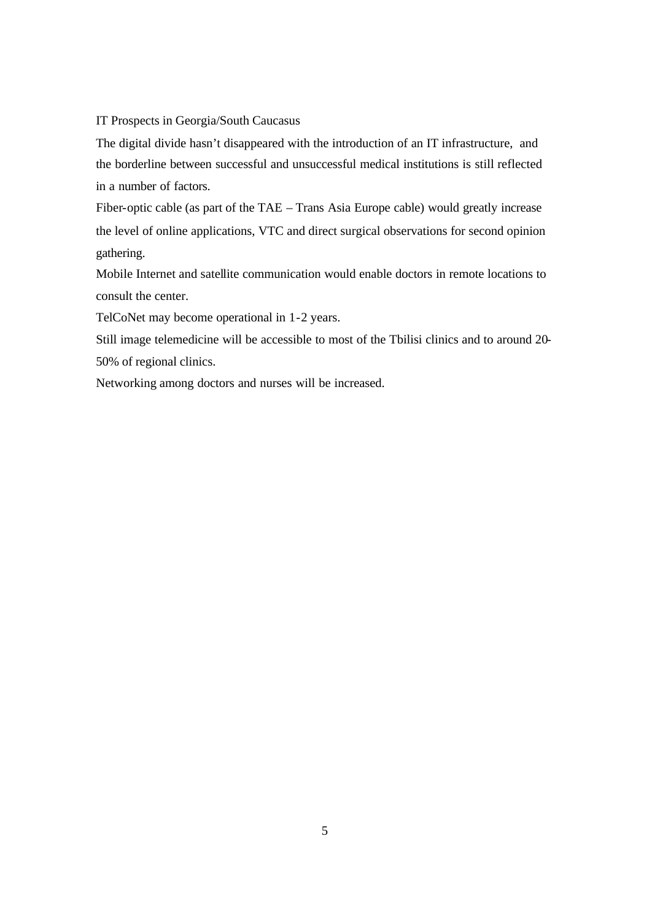IT Prospects in Georgia/South Caucasus

The digital divide hasn't disappeared with the introduction of an IT infrastructure, and the borderline between successful and unsuccessful medical institutions is still reflected in a number of factors.

Fiber-optic cable (as part of the TAE – Trans Asia Europe cable) would greatly increase the level of online applications, VTC and direct surgical observations for second opinion gathering.

Mobile Internet and satellite communication would enable doctors in remote locations to consult the center.

TelCoNet may become operational in 1-2 years.

Still image telemedicine will be accessible to most of the Tbilisi clinics and to around 20-50% of regional clinics.

Networking among doctors and nurses will be increased.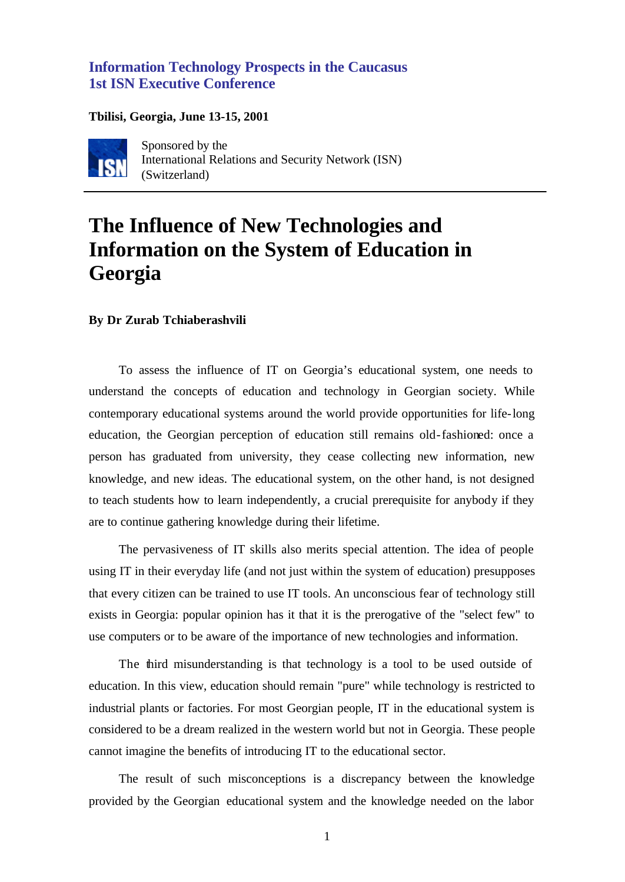**Information Technology Prospects in the Caucasus**
**1st ISN Executive Conference**

**Tbilisi, Georgia, June 13-15, 2001**

Sponsored by the
International Relations and Security Network (ISN)
(Switzerland)

---

# The Influence of New Technologies and Information on the System of Education in Georgia

**By Dr Zurab Tchiaberashvili**

To assess the influence of IT on Georgia's educational system, one needs to understand the concepts of education and technology in Georgian society. While contemporary educational systems around the world provide opportunities for life-long education, the Georgian perception of education still remains old-fashioned: once a person has graduated from university, they cease collecting new information, new knowledge, and new ideas. The educational system, on the other hand, is not designed to teach students how to learn independently, a crucial prerequisite for anybody if they are to continue gathering knowledge during their lifetime.

The pervasiveness of IT skills also merits special attention. The idea of people using IT in their everyday life (and not just within the system of education) presupposes that every citizen can be trained to use IT tools. An unconscious fear of technology still exists in Georgia: popular opinion has it that it is the prerogative of the "select few" to use computers or to be aware of the importance of new technologies and information.

The third misunderstanding is that technology is a tool to be used outside of education. In this view, education should remain "pure" while technology is restricted to industrial plants or factories. For most Georgian people, IT in the educational system is considered to be a dream realized in the western world but not in Georgia. These people cannot imagine the benefits of introducing IT to the educational sector.

The result of such misconceptions is a discrepancy between the knowledge provided by the Georgian educational system and the knowledge needed on the labor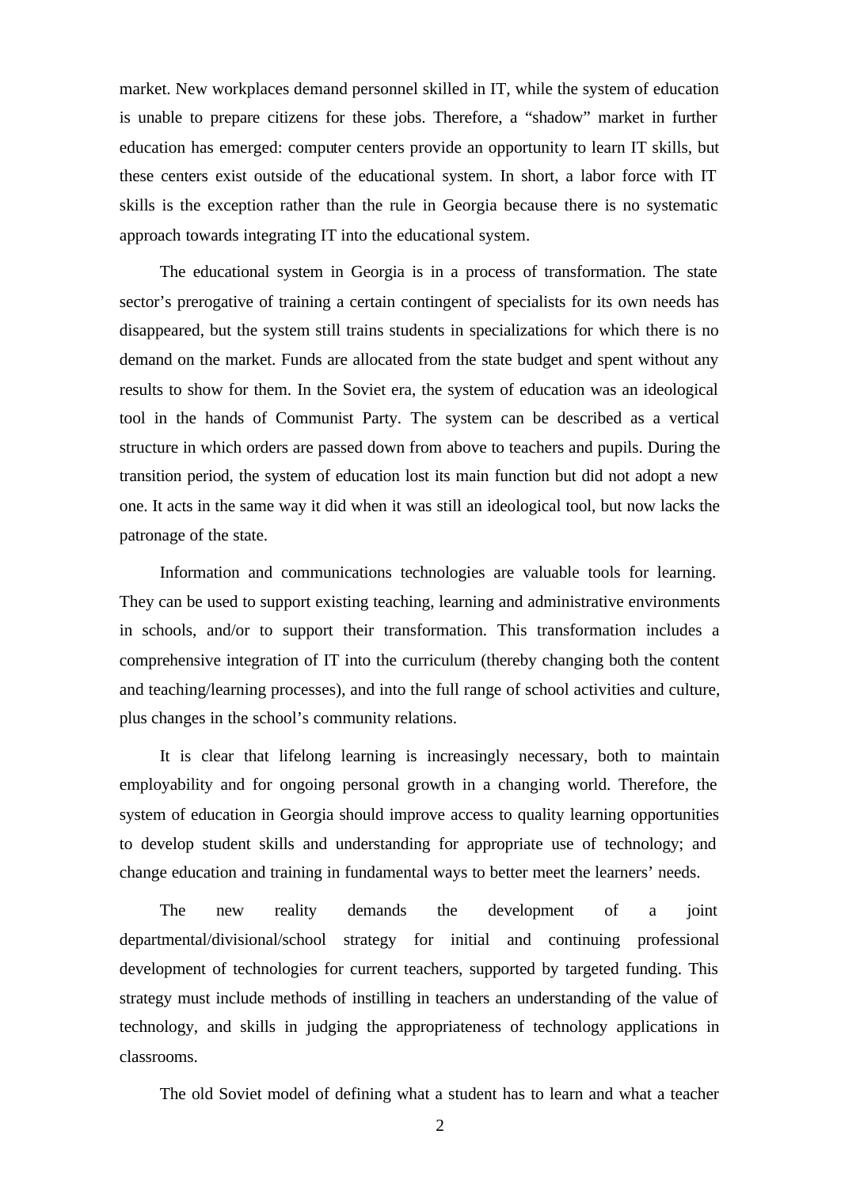market. New workplaces demand personnel skilled in IT, while the system of education is unable to prepare citizens for these jobs. Therefore, a "shadow" market in further education has emerged: computer centers provide an opportunity to learn IT skills, but these centers exist outside of the educational system. In short, a labor force with IT skills is the exception rather than the rule in Georgia because there is no systematic approach towards integrating IT into the educational system.

The educational system in Georgia is in a process of transformation. The state sector's prerogative of training a certain contingent of specialists for its own needs has disappeared, but the system still trains students in specializations for which there is no demand on the market. Funds are allocated from the state budget and spent without any results to show for them. In the Soviet era, the system of education was an ideological tool in the hands of Communist Party. The system can be described as a vertical structure in which orders are passed down from above to teachers and pupils. During the transition period, the system of education lost its main function but did not adopt a new one. It acts in the same way it did when it was still an ideological tool, but now lacks the patronage of the state.

Information and communications technologies are valuable tools for learning. They can be used to support existing teaching, learning and administrative environments in schools, and/or to support their transformation. This transformation includes a comprehensive integration of IT into the curriculum (thereby changing both the content and teaching/learning processes), and into the full range of school activities and culture, plus changes in the school's community relations.

It is clear that lifelong learning is increasingly necessary, both to maintain employability and for ongoing personal growth in a changing world. Therefore, the system of education in Georgia should improve access to quality learning opportunities to develop student skills and understanding for appropriate use of technology; and change education and training in fundamental ways to better meet the learners' needs.

The new reality demands the development of a joint departmental/divisional/school strategy for initial and continuing professional development of technologies for current teachers, supported by targeted funding. This strategy must include methods of instilling in teachers an understanding of the value of technology, and skills in judging the appropriateness of technology applications in classrooms.

The old Soviet model of defining what a student has to learn and what a teacher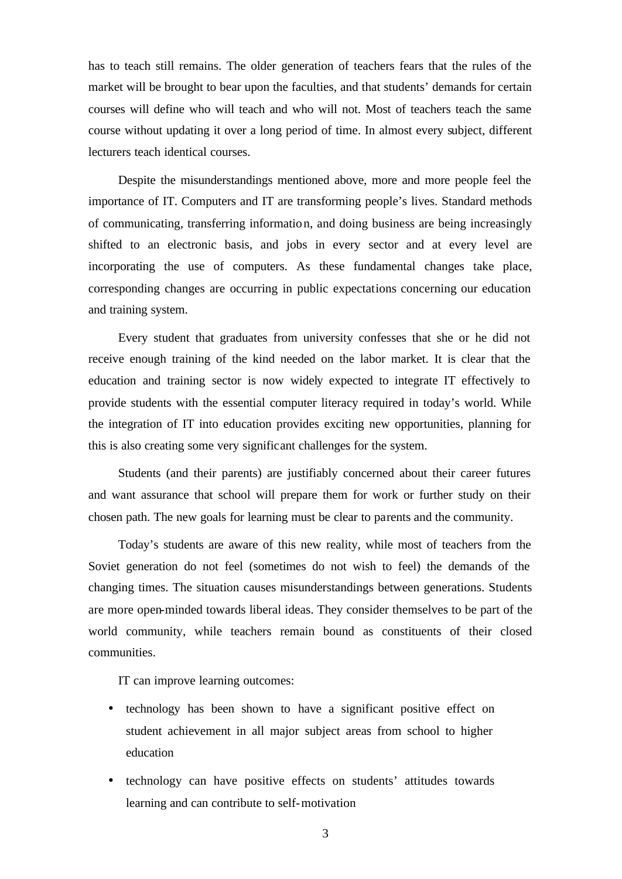has to teach still remains. The older generation of teachers fears that the rules of the market will be brought to bear upon the faculties, and that students' demands for certain courses will define who will teach and who will not. Most of teachers teach the same course without updating it over a long period of time. In almost every subject, different lecturers teach identical courses.

Despite the misunderstandings mentioned above, more and more people feel the importance of IT. Computers and IT are transforming people's lives. Standard methods of communicating, transferring information, and doing business are being increasingly shifted to an electronic basis, and jobs in every sector and at every level are incorporating the use of computers. As these fundamental changes take place, corresponding changes are occurring in public expectations concerning our education and training system.

Every student that graduates from university confesses that she or he did not receive enough training of the kind needed on the labor market. It is clear that the education and training sector is now widely expected to integrate IT effectively to provide students with the essential computer literacy required in today's world. While the integration of IT into education provides exciting new opportunities, planning for this is also creating some very significant challenges for the system.

Students (and their parents) are justifiably concerned about their career futures and want assurance that school will prepare them for work or further study on their chosen path. The new goals for learning must be clear to parents and the community.

Today's students are aware of this new reality, while most of teachers from the Soviet generation do not feel (sometimes do not wish to feel) the demands of the changing times. The situation causes misunderstandings between generations. Students are more open-minded towards liberal ideas. They consider themselves to be part of the world community, while teachers remain bound as constituents of their closed communities.

IT can improve learning outcomes:

- technology has been shown to have a significant positive effect on student achievement in all major subject areas from school to higher education
- technology can have positive effects on students' attitudes towards learning and can contribute to self-motivation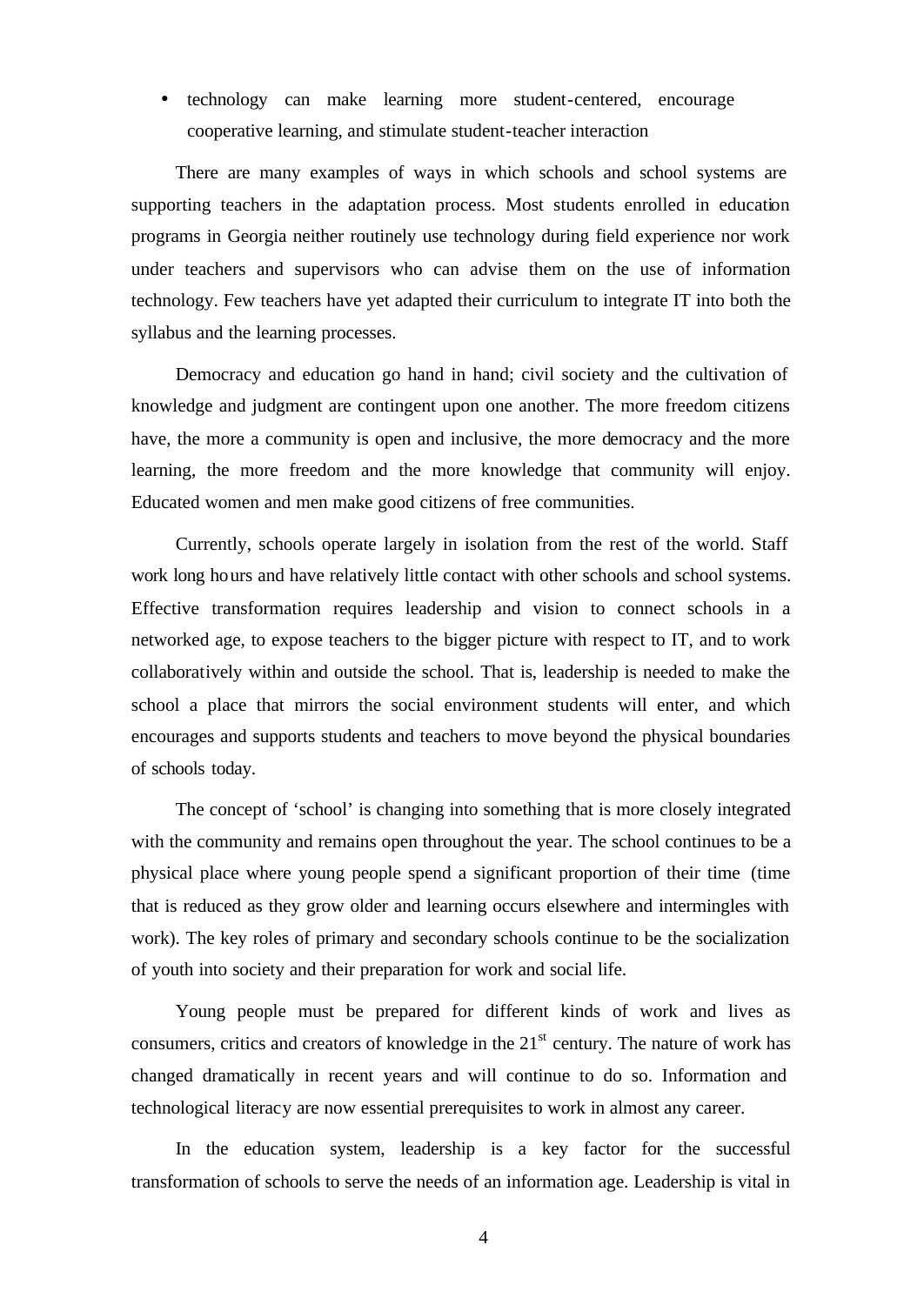- technology can make learning more student-centered, encourage cooperative learning, and stimulate student-teacher interaction

There are many examples of ways in which schools and school systems are supporting teachers in the adaptation process. Most students enrolled in education programs in Georgia neither routinely use technology during field experience nor work under teachers and supervisors who can advise them on the use of information technology. Few teachers have yet adapted their curriculum to integrate IT into both the syllabus and the learning processes.

Democracy and education go hand in hand; civil society and the cultivation of knowledge and judgment are contingent upon one another. The more freedom citizens have, the more a community is open and inclusive, the more democracy and the more learning, the more freedom and the more knowledge that community will enjoy. Educated women and men make good citizens of free communities.

Currently, schools operate largely in isolation from the rest of the world. Staff work long hours and have relatively little contact with other schools and school systems. Effective transformation requires leadership and vision to connect schools in a networked age, to expose teachers to the bigger picture with respect to IT, and to work collaboratively within and outside the school. That is, leadership is needed to make the school a place that mirrors the social environment students will enter, and which encourages and supports students and teachers to move beyond the physical boundaries of schools today.

The concept of 'school' is changing into something that is more closely integrated with the community and remains open throughout the year. The school continues to be a physical place where young people spend a significant proportion of their time (time that is reduced as they grow older and learning occurs elsewhere and intermingles with work). The key roles of primary and secondary schools continue to be the socialization of youth into society and their preparation for work and social life.

Young people must be prepared for different kinds of work and lives as consumers, critics and creators of knowledge in the 21st century. The nature of work has changed dramatically in recent years and will continue to do so. Information and technological literacy are now essential prerequisites to work in almost any career.

In the education system, leadership is a key factor for the successful transformation of schools to serve the needs of an information age. Leadership is vital in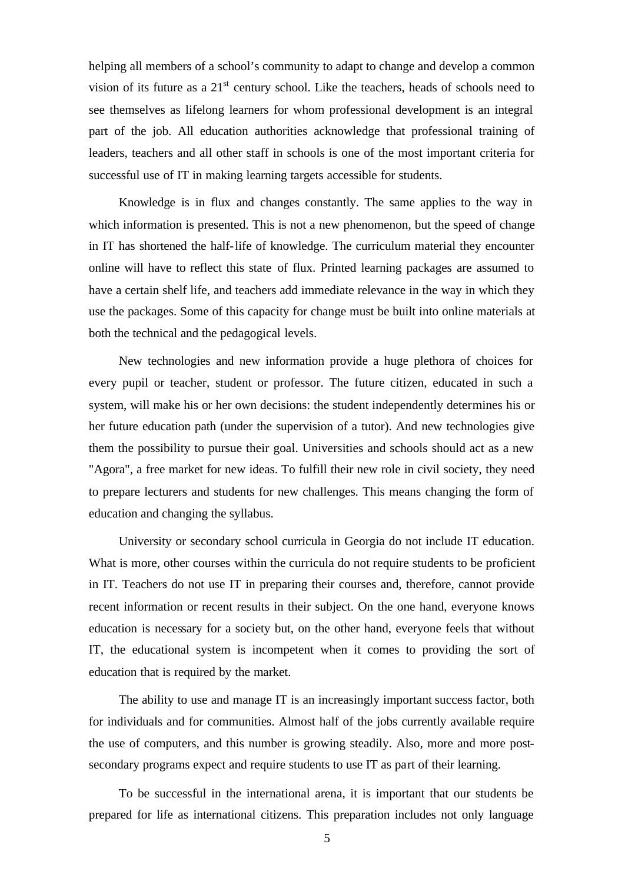helping all members of a school's community to adapt to change and develop a common vision of its future as a 21st century school. Like the teachers, heads of schools need to see themselves as lifelong learners for whom professional development is an integral part of the job. All education authorities acknowledge that professional training of leaders, teachers and all other staff in schools is one of the most important criteria for successful use of IT in making learning targets accessible for students.

Knowledge is in flux and changes constantly. The same applies to the way in which information is presented. This is not a new phenomenon, but the speed of change in IT has shortened the half-life of knowledge. The curriculum material they encounter online will have to reflect this state of flux. Printed learning packages are assumed to have a certain shelf life, and teachers add immediate relevance in the way in which they use the packages. Some of this capacity for change must be built into online materials at both the technical and the pedagogical levels.

New technologies and new information provide a huge plethora of choices for every pupil or teacher, student or professor. The future citizen, educated in such a system, will make his or her own decisions: the student independently determines his or her future education path (under the supervision of a tutor). And new technologies give them the possibility to pursue their goal. Universities and schools should act as a new "Agora", a free market for new ideas. To fulfill their new role in civil society, they need to prepare lecturers and students for new challenges. This means changing the form of education and changing the syllabus.

University or secondary school curricula in Georgia do not include IT education. What is more, other courses within the curricula do not require students to be proficient in IT. Teachers do not use IT in preparing their courses and, therefore, cannot provide recent information or recent results in their subject. On the one hand, everyone knows education is necessary for a society but, on the other hand, everyone feels that without IT, the educational system is incompetent when it comes to providing the sort of education that is required by the market.

The ability to use and manage IT is an increasingly important success factor, both for individuals and for communities. Almost half of the jobs currently available require the use of computers, and this number is growing steadily. Also, more and more post-secondary programs expect and require students to use IT as part of their learning.

To be successful in the international arena, it is important that our students be prepared for life as international citizens. This preparation includes not only language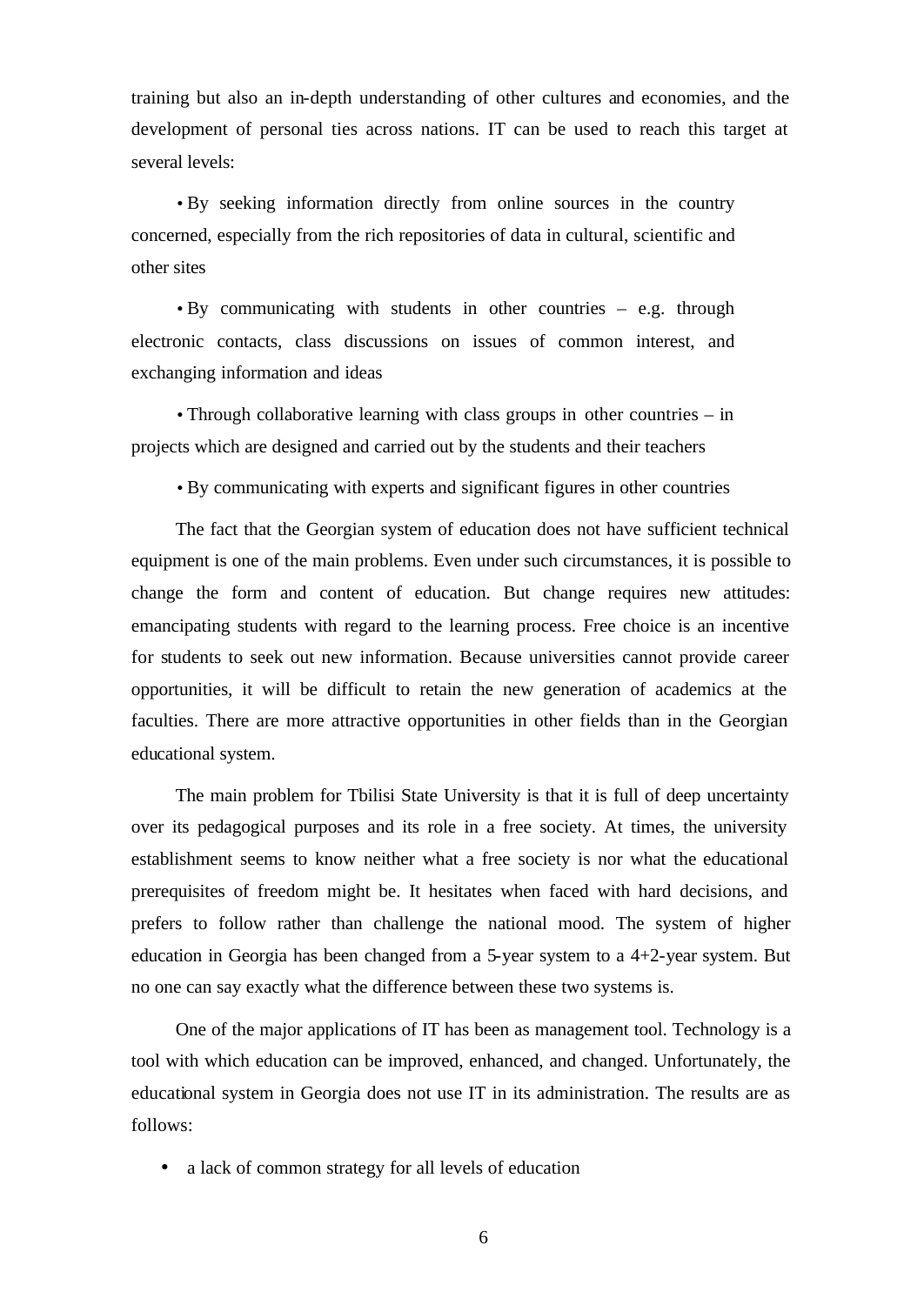training but also an in-depth understanding of other cultures and economies, and the development of personal ties across nations. IT can be used to reach this target at several levels:

- By seeking information directly from online sources in the country concerned, especially from the rich repositories of data in cultural, scientific and other sites
- By communicating with students in other countries – e.g. through electronic contacts, class discussions on issues of common interest, and exchanging information and ideas
- Through collaborative learning with class groups in other countries – in projects which are designed and carried out by the students and their teachers
- By communicating with experts and significant figures in other countries

The fact that the Georgian system of education does not have sufficient technical equipment is one of the main problems. Even under such circumstances, it is possible to change the form and content of education. But change requires new attitudes: emancipating students with regard to the learning process. Free choice is an incentive for students to seek out new information. Because universities cannot provide career opportunities, it will be difficult to retain the new generation of academics at the faculties. There are more attractive opportunities in other fields than in the Georgian educational system.

The main problem for Tbilisi State University is that it is full of deep uncertainty over its pedagogical purposes and its role in a free society. At times, the university establishment seems to know neither what a free society is nor what the educational prerequisites of freedom might be. It hesitates when faced with hard decisions, and prefers to follow rather than challenge the national mood. The system of higher education in Georgia has been changed from a 5-year system to a 4+2-year system. But no one can say exactly what the difference between these two systems is.

One of the major applications of IT has been as management tool. Technology is a tool with which education can be improved, enhanced, and changed. Unfortunately, the educational system in Georgia does not use IT in its administration. The results are as follows:

- a lack of common strategy for all levels of education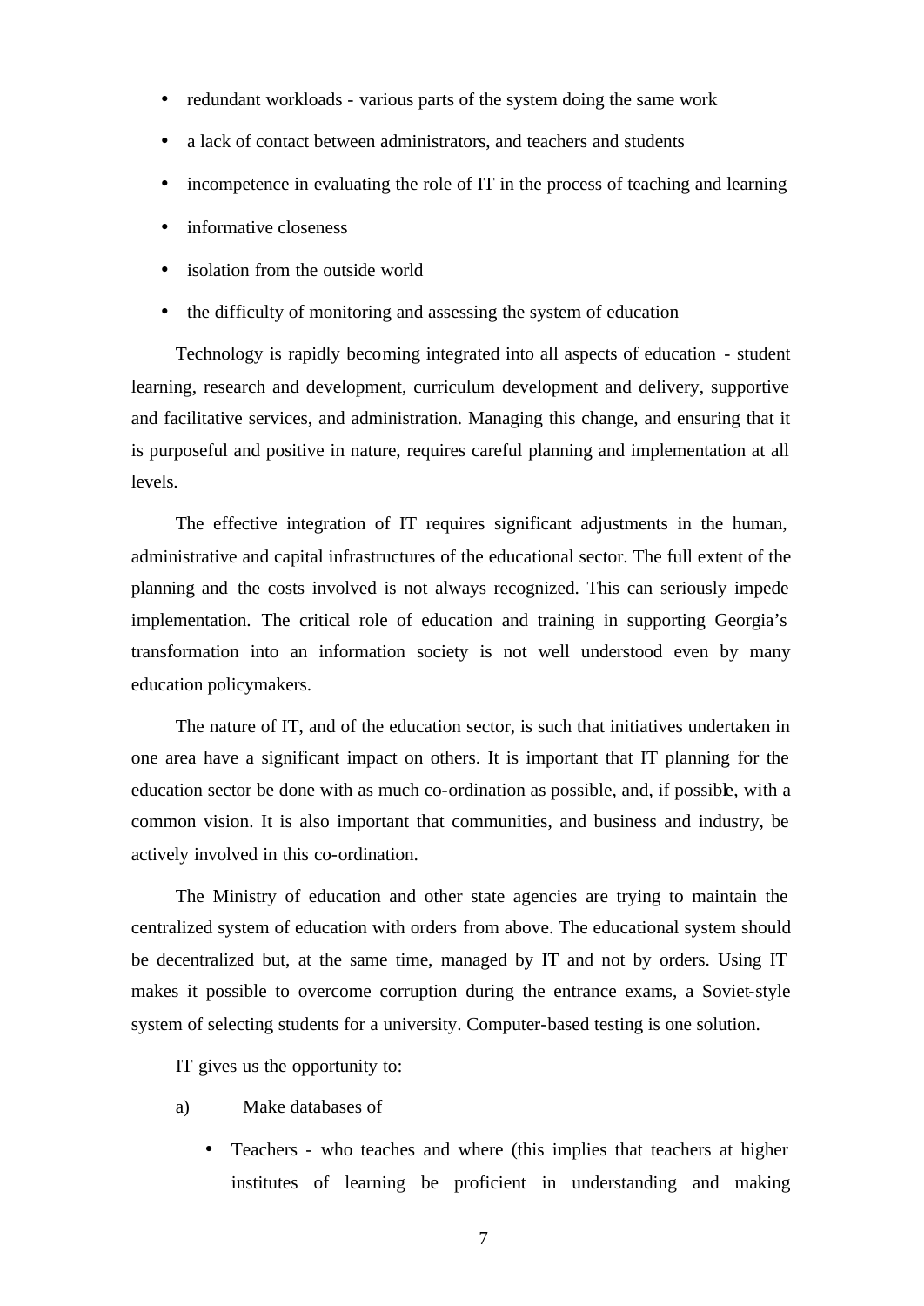- redundant workloads - various parts of the system doing the same work
- a lack of contact between administrators, and teachers and students
- incompetence in evaluating the role of IT in the process of teaching and learning
- informative closeness
- isolation from the outside world
- the difficulty of monitoring and assessing the system of education

Technology is rapidly becoming integrated into all aspects of education - student learning, research and development, curriculum development and delivery, supportive and facilitative services, and administration. Managing this change, and ensuring that it is purposeful and positive in nature, requires careful planning and implementation at all levels.

The effective integration of IT requires significant adjustments in the human, administrative and capital infrastructures of the educational sector. The full extent of the planning and the costs involved is not always recognized. This can seriously impede implementation. The critical role of education and training in supporting Georgia's transformation into an information society is not well understood even by many education policymakers.

The nature of IT, and of the education sector, is such that initiatives undertaken in one area have a significant impact on others. It is important that IT planning for the education sector be done with as much co-ordination as possible, and, if possible, with a common vision. It is also important that communities, and business and industry, be actively involved in this co-ordination.

The Ministry of education and other state agencies are trying to maintain the centralized system of education with orders from above. The educational system should be decentralized but, at the same time, managed by IT and not by orders. Using IT makes it possible to overcome corruption during the entrance exams, a Soviet-style system of selecting students for a university. Computer-based testing is one solution.

IT gives us the opportunity to:

a) Make databases of

  - Teachers - who teaches and where (this implies that teachers at higher institutes of learning be proficient in understanding and making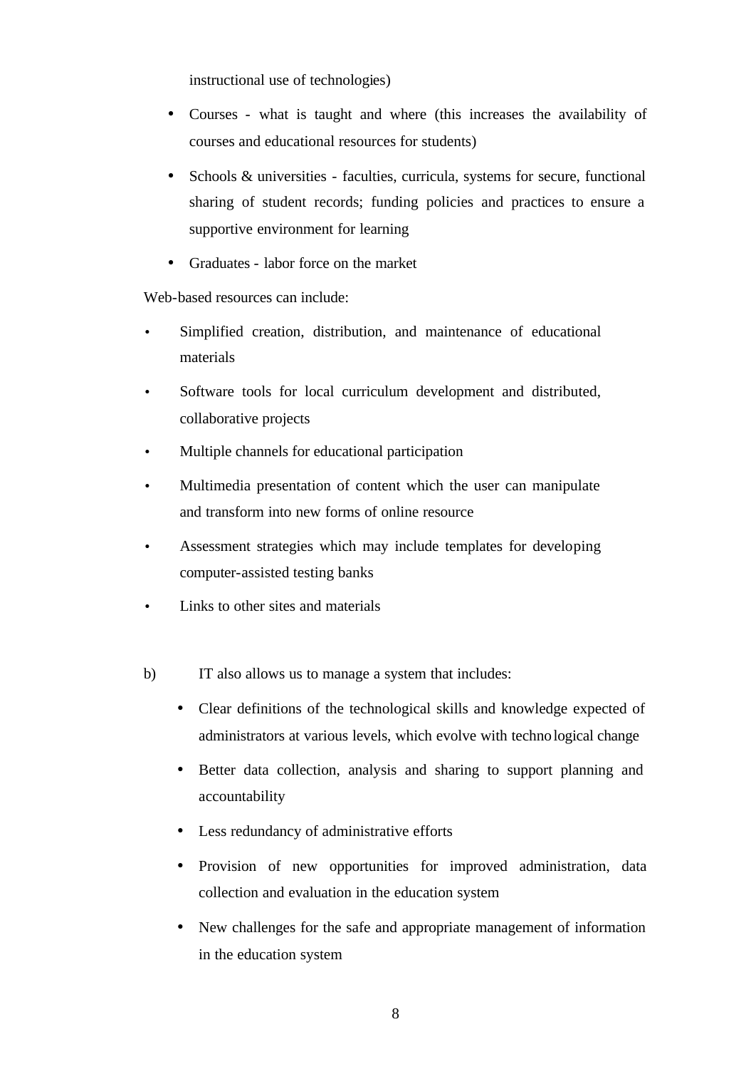instructional use of technologies)

- Courses - what is taught and where (this increases the availability of courses and educational resources for students)
- Schools & universities - faculties, curricula, systems for secure, functional sharing of student records; funding policies and practices to ensure a supportive environment for learning
- Graduates - labor force on the market

Web-based resources can include:

- Simplified creation, distribution, and maintenance of educational materials
- Software tools for local curriculum development and distributed, collaborative projects
- Multiple channels for educational participation
- Multimedia presentation of content which the user can manipulate and transform into new forms of online resource
- Assessment strategies which may include templates for developing computer-assisted testing banks
- Links to other sites and materials

b) IT also allows us to manage a system that includes:

- Clear definitions of the technological skills and knowledge expected of administrators at various levels, which evolve with technological change
- Better data collection, analysis and sharing to support planning and accountability
- Less redundancy of administrative efforts
- Provision of new opportunities for improved administration, data collection and evaluation in the education system
- New challenges for the safe and appropriate management of information in the education system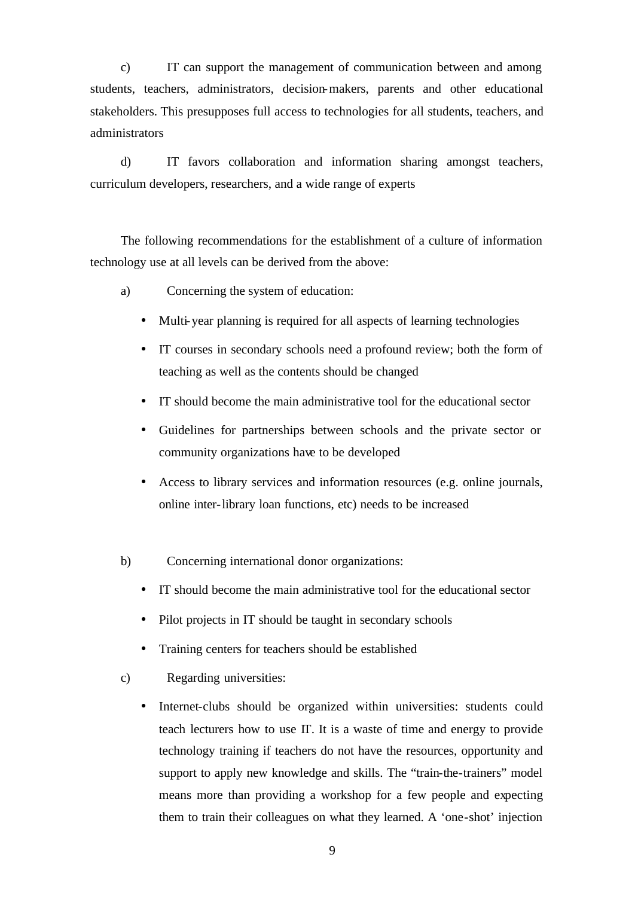c) IT can support the management of communication between and among students, teachers, administrators, decision-makers, parents and other educational stakeholders. This presupposes full access to technologies for all students, teachers, and administrators

d) IT favors collaboration and information sharing amongst teachers, curriculum developers, researchers, and a wide range of experts

The following recommendations for the establishment of a culture of information technology use at all levels can be derived from the above:

a) Concerning the system of education:

- Multi-year planning is required for all aspects of learning technologies
- IT courses in secondary schools need a profound review; both the form of teaching as well as the contents should be changed
- IT should become the main administrative tool for the educational sector
- Guidelines for partnerships between schools and the private sector or community organizations have to be developed
- Access to library services and information resources (e.g. online journals, online inter-library loan functions, etc) needs to be increased

b) Concerning international donor organizations:

- IT should become the main administrative tool for the educational sector
- Pilot projects in IT should be taught in secondary schools
- Training centers for teachers should be established

c) Regarding universities:

- Internet-clubs should be organized within universities: students could teach lecturers how to use IT. It is a waste of time and energy to provide technology training if teachers do not have the resources, opportunity and support to apply new knowledge and skills. The "train-the-trainers" model means more than providing a workshop for a few people and expecting them to train their colleagues on what they learned. A 'one-shot' injection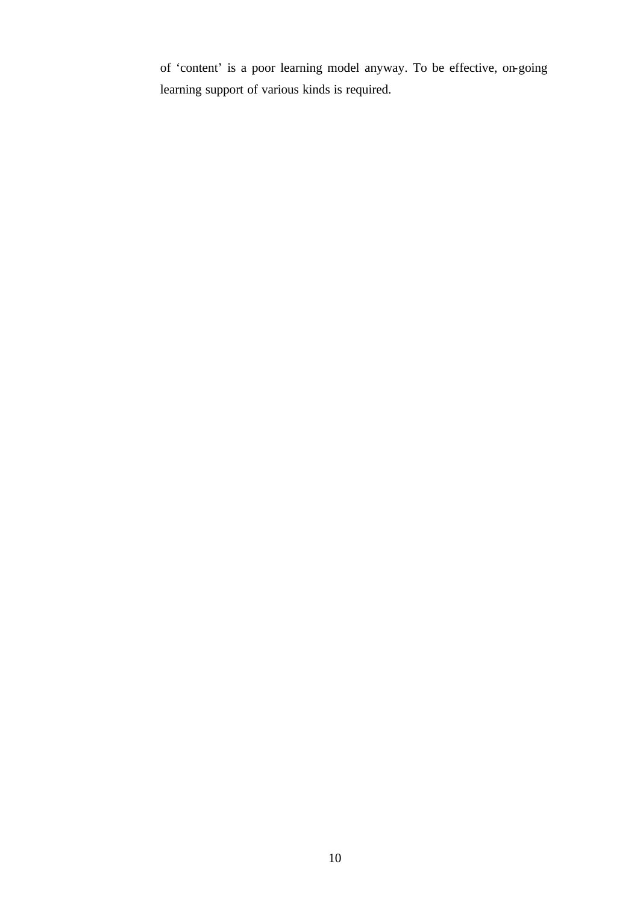of ‘content’ is a poor learning model anyway. To be effective, on-going learning support of various kinds is required.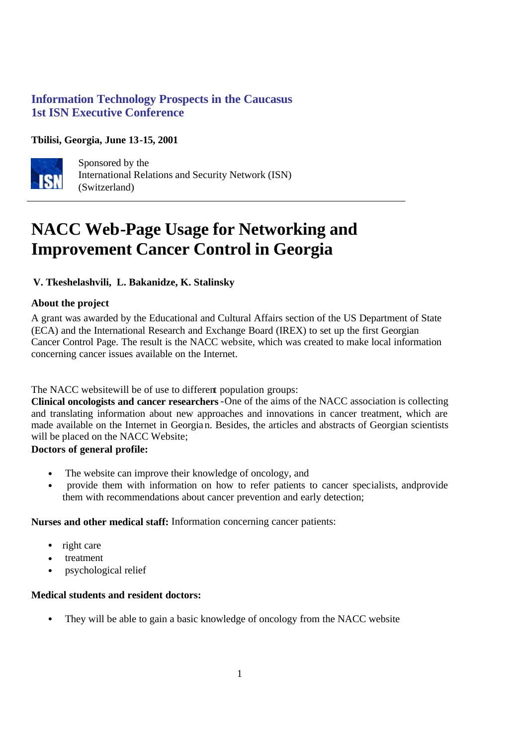**Information Technology Prospects in the Caucasus**
**1st ISN Executive Conference**

**Tbilisi, Georgia, June 13-15, 2001**

Sponsored by the
International Relations and Security Network (ISN)
(Switzerland)

---

# NACC Web-Page Usage for Networking and Improvement Cancer Control in Georgia

**V. Tkeshelashvili, L. Bakanidze, K. Stalinsky**

### About the project

A grant was awarded by the Educational and Cultural Affairs section of the US Department of State (ECA) and the International Research and Exchange Board (IREX) to set up the first Georgian Cancer Control Page. The result is the NACC website, which was created to make local information concerning cancer issues available on the Internet.

The NACC websitewill be of use to different population groups:

**Clinical oncologists and cancer researchers** -One of the aims of the NACC association is collecting and translating information about new approaches and innovations in cancer treatment, which are made available on the Internet in Georgian. Besides, the articles and abstracts of Georgian scientists will be placed on the NACC Website;

**Doctors of general profile:**

- The website can improve their knowledge of oncology, and
- provide them with information on how to refer patients to cancer specialists, andprovide them with recommendations about cancer prevention and early detection;

**Nurses and other medical staff:** Information concerning cancer patients:

- right care
- treatment
- psychological relief

**Medical students and resident doctors:**

- They will be able to gain a basic knowledge of oncology from the NACC website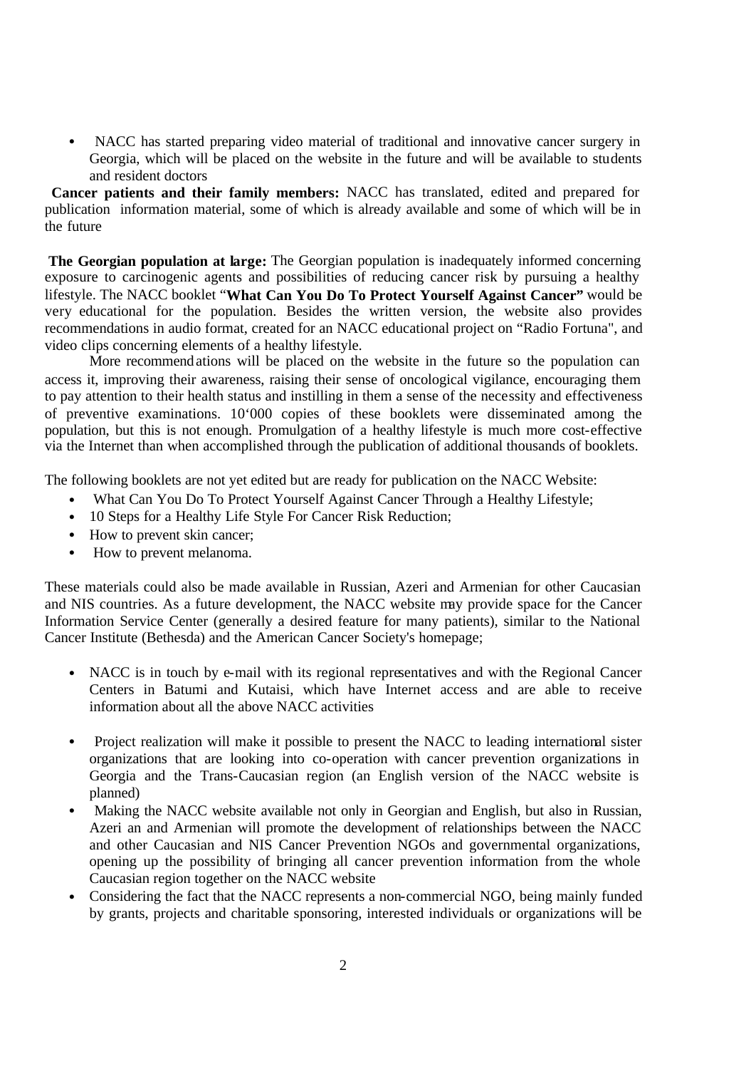- NACC has started preparing video material of traditional and innovative cancer surgery in Georgia, which will be placed on the website in the future and will be available to students and resident doctors

**Cancer patients and their family members:** NACC has translated, edited and prepared for publication information material, some of which is already available and some of which will be in the future

**The Georgian population at large:** The Georgian population is inadequately informed concerning exposure to carcinogenic agents and possibilities of reducing cancer risk by pursuing a healthy lifestyle. The NACC booklet "**What Can You Do To Protect Yourself Against Cancer"** would be very educational for the population. Besides the written version, the website also provides recommendations in audio format, created for an NACC educational project on "Radio Fortuna", and video clips concerning elements of a healthy lifestyle.

More recommendations will be placed on the website in the future so the population can access it, improving their awareness, raising their sense of oncological vigilance, encouraging them to pay attention to their health status and instilling in them a sense of the necessity and effectiveness of preventive examinations. 10'000 copies of these booklets were disseminated among the population, but this is not enough. Promulgation of a healthy lifestyle is much more cost-effective via the Internet than when accomplished through the publication of additional thousands of booklets.

The following booklets are not yet edited but are ready for publication on the NACC Website:

- What Can You Do To Protect Yourself Against Cancer Through a Healthy Lifestyle;
- 10 Steps for a Healthy Life Style For Cancer Risk Reduction;
- How to prevent skin cancer;
- How to prevent melanoma.

These materials could also be made available in Russian, Azeri and Armenian for other Caucasian and NIS countries. As a future development, the NACC website may provide space for the Cancer Information Service Center (generally a desired feature for many patients), similar to the National Cancer Institute (Bethesda) and the American Cancer Society's homepage;

- NACC is in touch by e-mail with its regional representatives and with the Regional Cancer Centers in Batumi and Kutaisi, which have Internet access and are able to receive information about all the above NACC activities
- Project realization will make it possible to present the NACC to leading international sister organizations that are looking into co-operation with cancer prevention organizations in Georgia and the Trans-Caucasian region (an English version of the NACC website is planned)
- Making the NACC website available not only in Georgian and English, but also in Russian, Azeri an and Armenian will promote the development of relationships between the NACC and other Caucasian and NIS Cancer Prevention NGOs and governmental organizations, opening up the possibility of bringing all cancer prevention information from the whole Caucasian region together on the NACC website
- Considering the fact that the NACC represents a non-commercial NGO, being mainly funded by grants, projects and charitable sponsoring, interested individuals or organizations will be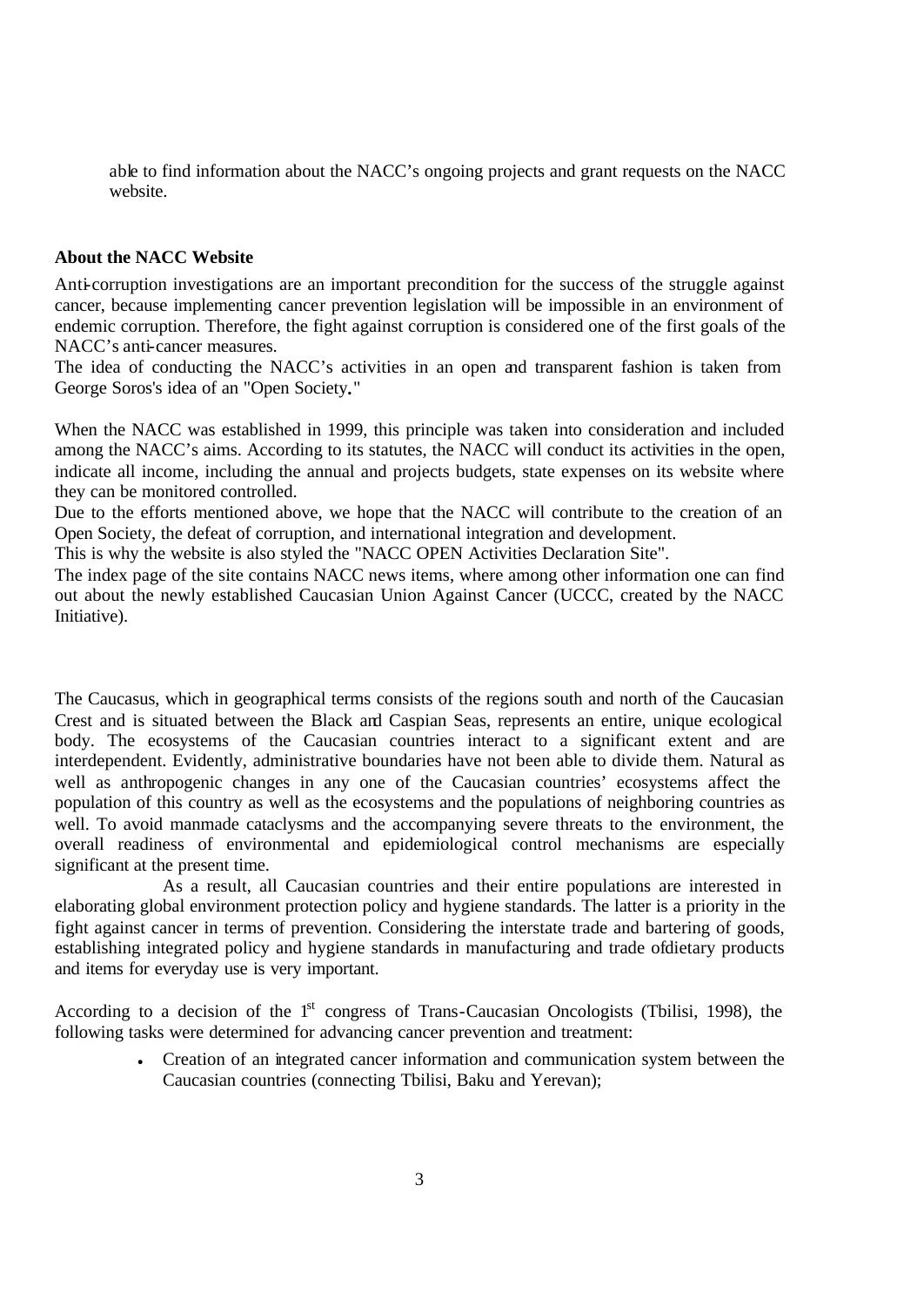able to find information about the NACC's ongoing projects and grant requests on the NACC website.

**About the NACC Website**

Anti-corruption investigations are an important precondition for the success of the struggle against cancer, because implementing cancer prevention legislation will be impossible in an environment of endemic corruption. Therefore, the fight against corruption is considered one of the first goals of the NACC's anti-cancer measures.
The idea of conducting the NACC's activities in an open and transparent fashion is taken from George Soros's idea of an "Open Society**.**"

When the NACC was established in 1999, this principle was taken into consideration and included among the NACC's aims. According to its statutes, the NACC will conduct its activities in the open, indicate all income, including the annual and projects budgets, state expenses on its website where they can be monitored controlled.
Due to the efforts mentioned above, we hope that the NACC will contribute to the creation of an Open Society, the defeat of corruption, and international integration and development.
This is why the website is also styled the "NACC OPEN Activities Declaration Site".
The index page of the site contains NACC news items, where among other information one can find out about the newly established Caucasian Union Against Cancer (UCCC, created by the NACC Initiative).

The Caucasus, which in geographical terms consists of the regions south and north of the Caucasian Crest and is situated between the Black and Caspian Seas, represents an entire, unique ecological body. The ecosystems of the Caucasian countries interact to a significant extent and are interdependent. Evidently, administrative boundaries have not been able to divide them. Natural as well as anthropogenic changes in any one of the Caucasian countries' ecosystems affect the population of this country as well as the ecosystems and the populations of neighboring countries as well. To avoid manmade cataclysms and the accompanying severe threats to the environment, the overall readiness of environmental and epidemiological control mechanisms are especially significant at the present time.

As a result, all Caucasian countries and their entire populations are interested in elaborating global environment protection policy and hygiene standards. The latter is a priority in the fight against cancer in terms of prevention. Considering the interstate trade and bartering of goods, establishing integrated policy and hygiene standards in manufacturing and trade ofdietary products and items for everyday use is very important.

According to a decision of the 1st congress of Trans-Caucasian Oncologists (Tbilisi, 1998), the following tasks were determined for advancing cancer prevention and treatment:

- Creation of an integrated cancer information and communication system between the Caucasian countries (connecting Tbilisi, Baku and Yerevan);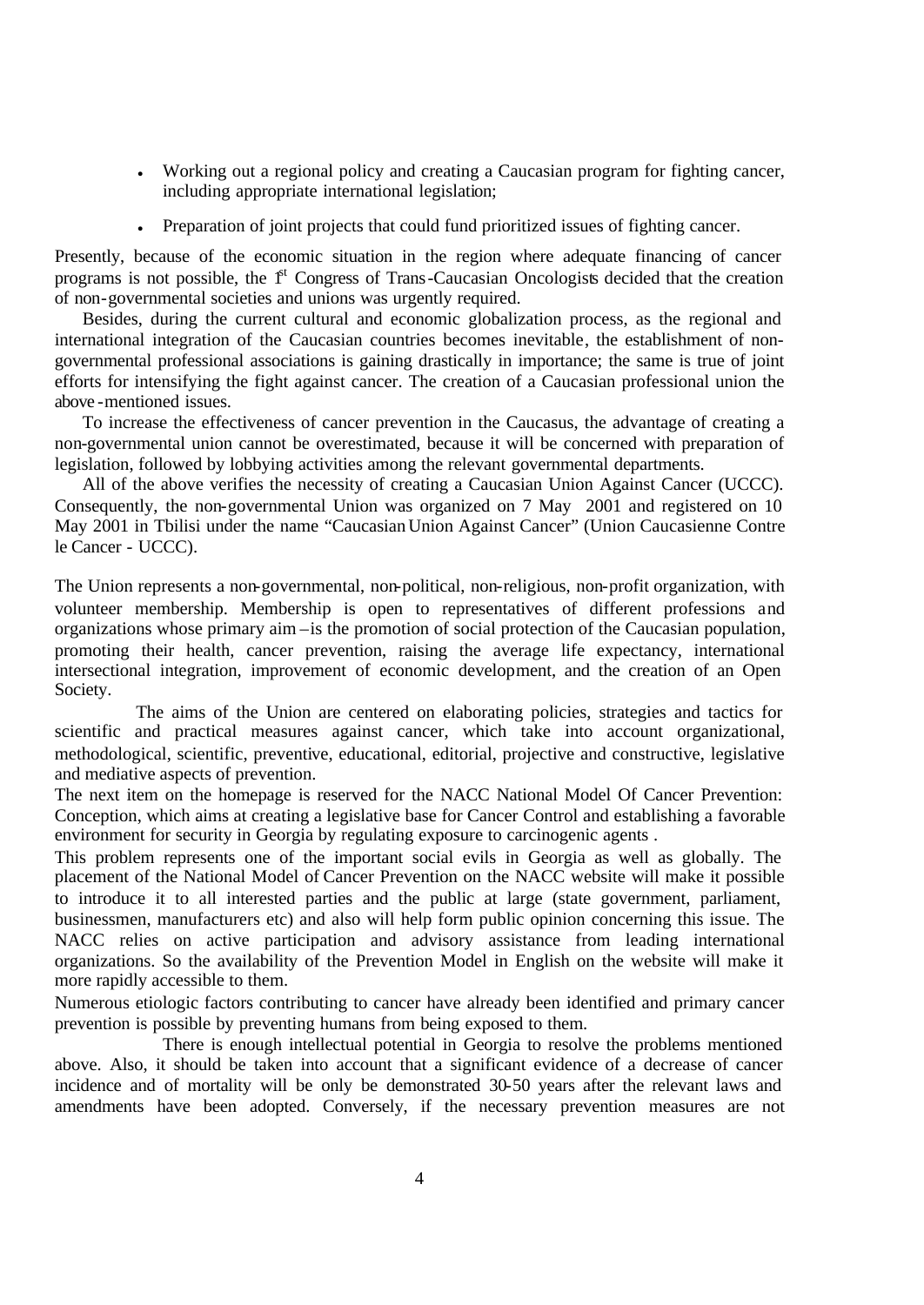- Working out a regional policy and creating a Caucasian program for fighting cancer, including appropriate international legislation;
- Preparation of joint projects that could fund prioritized issues of fighting cancer.

Presently, because of the economic situation in the region where adequate financing of cancer programs is not possible, the 1st Congress of Trans-Caucasian Oncologists decided that the creation of non-governmental societies and unions was urgently required.

Besides, during the current cultural and economic globalization process, as the regional and international integration of the Caucasian countries becomes inevitable, the establishment of non-governmental professional associations is gaining drastically in importance; the same is true of joint efforts for intensifying the fight against cancer. The creation of a Caucasian professional union the above-mentioned issues.

To increase the effectiveness of cancer prevention in the Caucasus, the advantage of creating a non-governmental union cannot be overestimated, because it will be concerned with preparation of legislation, followed by lobbying activities among the relevant governmental departments.

All of the above verifies the necessity of creating a Caucasian Union Against Cancer (UCCC). Consequently, the non-governmental Union was organized on 7 May 2001 and registered on 10 May 2001 in Tbilisi under the name "Caucasian Union Against Cancer" (Union Caucasienne Contre le Cancer - UCCC).

The Union represents a non-governmental, non-political, non-religious, non-profit organization, with volunteer membership. Membership is open to representatives of different professions and organizations whose primary aim – is the promotion of social protection of the Caucasian population, promoting their health, cancer prevention, raising the average life expectancy, international intersectional integration, improvement of economic development, and the creation of an Open Society.

The aims of the Union are centered on elaborating policies, strategies and tactics for scientific and practical measures against cancer, which take into account organizational, methodological, scientific, preventive, educational, editorial, projective and constructive, legislative and mediative aspects of prevention.

The next item on the homepage is reserved for the NACC National Model Of Cancer Prevention: Conception, which aims at creating a legislative base for Cancer Control and establishing a favorable environment for security in Georgia by regulating exposure to carcinogenic agents .

This problem represents one of the important social evils in Georgia as well as globally. The placement of the National Model of Cancer Prevention on the NACC website will make it possible to introduce it to all interested parties and the public at large (state government, parliament, businessmen, manufacturers etc) and also will help form public opinion concerning this issue. The NACC relies on active participation and advisory assistance from leading international organizations. So the availability of the Prevention Model in English on the website will make it more rapidly accessible to them.

Numerous etiologic factors contributing to cancer have already been identified and primary cancer prevention is possible by preventing humans from being exposed to them.

There is enough intellectual potential in Georgia to resolve the problems mentioned above. Also, it should be taken into account that a significant evidence of a decrease of cancer incidence and of mortality will be only be demonstrated 30-50 years after the relevant laws and amendments have been adopted. Conversely, if the necessary prevention measures are not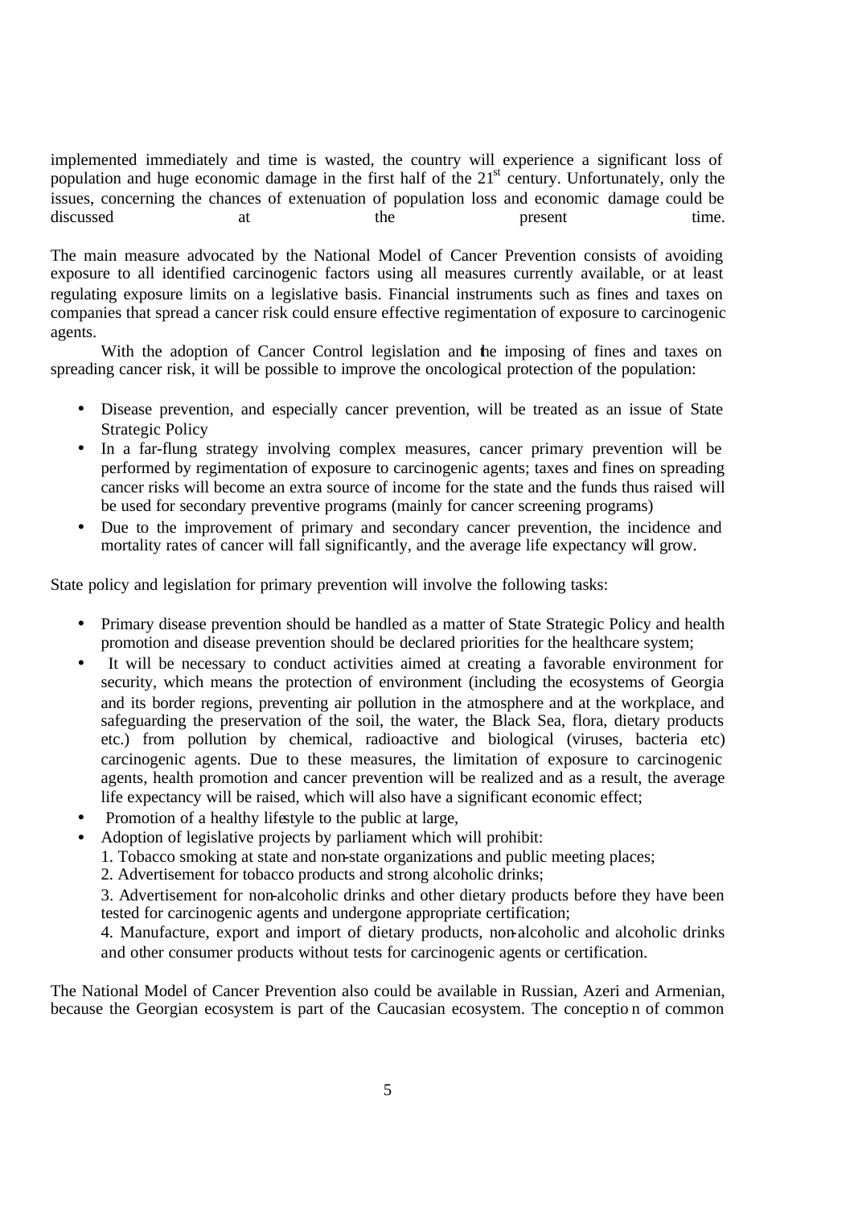implemented immediately and time is wasted, the country will experience a significant loss of population and huge economic damage in the first half of the 21st century. Unfortunately, only the issues, concerning the chances of extenuation of population loss and economic damage could be discussed at the present time.

The main measure advocated by the National Model of Cancer Prevention consists of avoiding exposure to all identified carcinogenic factors using all measures currently available, or at least regulating exposure limits on a legislative basis. Financial instruments such as fines and taxes on companies that spread a cancer risk could ensure effective regimentation of exposure to carcinogenic agents.

With the adoption of Cancer Control legislation and the imposing of fines and taxes on spreading cancer risk, it will be possible to improve the oncological protection of the population:

- Disease prevention, and especially cancer prevention, will be treated as an issue of State Strategic Policy
- In a far-flung strategy involving complex measures, cancer primary prevention will be performed by regimentation of exposure to carcinogenic agents; taxes and fines on spreading cancer risks will become an extra source of income for the state and the funds thus raised will be used for secondary preventive programs (mainly for cancer screening programs)
- Due to the improvement of primary and secondary cancer prevention, the incidence and mortality rates of cancer will fall significantly, and the average life expectancy will grow.

State policy and legislation for primary prevention will involve the following tasks:

- Primary disease prevention should be handled as a matter of State Strategic Policy and health promotion and disease prevention should be declared priorities for the healthcare system;
- It will be necessary to conduct activities aimed at creating a favorable environment for security, which means the protection of environment (including the ecosystems of Georgia and its border regions, preventing air pollution in the atmosphere and at the workplace, and safeguarding the preservation of the soil, the water, the Black Sea, flora, dietary products etc.) from pollution by chemical, radioactive and biological (viruses, bacteria etc) carcinogenic agents. Due to these measures, the limitation of exposure to carcinogenic agents, health promotion and cancer prevention will be realized and as a result, the average life expectancy will be raised, which will also have a significant economic effect;
- Promotion of a healthy lifestyle to the public at large,
- Adoption of legislative projects by parliament which will prohibit:
  1. Tobacco smoking at state and non-state organizations and public meeting places;
  2. Advertisement for tobacco products and strong alcoholic drinks;
  3. Advertisement for non-alcoholic drinks and other dietary products before they have been tested for carcinogenic agents and undergone appropriate certification;
  4. Manufacture, export and import of dietary products, non-alcoholic and alcoholic drinks and other consumer products without tests for carcinogenic agents or certification.

The National Model of Cancer Prevention also could be available in Russian, Azeri and Armenian, because the Georgian ecosystem is part of the Caucasian ecosystem. The conception of common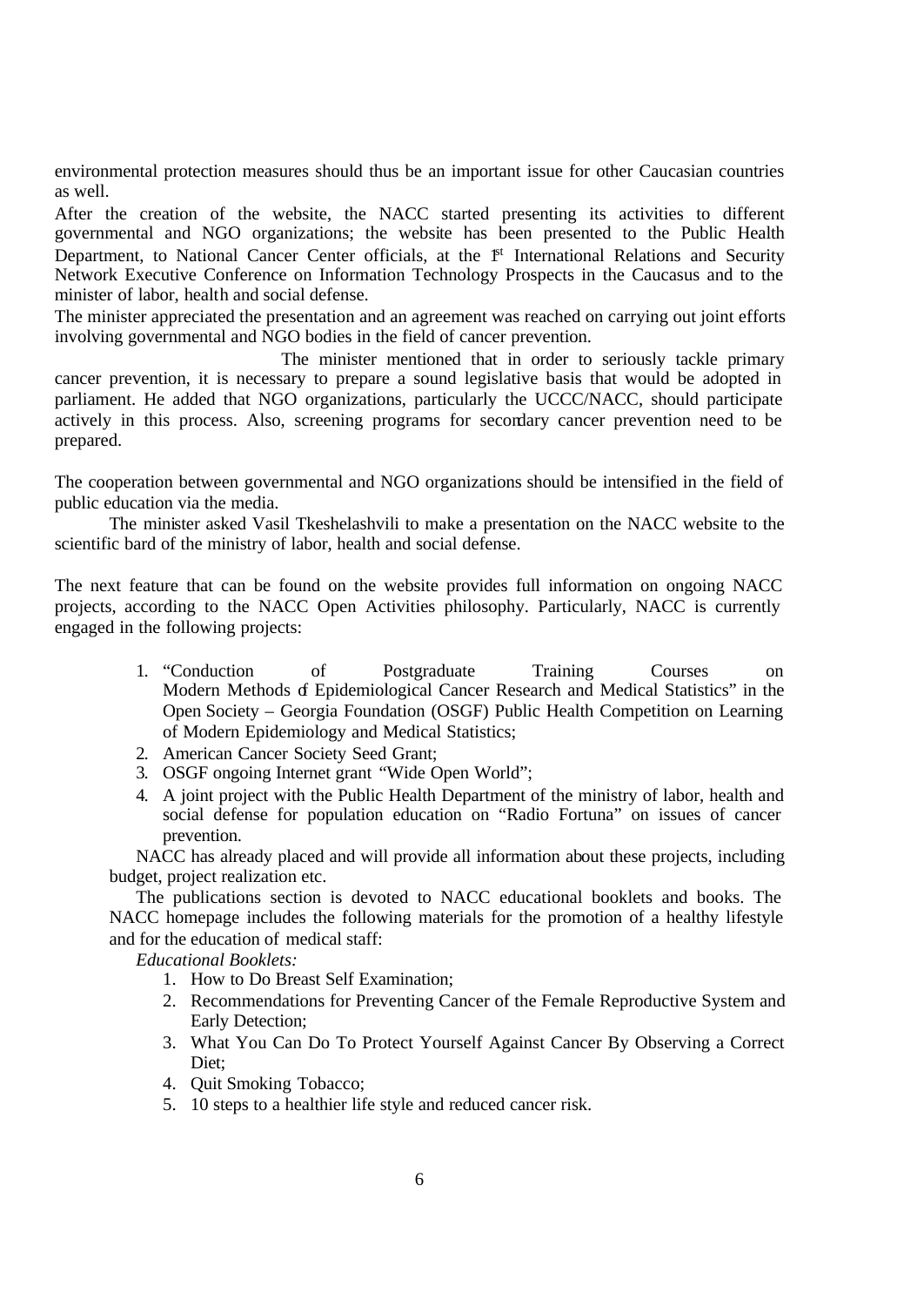environmental protection measures should thus be an important issue for other Caucasian countries as well.

After the creation of the website, the NACC started presenting its activities to different governmental and NGO organizations; the website has been presented to the Public Health Department, to National Cancer Center officials, at the 1st International Relations and Security Network Executive Conference on Information Technology Prospects in the Caucasus and to the minister of labor, health and social defense.

The minister appreciated the presentation and an agreement was reached on carrying out joint efforts involving governmental and NGO bodies in the field of cancer prevention.

The minister mentioned that in order to seriously tackle primary cancer prevention, it is necessary to prepare a sound legislative basis that would be adopted in parliament. He added that NGO organizations, particularly the UCCC/NACC, should participate actively in this process. Also, screening programs for secondary cancer prevention need to be prepared.

The cooperation between governmental and NGO organizations should be intensified in the field of public education via the media.

The minister asked Vasil Tkeshelashvili to make a presentation on the NACC website to the scientific bard of the ministry of labor, health and social defense.

The next feature that can be found on the website provides full information on ongoing NACC projects, according to the NACC Open Activities philosophy. Particularly, NACC is currently engaged in the following projects:

1. "Conduction of Postgraduate Training Courses on Modern Methods of Epidemiological Cancer Research and Medical Statistics" in the Open Society – Georgia Foundation (OSGF) Public Health Competition on Learning of Modern Epidemiology and Medical Statistics;
2. American Cancer Society Seed Grant;
3. OSGF ongoing Internet grant "Wide Open World";
4. A joint project with the Public Health Department of the ministry of labor, health and social defense for population education on "Radio Fortuna" on issues of cancer prevention.

NACC has already placed and will provide all information about these projects, including budget, project realization etc.

The publications section is devoted to NACC educational booklets and books. The NACC homepage includes the following materials for the promotion of a healthy lifestyle and for the education of medical staff:

*Educational Booklets:*

1. How to Do Breast Self Examination;
2. Recommendations for Preventing Cancer of the Female Reproductive System and Early Detection;
3. What You Can Do To Protect Yourself Against Cancer By Observing a Correct Diet;
4. Quit Smoking Tobacco;
5. 10 steps to a healthier life style and reduced cancer risk.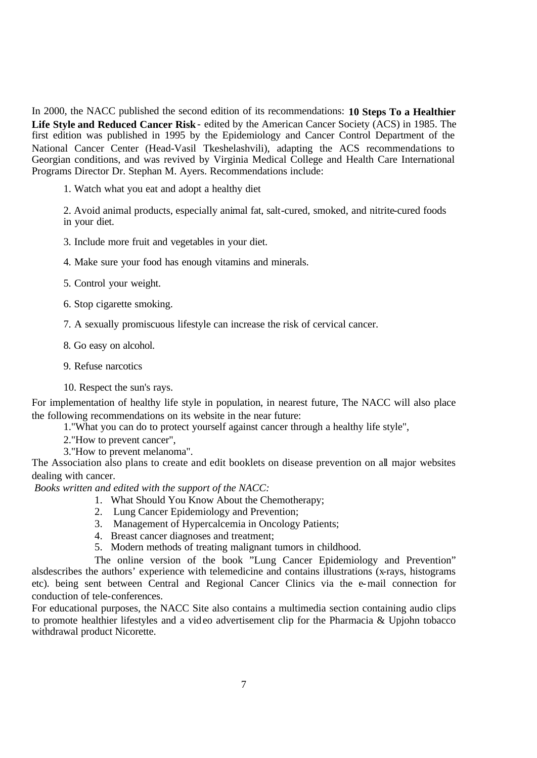In 2000, the NACC published the second edition of its recommendations: **10 Steps To a Healthier Life Style and Reduced Cancer Risk** - edited by the American Cancer Society (ACS) in 1985. The first edition was published in 1995 by the Epidemiology and Cancer Control Department of the National Cancer Center (Head-Vasil Tkeshelashvili), adapting the ACS recommendations to Georgian conditions, and was revived by Virginia Medical College and Health Care International Programs Director Dr. Stephan M. Ayers. Recommendations include:

1. Watch what you eat and adopt a healthy diet
2. Avoid animal products, especially animal fat, salt-cured, smoked, and nitrite-cured foods in your diet.
3. Include more fruit and vegetables in your diet.
4. Make sure your food has enough vitamins and minerals.
5. Control your weight.
6. Stop cigarette smoking.
7. A sexually promiscuous lifestyle can increase the risk of cervical cancer.
8. Go easy on alcohol.
9. Refuse narcotics
10. Respect the sun's rays.

For implementation of healthy life style in population, in nearest future, The NACC will also place the following recommendations on its website in the near future:

1. "What you can do to protect yourself against cancer through a healthy life style",
2. "How to prevent cancer",
3. "How to prevent melanoma".

The Association also plans to create and edit booklets on disease prevention on all major websites dealing with cancer.

*Books written and edited with the support of the NACC:*

1. What Should You Know About the Chemotherapy;
2. Lung Cancer Epidemiology and Prevention;
3. Management of Hypercalcemia in Oncology Patients;
4. Breast cancer diagnoses and treatment;
5. Modern methods of treating malignant tumors in childhood.

The online version of the book "Lung Cancer Epidemiology and Prevention" alsdescribes the authors' experience with telemedicine and contains illustrations (x-rays, histograms etc). being sent between Central and Regional Cancer Clinics via the e-mail connection for conduction of tele-conferences.

For educational purposes, the NACC Site also contains a multimedia section containing audio clips to promote healthier lifestyles and a video advertisement clip for the Pharmacia & Upjohn tobacco withdrawal product Nicorette.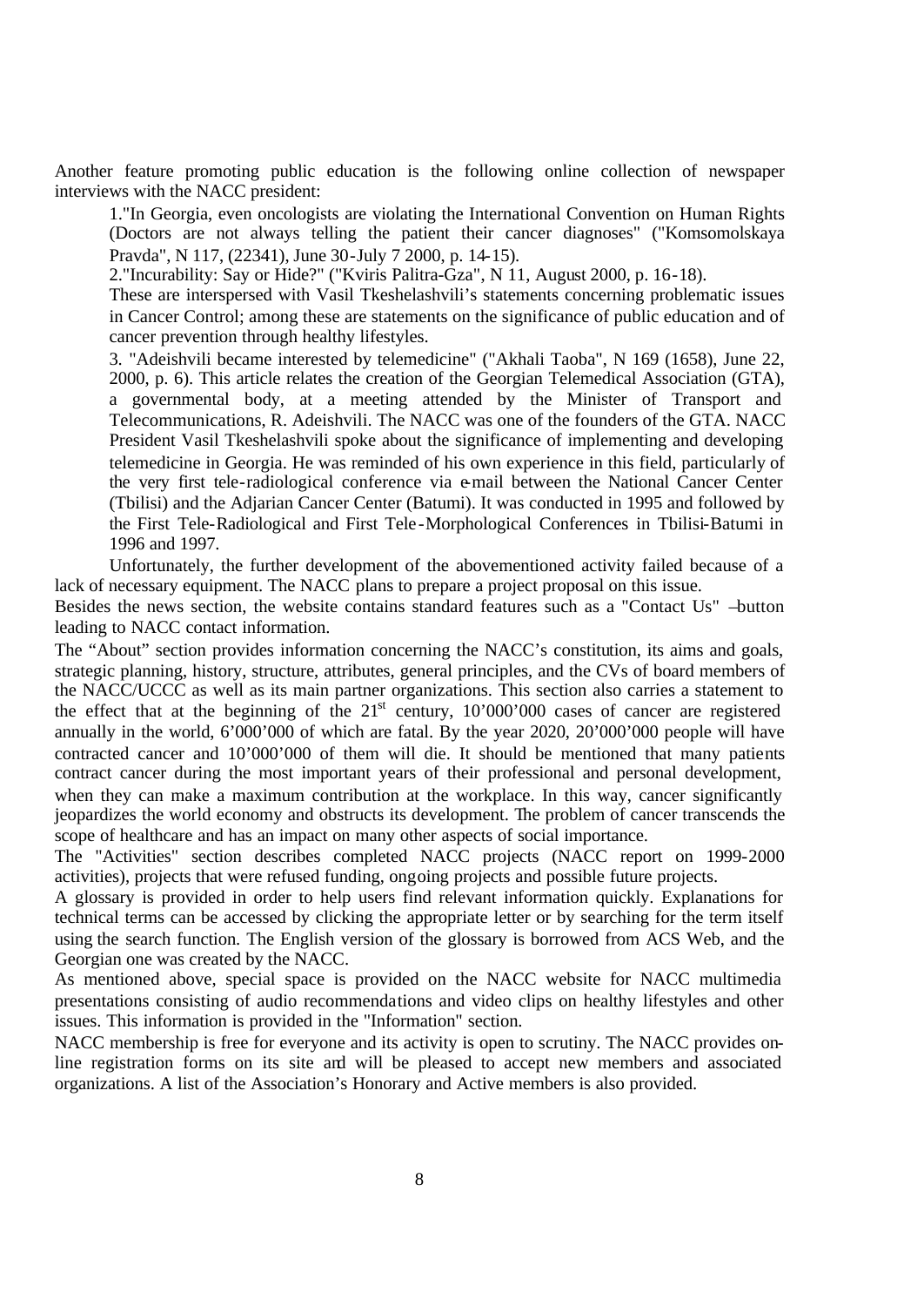Another feature promoting public education is the following online collection of newspaper interviews with the NACC president:

1."In Georgia, even oncologists are violating the International Convention on Human Rights (Doctors are not always telling the patient their cancer diagnoses" ("Komsomolskaya Pravda", N 117, (22341), June 30-July 7 2000, p. 14-15).

2."Incurability: Say or Hide?" ("Kviris Palitra-Gza", N 11, August 2000, p. 16-18).

These are interspersed with Vasil Tkeshelashvili's statements concerning problematic issues in Cancer Control; among these are statements on the significance of public education and of cancer prevention through healthy lifestyles.

3. "Adeishvili became interested by telemedicine" ("Akhali Taoba", N 169 (1658), June 22, 2000, p. 6). This article relates the creation of the Georgian Telemedical Association (GTA), a governmental body, at a meeting attended by the Minister of Transport and Telecommunications, R. Adeishvili. The NACC was one of the founders of the GTA. NACC President Vasil Tkeshelashvili spoke about the significance of implementing and developing telemedicine in Georgia. He was reminded of his own experience in this field, particularly of the very first tele-radiological conference via e-mail between the National Cancer Center (Tbilisi) and the Adjarian Cancer Center (Batumi). It was conducted in 1995 and followed by the First Tele-Radiological and First Tele-Morphological Conferences in Tbilisi-Batumi in 1996 and 1997.

Unfortunately, the further development of the abovementioned activity failed because of a lack of necessary equipment. The NACC plans to prepare a project proposal on this issue.

Besides the news section, the website contains standard features such as a "Contact Us" –button leading to NACC contact information.

The "About" section provides information concerning the NACC's constitution, its aims and goals, strategic planning, history, structure, attributes, general principles, and the CVs of board members of the NACC/UCCC as well as its main partner organizations. This section also carries a statement to the effect that at the beginning of the 21st century, 10'000'000 cases of cancer are registered annually in the world, 6'000'000 of which are fatal. By the year 2020, 20'000'000 people will have contracted cancer and 10'000'000 of them will die. It should be mentioned that many patients contract cancer during the most important years of their professional and personal development, when they can make a maximum contribution at the workplace. In this way, cancer significantly jeopardizes the world economy and obstructs its development. The problem of cancer transcends the scope of healthcare and has an impact on many other aspects of social importance.

The "Activities" section describes completed NACC projects (NACC report on 1999-2000 activities), projects that were refused funding, ongoing projects and possible future projects.

A glossary is provided in order to help users find relevant information quickly. Explanations for technical terms can be accessed by clicking the appropriate letter or by searching for the term itself using the search function. The English version of the glossary is borrowed from ACS Web, and the Georgian one was created by the NACC.

As mentioned above, special space is provided on the NACC website for NACC multimedia presentations consisting of audio recommendations and video clips on healthy lifestyles and other issues. This information is provided in the "Information" section.

NACC membership is free for everyone and its activity is open to scrutiny. The NACC provides on-line registration forms on its site and will be pleased to accept new members and associated organizations. A list of the Association's Honorary and Active members is also provided.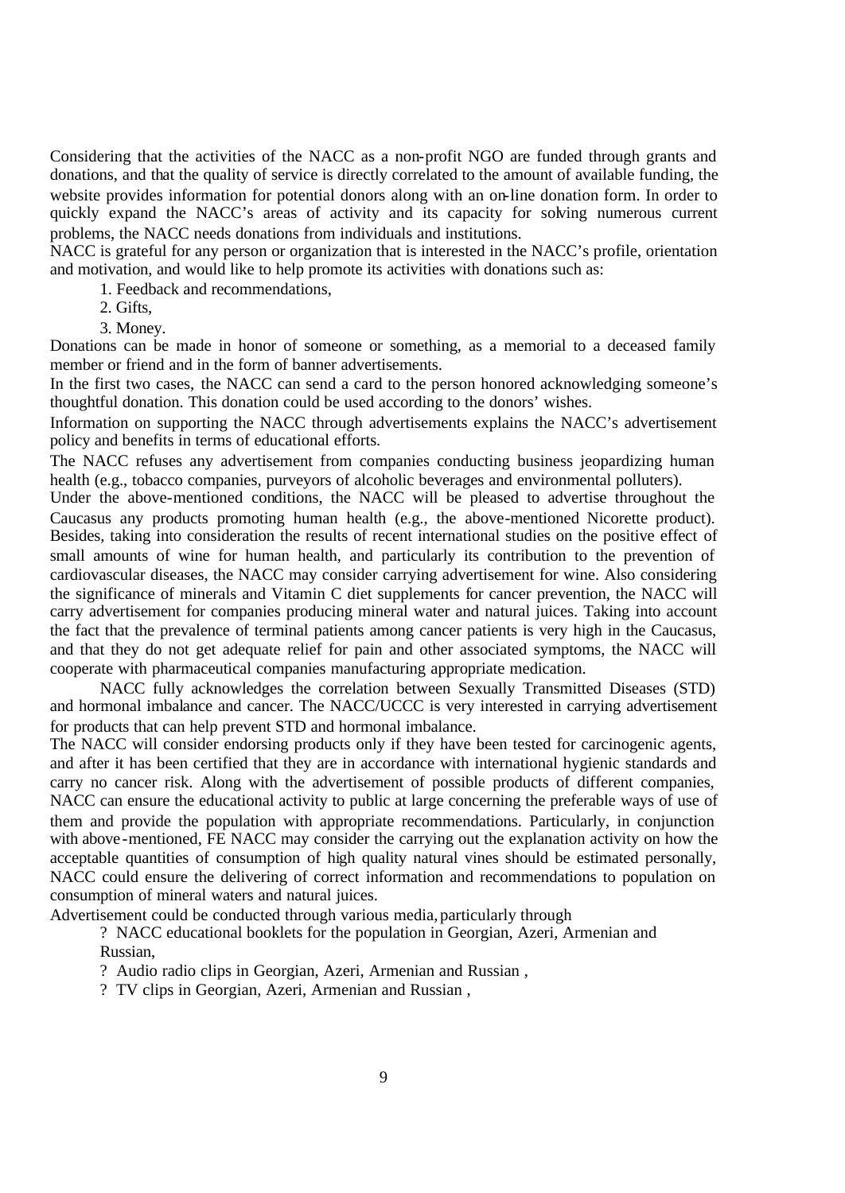Considering that the activities of the NACC as a non-profit NGO are funded through grants and donations, and that the quality of service is directly correlated to the amount of available funding, the website provides information for potential donors along with an on-line donation form. In order to quickly expand the NACC's areas of activity and its capacity for solving numerous current problems, the NACC needs donations from individuals and institutions.

NACC is grateful for any person or organization that is interested in the NACC's profile, orientation and motivation, and would like to help promote its activities with donations such as:

1. Feedback and recommendations,
2. Gifts,
3. Money.

Donations can be made in honor of someone or something, as a memorial to a deceased family member or friend and in the form of banner advertisements.

In the first two cases, the NACC can send a card to the person honored acknowledging someone's thoughtful donation. This donation could be used according to the donors' wishes.

Information on supporting the NACC through advertisements explains the NACC's advertisement policy and benefits in terms of educational efforts.

The NACC refuses any advertisement from companies conducting business jeopardizing human health (e.g., tobacco companies, purveyors of alcoholic beverages and environmental polluters).

Under the above-mentioned conditions, the NACC will be pleased to advertise throughout the Caucasus any products promoting human health (e.g., the above-mentioned Nicorette product). Besides, taking into consideration the results of recent international studies on the positive effect of small amounts of wine for human health, and particularly its contribution to the prevention of cardiovascular diseases, the NACC may consider carrying advertisement for wine. Also considering the significance of minerals and Vitamin C diet supplements for cancer prevention, the NACC will carry advertisement for companies producing mineral water and natural juices. Taking into account the fact that the prevalence of terminal patients among cancer patients is very high in the Caucasus, and that they do not get adequate relief for pain and other associated symptoms, the NACC will cooperate with pharmaceutical companies manufacturing appropriate medication.

NACC fully acknowledges the correlation between Sexually Transmitted Diseases (STD) and hormonal imbalance and cancer. The NACC/UCCC is very interested in carrying advertisement for products that can help prevent STD and hormonal imbalance.

The NACC will consider endorsing products only if they have been tested for carcinogenic agents, and after it has been certified that they are in accordance with international hygienic standards and carry no cancer risk. Along with the advertisement of possible products of different companies, NACC can ensure the educational activity to public at large concerning the preferable ways of use of them and provide the population with appropriate recommendations. Particularly, in conjunction with above-mentioned, FE NACC may consider the carrying out the explanation activity on how the acceptable quantities of consumption of high quality natural vines should be estimated personally, NACC could ensure the delivering of correct information and recommendations to population on consumption of mineral waters and natural juices.

Advertisement could be conducted through various media, particularly through

- NACC educational booklets for the population in Georgian, Azeri, Armenian and Russian,
- Audio radio clips in Georgian, Azeri, Armenian and Russian ,
- TV clips in Georgian, Azeri, Armenian and Russian ,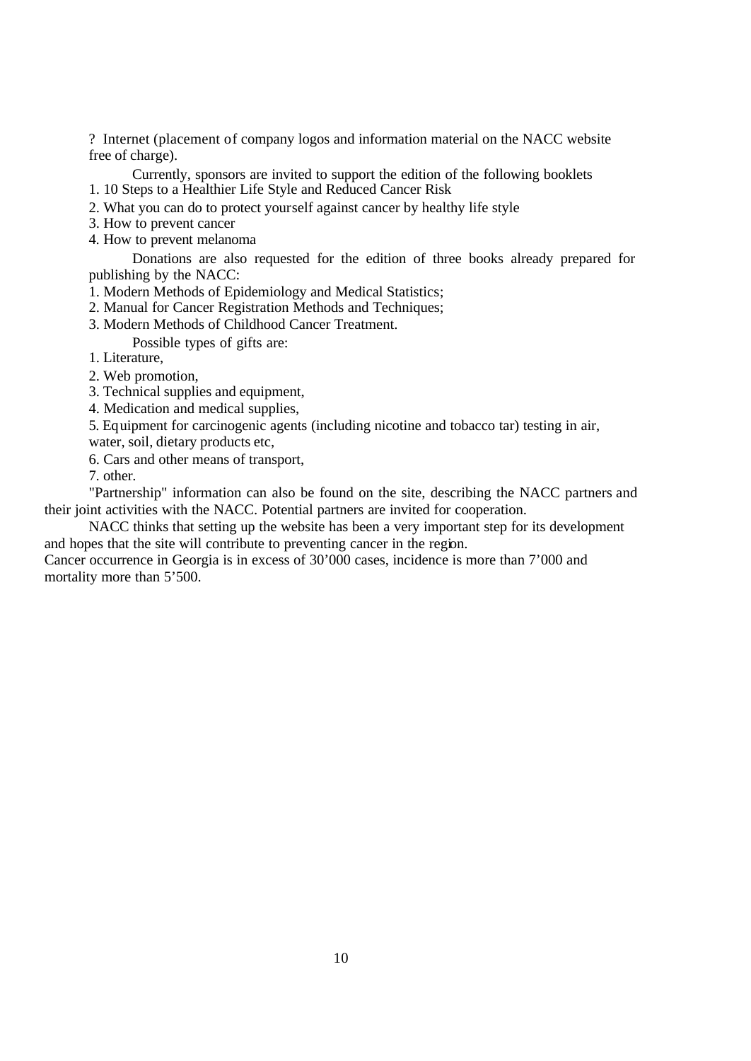? Internet (placement of company logos and information material on the NACC website free of charge).

Currently, sponsors are invited to support the edition of the following booklets

1. 10 Steps to a Healthier Life Style and Reduced Cancer Risk
2. What you can do to protect yourself against cancer by healthy life style
3. How to prevent cancer
4. How to prevent melanoma

Donations are also requested for the edition of three books already prepared for publishing by the NACC:

1. Modern Methods of Epidemiology and Medical Statistics;
2. Manual for Cancer Registration Methods and Techniques;
3. Modern Methods of Childhood Cancer Treatment.

Possible types of gifts are:

1. Literature,
2. Web promotion,
3. Technical supplies and equipment,
4. Medication and medical supplies,
5. Equipment for carcinogenic agents (including nicotine and tobacco tar) testing in air, water, soil, dietary products etc,
6. Cars and other means of transport,
7. other.

"Partnership" information can also be found on the site, describing the NACC partners and their joint activities with the NACC. Potential partners are invited for cooperation.

NACC thinks that setting up the website has been a very important step for its development and hopes that the site will contribute to preventing cancer in the region.

Cancer occurrence in Georgia is in excess of 30’000 cases, incidence is more than 7’000 and mortality more than 5’500.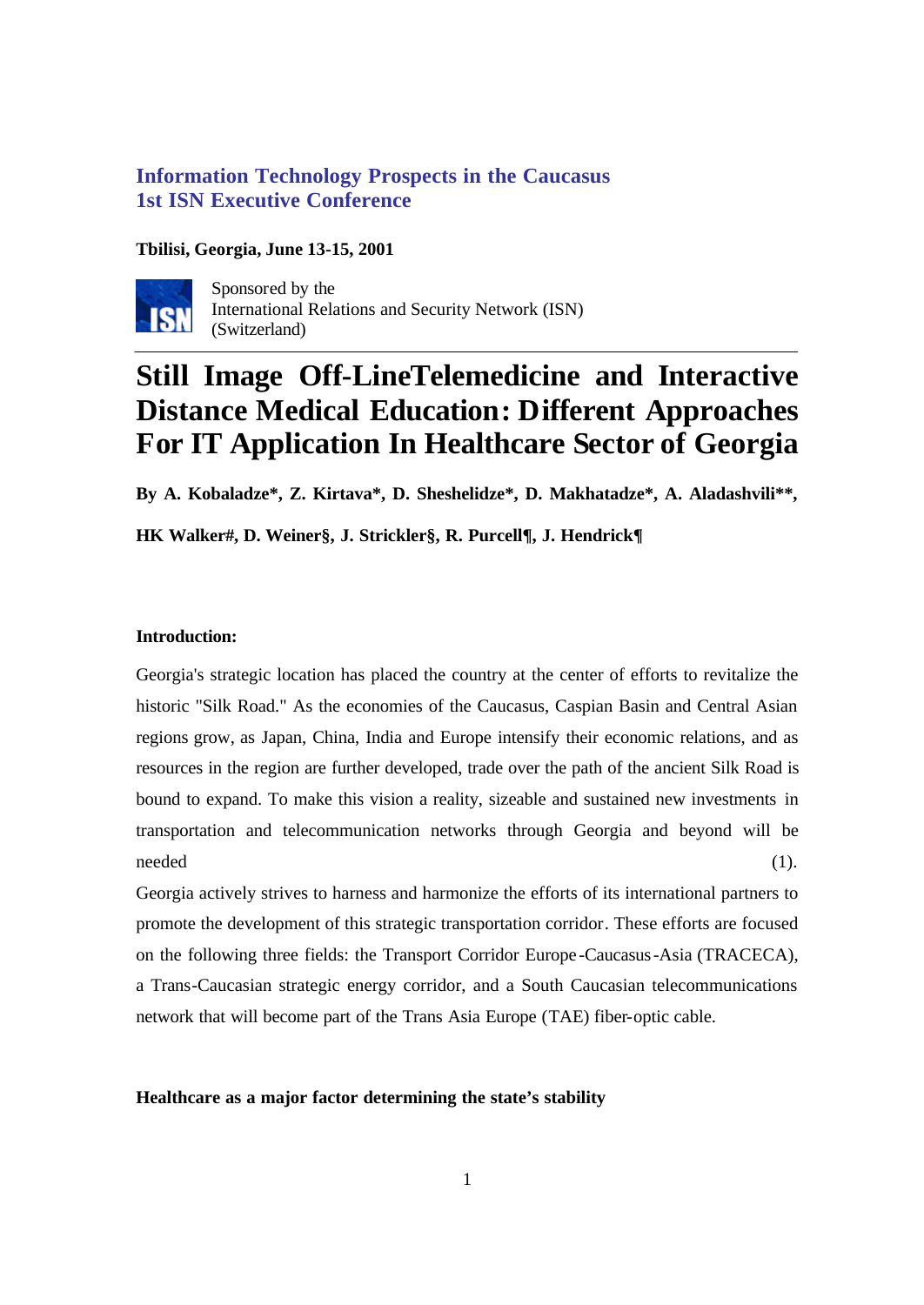**Information Technology Prospects in the Caucasus**
**1st ISN Executive Conference**

**Tbilisi, Georgia, June 13-15, 2001**

Sponsored by the
International Relations and Security Network (ISN)
(Switzerland)

# Still Image Off-LineTelemedicine and Interactive Distance Medical Education: Different Approaches For IT Application In Healthcare Sector of Georgia

**By A. Kobaladze\*, Z. Kirtava\*, D. Sheshelidze\*, D. Makhatadze\*, A. Aladashvili\*\*, HK Walker#, D. Weiner§, J. Strickler§, R. Purcell¶, J. Hendrick¶**

**Introduction:**

Georgia's strategic location has placed the country at the center of efforts to revitalize the historic "Silk Road." As the economies of the Caucasus, Caspian Basin and Central Asian regions grow, as Japan, China, India and Europe intensify their economic relations, and as resources in the region are further developed, trade over the path of the ancient Silk Road is bound to expand. To make this vision a reality, sizeable and sustained new investments in transportation and telecommunication networks through Georgia and beyond will be needed (1).

Georgia actively strives to harness and harmonize the efforts of its international partners to promote the development of this strategic transportation corridor. These efforts are focused on the following three fields: the Transport Corridor Europe-Caucasus-Asia (TRACECA), a Trans-Caucasian strategic energy corridor, and a South Caucasian telecommunications network that will become part of the Trans Asia Europe (TAE) fiber-optic cable.

**Healthcare as a major factor determining the state's stability**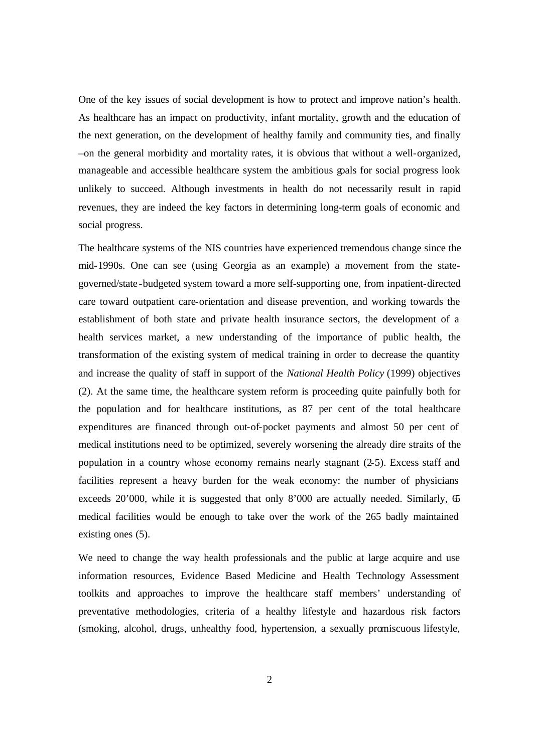One of the key issues of social development is how to protect and improve nation's health. As healthcare has an impact on productivity, infant mortality, growth and the education of the next generation, on the development of healthy family and community ties, and finally –on the general morbidity and mortality rates, it is obvious that without a well-organized, manageable and accessible healthcare system the ambitious goals for social progress look unlikely to succeed. Although investments in health do not necessarily result in rapid revenues, they are indeed the key factors in determining long-term goals of economic and social progress.

The healthcare systems of the NIS countries have experienced tremendous change since the mid-1990s. One can see (using Georgia as an example) a movement from the state-governed/state-budgeted system toward a more self-supporting one, from inpatient-directed care toward outpatient care-orientation and disease prevention, and working towards the establishment of both state and private health insurance sectors, the development of a health services market, a new understanding of the importance of public health, the transformation of the existing system of medical training in order to decrease the quantity and increase the quality of staff in support of the *National Health Policy* (1999) objectives (2). At the same time, the healthcare system reform is proceeding quite painfully both for the population and for healthcare institutions, as 87 per cent of the total healthcare expenditures are financed through out-of-pocket payments and almost 50 per cent of medical institutions need to be optimized, severely worsening the already dire straits of the population in a country whose economy remains nearly stagnant (2-5). Excess staff and facilities represent a heavy burden for the weak economy: the number of physicians exceeds 20'000, while it is suggested that only 8'000 are actually needed. Similarly, 65 medical facilities would be enough to take over the work of the 265 badly maintained existing ones (5).

We need to change the way health professionals and the public at large acquire and use information resources, Evidence Based Medicine and Health Technology Assessment toolkits and approaches to improve the healthcare staff members' understanding of preventative methodologies, criteria of a healthy lifestyle and hazardous risk factors (smoking, alcohol, drugs, unhealthy food, hypertension, a sexually promiscuous lifestyle,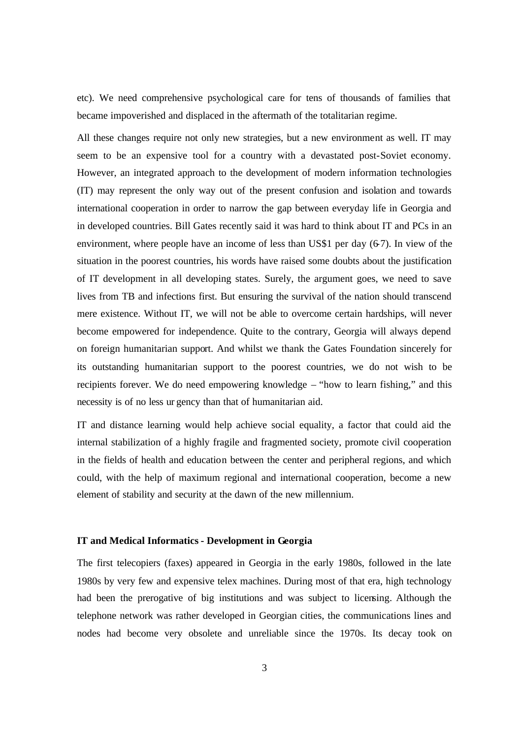etc). We need comprehensive psychological care for tens of thousands of families that became impoverished and displaced in the aftermath of the totalitarian regime.

All these changes require not only new strategies, but a new environment as well. IT may seem to be an expensive tool for a country with a devastated post-Soviet economy. However, an integrated approach to the development of modern information technologies (IT) may represent the only way out of the present confusion and isolation and towards international cooperation in order to narrow the gap between everyday life in Georgia and in developed countries. Bill Gates recently said it was hard to think about IT and PCs in an environment, where people have an income of less than US$1 per day (6-7). In view of the situation in the poorest countries, his words have raised some doubts about the justification of IT development in all developing states. Surely, the argument goes, we need to save lives from TB and infections first. But ensuring the survival of the nation should transcend mere existence. Without IT, we will not be able to overcome certain hardships, will never become empowered for independence. Quite to the contrary, Georgia will always depend on foreign humanitarian support. And whilst we thank the Gates Foundation sincerely for its outstanding humanitarian support to the poorest countries, we do not wish to be recipients forever. We do need empowering knowledge – "how to learn fishing," and this necessity is of no less urgency than that of humanitarian aid.

IT and distance learning would help achieve social equality, a factor that could aid the internal stabilization of a highly fragile and fragmented society, promote civil cooperation in the fields of health and education between the center and peripheral regions, and which could, with the help of maximum regional and international cooperation, become a new element of stability and security at the dawn of the new millennium.

**IT and Medical Informatics - Development in Georgia**

The first telecopiers (faxes) appeared in Georgia in the early 1980s, followed in the late 1980s by very few and expensive telex machines. During most of that era, high technology had been the prerogative of big institutions and was subject to licensing. Although the telephone network was rather developed in Georgian cities, the communications lines and nodes had become very obsolete and unreliable since the 1970s. Its decay took on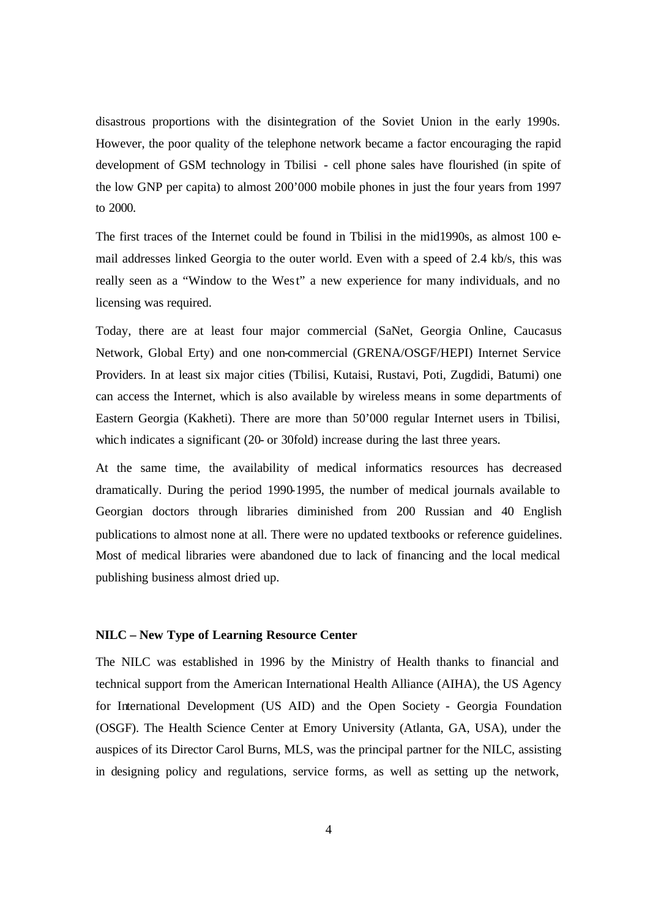disastrous proportions with the disintegration of the Soviet Union in the early 1990s. However, the poor quality of the telephone network became a factor encouraging the rapid development of GSM technology in Tbilisi - cell phone sales have flourished (in spite of the low GNP per capita) to almost 200'000 mobile phones in just the four years from 1997 to 2000.

The first traces of the Internet could be found in Tbilisi in the mid1990s, as almost 100 e-mail addresses linked Georgia to the outer world. Even with a speed of 2.4 kb/s, this was really seen as a "Window to the West" a new experience for many individuals, and no licensing was required.

Today, there are at least four major commercial (SaNet, Georgia Online, Caucasus Network, Global Erty) and one non-commercial (GRENA/OSGF/HEPI) Internet Service Providers. In at least six major cities (Tbilisi, Kutaisi, Rustavi, Poti, Zugdidi, Batumi) one can access the Internet, which is also available by wireless means in some departments of Eastern Georgia (Kakheti). There are more than 50'000 regular Internet users in Tbilisi, which indicates a significant (20- or 30fold) increase during the last three years.

At the same time, the availability of medical informatics resources has decreased dramatically. During the period 1990-1995, the number of medical journals available to Georgian doctors through libraries diminished from 200 Russian and 40 English publications to almost none at all. There were no updated textbooks or reference guidelines. Most of medical libraries were abandoned due to lack of financing and the local medical publishing business almost dried up.

**NILC – New Type of Learning Resource Center**

The NILC was established in 1996 by the Ministry of Health thanks to financial and technical support from the American International Health Alliance (AIHA), the US Agency for International Development (US AID) and the Open Society - Georgia Foundation (OSGF). The Health Science Center at Emory University (Atlanta, GA, USA), under the auspices of its Director Carol Burns, MLS, was the principal partner for the NILC, assisting in designing policy and regulations, service forms, as well as setting up the network,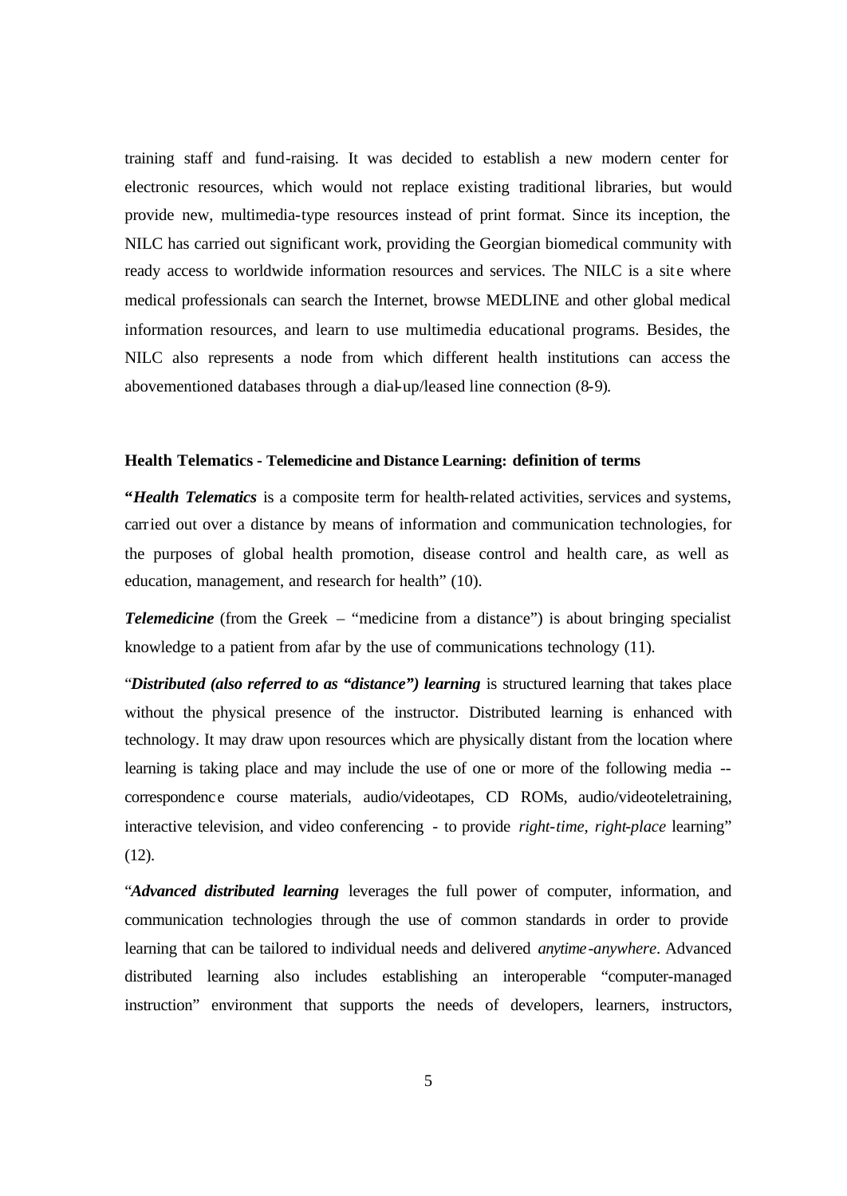training staff and fund-raising. It was decided to establish a new modern center for electronic resources, which would not replace existing traditional libraries, but would provide new, multimedia-type resources instead of print format. Since its inception, the NILC has carried out significant work, providing the Georgian biomedical community with ready access to worldwide information resources and services. The NILC is a site where medical professionals can search the Internet, browse MEDLINE and other global medical information resources, and learn to use multimedia educational programs. Besides, the NILC also represents a node from which different health institutions can access the abovementioned databases through a dial-up/leased line connection (8-9).

### Health Telematics - Telemedicine and Distance Learning: definition of terms

"***Health Telematics*** is a composite term for health-related activities, services and systems, carried out over a distance by means of information and communication technologies, for the purposes of global health promotion, disease control and health care, as well as education, management, and research for health" (10).

***Telemedicine*** (from the Greek – "medicine from a distance") is about bringing specialist knowledge to a patient from afar by the use of communications technology (11).

"***Distributed (also referred to as "distance") learning*** is structured learning that takes place without the physical presence of the instructor. Distributed learning is enhanced with technology. It may draw upon resources which are physically distant from the location where learning is taking place and may include the use of one or more of the following media -- correspondence course materials, audio/videotapes, CD ROMs, audio/videoteletraining, interactive television, and video conferencing - to provide *right-time, right-place* learning" (12).

"***Advanced distributed learning*** leverages the full power of computer, information, and communication technologies through the use of common standards in order to provide learning that can be tailored to individual needs and delivered *anytime-anywhere*. Advanced distributed learning also includes establishing an interoperable "computer-managed instruction" environment that supports the needs of developers, learners, instructors,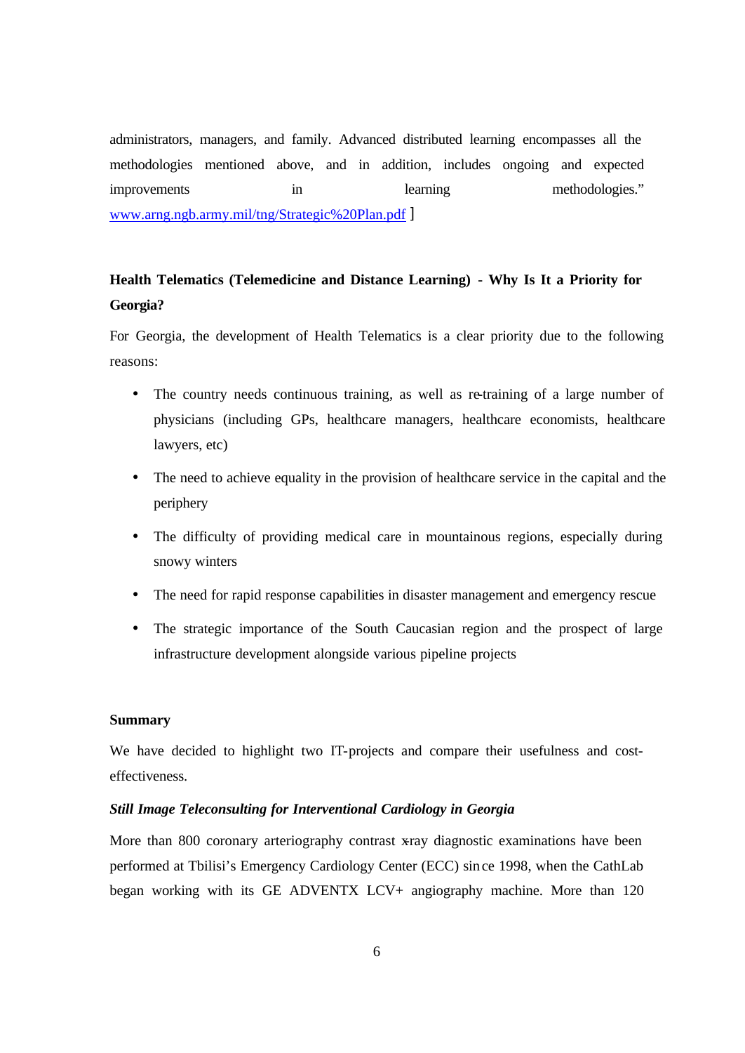administrators, managers, and family. Advanced distributed learning encompasses all the methodologies mentioned above, and in addition, includes ongoing and expected improvements in learning methodologies." www.arng.ngb.army.mil/tng/Strategic%20Plan.pdf ]

**Health Telematics (Telemedicine and Distance Learning) - Why Is It a Priority for Georgia?**

For Georgia, the development of Health Telematics is a clear priority due to the following reasons:

- The country needs continuous training, as well as re-training of a large number of physicians (including GPs, healthcare managers, healthcare economists, healthcare lawyers, etc)
- The need to achieve equality in the provision of healthcare service in the capital and the periphery
- The difficulty of providing medical care in mountainous regions, especially during snowy winters
- The need for rapid response capabilities in disaster management and emergency rescue
- The strategic importance of the South Caucasian region and the prospect of large infrastructure development alongside various pipeline projects

**Summary**

We have decided to highlight two IT-projects and compare their usefulness and cost-effectiveness.

***Still Image Teleconsulting for Interventional Cardiology in Georgia***

More than 800 coronary arteriography contrast x-ray diagnostic examinations have been performed at Tbilisi's Emergency Cardiology Center (ECC) since 1998, when the CathLab began working with its GE ADVENTX LCV+ angiography machine. More than 120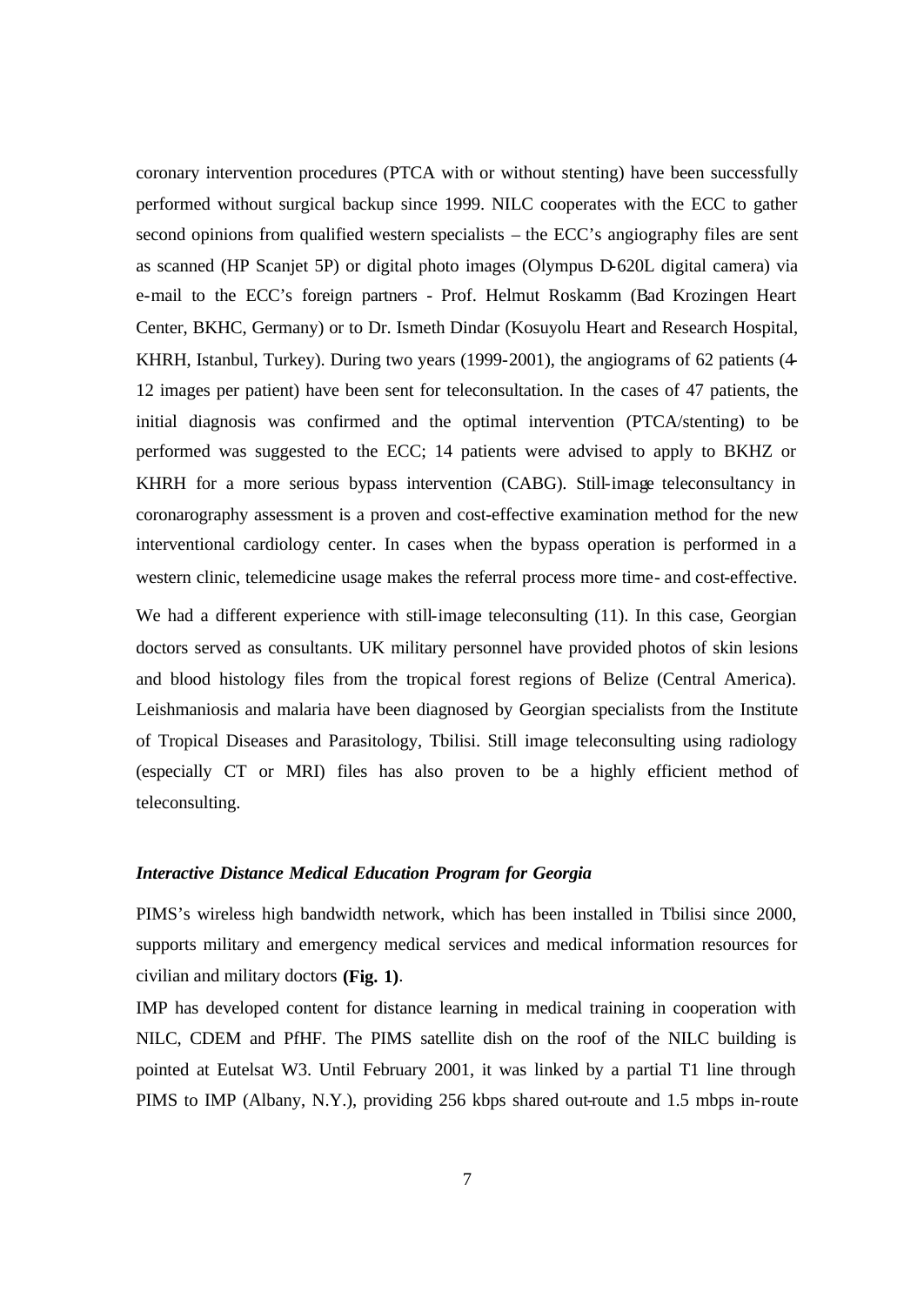coronary intervention procedures (PTCA with or without stenting) have been successfully performed without surgical backup since 1999. NILC cooperates with the ECC to gather second opinions from qualified western specialists – the ECC's angiography files are sent as scanned (HP Scanjet 5P) or digital photo images (Olympus D-620L digital camera) via e-mail to the ECC's foreign partners - Prof. Helmut Roskamm (Bad Krozingen Heart Center, BKHC, Germany) or to Dr. Ismeth Dindar (Kosuyolu Heart and Research Hospital, KHRH, Istanbul, Turkey). During two years (1999-2001), the angiograms of 62 patients (4-12 images per patient) have been sent for teleconsultation. In the cases of 47 patients, the initial diagnosis was confirmed and the optimal intervention (PTCA/stenting) to be performed was suggested to the ECC; 14 patients were advised to apply to BKHZ or KHRH for a more serious bypass intervention (CABG). Still-image teleconsultancy in coronarography assessment is a proven and cost-effective examination method for the new interventional cardiology center. In cases when the bypass operation is performed in a western clinic, telemedicine usage makes the referral process more time- and cost-effective.

We had a different experience with still-image teleconsulting (11). In this case, Georgian doctors served as consultants. UK military personnel have provided photos of skin lesions and blood histology files from the tropical forest regions of Belize (Central America). Leishmaniosis and malaria have been diagnosed by Georgian specialists from the Institute of Tropical Diseases and Parasitology, Tbilisi. Still image teleconsulting using radiology (especially CT or MRI) files has also proven to be a highly efficient method of teleconsulting.

### *Interactive Distance Medical Education Program for Georgia*

PIMS's wireless high bandwidth network, which has been installed in Tbilisi since 2000, supports military and emergency medical services and medical information resources for civilian and military doctors **(Fig. 1)**.

IMP has developed content for distance learning in medical training in cooperation with NILC, CDEM and PfHF. The PIMS satellite dish on the roof of the NILC building is pointed at Eutelsat W3. Until February 2001, it was linked by a partial T1 line through PIMS to IMP (Albany, N.Y.), providing 256 kbps shared out-route and 1.5 mbps in-route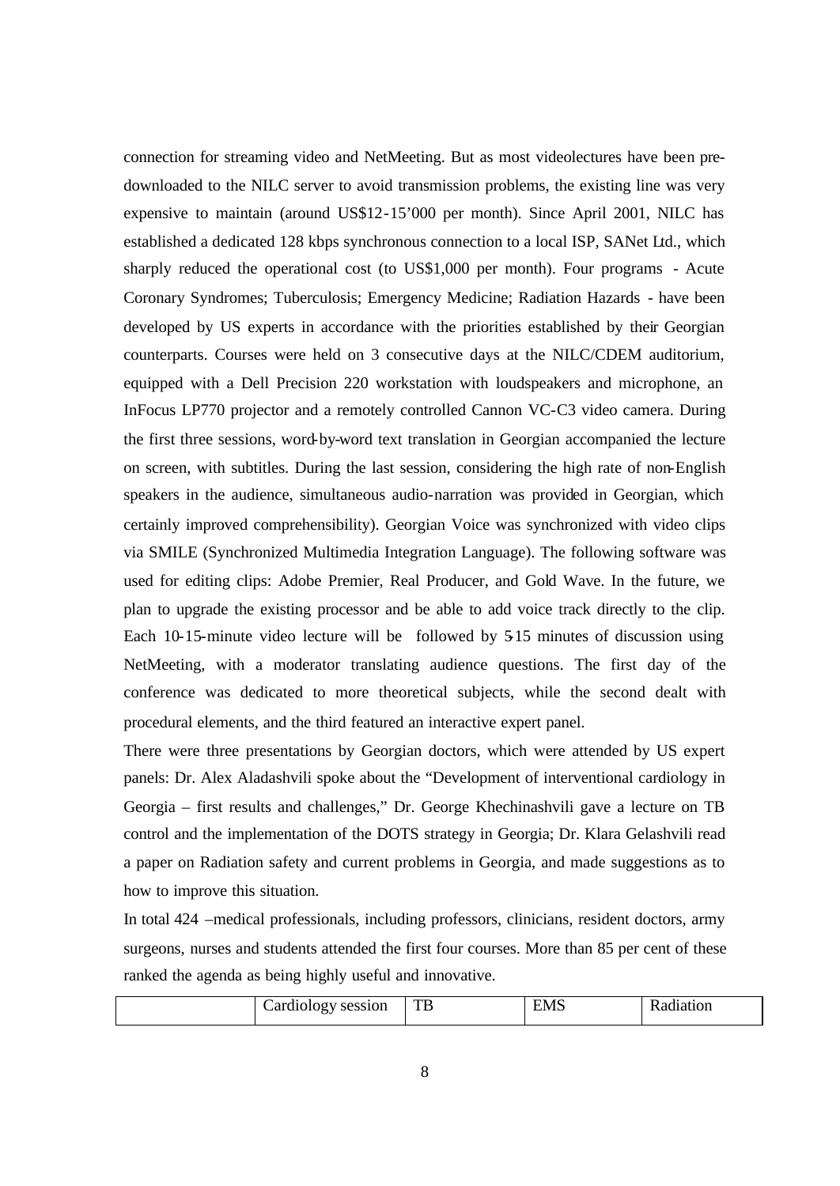connection for streaming video and NetMeeting. But as most videolectures have been pre-downloaded to the NILC server to avoid transmission problems, the existing line was very expensive to maintain (around US$12-15'000 per month). Since April 2001, NILC has established a dedicated 128 kbps synchronous connection to a local ISP, SANet Ltd., which sharply reduced the operational cost (to US$1,000 per month). Four programs - Acute Coronary Syndromes; Tuberculosis; Emergency Medicine; Radiation Hazards - have been developed by US experts in accordance with the priorities established by their Georgian counterparts. Courses were held on 3 consecutive days at the NILC/CDEM auditorium, equipped with a Dell Precision 220 workstation with loudspeakers and microphone, an InFocus LP770 projector and a remotely controlled Cannon VC-C3 video camera. During the first three sessions, word-by-word text translation in Georgian accompanied the lecture on screen, with subtitles. During the last session, considering the high rate of non-English speakers in the audience, simultaneous audio-narration was provided in Georgian, which certainly improved comprehensibility). Georgian Voice was synchronized with video clips via SMILE (Synchronized Multimedia Integration Language). The following software was used for editing clips: Adobe Premier, Real Producer, and Gold Wave. In the future, we plan to upgrade the existing processor and be able to add voice track directly to the clip. Each 10-15-minute video lecture will be followed by 5-15 minutes of discussion using NetMeeting, with a moderator translating audience questions. The first day of the conference was dedicated to more theoretical subjects, while the second dealt with procedural elements, and the third featured an interactive expert panel.

There were three presentations by Georgian doctors, which were attended by US expert panels: Dr. Alex Aladashvili spoke about the "Development of interventional cardiology in Georgia – first results and challenges," Dr. George Khechinashvili gave a lecture on TB control and the implementation of the DOTS strategy in Georgia; Dr. Klara Gelashvili read a paper on Radiation safety and current problems in Georgia, and made suggestions as to how to improve this situation.

In total 424 –medical professionals, including professors, clinicians, resident doctors, army surgeons, nurses and students attended the first four courses. More than 85 per cent of these ranked the agenda as being highly useful and innovative.

| | Cardiology session | TB | EMS | Radiation |
|---|---|---|---|---|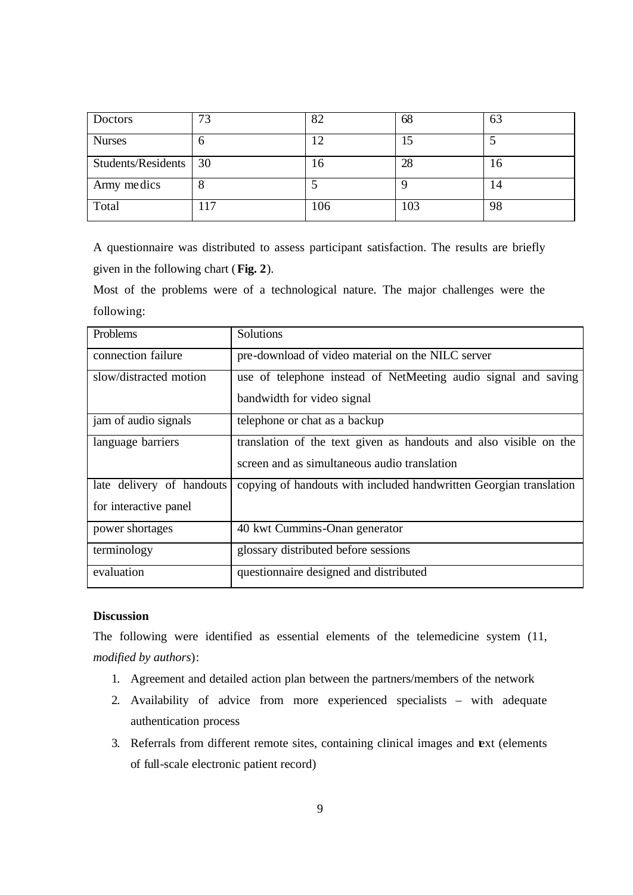| Doctors | 73 | 82 | 68 | 63 |
|---|---|---|---|---|
| Nurses | 6 | 12 | 15 | 5 |
| Students/Residents | 30 | 16 | 28 | 16 |
| Army medics | 8 | 5 | 9 | 14 |
| Total | 117 | 106 | 103 | 98 |

A questionnaire was distributed to assess participant satisfaction. The results are briefly given in the following chart (**Fig. 2**).

Most of the problems were of a technological nature. The major challenges were the following:

| Problems | Solutions |
|---|---|
| connection failure | pre-download of video material on the NILC server |
| slow/distracted motion | use of telephone instead of NetMeeting audio signal and saving bandwidth for video signal |
| jam of audio signals | telephone or chat as a backup |
| language barriers | translation of the text given as handouts and also visible on the screen and as simultaneous audio translation |
| late delivery of handouts for interactive panel | copying of handouts with included handwritten Georgian translation |
| power shortages | 40 kwt Cummins-Onan generator |
| terminology | glossary distributed before sessions |
| evaluation | questionnaire designed and distributed |

**Discussion**

The following were identified as essential elements of the telemedicine system (11, *modified by authors*):

1. Agreement and detailed action plan between the partners/members of the network
2. Availability of advice from more experienced specialists – with adequate authentication process
3. Referrals from different remote sites, containing clinical images and text (elements of full-scale electronic patient record)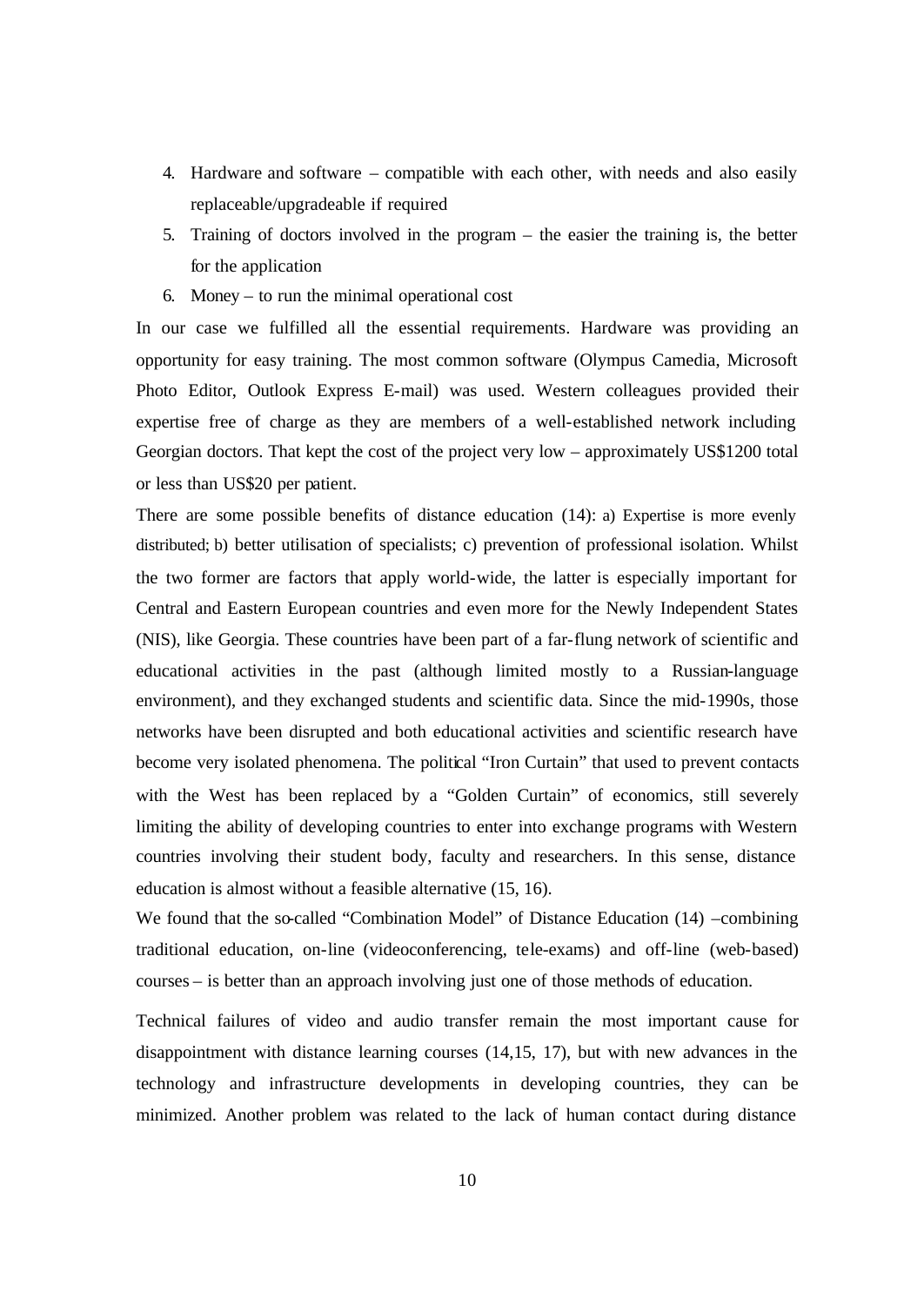4. Hardware and software – compatible with each other, with needs and also easily replaceable/upgradeable if required
5. Training of doctors involved in the program – the easier the training is, the better for the application
6. Money – to run the minimal operational cost

In our case we fulfilled all the essential requirements. Hardware was providing an opportunity for easy training. The most common software (Olympus Camedia, Microsoft Photo Editor, Outlook Express E-mail) was used. Western colleagues provided their expertise free of charge as they are members of a well-established network including Georgian doctors. That kept the cost of the project very low – approximately US$1200 total or less than US$20 per patient.

There are some possible benefits of distance education (14): a) Expertise is more evenly distributed; b) better utilisation of specialists; c) prevention of professional isolation. Whilst the two former are factors that apply world-wide, the latter is especially important for Central and Eastern European countries and even more for the Newly Independent States (NIS), like Georgia. These countries have been part of a far-flung network of scientific and educational activities in the past (although limited mostly to a Russian-language environment), and they exchanged students and scientific data. Since the mid-1990s, those networks have been disrupted and both educational activities and scientific research have become very isolated phenomena. The political "Iron Curtain" that used to prevent contacts with the West has been replaced by a "Golden Curtain" of economics, still severely limiting the ability of developing countries to enter into exchange programs with Western countries involving their student body, faculty and researchers. In this sense, distance education is almost without a feasible alternative (15, 16).

We found that the so-called "Combination Model" of Distance Education (14) –combining traditional education, on-line (videoconferencing, tele-exams) and off-line (web-based) courses – is better than an approach involving just one of those methods of education.

Technical failures of video and audio transfer remain the most important cause for disappointment with distance learning courses (14,15, 17), but with new advances in the technology and infrastructure developments in developing countries, they can be minimized. Another problem was related to the lack of human contact during distance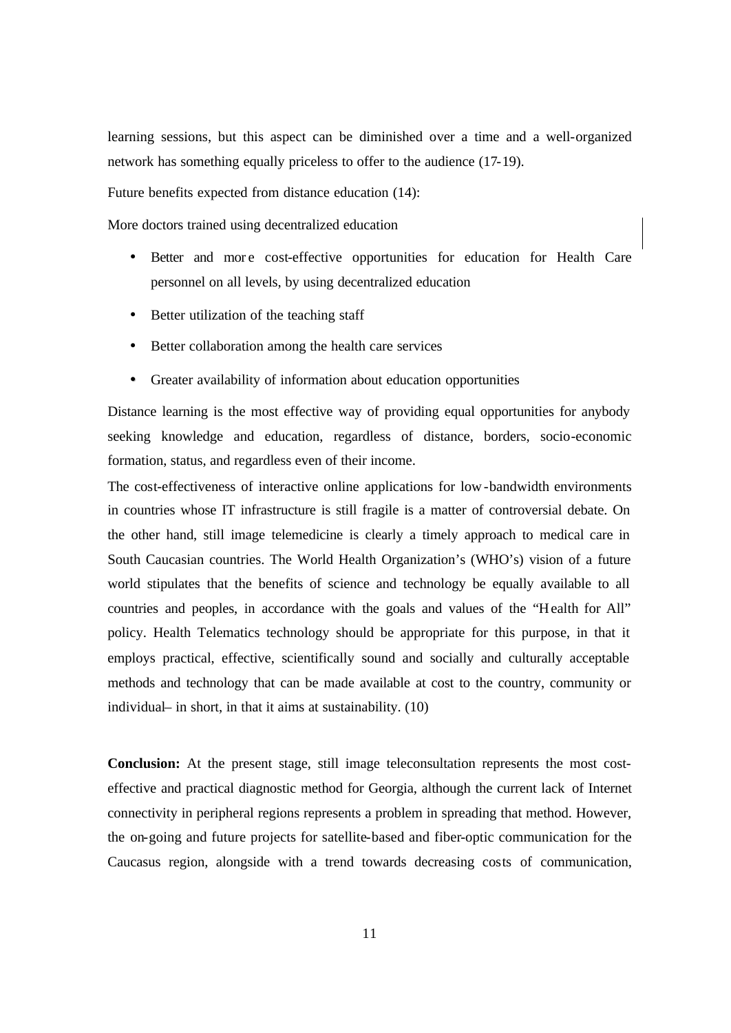learning sessions, but this aspect can be diminished over a time and a well-organized network has something equally priceless to offer to the audience (17-19).

Future benefits expected from distance education (14):

More doctors trained using decentralized education

- Better and more cost-effective opportunities for education for Health Care personnel on all levels, by using decentralized education
- Better utilization of the teaching staff
- Better collaboration among the health care services
- Greater availability of information about education opportunities

Distance learning is the most effective way of providing equal opportunities for anybody seeking knowledge and education, regardless of distance, borders, socio-economic formation, status, and regardless even of their income.

The cost-effectiveness of interactive online applications for low-bandwidth environments in countries whose IT infrastructure is still fragile is a matter of controversial debate. On the other hand, still image telemedicine is clearly a timely approach to medical care in South Caucasian countries. The World Health Organization's (WHO's) vision of a future world stipulates that the benefits of science and technology be equally available to all countries and peoples, in accordance with the goals and values of the "Health for All" policy. Health Telematics technology should be appropriate for this purpose, in that it employs practical, effective, scientifically sound and socially and culturally acceptable methods and technology that can be made available at cost to the country, community or individual– in short, in that it aims at sustainability. (10)

**Conclusion:** At the present stage, still image teleconsultation represents the most cost-effective and practical diagnostic method for Georgia, although the current lack of Internet connectivity in peripheral regions represents a problem in spreading that method. However, the on-going and future projects for satellite-based and fiber-optic communication for the Caucasus region, alongside with a trend towards decreasing costs of communication,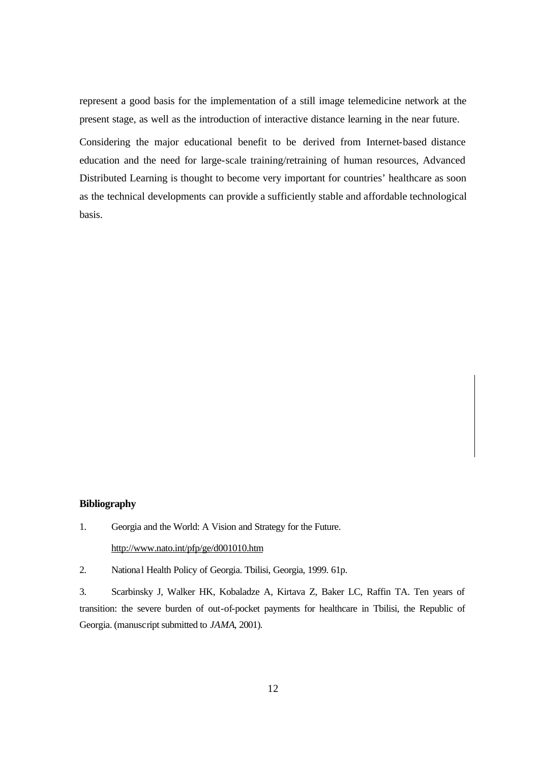represent a good basis for the implementation of a still image telemedicine network at the present stage, as well as the introduction of interactive distance learning in the near future.

Considering the major educational benefit to be derived from Internet-based distance education and the need for large-scale training/retraining of human resources, Advanced Distributed Learning is thought to become very important for countries' healthcare as soon as the technical developments can provide a sufficiently stable and affordable technological basis.

**Bibliography**

1. Georgia and the World: A Vision and Strategy for the Future.
   http://www.nato.int/pfp/ge/d001010.htm

2. National Health Policy of Georgia. Tbilisi, Georgia, 1999. 61p.

3. Scarbinsky J, Walker HK, Kobaladze A, Kirtava Z, Baker LC, Raffin TA. Ten years of transition: the severe burden of out-of-pocket payments for healthcare in Tbilisi, the Republic of Georgia. (manuscript submitted to *JAMA*, 2001).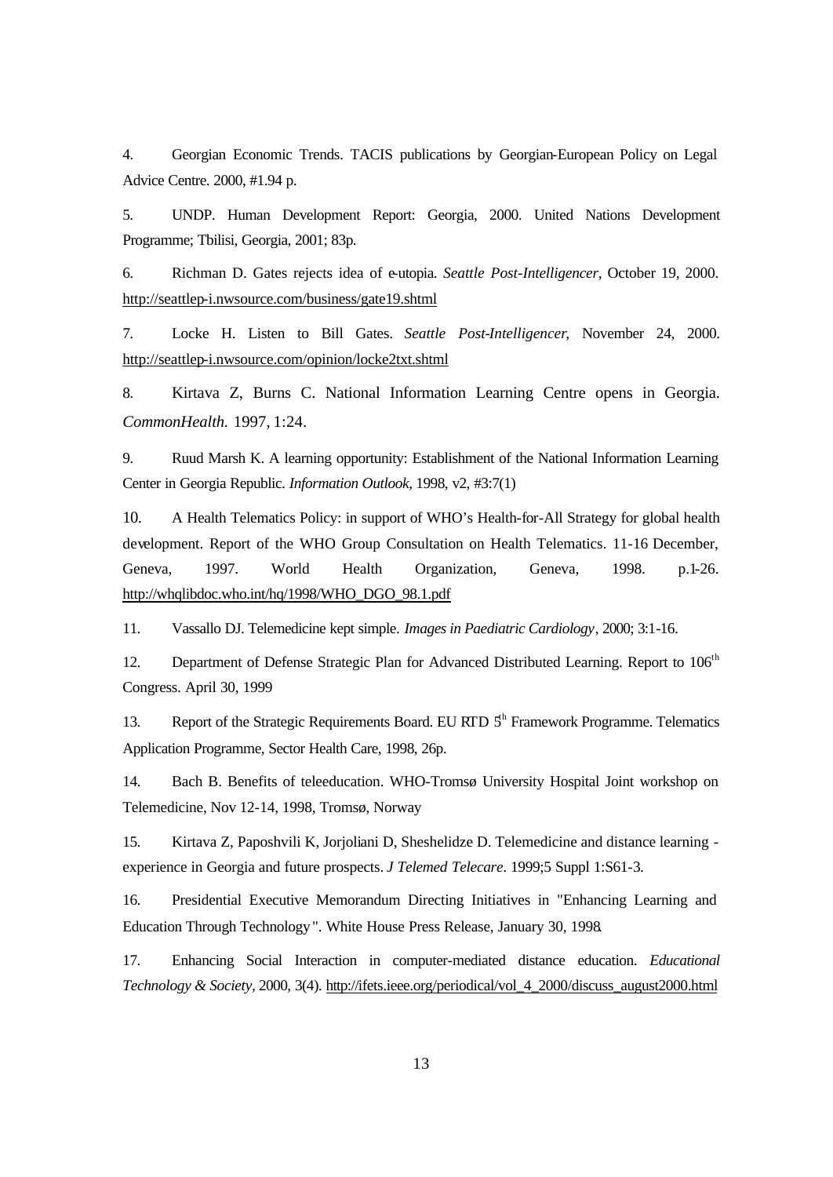4. Georgian Economic Trends. TACIS publications by Georgian-European Policy on Legal Advice Centre. 2000, #1.94 p.

5. UNDP. Human Development Report: Georgia, 2000. United Nations Development Programme; Tbilisi, Georgia, 2001; 83p.

6. Richman D. Gates rejects idea of e-utopia. *Seattle Post-Intelligencer*, October 19, 2000. http://seattlep-i.nwsource.com/business/gate19.shtml

7. Locke H. Listen to Bill Gates. *Seattle Post-Intelligencer*, November 24, 2000. http://seattlep-i.nwsource.com/opinion/locke2txt.shtml

8. Kirtava Z, Burns C. National Information Learning Centre opens in Georgia. *CommonHealth.* 1997, 1:24.

9. Ruud Marsh K. A learning opportunity: Establishment of the National Information Learning Center in Georgia Republic. *Information Outlook*, 1998, v2, #3:7(1)

10. A Health Telematics Policy: in support of WHO's Health-for-All Strategy for global health development. Report of the WHO Group Consultation on Health Telematics. 11-16 December, Geneva, 1997. World Health Organization, Geneva, 1998. p.1-26. http://whqlibdoc.who.int/hq/1998/WHO_DGO_98.1.pdf

11. Vassallo DJ. Telemedicine kept simple. *Images in Paediatric Cardiology*, 2000; 3:1-16.

12. Department of Defense Strategic Plan for Advanced Distributed Learning. Report to 106th Congress. April 30, 1999

13. Report of the Strategic Requirements Board. EU RTD 5th Framework Programme. Telematics Application Programme, Sector Health Care, 1998, 26p.

14. Bach B. Benefits of teleeducation. WHO-Tromsø University Hospital Joint workshop on Telemedicine, Nov 12-14, 1998, Tromsø, Norway

15. Kirtava Z, Paposhvili K, Jorjoliani D, Sheshelidze D. Telemedicine and distance learning - experience in Georgia and future prospects. *J Telemed Telecare*. 1999;5 Suppl 1:S61-3.

16. Presidential Executive Memorandum Directing Initiatives in "Enhancing Learning and Education Through Technology". White House Press Release, January 30, 1998.

17. Enhancing Social Interaction in computer-mediated distance education. *Educational Technology & Society*, 2000, 3(4). http://ifets.ieee.org/periodical/vol_4_2000/discuss_august2000.html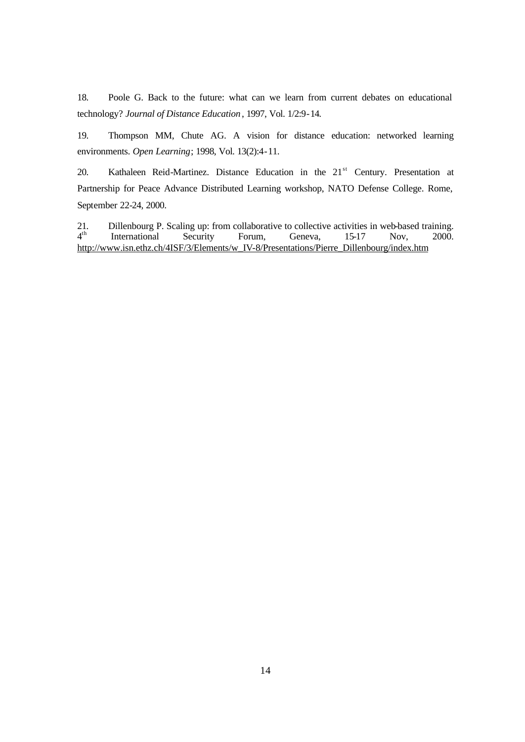18. Poole G. Back to the future: what can we learn from current debates on educational technology? *Journal of Distance Education*, 1997, Vol. 1/2:9-14.

19. Thompson MM, Chute AG. A vision for distance education: networked learning environments. *Open Learning*; 1998, Vol. 13(2):4-11.

20. Kathaleen Reid-Martinez. Distance Education in the 21st Century. Presentation at Partnership for Peace Advance Distributed Learning workshop, NATO Defense College. Rome, September 22-24, 2000.

21. Dillenbourg P. Scaling up: from collaborative to collective activities in web-based training. 4th International Security Forum, Geneva, 15-17 Nov, 2000. http://www.isn.ethz.ch/4ISF/3/Elements/w_IV-8/Presentations/Pierre_Dillenbourg/index.htm